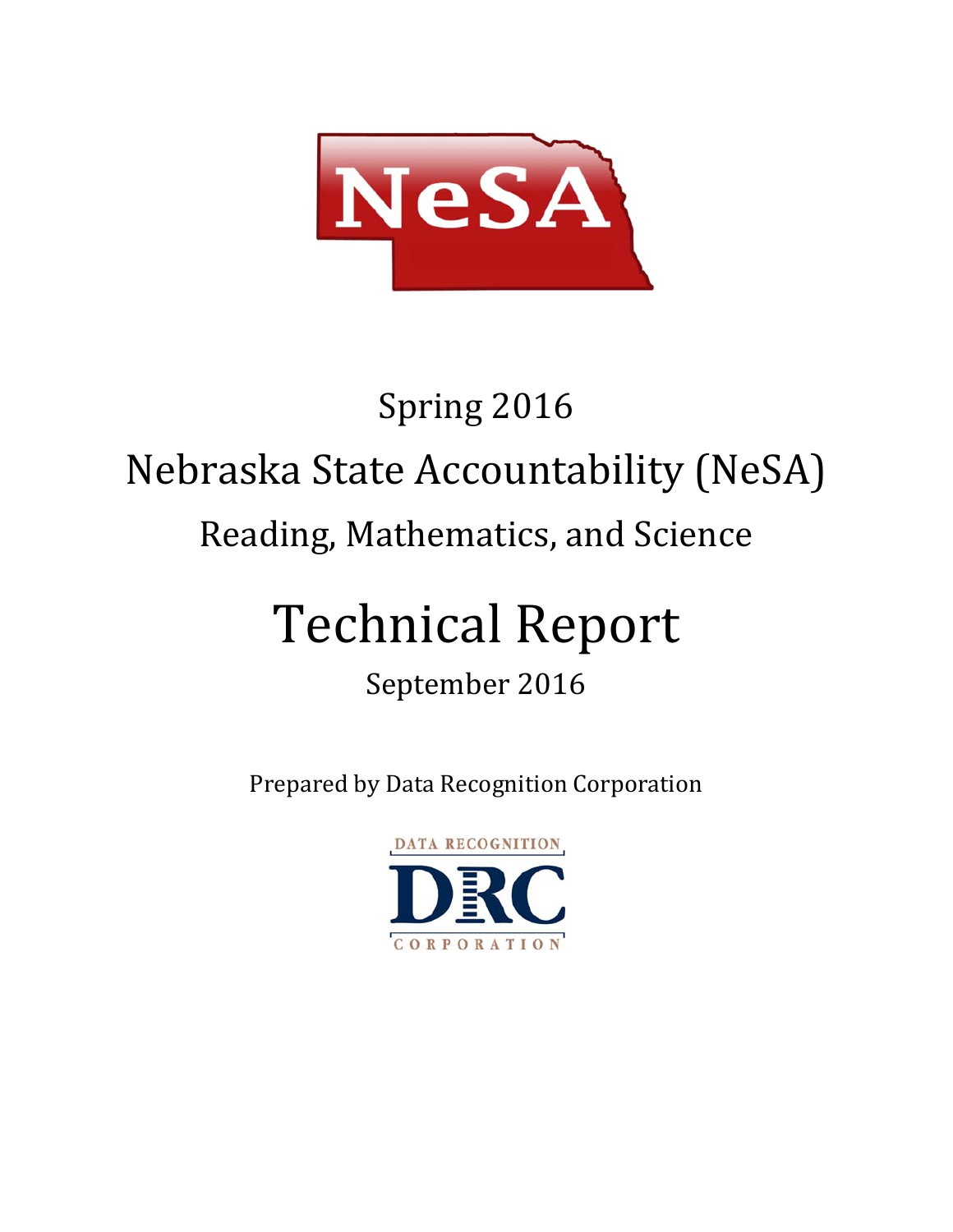NeSA

# Spring 2016

# Nebraska State Accountability (NeSA)

## Reading, Mathematics, and Science

# Technical Report

September 2016

Prepared by Data Recognition Corporation

DATA RECOGNITION
DRC
CORPORATION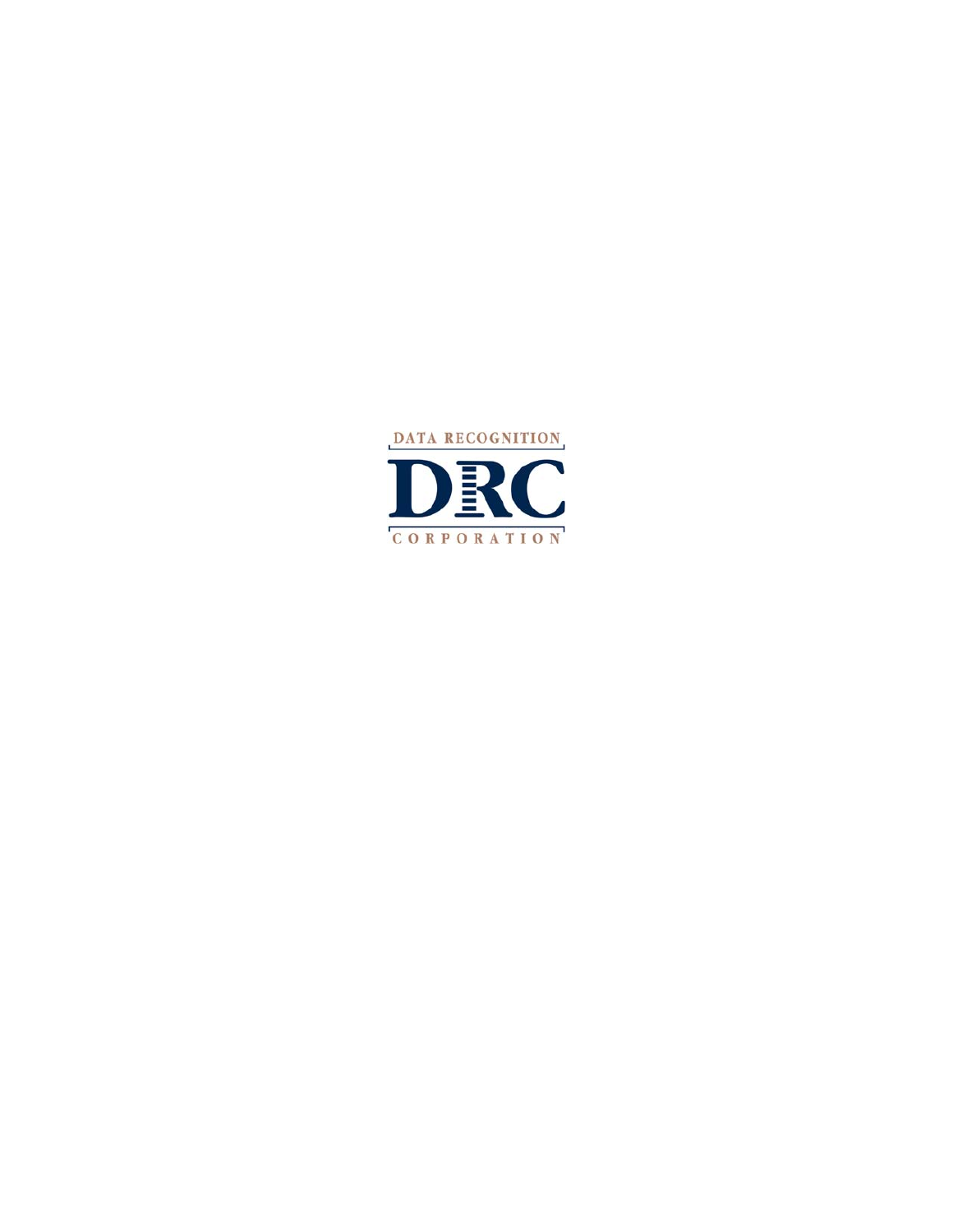DATA RECOGNITION

DRC

CORPORATION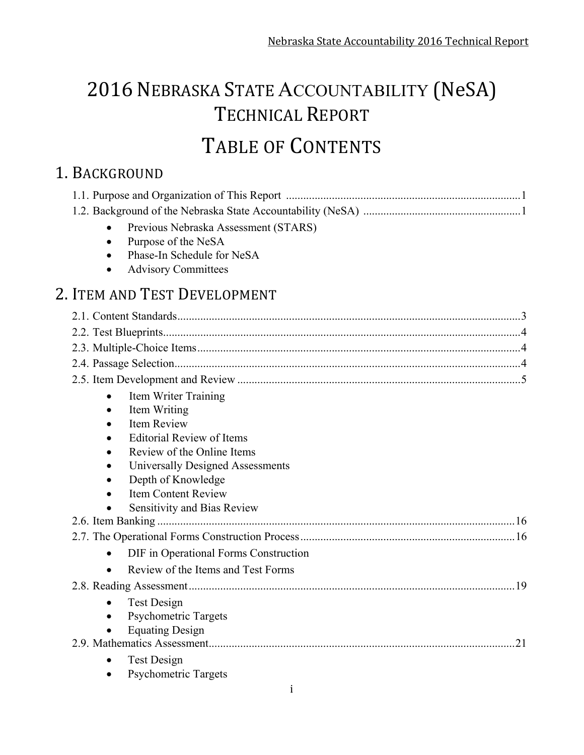# 2016 NEBRASKA STATE ACCOUNTABILITY (NeSA) TECHNICAL REPORT

# TABLE OF CONTENTS

## 1. BACKGROUND

1.1. Purpose and Organization of This Report .......... 1
1.2. Background of the Nebraska State Accountability (NeSA) .......... 1

- Previous Nebraska Assessment (STARS)
- Purpose of the NeSA
- Phase-In Schedule for NeSA
- Advisory Committees

## 2. ITEM AND TEST DEVELOPMENT

2.1. Content Standards .......... 3
2.2. Test Blueprints .......... 4
2.3. Multiple-Choice Items .......... 4
2.4. Passage Selection .......... 4
2.5. Item Development and Review .......... 5

- Item Writer Training
- Item Writing
- Item Review
- Editorial Review of Items
- Review of the Online Items
- Universally Designed Assessments
- Depth of Knowledge
- Item Content Review
- Sensitivity and Bias Review

2.6. Item Banking .......... 16
2.7. The Operational Forms Construction Process .......... 16

- DIF in Operational Forms Construction
- Review of the Items and Test Forms

2.8. Reading Assessment .......... 19

- Test Design
- Psychometric Targets
- Equating Design

2.9. Mathematics Assessment .......... 21

- Test Design
- Psychometric Targets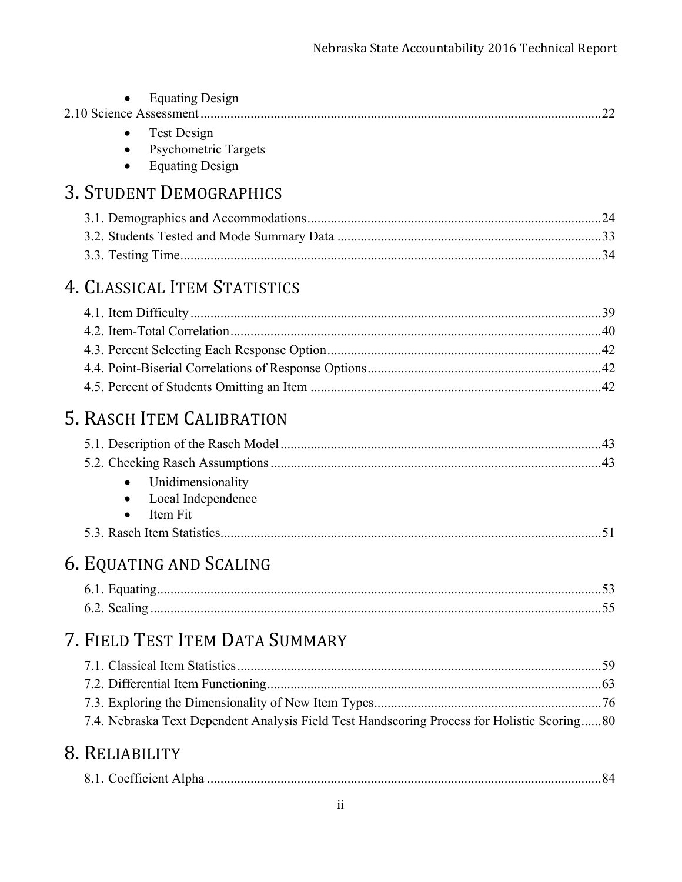- Equating Design

2.10 Science Assessment.......................................................................................................................22

- Test Design
- Psychometric Targets
- Equating Design

# 3. Student Demographics

3.1. Demographics and Accommodations.......................................................................................24

3.2. Students Tested and Mode Summary Data ..............................................................................33

3.3. Testing Time.............................................................................................................................34

# 4. Classical Item Statistics

4.1. Item Difficulty ..........................................................................................................................39

4.2. Item-Total Correlation..............................................................................................................40

4.3. Percent Selecting Each Response Option.................................................................................42

4.4. Point-Biserial Correlations of Response Options.....................................................................42

4.5. Percent of Students Omitting an Item ......................................................................................42

# 5. Rasch Item Calibration

5.1. Description of the Rasch Model...............................................................................................43

5.2. Checking Rasch Assumptions..................................................................................................43

- Unidimensionality
- Local Independence
- Item Fit

5.3. Rasch Item Statistics.................................................................................................................51

# 6. Equating and Scaling

6.1. Equating....................................................................................................................................53

6.2. Scaling......................................................................................................................................55

# 7. Field Test Item Data Summary

7.1. Classical Item Statistics............................................................................................................59

7.2. Differential Item Functioning...................................................................................................63

7.3. Exploring the Dimensionality of New Item Types...................................................................76

7.4. Nebraska Text Dependent Analysis Field Test Handscoring Process for Holistic Scoring......80

# 8. Reliability

8.1. Coefficient Alpha .....................................................................................................................84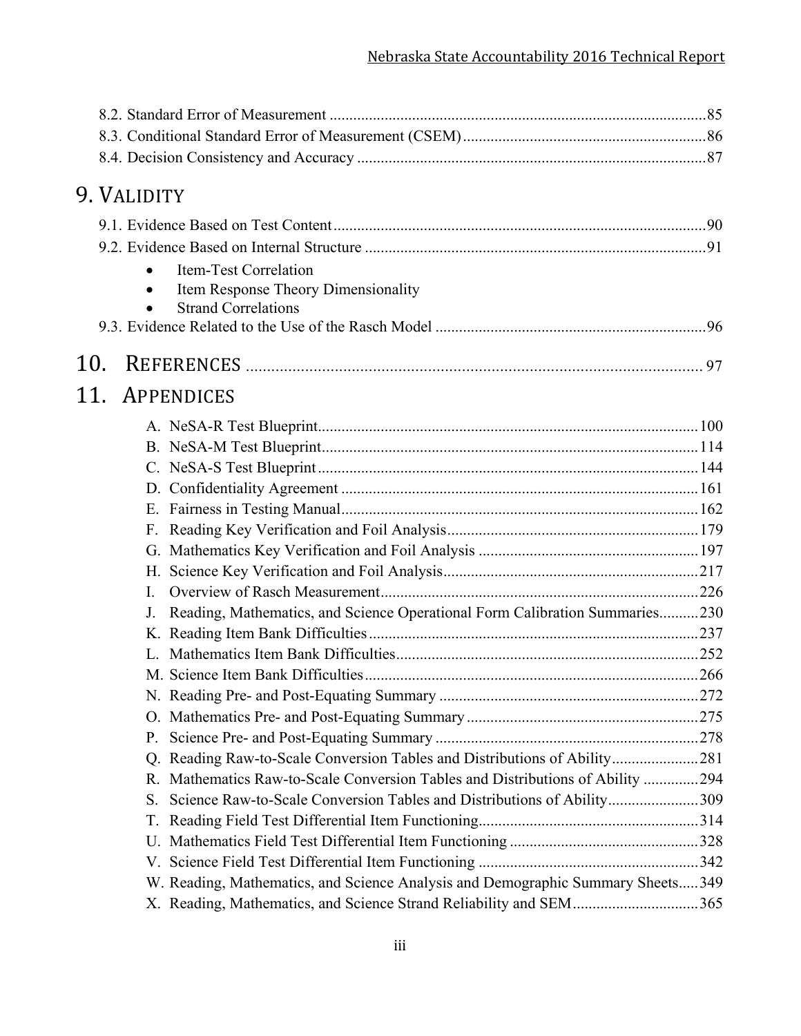8.2. Standard Error of Measurement ....................................................................................................85
8.3. Conditional Standard Error of Measurement (CSEM)..............................................................86
8.4. Decision Consistency and Accuracy .........................................................................................87

# 9. Validity

9.1. Evidence Based on Test Content................................................................................................90
9.2. Evidence Based on Internal Structure .......................................................................................91

- Item-Test Correlation
- Item Response Theory Dimensionality
- Strand Correlations

9.3. Evidence Related to the Use of the Rasch Model .....................................................................96

# 10. References ............................................................................................................ 97

# 11. Appendices

A. NeSA-R Test Blueprint..................................................................................................100
B. NeSA-M Test Blueprint.................................................................................................114
C. NeSA-S Test Blueprint..................................................................................................144
D. Confidentiality Agreement ............................................................................................161
E. Fairness in Testing Manual............................................................................................162
F. Reading Key Verification and Foil Analysis.................................................................179
G. Mathematics Key Verification and Foil Analysis .........................................................197
H. Science Key Verification and Foil Analysis..................................................................217
I. Overview of Rasch Measurement..................................................................................226
J. Reading, Mathematics, and Science Operational Form Calibration Summaries..........230
K. Reading Item Bank Difficulties.....................................................................................237
L. Mathematics Item Bank Difficulties..............................................................................252
M. Science Item Bank Difficulties.....................................................................................266
N. Reading Pre- and Post-Equating Summary ...................................................................272
O. Mathematics Pre- and Post-Equating Summary............................................................275
P. Science Pre- and Post-Equating Summary ....................................................................278
Q. Reading Raw-to-Scale Conversion Tables and Distributions of Ability......................281
R. Mathematics Raw-to-Scale Conversion Tables and Distributions of Ability ..............294
S. Science Raw-to-Scale Conversion Tables and Distributions of Ability.......................309
T. Reading Field Test Differential Item Functioning........................................................314
U. Mathematics Field Test Differential Item Functioning ................................................328
V. Science Field Test Differential Item Functioning ........................................................342
W. Reading, Mathematics, and Science Analysis and Demographic Summary Sheets.....349
X. Reading, Mathematics, and Science Strand Reliability and SEM................................365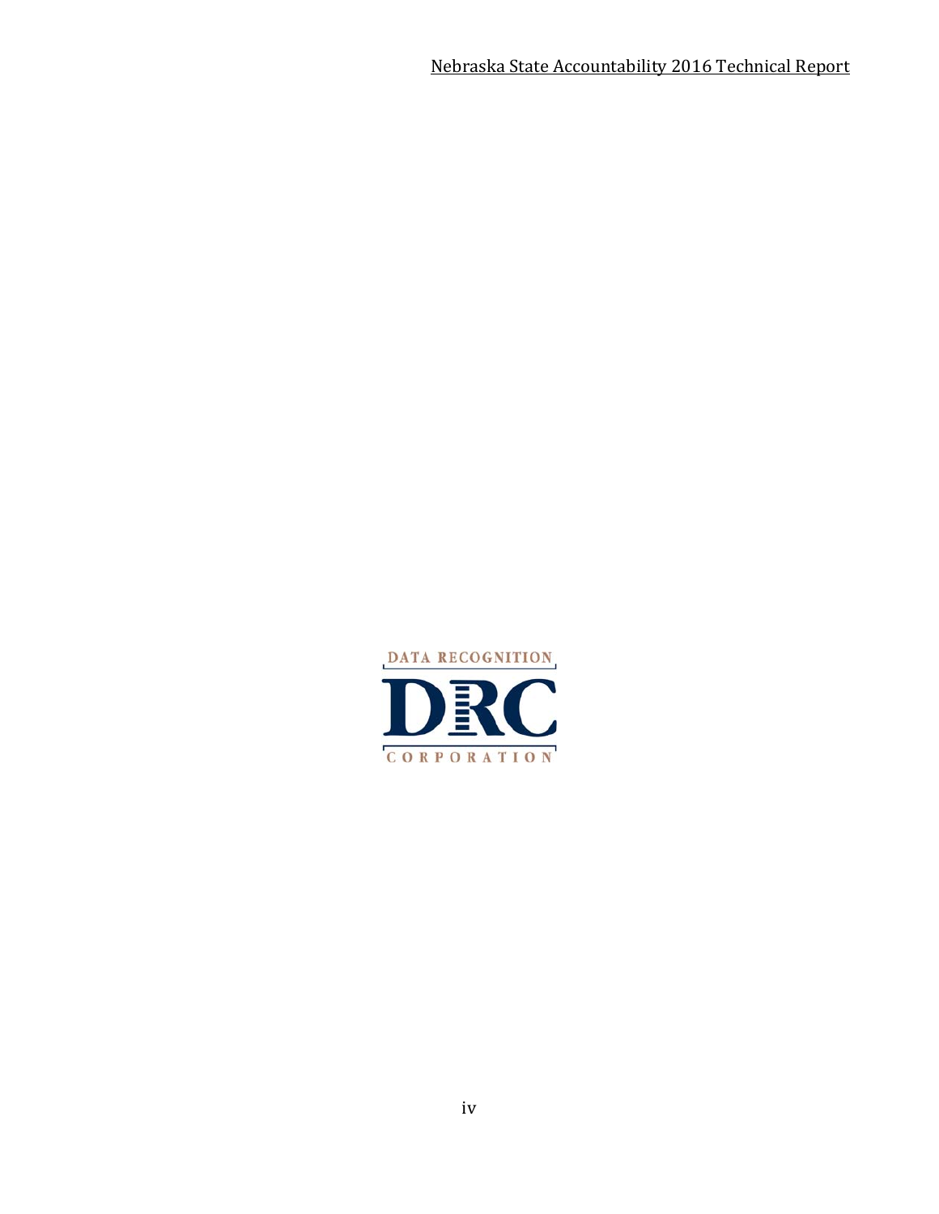DATA RECOGNITION

DRC

CORPORATION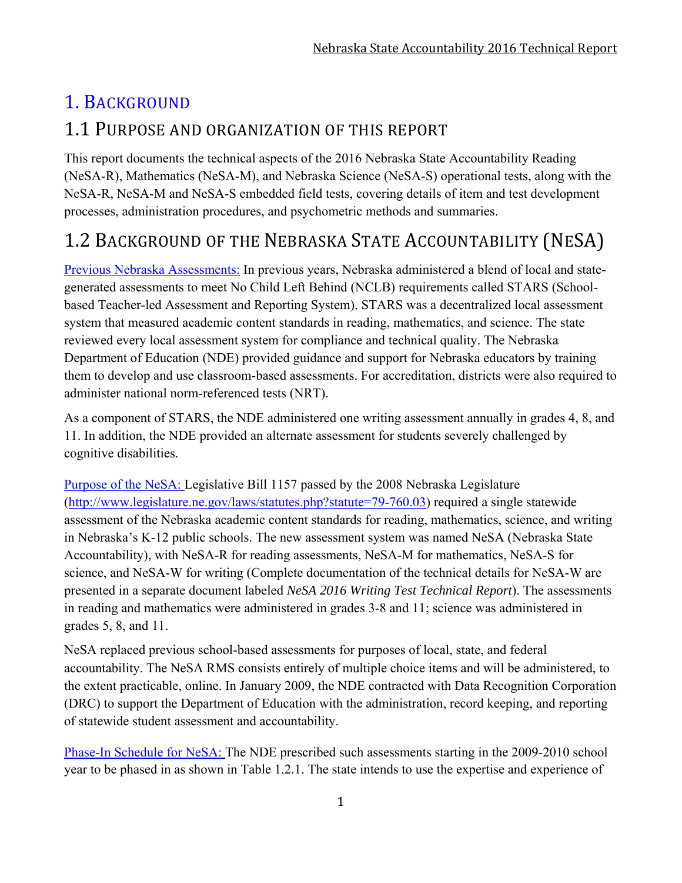# 1. Background

## 1.1 Purpose and Organization of This Report

This report documents the technical aspects of the 2016 Nebraska State Accountability Reading (NeSA-R), Mathematics (NeSA-M), and Nebraska Science (NeSA-S) operational tests, along with the NeSA-R, NeSA-M and NeSA-S embedded field tests, covering details of item and test development processes, administration procedures, and psychometric methods and summaries.

## 1.2 Background of the Nebraska State Accountability (NeSA)

Previous Nebraska Assessments: In previous years, Nebraska administered a blend of local and state-generated assessments to meet No Child Left Behind (NCLB) requirements called STARS (School-based Teacher-led Assessment and Reporting System). STARS was a decentralized local assessment system that measured academic content standards in reading, mathematics, and science. The state reviewed every local assessment system for compliance and technical quality. The Nebraska Department of Education (NDE) provided guidance and support for Nebraska educators by training them to develop and use classroom-based assessments. For accreditation, districts were also required to administer national norm-referenced tests (NRT).

As a component of STARS, the NDE administered one writing assessment annually in grades 4, 8, and 11. In addition, the NDE provided an alternate assessment for students severely challenged by cognitive disabilities.

Purpose of the NeSA: Legislative Bill 1157 passed by the 2008 Nebraska Legislature (http://www.legislature.ne.gov/laws/statutes.php?statute=79-760.03) required a single statewide assessment of the Nebraska academic content standards for reading, mathematics, science, and writing in Nebraska's K-12 public schools. The new assessment system was named NeSA (Nebraska State Accountability), with NeSA-R for reading assessments, NeSA-M for mathematics, NeSA-S for science, and NeSA-W for writing (Complete documentation of the technical details for NeSA-W are presented in a separate document labeled *NeSA 2016 Writing Test Technical Report*). The assessments in reading and mathematics were administered in grades 3-8 and 11; science was administered in grades 5, 8, and 11.

NeSA replaced previous school-based assessments for purposes of local, state, and federal accountability. The NeSA RMS consists entirely of multiple choice items and will be administered, to the extent practicable, online. In January 2009, the NDE contracted with Data Recognition Corporation (DRC) to support the Department of Education with the administration, record keeping, and reporting of statewide student assessment and accountability.

Phase-In Schedule for NeSA: The NDE prescribed such assessments starting in the 2009-2010 school year to be phased in as shown in Table 1.2.1. The state intends to use the expertise and experience of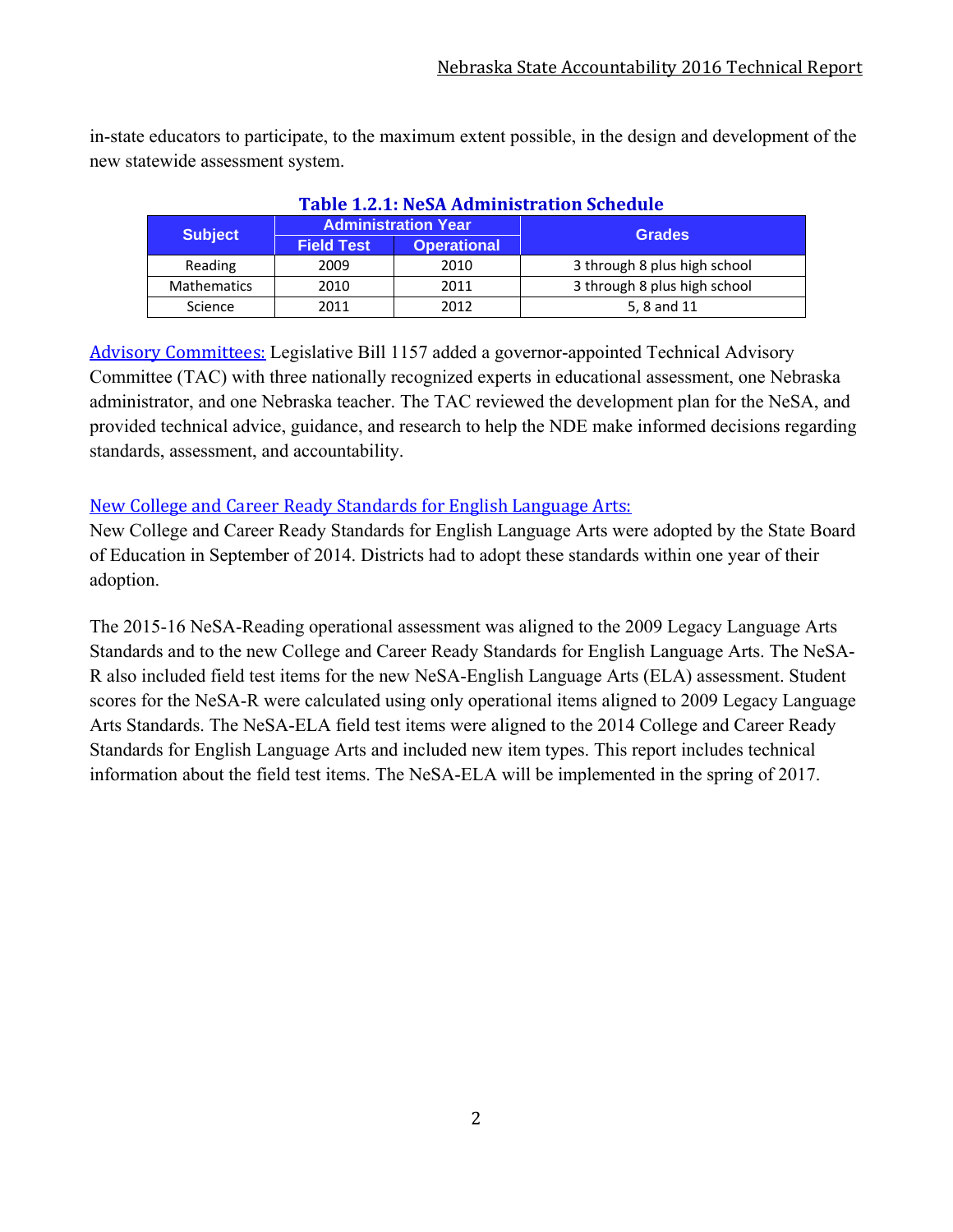in-state educators to participate, to the maximum extent possible, in the design and development of the new statewide assessment system.

**Table 1.2.1: NeSA Administration Schedule**

| Subject | Administration Year | | Grades |
|---|---|---|---|
| | Field Test | Operational | |
| Reading | 2009 | 2010 | 3 through 8 plus high school |
| Mathematics | 2010 | 2011 | 3 through 8 plus high school |
| Science | 2011 | 2012 | 5, 8 and 11 |

Advisory Committees: Legislative Bill 1157 added a governor-appointed Technical Advisory Committee (TAC) with three nationally recognized experts in educational assessment, one Nebraska administrator, and one Nebraska teacher. The TAC reviewed the development plan for the NeSA, and provided technical advice, guidance, and research to help the NDE make informed decisions regarding standards, assessment, and accountability.

New College and Career Ready Standards for English Language Arts:
New College and Career Ready Standards for English Language Arts were adopted by the State Board of Education in September of 2014. Districts had to adopt these standards within one year of their adoption.

The 2015-16 NeSA-Reading operational assessment was aligned to the 2009 Legacy Language Arts Standards and to the new College and Career Ready Standards for English Language Arts. The NeSA-R also included field test items for the new NeSA-English Language Arts (ELA) assessment. Student scores for the NeSA-R were calculated using only operational items aligned to 2009 Legacy Language Arts Standards. The NeSA-ELA field test items were aligned to the 2014 College and Career Ready Standards for English Language Arts and included new item types. This report includes technical information about the field test items. The NeSA-ELA will be implemented in the spring of 2017.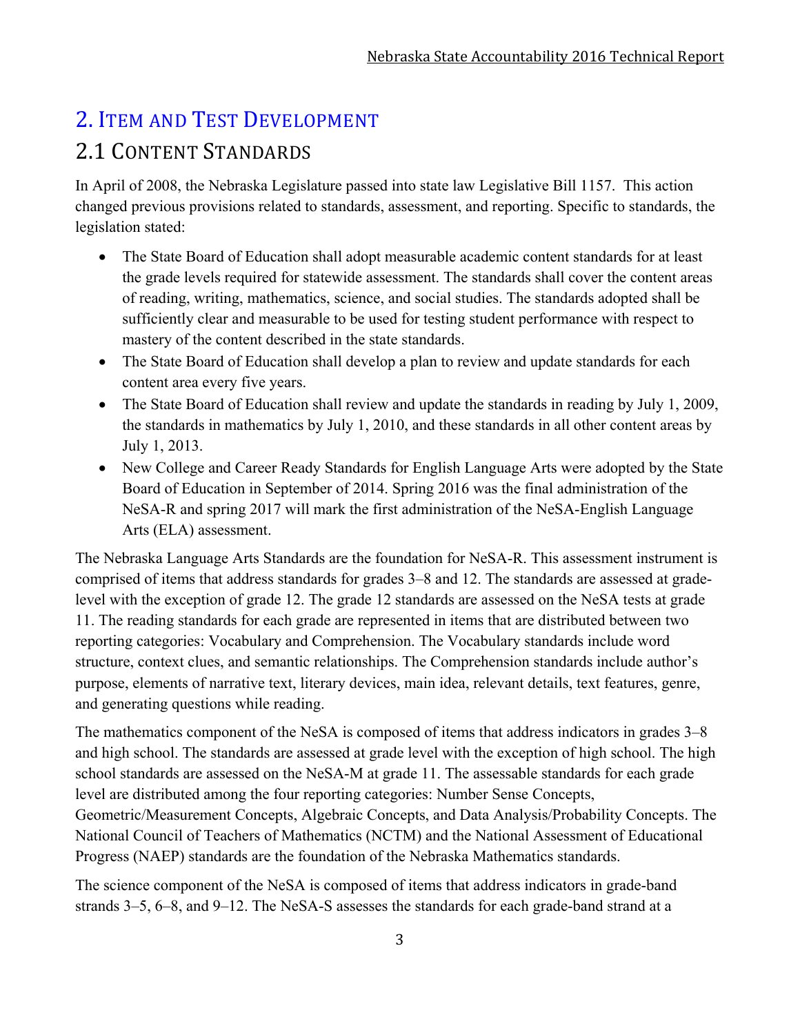# 2. Item and Test Development

## 2.1 Content Standards

In April of 2008, the Nebraska Legislature passed into state law Legislative Bill 1157. This action changed previous provisions related to standards, assessment, and reporting. Specific to standards, the legislation stated:

- The State Board of Education shall adopt measurable academic content standards for at least the grade levels required for statewide assessment. The standards shall cover the content areas of reading, writing, mathematics, science, and social studies. The standards adopted shall be sufficiently clear and measurable to be used for testing student performance with respect to mastery of the content described in the state standards.
- The State Board of Education shall develop a plan to review and update standards for each content area every five years.
- The State Board of Education shall review and update the standards in reading by July 1, 2009, the standards in mathematics by July 1, 2010, and these standards in all other content areas by July 1, 2013.
- New College and Career Ready Standards for English Language Arts were adopted by the State Board of Education in September of 2014. Spring 2016 was the final administration of the NeSA-R and spring 2017 will mark the first administration of the NeSA-English Language Arts (ELA) assessment.

The Nebraska Language Arts Standards are the foundation for NeSA-R. This assessment instrument is comprised of items that address standards for grades 3–8 and 12. The standards are assessed at grade-level with the exception of grade 12. The grade 12 standards are assessed on the NeSA tests at grade 11. The reading standards for each grade are represented in items that are distributed between two reporting categories: Vocabulary and Comprehension. The Vocabulary standards include word structure, context clues, and semantic relationships. The Comprehension standards include author's purpose, elements of narrative text, literary devices, main idea, relevant details, text features, genre, and generating questions while reading.

The mathematics component of the NeSA is composed of items that address indicators in grades 3–8 and high school. The standards are assessed at grade level with the exception of high school. The high school standards are assessed on the NeSA-M at grade 11. The assessable standards for each grade level are distributed among the four reporting categories: Number Sense Concepts, Geometric/Measurement Concepts, Algebraic Concepts, and Data Analysis/Probability Concepts. The National Council of Teachers of Mathematics (NCTM) and the National Assessment of Educational Progress (NAEP) standards are the foundation of the Nebraska Mathematics standards.

The science component of the NeSA is composed of items that address indicators in grade-band strands 3–5, 6–8, and 9–12. The NeSA-S assesses the standards for each grade-band strand at a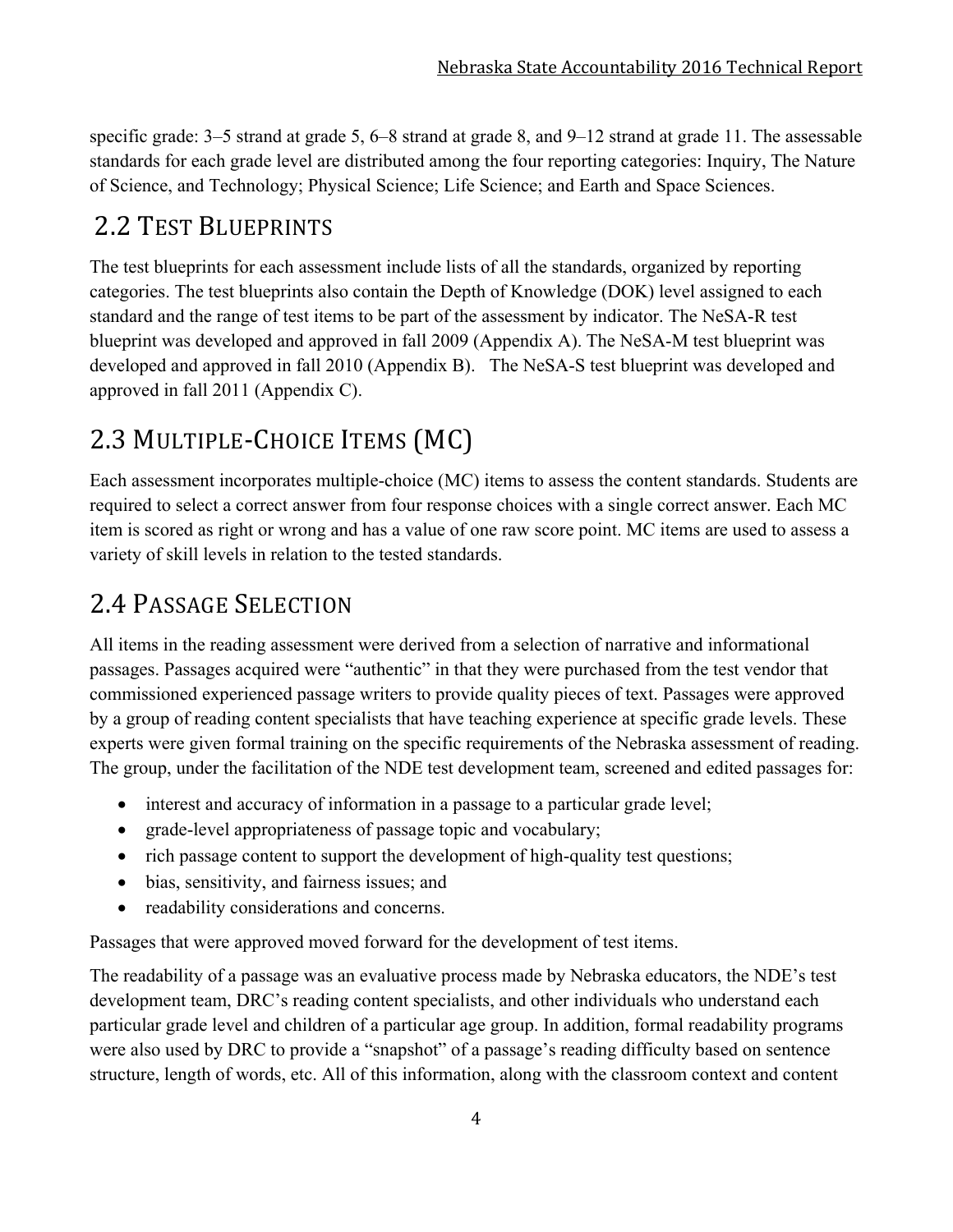specific grade: 3–5 strand at grade 5, 6–8 strand at grade 8, and 9–12 strand at grade 11. The assessable standards for each grade level are distributed among the four reporting categories: Inquiry, The Nature of Science, and Technology; Physical Science; Life Science; and Earth and Space Sciences.

## 2.2 Test Blueprints

The test blueprints for each assessment include lists of all the standards, organized by reporting categories. The test blueprints also contain the Depth of Knowledge (DOK) level assigned to each standard and the range of test items to be part of the assessment by indicator. The NeSA-R test blueprint was developed and approved in fall 2009 (Appendix A). The NeSA-M test blueprint was developed and approved in fall 2010 (Appendix B). The NeSA-S test blueprint was developed and approved in fall 2011 (Appendix C).

## 2.3 Multiple-Choice Items (MC)

Each assessment incorporates multiple-choice (MC) items to assess the content standards. Students are required to select a correct answer from four response choices with a single correct answer. Each MC item is scored as right or wrong and has a value of one raw score point. MC items are used to assess a variety of skill levels in relation to the tested standards.

## 2.4 Passage Selection

All items in the reading assessment were derived from a selection of narrative and informational passages. Passages acquired were "authentic" in that they were purchased from the test vendor that commissioned experienced passage writers to provide quality pieces of text. Passages were approved by a group of reading content specialists that have teaching experience at specific grade levels. These experts were given formal training on the specific requirements of the Nebraska assessment of reading. The group, under the facilitation of the NDE test development team, screened and edited passages for:

- interest and accuracy of information in a passage to a particular grade level;
- grade-level appropriateness of passage topic and vocabulary;
- rich passage content to support the development of high-quality test questions;
- bias, sensitivity, and fairness issues; and
- readability considerations and concerns.

Passages that were approved moved forward for the development of test items.

The readability of a passage was an evaluative process made by Nebraska educators, the NDE's test development team, DRC's reading content specialists, and other individuals who understand each particular grade level and children of a particular age group. In addition, formal readability programs were also used by DRC to provide a "snapshot" of a passage's reading difficulty based on sentence structure, length of words, etc. All of this information, along with the classroom context and content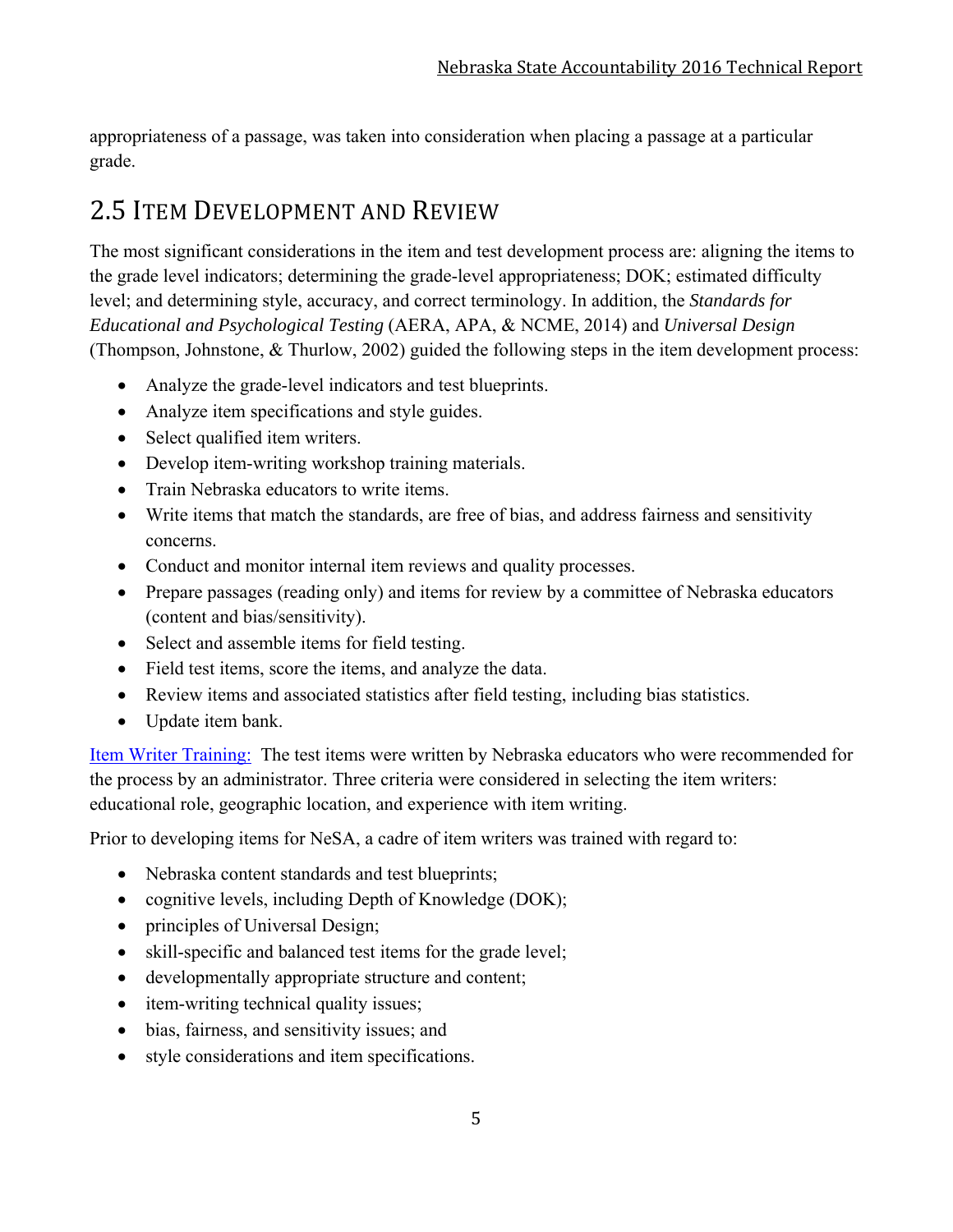appropriateness of a passage, was taken into consideration when placing a passage at a particular grade.

## 2.5 Item Development and Review

The most significant considerations in the item and test development process are: aligning the items to the grade level indicators; determining the grade-level appropriateness; DOK; estimated difficulty level; and determining style, accuracy, and correct terminology. In addition, the *Standards for Educational and Psychological Testing* (AERA, APA, & NCME, 2014) and *Universal Design* (Thompson, Johnstone, & Thurlow, 2002) guided the following steps in the item development process:

- Analyze the grade-level indicators and test blueprints.
- Analyze item specifications and style guides.
- Select qualified item writers.
- Develop item-writing workshop training materials.
- Train Nebraska educators to write items.
- Write items that match the standards, are free of bias, and address fairness and sensitivity concerns.
- Conduct and monitor internal item reviews and quality processes.
- Prepare passages (reading only) and items for review by a committee of Nebraska educators (content and bias/sensitivity).
- Select and assemble items for field testing.
- Field test items, score the items, and analyze the data.
- Review items and associated statistics after field testing, including bias statistics.
- Update item bank.

Item Writer Training: The test items were written by Nebraska educators who were recommended for the process by an administrator. Three criteria were considered in selecting the item writers: educational role, geographic location, and experience with item writing.

Prior to developing items for NeSA, a cadre of item writers was trained with regard to:

- Nebraska content standards and test blueprints;
- cognitive levels, including Depth of Knowledge (DOK);
- principles of Universal Design;
- skill-specific and balanced test items for the grade level;
- developmentally appropriate structure and content;
- item-writing technical quality issues;
- bias, fairness, and sensitivity issues; and
- style considerations and item specifications.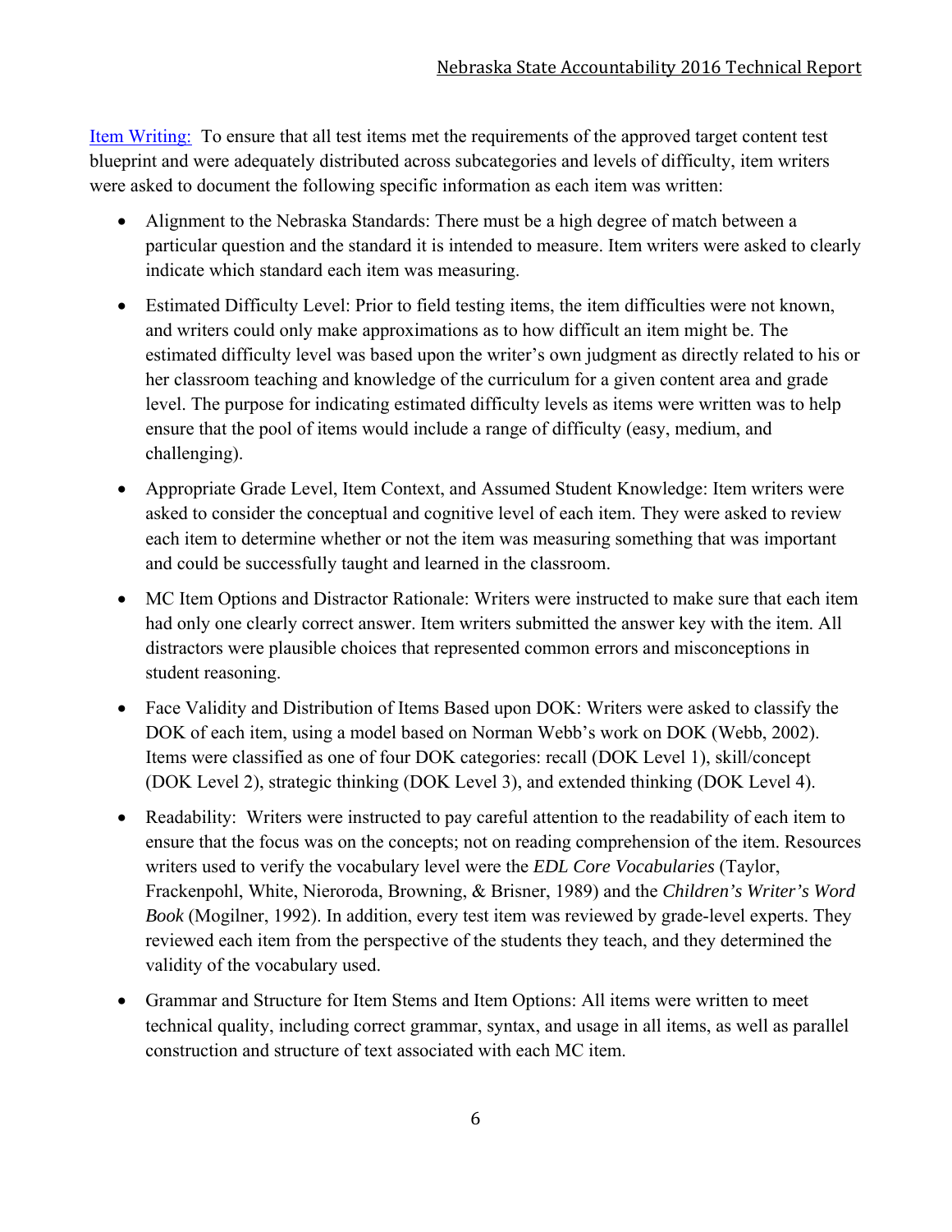Item Writing: To ensure that all test items met the requirements of the approved target content test blueprint and were adequately distributed across subcategories and levels of difficulty, item writers were asked to document the following specific information as each item was written:

- Alignment to the Nebraska Standards: There must be a high degree of match between a particular question and the standard it is intended to measure. Item writers were asked to clearly indicate which standard each item was measuring.
- Estimated Difficulty Level: Prior to field testing items, the item difficulties were not known, and writers could only make approximations as to how difficult an item might be. The estimated difficulty level was based upon the writer's own judgment as directly related to his or her classroom teaching and knowledge of the curriculum for a given content area and grade level. The purpose for indicating estimated difficulty levels as items were written was to help ensure that the pool of items would include a range of difficulty (easy, medium, and challenging).
- Appropriate Grade Level, Item Context, and Assumed Student Knowledge: Item writers were asked to consider the conceptual and cognitive level of each item. They were asked to review each item to determine whether or not the item was measuring something that was important and could be successfully taught and learned in the classroom.
- MC Item Options and Distractor Rationale: Writers were instructed to make sure that each item had only one clearly correct answer. Item writers submitted the answer key with the item. All distractors were plausible choices that represented common errors and misconceptions in student reasoning.
- Face Validity and Distribution of Items Based upon DOK: Writers were asked to classify the DOK of each item, using a model based on Norman Webb's work on DOK (Webb, 2002). Items were classified as one of four DOK categories: recall (DOK Level 1), skill/concept (DOK Level 2), strategic thinking (DOK Level 3), and extended thinking (DOK Level 4).
- Readability: Writers were instructed to pay careful attention to the readability of each item to ensure that the focus was on the concepts; not on reading comprehension of the item. Resources writers used to verify the vocabulary level were the *EDL Core Vocabularies* (Taylor, Frackenpohl, White, Nieroroda, Browning, & Brisner, 1989) and the *Children's Writer's Word Book* (Mogilner, 1992). In addition, every test item was reviewed by grade-level experts. They reviewed each item from the perspective of the students they teach, and they determined the validity of the vocabulary used.
- Grammar and Structure for Item Stems and Item Options: All items were written to meet technical quality, including correct grammar, syntax, and usage in all items, as well as parallel construction and structure of text associated with each MC item.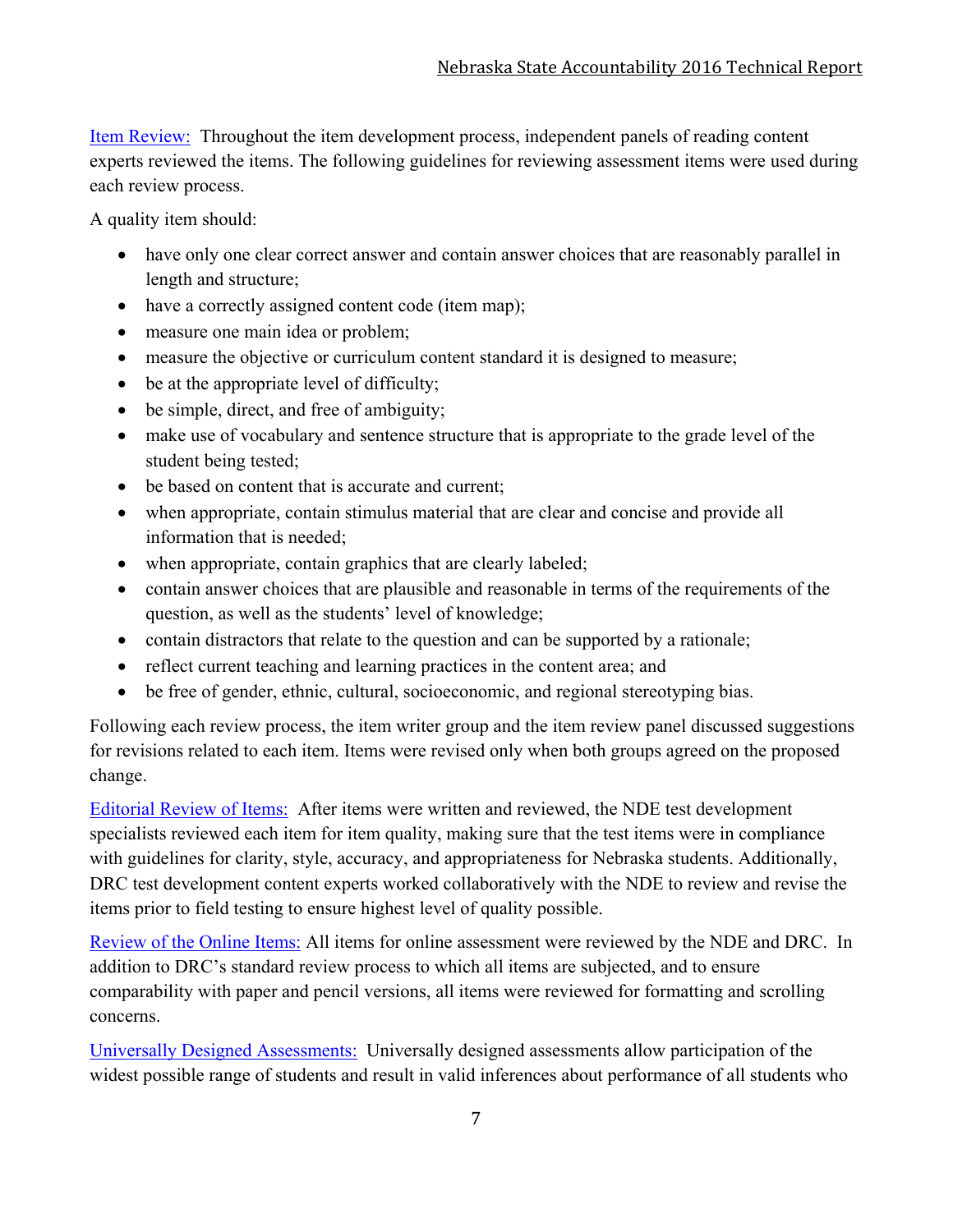Item Review: Throughout the item development process, independent panels of reading content experts reviewed the items. The following guidelines for reviewing assessment items were used during each review process.

A quality item should:

- have only one clear correct answer and contain answer choices that are reasonably parallel in length and structure;
- have a correctly assigned content code (item map);
- measure one main idea or problem;
- measure the objective or curriculum content standard it is designed to measure;
- be at the appropriate level of difficulty;
- be simple, direct, and free of ambiguity;
- make use of vocabulary and sentence structure that is appropriate to the grade level of the student being tested;
- be based on content that is accurate and current;
- when appropriate, contain stimulus material that are clear and concise and provide all information that is needed;
- when appropriate, contain graphics that are clearly labeled;
- contain answer choices that are plausible and reasonable in terms of the requirements of the question, as well as the students' level of knowledge;
- contain distractors that relate to the question and can be supported by a rationale;
- reflect current teaching and learning practices in the content area; and
- be free of gender, ethnic, cultural, socioeconomic, and regional stereotyping bias.

Following each review process, the item writer group and the item review panel discussed suggestions for revisions related to each item. Items were revised only when both groups agreed on the proposed change.

Editorial Review of Items: After items were written and reviewed, the NDE test development specialists reviewed each item for item quality, making sure that the test items were in compliance with guidelines for clarity, style, accuracy, and appropriateness for Nebraska students. Additionally, DRC test development content experts worked collaboratively with the NDE to review and revise the items prior to field testing to ensure highest level of quality possible.

Review of the Online Items: All items for online assessment were reviewed by the NDE and DRC. In addition to DRC's standard review process to which all items are subjected, and to ensure comparability with paper and pencil versions, all items were reviewed for formatting and scrolling concerns.

Universally Designed Assessments: Universally designed assessments allow participation of the widest possible range of students and result in valid inferences about performance of all students who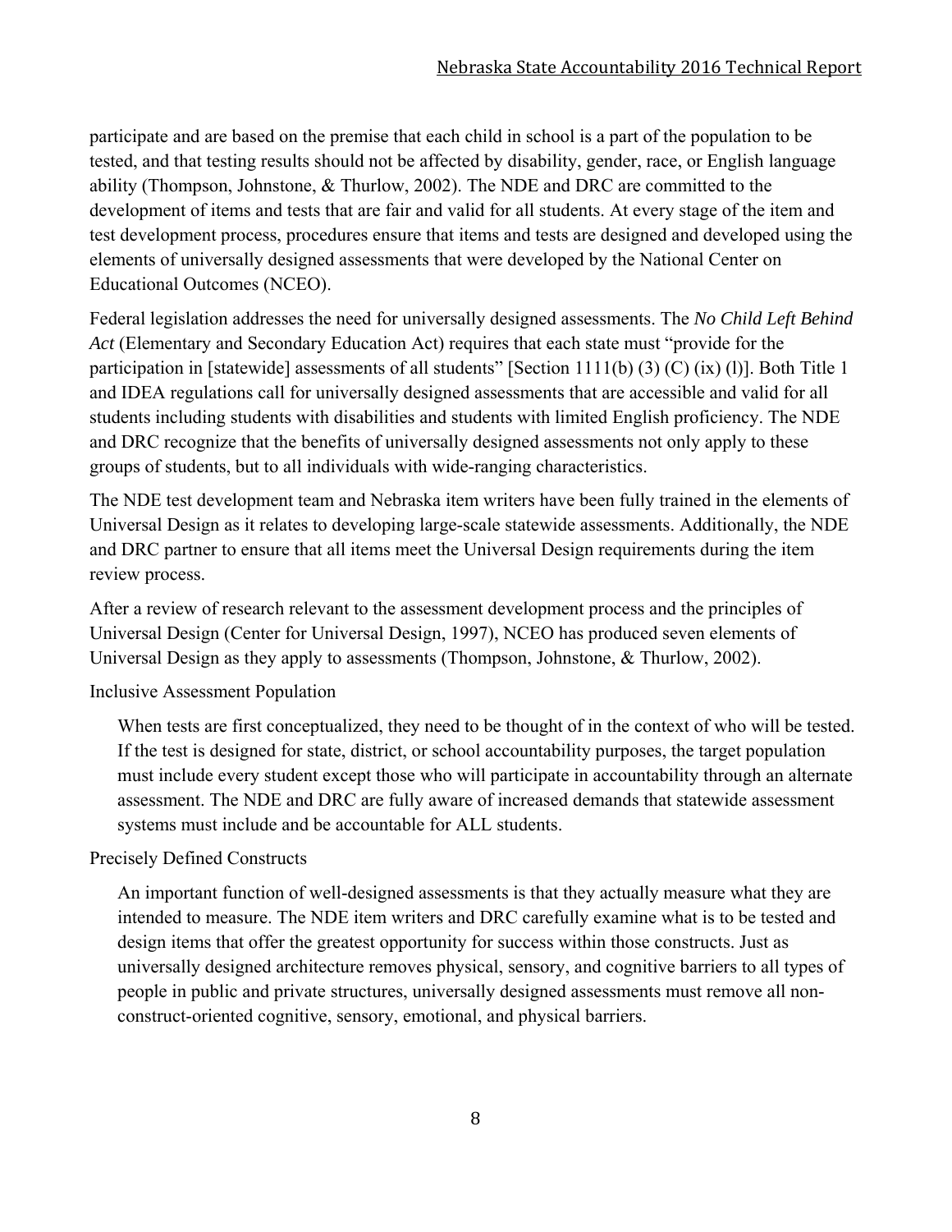participate and are based on the premise that each child in school is a part of the population to be tested, and that testing results should not be affected by disability, gender, race, or English language ability (Thompson, Johnstone, & Thurlow, 2002). The NDE and DRC are committed to the development of items and tests that are fair and valid for all students. At every stage of the item and test development process, procedures ensure that items and tests are designed and developed using the elements of universally designed assessments that were developed by the National Center on Educational Outcomes (NCEO).

Federal legislation addresses the need for universally designed assessments. The *No Child Left Behind Act* (Elementary and Secondary Education Act) requires that each state must "provide for the participation in [statewide] assessments of all students" [Section 1111(b) (3) (C) (ix) (l)]. Both Title 1 and IDEA regulations call for universally designed assessments that are accessible and valid for all students including students with disabilities and students with limited English proficiency. The NDE and DRC recognize that the benefits of universally designed assessments not only apply to these groups of students, but to all individuals with wide-ranging characteristics.

The NDE test development team and Nebraska item writers have been fully trained in the elements of Universal Design as it relates to developing large-scale statewide assessments. Additionally, the NDE and DRC partner to ensure that all items meet the Universal Design requirements during the item review process.

After a review of research relevant to the assessment development process and the principles of Universal Design (Center for Universal Design, 1997), NCEO has produced seven elements of Universal Design as they apply to assessments (Thompson, Johnstone, & Thurlow, 2002).

Inclusive Assessment Population

When tests are first conceptualized, they need to be thought of in the context of who will be tested. If the test is designed for state, district, or school accountability purposes, the target population must include every student except those who will participate in accountability through an alternate assessment. The NDE and DRC are fully aware of increased demands that statewide assessment systems must include and be accountable for ALL students.

Precisely Defined Constructs

An important function of well-designed assessments is that they actually measure what they are intended to measure. The NDE item writers and DRC carefully examine what is to be tested and design items that offer the greatest opportunity for success within those constructs. Just as universally designed architecture removes physical, sensory, and cognitive barriers to all types of people in public and private structures, universally designed assessments must remove all non-construct-oriented cognitive, sensory, emotional, and physical barriers.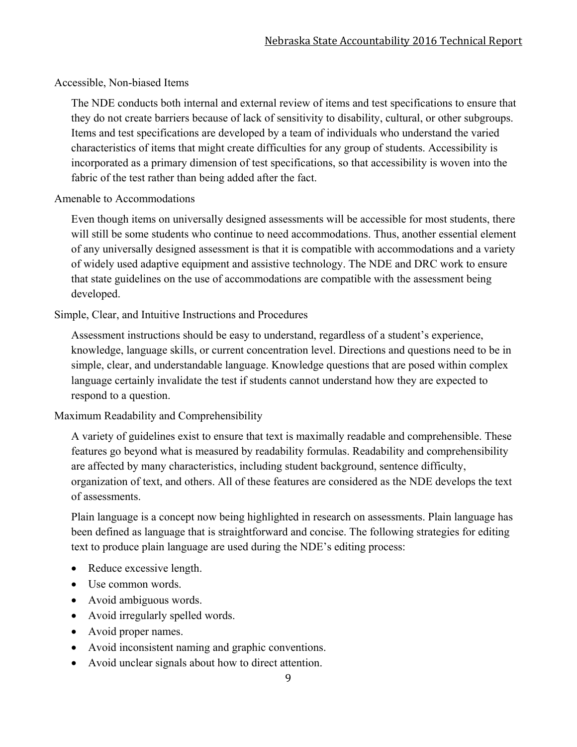### Accessible, Non-biased Items

The NDE conducts both internal and external review of items and test specifications to ensure that they do not create barriers because of lack of sensitivity to disability, cultural, or other subgroups. Items and test specifications are developed by a team of individuals who understand the varied characteristics of items that might create difficulties for any group of students. Accessibility is incorporated as a primary dimension of test specifications, so that accessibility is woven into the fabric of the test rather than being added after the fact.

### Amenable to Accommodations

Even though items on universally designed assessments will be accessible for most students, there will still be some students who continue to need accommodations. Thus, another essential element of any universally designed assessment is that it is compatible with accommodations and a variety of widely used adaptive equipment and assistive technology. The NDE and DRC work to ensure that state guidelines on the use of accommodations are compatible with the assessment being developed.

### Simple, Clear, and Intuitive Instructions and Procedures

Assessment instructions should be easy to understand, regardless of a student's experience, knowledge, language skills, or current concentration level. Directions and questions need to be in simple, clear, and understandable language. Knowledge questions that are posed within complex language certainly invalidate the test if students cannot understand how they are expected to respond to a question.

### Maximum Readability and Comprehensibility

A variety of guidelines exist to ensure that text is maximally readable and comprehensible. These features go beyond what is measured by readability formulas. Readability and comprehensibility are affected by many characteristics, including student background, sentence difficulty, organization of text, and others. All of these features are considered as the NDE develops the text of assessments.

Plain language is a concept now being highlighted in research on assessments. Plain language has been defined as language that is straightforward and concise. The following strategies for editing text to produce plain language are used during the NDE's editing process:

- Reduce excessive length.
- Use common words.
- Avoid ambiguous words.
- Avoid irregularly spelled words.
- Avoid proper names.
- Avoid inconsistent naming and graphic conventions.
- Avoid unclear signals about how to direct attention.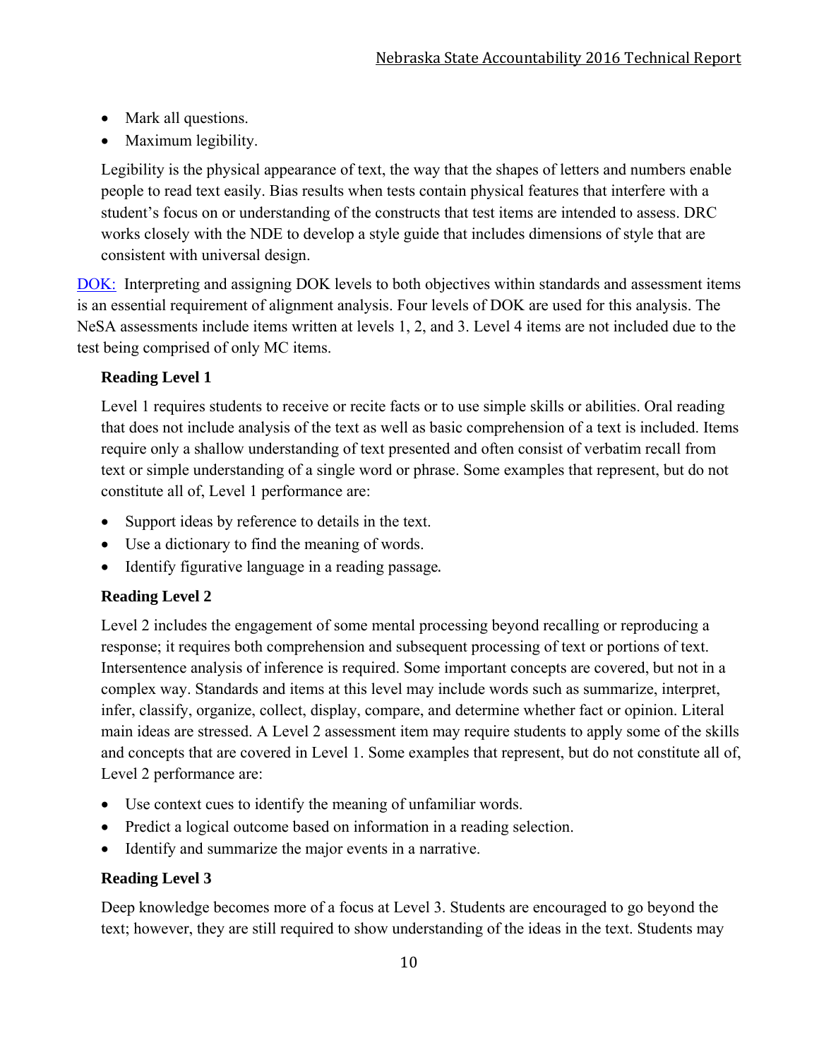- Mark all questions.
- Maximum legibility.

Legibility is the physical appearance of text, the way that the shapes of letters and numbers enable people to read text easily. Bias results when tests contain physical features that interfere with a student's focus on or understanding of the constructs that test items are intended to assess. DRC works closely with the NDE to develop a style guide that includes dimensions of style that are consistent with universal design.

DOK: Interpreting and assigning DOK levels to both objectives within standards and assessment items is an essential requirement of alignment analysis. Four levels of DOK are used for this analysis. The NeSA assessments include items written at levels 1, 2, and 3. Level 4 items are not included due to the test being comprised of only MC items.

**Reading Level 1**

Level 1 requires students to receive or recite facts or to use simple skills or abilities. Oral reading that does not include analysis of the text as well as basic comprehension of a text is included. Items require only a shallow understanding of text presented and often consist of verbatim recall from text or simple understanding of a single word or phrase. Some examples that represent, but do not constitute all of, Level 1 performance are:

- Support ideas by reference to details in the text.
- Use a dictionary to find the meaning of words.
- Identify figurative language in a reading passage.

**Reading Level 2**

Level 2 includes the engagement of some mental processing beyond recalling or reproducing a response; it requires both comprehension and subsequent processing of text or portions of text. Intersentence analysis of inference is required. Some important concepts are covered, but not in a complex way. Standards and items at this level may include words such as summarize, interpret, infer, classify, organize, collect, display, compare, and determine whether fact or opinion. Literal main ideas are stressed. A Level 2 assessment item may require students to apply some of the skills and concepts that are covered in Level 1. Some examples that represent, but do not constitute all of, Level 2 performance are:

- Use context cues to identify the meaning of unfamiliar words.
- Predict a logical outcome based on information in a reading selection.
- Identify and summarize the major events in a narrative.

**Reading Level 3**

Deep knowledge becomes more of a focus at Level 3. Students are encouraged to go beyond the text; however, they are still required to show understanding of the ideas in the text. Students may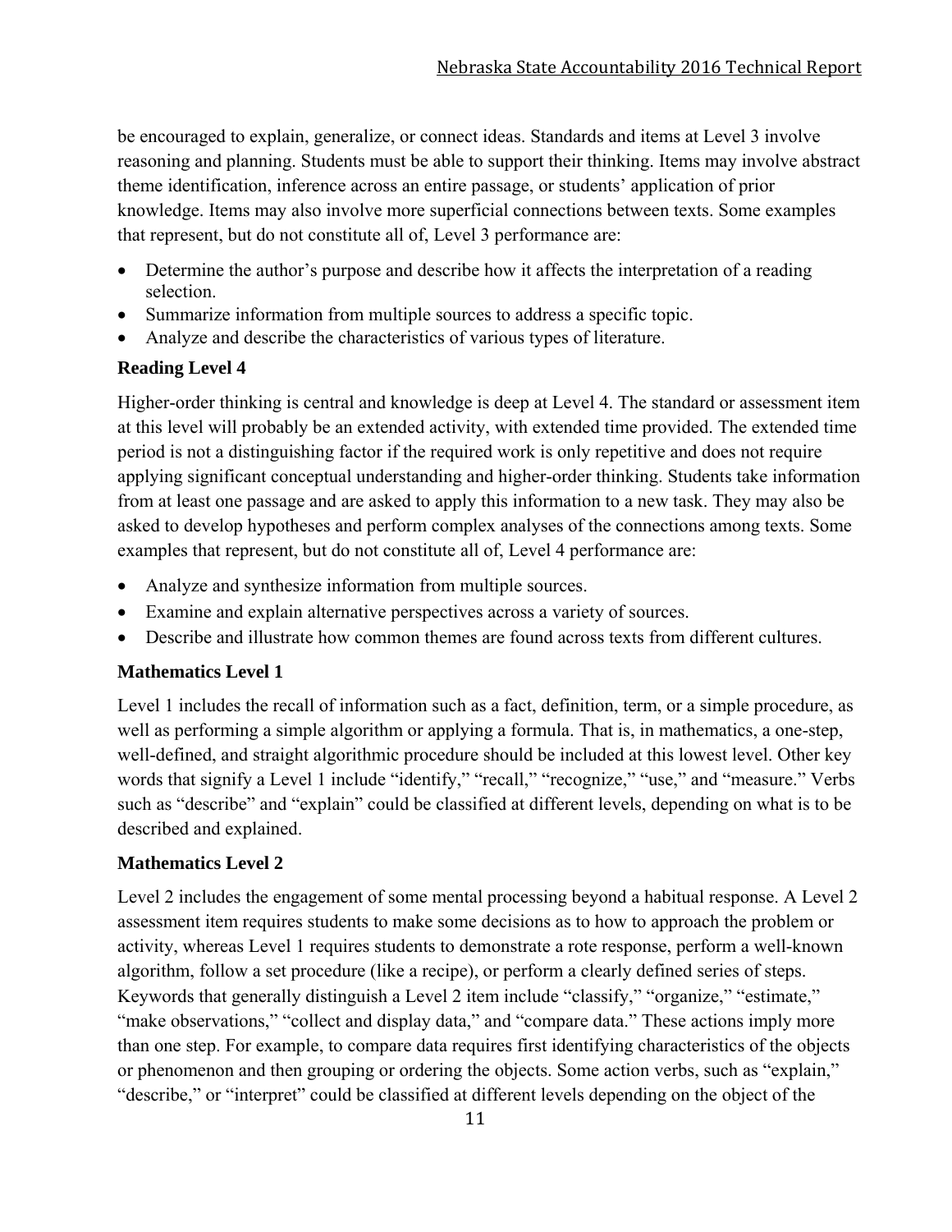be encouraged to explain, generalize, or connect ideas. Standards and items at Level 3 involve reasoning and planning. Students must be able to support their thinking. Items may involve abstract theme identification, inference across an entire passage, or students' application of prior knowledge. Items may also involve more superficial connections between texts. Some examples that represent, but do not constitute all of, Level 3 performance are:

- Determine the author's purpose and describe how it affects the interpretation of a reading selection.
- Summarize information from multiple sources to address a specific topic.
- Analyze and describe the characteristics of various types of literature.

### Reading Level 4

Higher-order thinking is central and knowledge is deep at Level 4. The standard or assessment item at this level will probably be an extended activity, with extended time provided. The extended time period is not a distinguishing factor if the required work is only repetitive and does not require applying significant conceptual understanding and higher-order thinking. Students take information from at least one passage and are asked to apply this information to a new task. They may also be asked to develop hypotheses and perform complex analyses of the connections among texts. Some examples that represent, but do not constitute all of, Level 4 performance are:

- Analyze and synthesize information from multiple sources.
- Examine and explain alternative perspectives across a variety of sources.
- Describe and illustrate how common themes are found across texts from different cultures.

### Mathematics Level 1

Level 1 includes the recall of information such as a fact, definition, term, or a simple procedure, as well as performing a simple algorithm or applying a formula. That is, in mathematics, a one-step, well-defined, and straight algorithmic procedure should be included at this lowest level. Other key words that signify a Level 1 include "identify," "recall," "recognize," "use," and "measure." Verbs such as "describe" and "explain" could be classified at different levels, depending on what is to be described and explained.

### Mathematics Level 2

Level 2 includes the engagement of some mental processing beyond a habitual response. A Level 2 assessment item requires students to make some decisions as to how to approach the problem or activity, whereas Level 1 requires students to demonstrate a rote response, perform a well-known algorithm, follow a set procedure (like a recipe), or perform a clearly defined series of steps. Keywords that generally distinguish a Level 2 item include "classify," "organize," "estimate," "make observations," "collect and display data," and "compare data." These actions imply more than one step. For example, to compare data requires first identifying characteristics of the objects or phenomenon and then grouping or ordering the objects. Some action verbs, such as "explain," "describe," or "interpret" could be classified at different levels depending on the object of the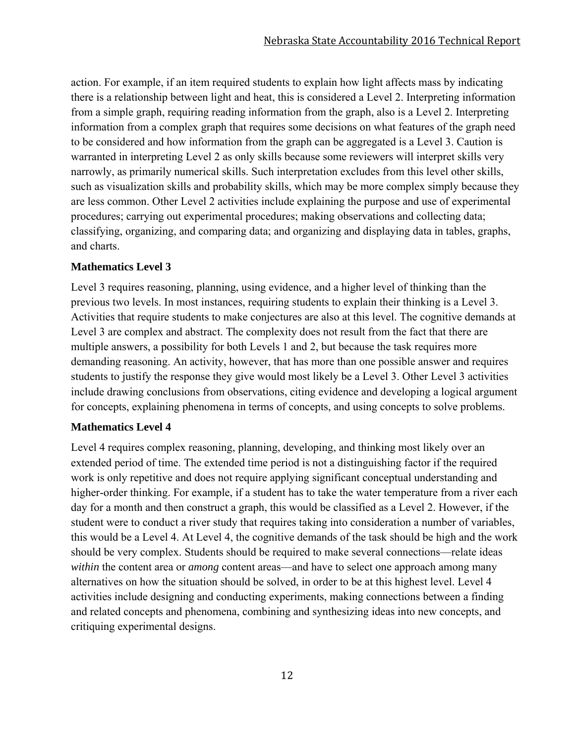action. For example, if an item required students to explain how light affects mass by indicating there is a relationship between light and heat, this is considered a Level 2. Interpreting information from a simple graph, requiring reading information from the graph, also is a Level 2. Interpreting information from a complex graph that requires some decisions on what features of the graph need to be considered and how information from the graph can be aggregated is a Level 3. Caution is warranted in interpreting Level 2 as only skills because some reviewers will interpret skills very narrowly, as primarily numerical skills. Such interpretation excludes from this level other skills, such as visualization skills and probability skills, which may be more complex simply because they are less common. Other Level 2 activities include explaining the purpose and use of experimental procedures; carrying out experimental procedures; making observations and collecting data; classifying, organizing, and comparing data; and organizing and displaying data in tables, graphs, and charts.

### Mathematics Level 3

Level 3 requires reasoning, planning, using evidence, and a higher level of thinking than the previous two levels. In most instances, requiring students to explain their thinking is a Level 3. Activities that require students to make conjectures are also at this level. The cognitive demands at Level 3 are complex and abstract. The complexity does not result from the fact that there are multiple answers, a possibility for both Levels 1 and 2, but because the task requires more demanding reasoning. An activity, however, that has more than one possible answer and requires students to justify the response they give would most likely be a Level 3. Other Level 3 activities include drawing conclusions from observations, citing evidence and developing a logical argument for concepts, explaining phenomena in terms of concepts, and using concepts to solve problems.

### Mathematics Level 4

Level 4 requires complex reasoning, planning, developing, and thinking most likely over an extended period of time. The extended time period is not a distinguishing factor if the required work is only repetitive and does not require applying significant conceptual understanding and higher-order thinking. For example, if a student has to take the water temperature from a river each day for a month and then construct a graph, this would be classified as a Level 2. However, if the student were to conduct a river study that requires taking into consideration a number of variables, this would be a Level 4. At Level 4, the cognitive demands of the task should be high and the work should be very complex. Students should be required to make several connections—relate ideas *within* the content area or *among* content areas—and have to select one approach among many alternatives on how the situation should be solved, in order to be at this highest level. Level 4 activities include designing and conducting experiments, making connections between a finding and related concepts and phenomena, combining and synthesizing ideas into new concepts, and critiquing experimental designs.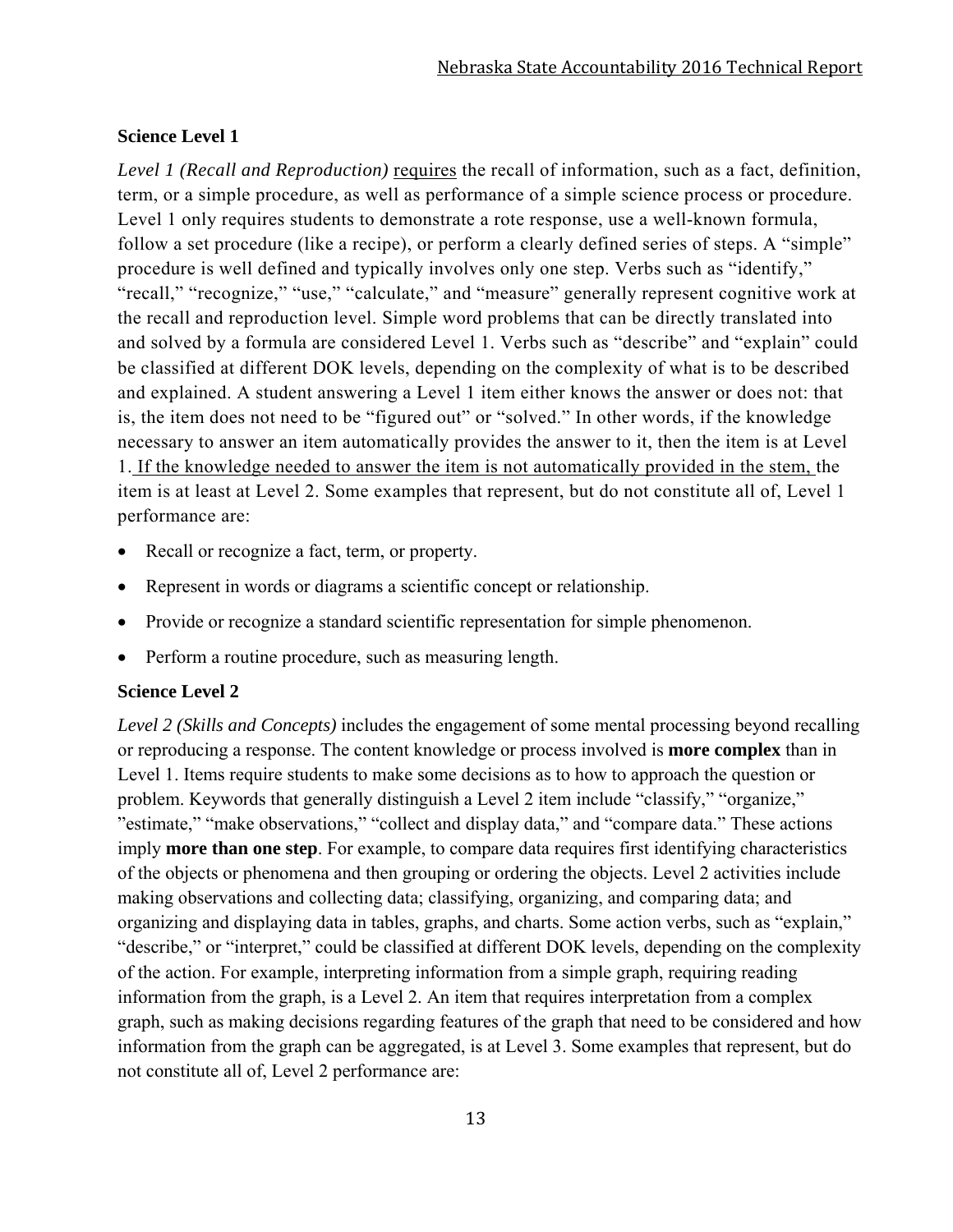### Science Level 1

*Level 1 (Recall and Reproduction)* requires the recall of information, such as a fact, definition, term, or a simple procedure, as well as performance of a simple science process or procedure. Level 1 only requires students to demonstrate a rote response, use a well-known formula, follow a set procedure (like a recipe), or perform a clearly defined series of steps. A "simple" procedure is well defined and typically involves only one step. Verbs such as "identify," "recall," "recognize," "use," "calculate," and "measure" generally represent cognitive work at the recall and reproduction level. Simple word problems that can be directly translated into and solved by a formula are considered Level 1. Verbs such as "describe" and "explain" could be classified at different DOK levels, depending on the complexity of what is to be described and explained. A student answering a Level 1 item either knows the answer or does not: that is, the item does not need to be "figured out" or "solved." In other words, if the knowledge necessary to answer an item automatically provides the answer to it, then the item is at Level 1. If the knowledge needed to answer the item is not automatically provided in the stem, the item is at least at Level 2. Some examples that represent, but do not constitute all of, Level 1 performance are:

- Recall or recognize a fact, term, or property.
- Represent in words or diagrams a scientific concept or relationship.
- Provide or recognize a standard scientific representation for simple phenomenon.
- Perform a routine procedure, such as measuring length.

### Science Level 2

*Level 2 (Skills and Concepts)* includes the engagement of some mental processing beyond recalling or reproducing a response. The content knowledge or process involved is **more complex** than in Level 1. Items require students to make some decisions as to how to approach the question or problem. Keywords that generally distinguish a Level 2 item include "classify," "organize," "estimate," "make observations," "collect and display data," and "compare data." These actions imply **more than one step**. For example, to compare data requires first identifying characteristics of the objects or phenomena and then grouping or ordering the objects. Level 2 activities include making observations and collecting data; classifying, organizing, and comparing data; and organizing and displaying data in tables, graphs, and charts. Some action verbs, such as "explain," "describe," or "interpret," could be classified at different DOK levels, depending on the complexity of the action. For example, interpreting information from a simple graph, requiring reading information from the graph, is a Level 2. An item that requires interpretation from a complex graph, such as making decisions regarding features of the graph that need to be considered and how information from the graph can be aggregated, is at Level 3. Some examples that represent, but do not constitute all of, Level 2 performance are: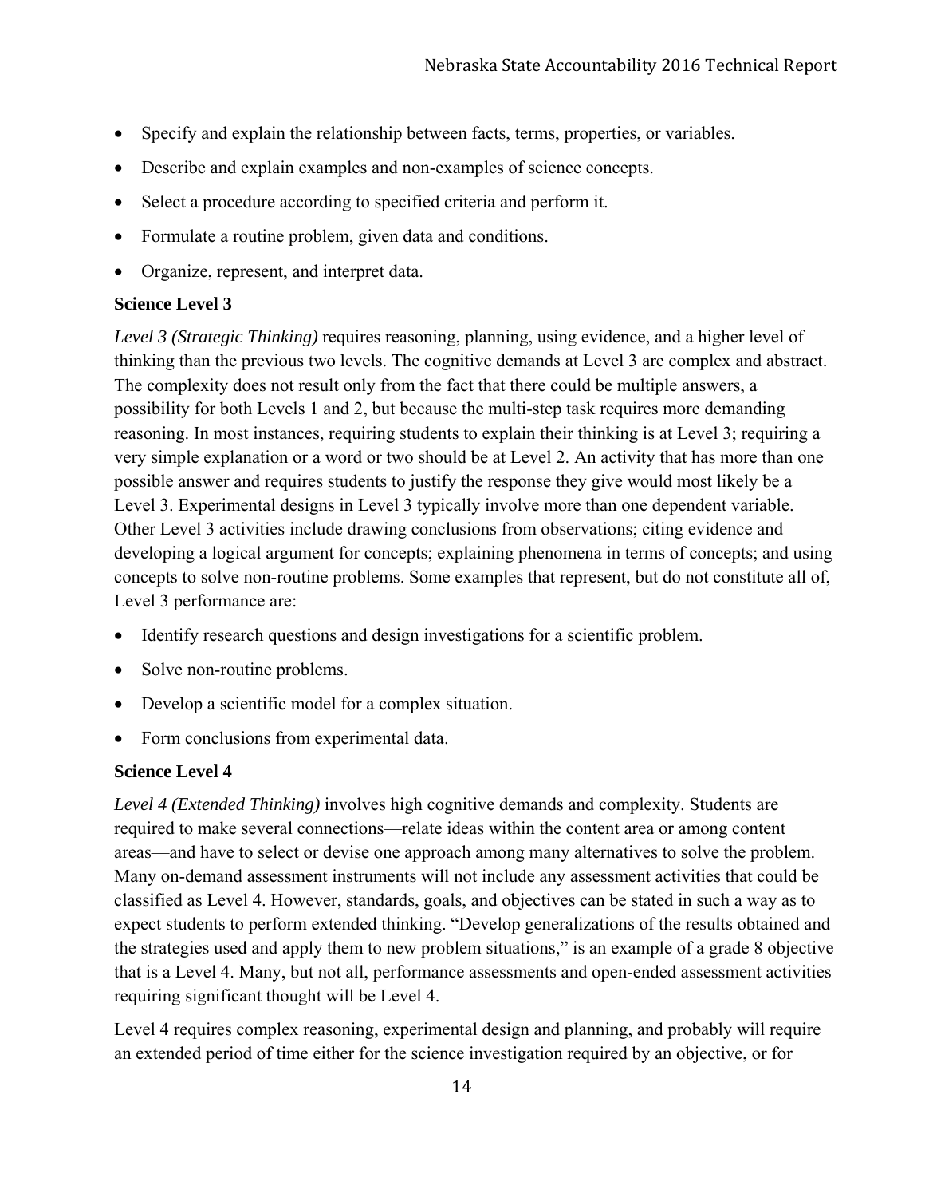- Specify and explain the relationship between facts, terms, properties, or variables.
- Describe and explain examples and non-examples of science concepts.
- Select a procedure according to specified criteria and perform it.
- Formulate a routine problem, given data and conditions.
- Organize, represent, and interpret data.

### Science Level 3

*Level 3 (Strategic Thinking)* requires reasoning, planning, using evidence, and a higher level of thinking than the previous two levels. The cognitive demands at Level 3 are complex and abstract. The complexity does not result only from the fact that there could be multiple answers, a possibility for both Levels 1 and 2, but because the multi-step task requires more demanding reasoning. In most instances, requiring students to explain their thinking is at Level 3; requiring a very simple explanation or a word or two should be at Level 2. An activity that has more than one possible answer and requires students to justify the response they give would most likely be a Level 3. Experimental designs in Level 3 typically involve more than one dependent variable. Other Level 3 activities include drawing conclusions from observations; citing evidence and developing a logical argument for concepts; explaining phenomena in terms of concepts; and using concepts to solve non-routine problems. Some examples that represent, but do not constitute all of, Level 3 performance are:

- Identify research questions and design investigations for a scientific problem.
- Solve non-routine problems.
- Develop a scientific model for a complex situation.
- Form conclusions from experimental data.

### Science Level 4

*Level 4 (Extended Thinking)* involves high cognitive demands and complexity. Students are required to make several connections—relate ideas within the content area or among content areas—and have to select or devise one approach among many alternatives to solve the problem. Many on-demand assessment instruments will not include any assessment activities that could be classified as Level 4. However, standards, goals, and objectives can be stated in such a way as to expect students to perform extended thinking. "Develop generalizations of the results obtained and the strategies used and apply them to new problem situations," is an example of a grade 8 objective that is a Level 4. Many, but not all, performance assessments and open-ended assessment activities requiring significant thought will be Level 4.

Level 4 requires complex reasoning, experimental design and planning, and probably will require an extended period of time either for the science investigation required by an objective, or for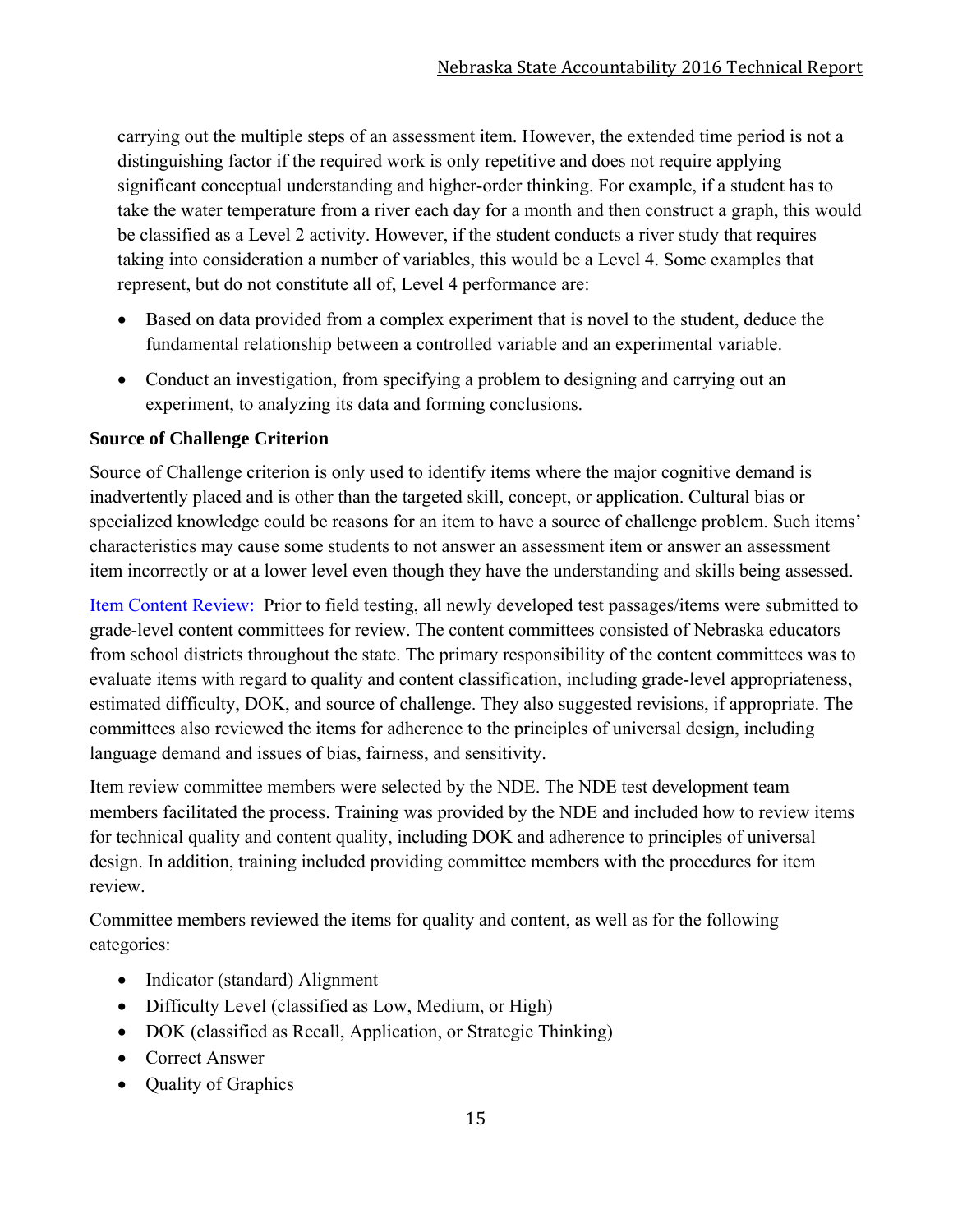carrying out the multiple steps of an assessment item. However, the extended time period is not a distinguishing factor if the required work is only repetitive and does not require applying significant conceptual understanding and higher-order thinking. For example, if a student has to take the water temperature from a river each day for a month and then construct a graph, this would be classified as a Level 2 activity. However, if the student conducts a river study that requires taking into consideration a number of variables, this would be a Level 4. Some examples that represent, but do not constitute all of, Level 4 performance are:

- Based on data provided from a complex experiment that is novel to the student, deduce the fundamental relationship between a controlled variable and an experimental variable.
- Conduct an investigation, from specifying a problem to designing and carrying out an experiment, to analyzing its data and forming conclusions.

**Source of Challenge Criterion**

Source of Challenge criterion is only used to identify items where the major cognitive demand is inadvertently placed and is other than the targeted skill, concept, or application. Cultural bias or specialized knowledge could be reasons for an item to have a source of challenge problem. Such items' characteristics may cause some students to not answer an assessment item or answer an assessment item incorrectly or at a lower level even though they have the understanding and skills being assessed.

Item Content Review: Prior to field testing, all newly developed test passages/items were submitted to grade-level content committees for review. The content committees consisted of Nebraska educators from school districts throughout the state. The primary responsibility of the content committees was to evaluate items with regard to quality and content classification, including grade-level appropriateness, estimated difficulty, DOK, and source of challenge. They also suggested revisions, if appropriate. The committees also reviewed the items for adherence to the principles of universal design, including language demand and issues of bias, fairness, and sensitivity.

Item review committee members were selected by the NDE. The NDE test development team members facilitated the process. Training was provided by the NDE and included how to review items for technical quality and content quality, including DOK and adherence to principles of universal design. In addition, training included providing committee members with the procedures for item review.

Committee members reviewed the items for quality and content, as well as for the following categories:

- Indicator (standard) Alignment
- Difficulty Level (classified as Low, Medium, or High)
- DOK (classified as Recall, Application, or Strategic Thinking)
- Correct Answer
- Quality of Graphics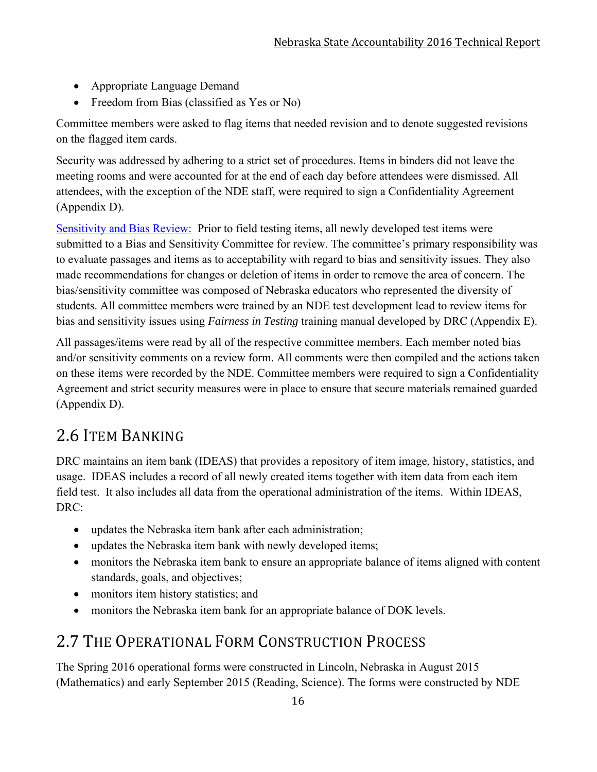- Appropriate Language Demand
- Freedom from Bias (classified as Yes or No)

Committee members were asked to flag items that needed revision and to denote suggested revisions on the flagged item cards.

Security was addressed by adhering to a strict set of procedures. Items in binders did not leave the meeting rooms and were accounted for at the end of each day before attendees were dismissed. All attendees, with the exception of the NDE staff, were required to sign a Confidentiality Agreement (Appendix D).

Sensitivity and Bias Review: Prior to field testing items, all newly developed test items were submitted to a Bias and Sensitivity Committee for review. The committee's primary responsibility was to evaluate passages and items as to acceptability with regard to bias and sensitivity issues. They also made recommendations for changes or deletion of items in order to remove the area of concern. The bias/sensitivity committee was composed of Nebraska educators who represented the diversity of students. All committee members were trained by an NDE test development lead to review items for bias and sensitivity issues using *Fairness in Testing* training manual developed by DRC (Appendix E).

All passages/items were read by all of the respective committee members. Each member noted bias and/or sensitivity comments on a review form. All comments were then compiled and the actions taken on these items were recorded by the NDE. Committee members were required to sign a Confidentiality Agreement and strict security measures were in place to ensure that secure materials remained guarded (Appendix D).

## 2.6 Item Banking

DRC maintains an item bank (IDEAS) that provides a repository of item image, history, statistics, and usage. IDEAS includes a record of all newly created items together with item data from each item field test. It also includes all data from the operational administration of the items. Within IDEAS, DRC:

- updates the Nebraska item bank after each administration;
- updates the Nebraska item bank with newly developed items;
- monitors the Nebraska item bank to ensure an appropriate balance of items aligned with content standards, goals, and objectives;
- monitors item history statistics; and
- monitors the Nebraska item bank for an appropriate balance of DOK levels.

## 2.7 The Operational Form Construction Process

The Spring 2016 operational forms were constructed in Lincoln, Nebraska in August 2015 (Mathematics) and early September 2015 (Reading, Science). The forms were constructed by NDE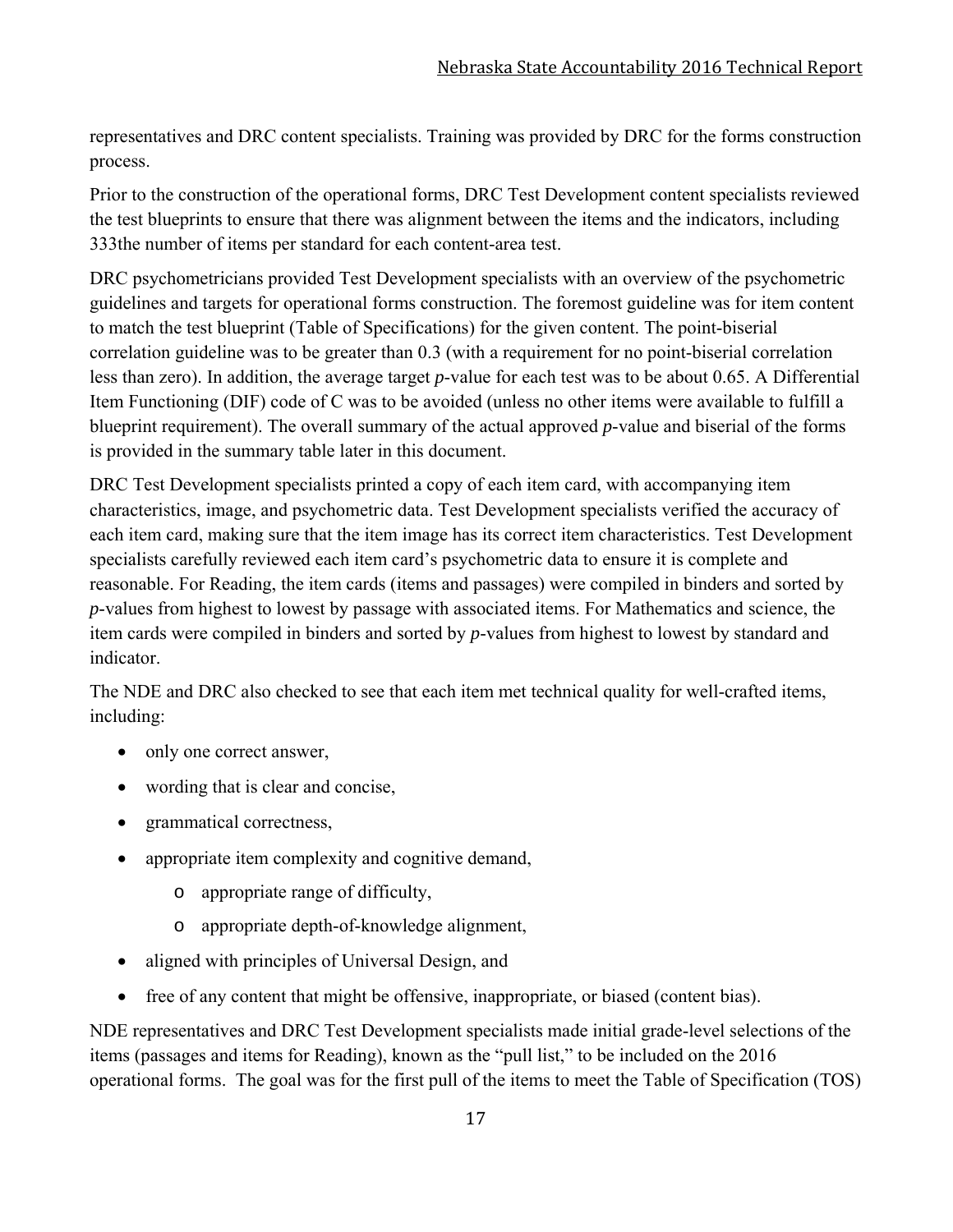representatives and DRC content specialists. Training was provided by DRC for the forms construction process.

Prior to the construction of the operational forms, DRC Test Development content specialists reviewed the test blueprints to ensure that there was alignment between the items and the indicators, including 333the number of items per standard for each content-area test.

DRC psychometricians provided Test Development specialists with an overview of the psychometric guidelines and targets for operational forms construction. The foremost guideline was for item content to match the test blueprint (Table of Specifications) for the given content. The point-biserial correlation guideline was to be greater than 0.3 (with a requirement for no point-biserial correlation less than zero). In addition, the average target *p*-value for each test was to be about 0.65. A Differential Item Functioning (DIF) code of C was to be avoided (unless no other items were available to fulfill a blueprint requirement). The overall summary of the actual approved *p*-value and biserial of the forms is provided in the summary table later in this document.

DRC Test Development specialists printed a copy of each item card, with accompanying item characteristics, image, and psychometric data. Test Development specialists verified the accuracy of each item card, making sure that the item image has its correct item characteristics. Test Development specialists carefully reviewed each item card's psychometric data to ensure it is complete and reasonable. For Reading, the item cards (items and passages) were compiled in binders and sorted by *p*-values from highest to lowest by passage with associated items. For Mathematics and science, the item cards were compiled in binders and sorted by *p*-values from highest to lowest by standard and indicator.

The NDE and DRC also checked to see that each item met technical quality for well-crafted items, including:

- only one correct answer,
- wording that is clear and concise,
- grammatical correctness,
- appropriate item complexity and cognitive demand,
    - appropriate range of difficulty,
    - appropriate depth-of-knowledge alignment,
- aligned with principles of Universal Design, and
- free of any content that might be offensive, inappropriate, or biased (content bias).

NDE representatives and DRC Test Development specialists made initial grade-level selections of the items (passages and items for Reading), known as the "pull list," to be included on the 2016 operational forms. The goal was for the first pull of the items to meet the Table of Specification (TOS)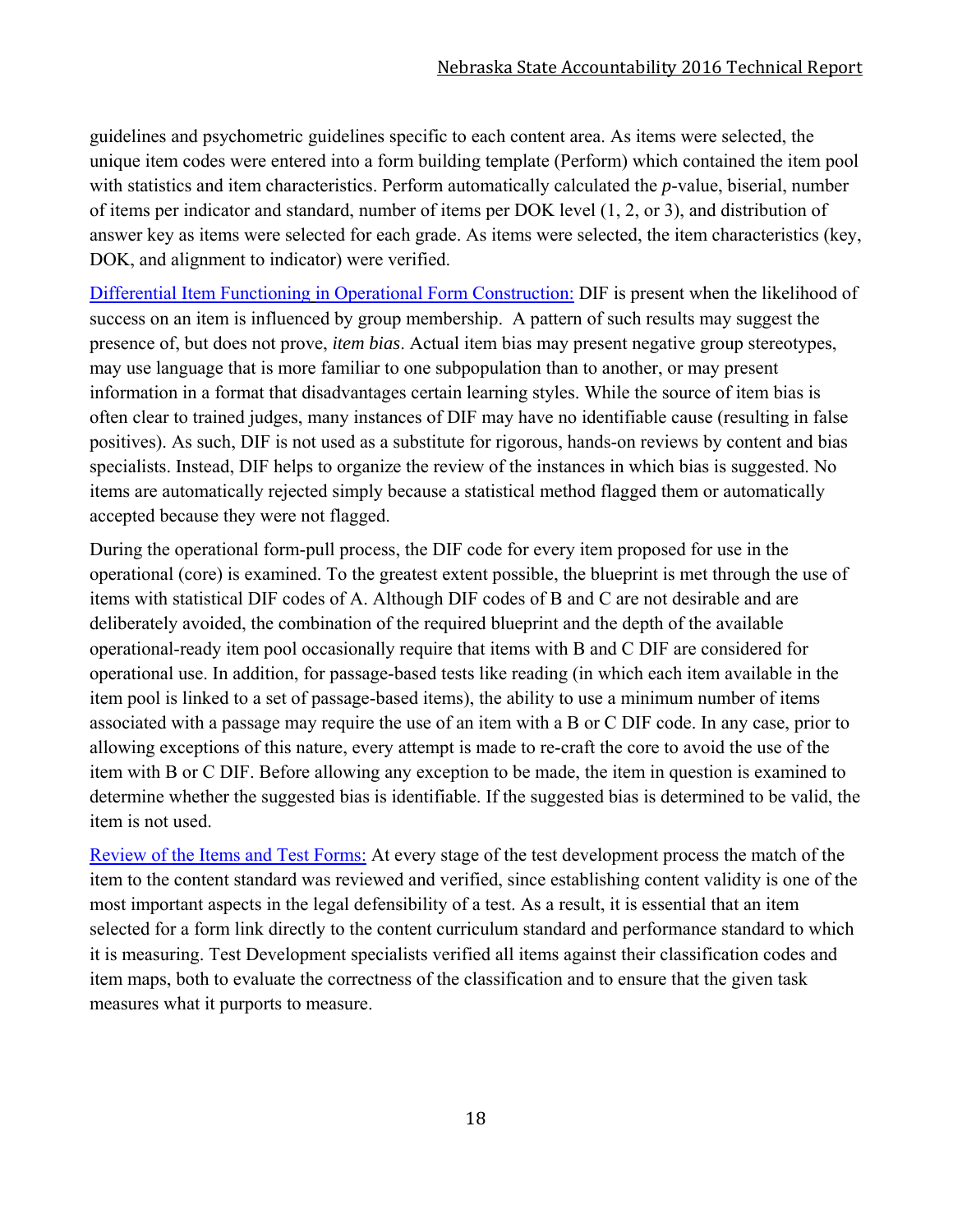guidelines and psychometric guidelines specific to each content area. As items were selected, the unique item codes were entered into a form building template (Perform) which contained the item pool with statistics and item characteristics. Perform automatically calculated the *p*-value, biserial, number of items per indicator and standard, number of items per DOK level (1, 2, or 3), and distribution of answer key as items were selected for each grade. As items were selected, the item characteristics (key, DOK, and alignment to indicator) were verified.

Differential Item Functioning in Operational Form Construction: DIF is present when the likelihood of success on an item is influenced by group membership. A pattern of such results may suggest the presence of, but does not prove, *item bias*. Actual item bias may present negative group stereotypes, may use language that is more familiar to one subpopulation than to another, or may present information in a format that disadvantages certain learning styles. While the source of item bias is often clear to trained judges, many instances of DIF may have no identifiable cause (resulting in false positives). As such, DIF is not used as a substitute for rigorous, hands-on reviews by content and bias specialists. Instead, DIF helps to organize the review of the instances in which bias is suggested. No items are automatically rejected simply because a statistical method flagged them or automatically accepted because they were not flagged.

During the operational form-pull process, the DIF code for every item proposed for use in the operational (core) is examined. To the greatest extent possible, the blueprint is met through the use of items with statistical DIF codes of A. Although DIF codes of B and C are not desirable and are deliberately avoided, the combination of the required blueprint and the depth of the available operational-ready item pool occasionally require that items with B and C DIF are considered for operational use. In addition, for passage-based tests like reading (in which each item available in the item pool is linked to a set of passage-based items), the ability to use a minimum number of items associated with a passage may require the use of an item with a B or C DIF code. In any case, prior to allowing exceptions of this nature, every attempt is made to re-craft the core to avoid the use of the item with B or C DIF. Before allowing any exception to be made, the item in question is examined to determine whether the suggested bias is identifiable. If the suggested bias is determined to be valid, the item is not used.

Review of the Items and Test Forms: At every stage of the test development process the match of the item to the content standard was reviewed and verified, since establishing content validity is one of the most important aspects in the legal defensibility of a test. As a result, it is essential that an item selected for a form link directly to the content curriculum standard and performance standard to which it is measuring. Test Development specialists verified all items against their classification codes and item maps, both to evaluate the correctness of the classification and to ensure that the given task measures what it purports to measure.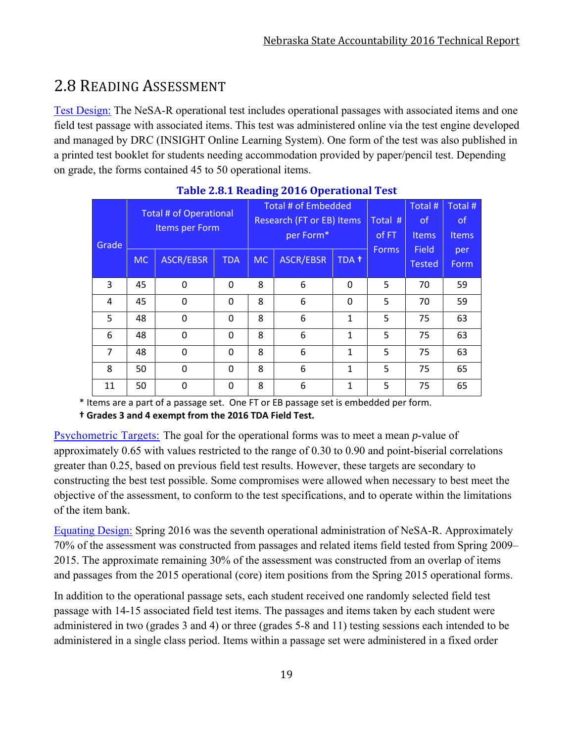## 2.8 Reading Assessment

Test Design: The NeSA-R operational test includes operational passages with associated items and one field test passage with associated items. This test was administered online via the test engine developed and managed by DRC (INSIGHT Online Learning System). One form of the test was also published in a printed test booklet for students needing accommodation provided by paper/pencil test. Depending on grade, the forms contained 45 to 50 operational items.

**Table 2.8.1 Reading 2016 Operational Test**

| Grade | Total # of Operational Items per Form | | | Total # of Embedded Research (FT or EB) Items per Form* | | | Total # of FT Forms | Total # of Items Field Tested | Total # of Items per Form |
|---|---|---|---|---|---|---|---|---|---|
| | MC | ASCR/EBSR | TDA | MC | ASCR/EBSR | TDA † | | | |
| 3 | 45 | 0 | 0 | 8 | 6 | 0 | 5 | 70 | 59 |
| 4 | 45 | 0 | 0 | 8 | 6 | 0 | 5 | 70 | 59 |
| 5 | 48 | 0 | 0 | 8 | 6 | 1 | 5 | 75 | 63 |
| 6 | 48 | 0 | 0 | 8 | 6 | 1 | 5 | 75 | 63 |
| 7 | 48 | 0 | 0 | 8 | 6 | 1 | 5 | 75 | 63 |
| 8 | 50 | 0 | 0 | 8 | 6 | 1 | 5 | 75 | 65 |
| 11 | 50 | 0 | 0 | 8 | 6 | 1 | 5 | 75 | 65 |

\* Items are a part of a passage set. One FT or EB passage set is embedded per form.
**† Grades 3 and 4 exempt from the 2016 TDA Field Test.**

Psychometric Targets: The goal for the operational forms was to meet a mean *p*-value of approximately 0.65 with values restricted to the range of 0.30 to 0.90 and point-biserial correlations greater than 0.25, based on previous field test results. However, these targets are secondary to constructing the best test possible. Some compromises were allowed when necessary to best meet the objective of the assessment, to conform to the test specifications, and to operate within the limitations of the item bank.

Equating Design: Spring 2016 was the seventh operational administration of NeSA-R. Approximately 70% of the assessment was constructed from passages and related items field tested from Spring 2009–2015. The approximate remaining 30% of the assessment was constructed from an overlap of items and passages from the 2015 operational (core) item positions from the Spring 2015 operational forms.

In addition to the operational passage sets, each student received one randomly selected field test passage with 14-15 associated field test items. The passages and items taken by each student were administered in two (grades 3 and 4) or three (grades 5-8 and 11) testing sessions each intended to be administered in a single class period. Items within a passage set were administered in a fixed order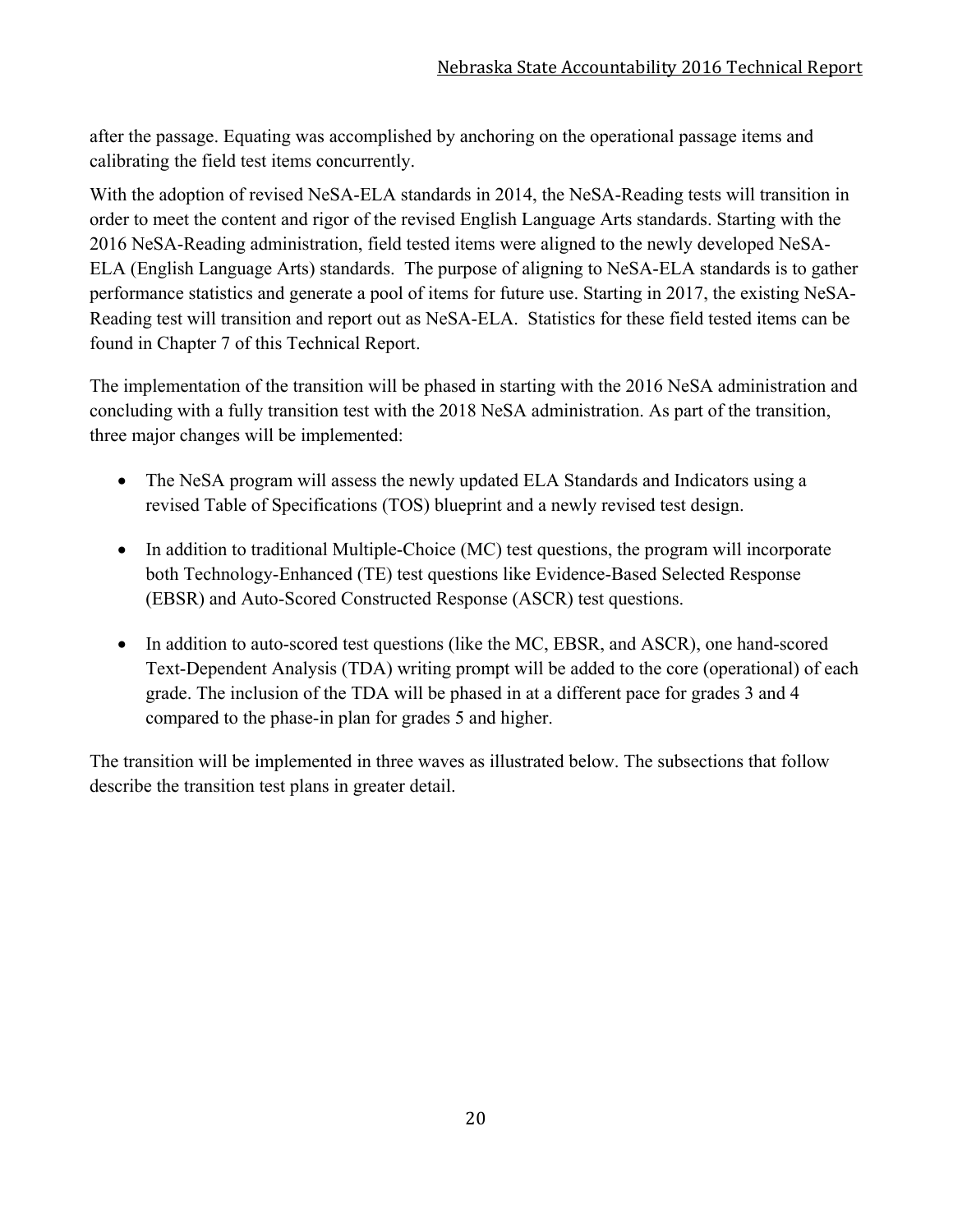after the passage. Equating was accomplished by anchoring on the operational passage items and calibrating the field test items concurrently.

With the adoption of revised NeSA-ELA standards in 2014, the NeSA-Reading tests will transition in order to meet the content and rigor of the revised English Language Arts standards. Starting with the 2016 NeSA-Reading administration, field tested items were aligned to the newly developed NeSA-ELA (English Language Arts) standards. The purpose of aligning to NeSA-ELA standards is to gather performance statistics and generate a pool of items for future use. Starting in 2017, the existing NeSA-Reading test will transition and report out as NeSA-ELA. Statistics for these field tested items can be found in Chapter 7 of this Technical Report.

The implementation of the transition will be phased in starting with the 2016 NeSA administration and concluding with a fully transition test with the 2018 NeSA administration. As part of the transition, three major changes will be implemented:

- The NeSA program will assess the newly updated ELA Standards and Indicators using a revised Table of Specifications (TOS) blueprint and a newly revised test design.
- In addition to traditional Multiple-Choice (MC) test questions, the program will incorporate both Technology-Enhanced (TE) test questions like Evidence-Based Selected Response (EBSR) and Auto-Scored Constructed Response (ASCR) test questions.
- In addition to auto-scored test questions (like the MC, EBSR, and ASCR), one hand-scored Text-Dependent Analysis (TDA) writing prompt will be added to the core (operational) of each grade. The inclusion of the TDA will be phased in at a different pace for grades 3 and 4 compared to the phase-in plan for grades 5 and higher.

The transition will be implemented in three waves as illustrated below. The subsections that follow describe the transition test plans in greater detail.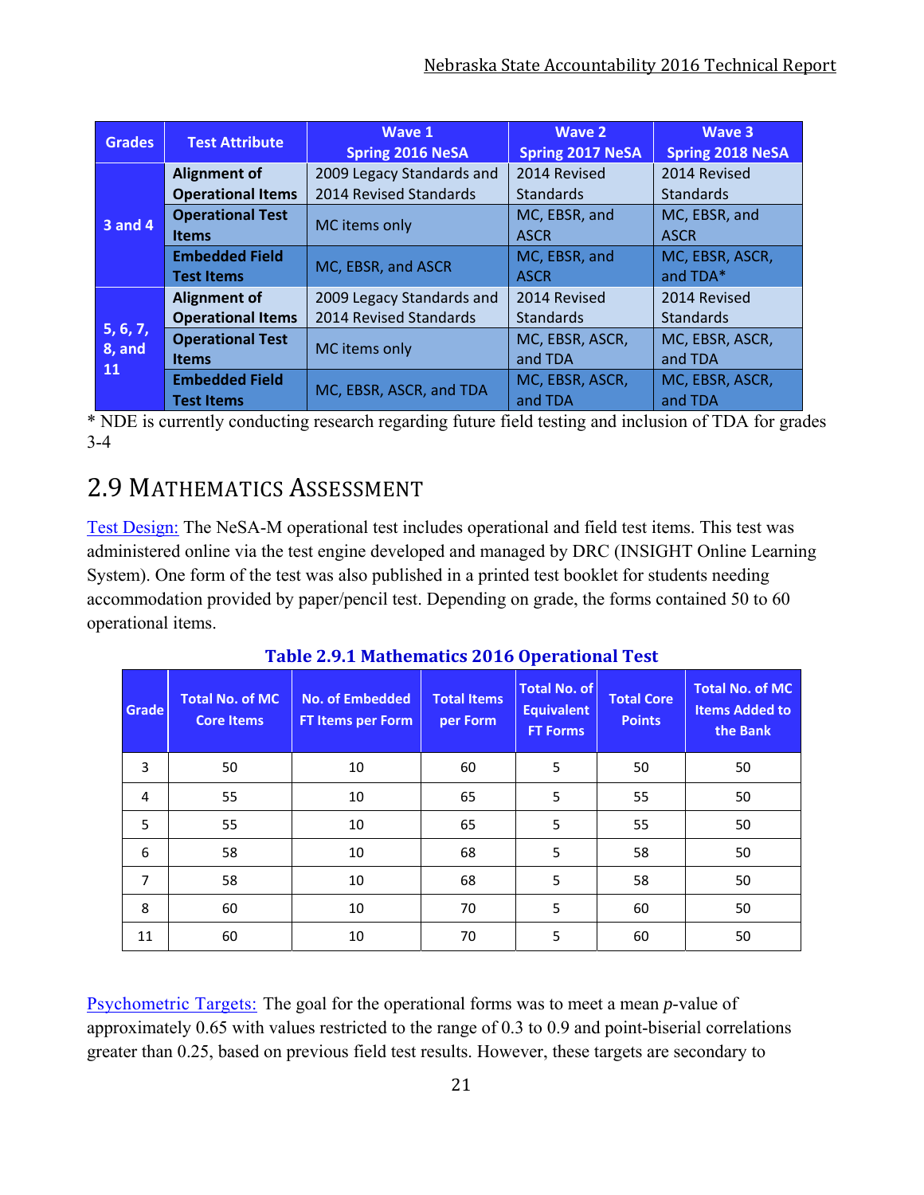| Grades | Test Attribute | Wave 1 Spring 2016 NeSA | Wave 2 Spring 2017 NeSA | Wave 3 Spring 2018 NeSA |
|---|---|---|---|---|
| 3 and 4 | Alignment of Operational Items | 2009 Legacy Standards and 2014 Revised Standards | 2014 Revised Standards | 2014 Revised Standards |
| | Operational Test Items | MC items only | MC, EBSR, and ASCR | MC, EBSR, and ASCR |
| | Embedded Field Test Items | MC, EBSR, and ASCR | MC, EBSR, and ASCR | MC, EBSR, ASCR, and TDA* |
| 5, 6, 7, 8, and 11 | Alignment of Operational Items | 2009 Legacy Standards and 2014 Revised Standards | 2014 Revised Standards | 2014 Revised Standards |
| | Operational Test Items | MC items only | MC, EBSR, ASCR, and TDA | MC, EBSR, ASCR, and TDA |
| | Embedded Field Test Items | MC, EBSR, ASCR, and TDA | MC, EBSR, ASCR, and TDA | MC, EBSR, ASCR, and TDA |

* NDE is currently conducting research regarding future field testing and inclusion of TDA for grades 3-4

## 2.9 Mathematics Assessment

Test Design: The NeSA-M operational test includes operational and field test items. This test was administered online via the test engine developed and managed by DRC (INSIGHT Online Learning System). One form of the test was also published in a printed test booklet for students needing accommodation provided by paper/pencil test. Depending on grade, the forms contained 50 to 60 operational items.

**Table 2.9.1 Mathematics 2016 Operational Test**

| Grade | Total No. of MC Core Items | No. of Embedded FT Items per Form | Total Items per Form | Total No. of Equivalent FT Forms | Total Core Points | Total No. of MC Items Added to the Bank |
|---|---|---|---|---|---|---|
| 3 | 50 | 10 | 60 | 5 | 50 | 50 |
| 4 | 55 | 10 | 65 | 5 | 55 | 50 |
| 5 | 55 | 10 | 65 | 5 | 55 | 50 |
| 6 | 58 | 10 | 68 | 5 | 58 | 50 |
| 7 | 58 | 10 | 68 | 5 | 58 | 50 |
| 8 | 60 | 10 | 70 | 5 | 60 | 50 |
| 11 | 60 | 10 | 70 | 5 | 60 | 50 |

Psychometric Targets: The goal for the operational forms was to meet a mean *p*-value of approximately 0.65 with values restricted to the range of 0.3 to 0.9 and point-biserial correlations greater than 0.25, based on previous field test results. However, these targets are secondary to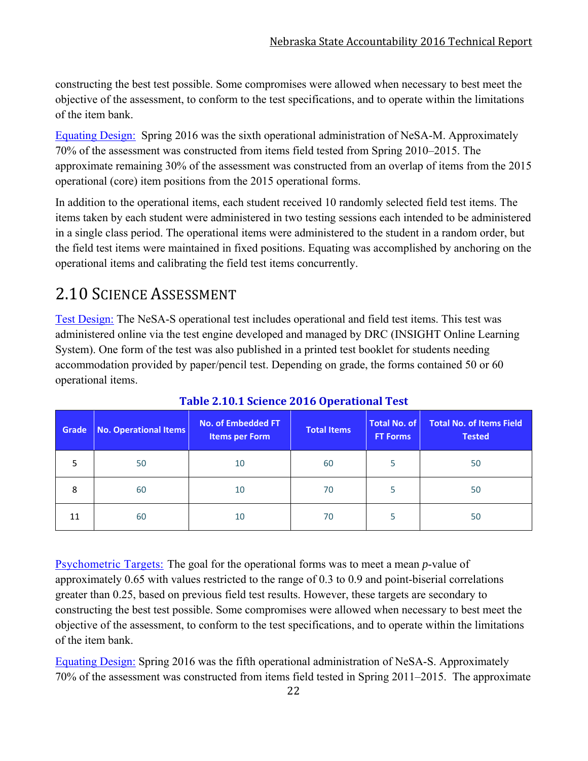constructing the best test possible. Some compromises were allowed when necessary to best meet the objective of the assessment, to conform to the test specifications, and to operate within the limitations of the item bank.

Equating Design: Spring 2016 was the sixth operational administration of NeSA-M. Approximately 70% of the assessment was constructed from items field tested from Spring 2010–2015. The approximate remaining 30% of the assessment was constructed from an overlap of items from the 2015 operational (core) item positions from the 2015 operational forms.

In addition to the operational items, each student received 10 randomly selected field test items. The items taken by each student were administered in two testing sessions each intended to be administered in a single class period. The operational items were administered to the student in a random order, but the field test items were maintained in fixed positions. Equating was accomplished by anchoring on the operational items and calibrating the field test items concurrently.

## 2.10 Science Assessment

Test Design: The NeSA-S operational test includes operational and field test items. This test was administered online via the test engine developed and managed by DRC (INSIGHT Online Learning System). One form of the test was also published in a printed test booklet for students needing accommodation provided by paper/pencil test. Depending on grade, the forms contained 50 or 60 operational items.

**Table 2.10.1 Science 2016 Operational Test**

| Grade | No. Operational Items | No. of Embedded FT Items per Form | Total Items | Total No. of FT Forms | Total No. of Items Field Tested |
|---|---|---|---|---|---|
| 5 | 50 | 10 | 60 | 5 | 50 |
| 8 | 60 | 10 | 70 | 5 | 50 |
| 11 | 60 | 10 | 70 | 5 | 50 |

Psychometric Targets: The goal for the operational forms was to meet a mean *p*-value of approximately 0.65 with values restricted to the range of 0.3 to 0.9 and point-biserial correlations greater than 0.25, based on previous field test results. However, these targets are secondary to constructing the best test possible. Some compromises were allowed when necessary to best meet the objective of the assessment, to conform to the test specifications, and to operate within the limitations of the item bank.

Equating Design: Spring 2016 was the fifth operational administration of NeSA-S. Approximately 70% of the assessment was constructed from items field tested in Spring 2011–2015. The approximate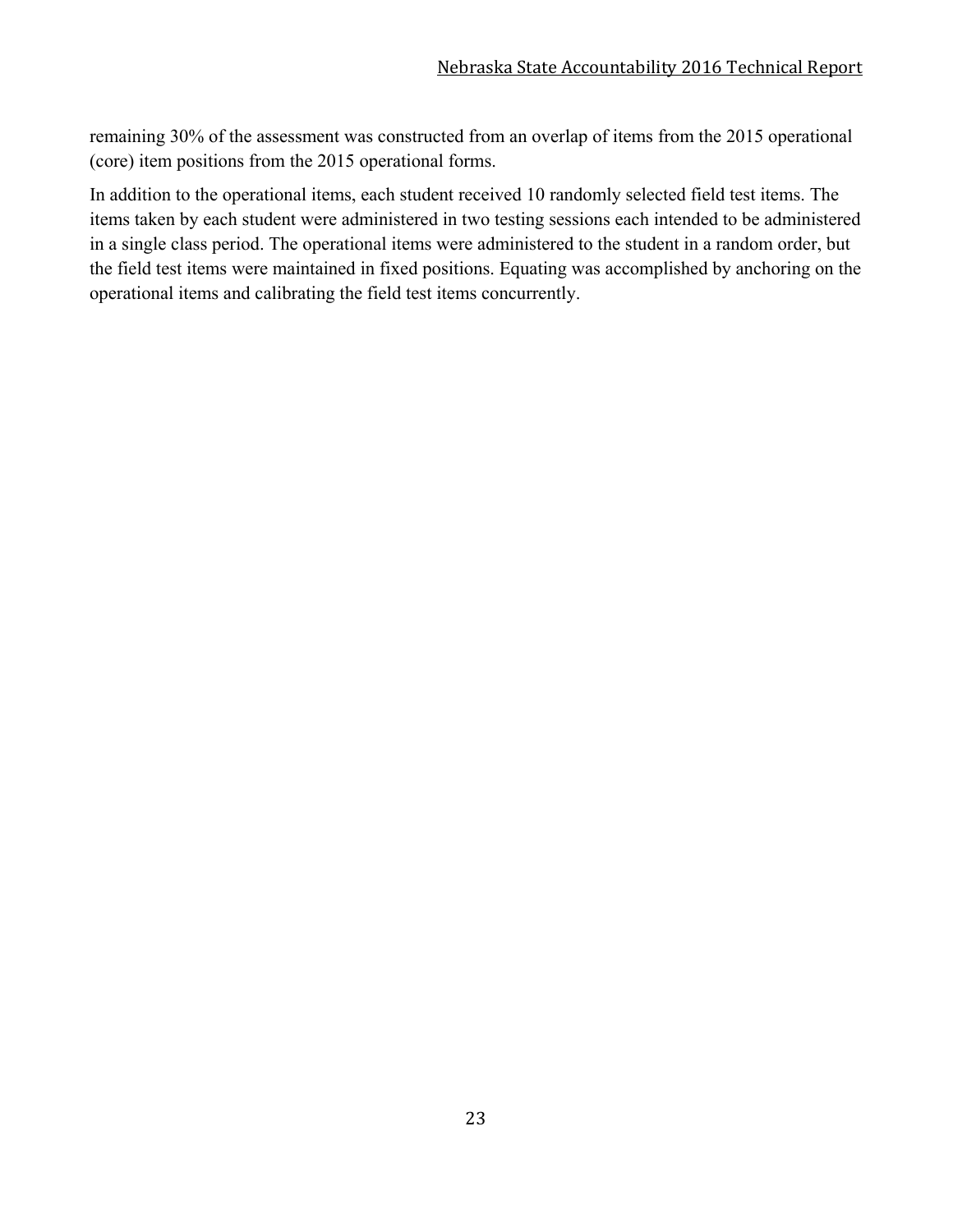remaining 30% of the assessment was constructed from an overlap of items from the 2015 operational (core) item positions from the 2015 operational forms.

In addition to the operational items, each student received 10 randomly selected field test items. The items taken by each student were administered in two testing sessions each intended to be administered in a single class period. The operational items were administered to the student in a random order, but the field test items were maintained in fixed positions. Equating was accomplished by anchoring on the operational items and calibrating the field test items concurrently.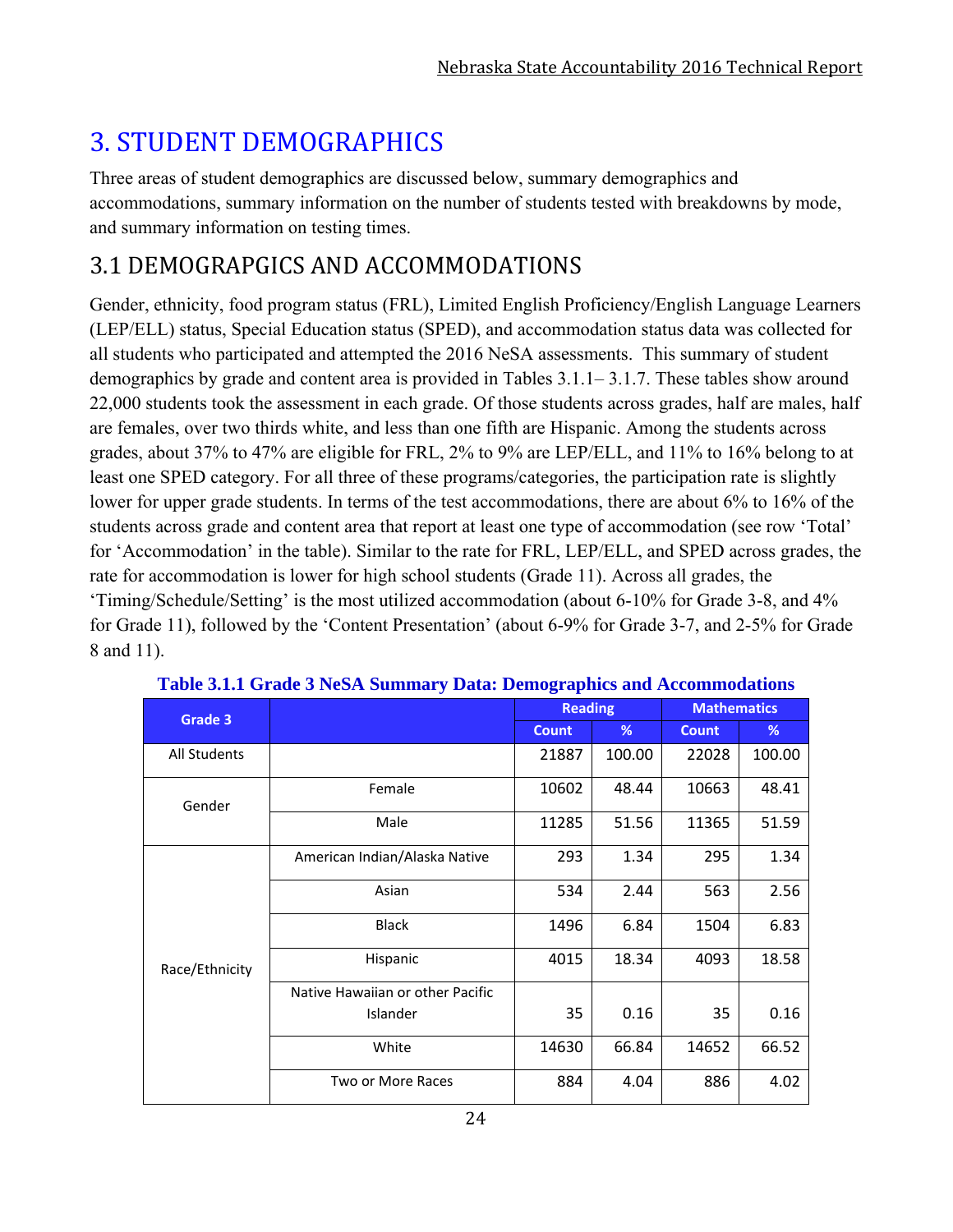# 3. STUDENT DEMOGRAPHICS

Three areas of student demographics are discussed below, summary demographics and accommodations, summary information on the number of students tested with breakdowns by mode, and summary information on testing times.

## 3.1 DEMOGRAPGICS AND ACCOMMODATIONS

Gender, ethnicity, food program status (FRL), Limited English Proficiency/English Language Learners (LEP/ELL) status, Special Education status (SPED), and accommodation status data was collected for all students who participated and attempted the 2016 NeSA assessments. This summary of student demographics by grade and content area is provided in Tables 3.1.1– 3.1.7. These tables show around 22,000 students took the assessment in each grade. Of those students across grades, half are males, half are females, over two thirds white, and less than one fifth are Hispanic. Among the students across grades, about 37% to 47% are eligible for FRL, 2% to 9% are LEP/ELL, and 11% to 16% belong to at least one SPED category. For all three of these programs/categories, the participation rate is slightly lower for upper grade students. In terms of the test accommodations, there are about 6% to 16% of the students across grade and content area that report at least one type of accommodation (see row 'Total' for 'Accommodation' in the table). Similar to the rate for FRL, LEP/ELL, and SPED across grades, the rate for accommodation is lower for high school students (Grade 11). Across all grades, the 'Timing/Schedule/Setting' is the most utilized accommodation (about 6-10% for Grade 3-8, and 4% for Grade 11), followed by the 'Content Presentation' (about 6-9% for Grade 3-7, and 2-5% for Grade 8 and 11).

**Table 3.1.1 Grade 3 NeSA Summary Data: Demographics and Accommodations**

| Grade 3 | | Reading | | Mathematics | |
|---|---|---|---|---|---|
| | | Count | % | Count | % |
| All Students | | 21887 | 100.00 | 22028 | 100.00 |
| Gender | Female | 10602 | 48.44 | 10663 | 48.41 |
| | Male | 11285 | 51.56 | 11365 | 51.59 |
| Race/Ethnicity | American Indian/Alaska Native | 293 | 1.34 | 295 | 1.34 |
| | Asian | 534 | 2.44 | 563 | 2.56 |
| | Black | 1496 | 6.84 | 1504 | 6.83 |
| | Hispanic | 4015 | 18.34 | 4093 | 18.58 |
| | Native Hawaiian or other Pacific Islander | 35 | 0.16 | 35 | 0.16 |
| | White | 14630 | 66.84 | 14652 | 66.52 |
| | Two or More Races | 884 | 4.04 | 886 | 4.02 |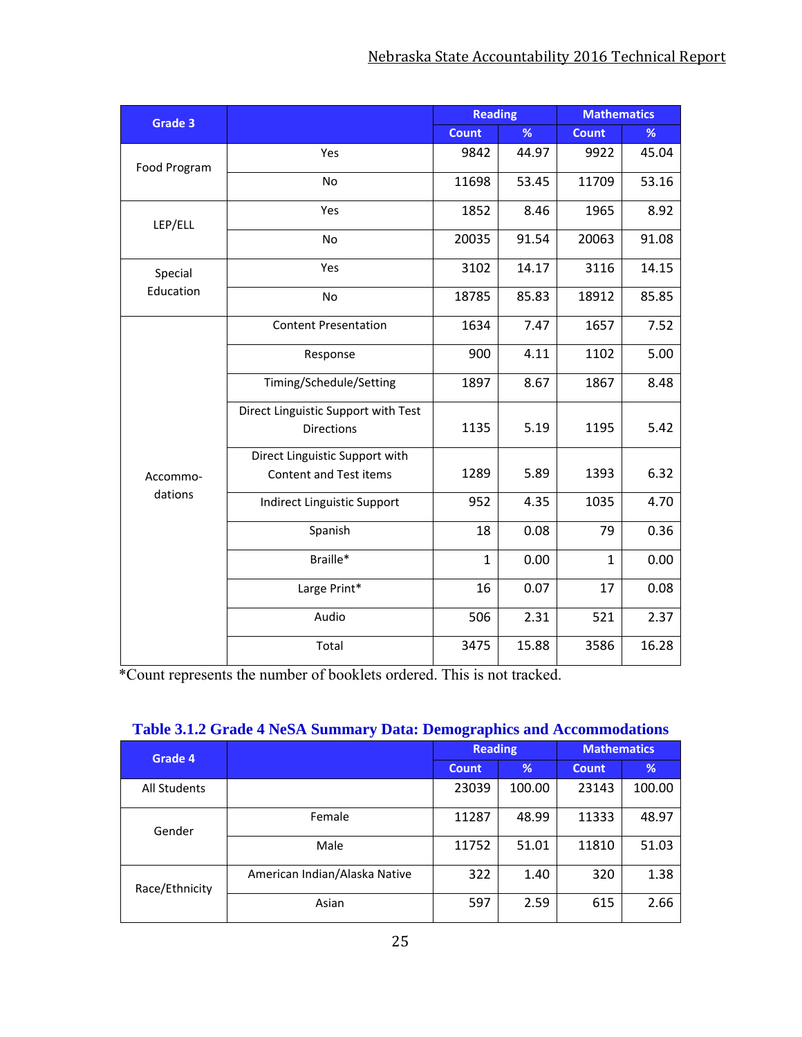| Grade 3 | | Reading | | Mathematics | |
|---|---|---|---|---|---|
| | | Count | % | Count | % |
| Food Program | Yes | 9842 | 44.97 | 9922 | 45.04 |
| | No | 11698 | 53.45 | 11709 | 53.16 |
| LEP/ELL | Yes | 1852 | 8.46 | 1965 | 8.92 |
| | No | 20035 | 91.54 | 20063 | 91.08 |
| Special Education | Yes | 3102 | 14.17 | 3116 | 14.15 |
| | No | 18785 | 85.83 | 18912 | 85.85 |
| Accommo-dations | Content Presentation | 1634 | 7.47 | 1657 | 7.52 |
| | Response | 900 | 4.11 | 1102 | 5.00 |
| | Timing/Schedule/Setting | 1897 | 8.67 | 1867 | 8.48 |
| | Direct Linguistic Support with Test Directions | 1135 | 5.19 | 1195 | 5.42 |
| | Direct Linguistic Support with Content and Test items | 1289 | 5.89 | 1393 | 6.32 |
| | Indirect Linguistic Support | 952 | 4.35 | 1035 | 4.70 |
| | Spanish | 18 | 0.08 | 79 | 0.36 |
| | Braille* | 1 | 0.00 | 1 | 0.00 |
| | Large Print* | 16 | 0.07 | 17 | 0.08 |
| | Audio | 506 | 2.31 | 521 | 2.37 |
| | Total | 3475 | 15.88 | 3586 | 16.28 |

*Count represents the number of booklets ordered. This is not tracked.

**Table 3.1.2 Grade 4 NeSA Summary Data: Demographics and Accommodations**

| Grade 4 | | Reading | | Mathematics | |
|---|---|---|---|---|---|
| | | Count | % | Count | % |
| All Students | | 23039 | 100.00 | 23143 | 100.00 |
| Gender | Female | 11287 | 48.99 | 11333 | 48.97 |
| | Male | 11752 | 51.01 | 11810 | 51.03 |
| Race/Ethnicity | American Indian/Alaska Native | 322 | 1.40 | 320 | 1.38 |
| | Asian | 597 | 2.59 | 615 | 2.66 |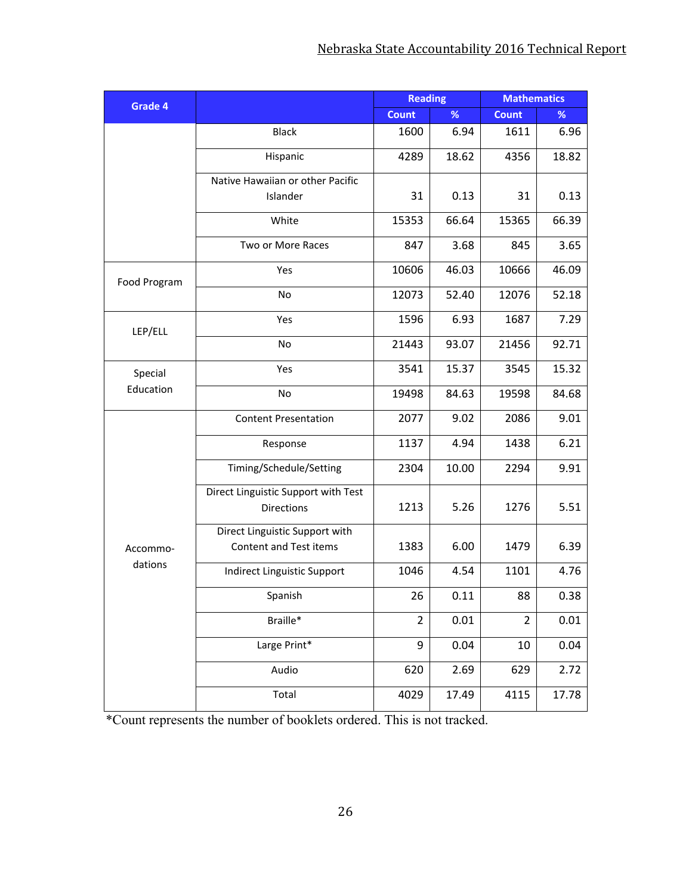| Grade 4 | | Reading | | Mathematics | |
|---|---|---|---|---|---|
| | | Count | % | Count | % |
| | Black | 1600 | 6.94 | 1611 | 6.96 |
| | Hispanic | 4289 | 18.62 | 4356 | 18.82 |
| | Native Hawaiian or other Pacific Islander | 31 | 0.13 | 31 | 0.13 |
| | White | 15353 | 66.64 | 15365 | 66.39 |
| | Two or More Races | 847 | 3.68 | 845 | 3.65 |
| Food Program | Yes | 10606 | 46.03 | 10666 | 46.09 |
| | No | 12073 | 52.40 | 12076 | 52.18 |
| LEP/ELL | Yes | 1596 | 6.93 | 1687 | 7.29 |
| | No | 21443 | 93.07 | 21456 | 92.71 |
| Special Education | Yes | 3541 | 15.37 | 3545 | 15.32 |
| | No | 19498 | 84.63 | 19598 | 84.68 |
| Accommo-dations | Content Presentation | 2077 | 9.02 | 2086 | 9.01 |
| | Response | 1137 | 4.94 | 1438 | 6.21 |
| | Timing/Schedule/Setting | 2304 | 10.00 | 2294 | 9.91 |
| | Direct Linguistic Support with Test Directions | 1213 | 5.26 | 1276 | 5.51 |
| | Direct Linguistic Support with Content and Test items | 1383 | 6.00 | 1479 | 6.39 |
| | Indirect Linguistic Support | 1046 | 4.54 | 1101 | 4.76 |
| | Spanish | 26 | 0.11 | 88 | 0.38 |
| | Braille* | 2 | 0.01 | 2 | 0.01 |
| | Large Print* | 9 | 0.04 | 10 | 0.04 |
| | Audio | 620 | 2.69 | 629 | 2.72 |
| | Total | 4029 | 17.49 | 4115 | 17.78 |

*Count represents the number of booklets ordered. This is not tracked.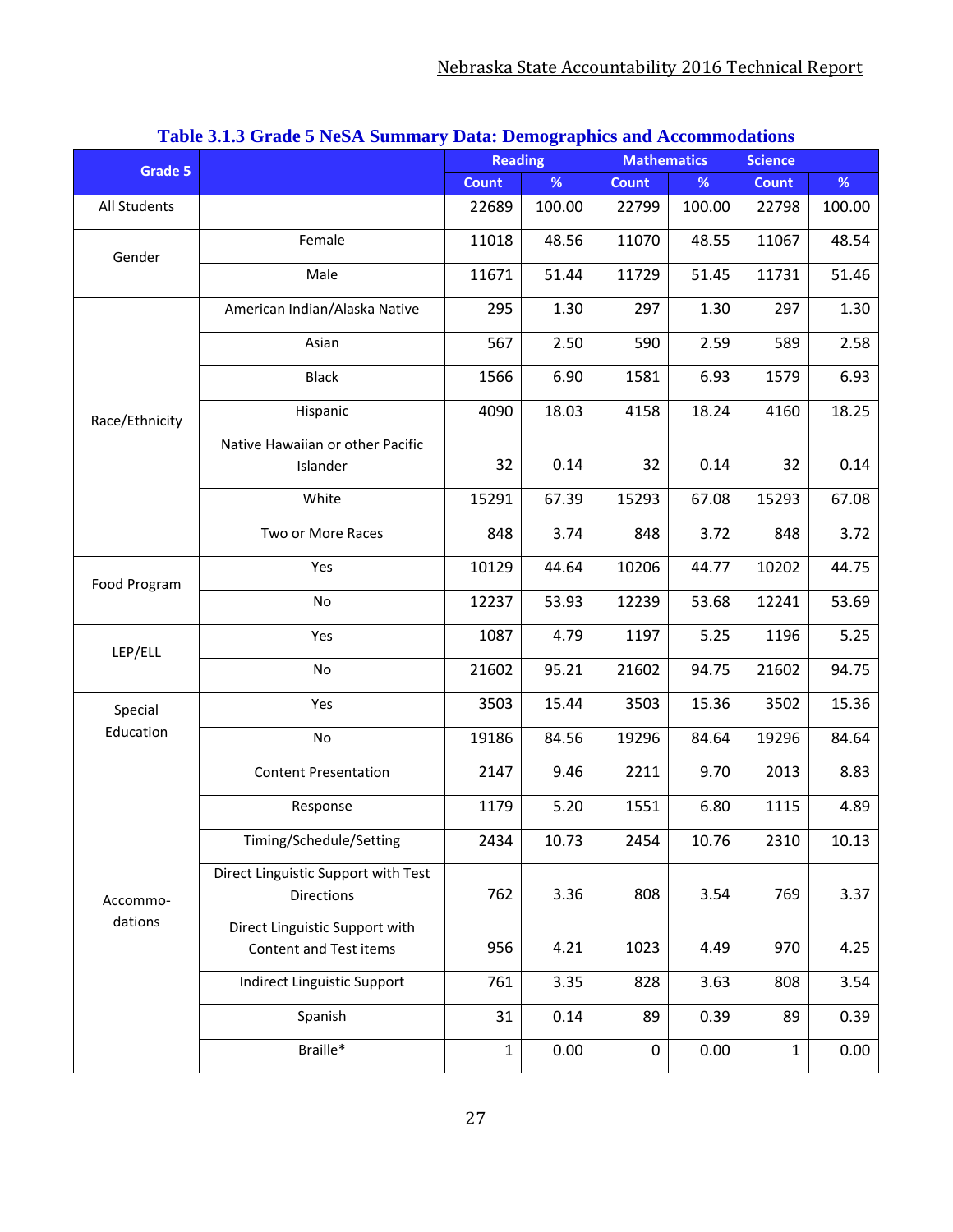**Table 3.1.3 Grade 5 NeSA Summary Data: Demographics and Accommodations**

| Grade 5 | | Reading | | Mathematics | | Science | |
|---|---|---|---|---|---|---|---|
| | | Count | % | Count | % | Count | % |
| All Students | | 22689 | 100.00 | 22799 | 100.00 | 22798 | 100.00 |
| Gender | Female | 11018 | 48.56 | 11070 | 48.55 | 11067 | 48.54 |
| | Male | 11671 | 51.44 | 11729 | 51.45 | 11731 | 51.46 |
| Race/Ethnicity | American Indian/Alaska Native | 295 | 1.30 | 297 | 1.30 | 297 | 1.30 |
| | Asian | 567 | 2.50 | 590 | 2.59 | 589 | 2.58 |
| | Black | 1566 | 6.90 | 1581 | 6.93 | 1579 | 6.93 |
| | Hispanic | 4090 | 18.03 | 4158 | 18.24 | 4160 | 18.25 |
| | Native Hawaiian or other Pacific Islander | 32 | 0.14 | 32 | 0.14 | 32 | 0.14 |
| | White | 15291 | 67.39 | 15293 | 67.08 | 15293 | 67.08 |
| | Two or More Races | 848 | 3.74 | 848 | 3.72 | 848 | 3.72 |
| Food Program | Yes | 10129 | 44.64 | 10206 | 44.77 | 10202 | 44.75 |
| | No | 12237 | 53.93 | 12239 | 53.68 | 12241 | 53.69 |
| LEP/ELL | Yes | 1087 | 4.79 | 1197 | 5.25 | 1196 | 5.25 |
| | No | 21602 | 95.21 | 21602 | 94.75 | 21602 | 94.75 |
| Special Education | Yes | 3503 | 15.44 | 3503 | 15.36 | 3502 | 15.36 |
| | No | 19186 | 84.56 | 19296 | 84.64 | 19296 | 84.64 |
| Accommo-dations | Content Presentation | 2147 | 9.46 | 2211 | 9.70 | 2013 | 8.83 |
| | Response | 1179 | 5.20 | 1551 | 6.80 | 1115 | 4.89 |
| | Timing/Schedule/Setting | 2434 | 10.73 | 2454 | 10.76 | 2310 | 10.13 |
| | Direct Linguistic Support with Test Directions | 762 | 3.36 | 808 | 3.54 | 769 | 3.37 |
| | Direct Linguistic Support with Content and Test items | 956 | 4.21 | 1023 | 4.49 | 970 | 4.25 |
| | Indirect Linguistic Support | 761 | 3.35 | 828 | 3.63 | 808 | 3.54 |
| | Spanish | 31 | 0.14 | 89 | 0.39 | 89 | 0.39 |
| | Braille* | 1 | 0.00 | 0 | 0.00 | 1 | 0.00 |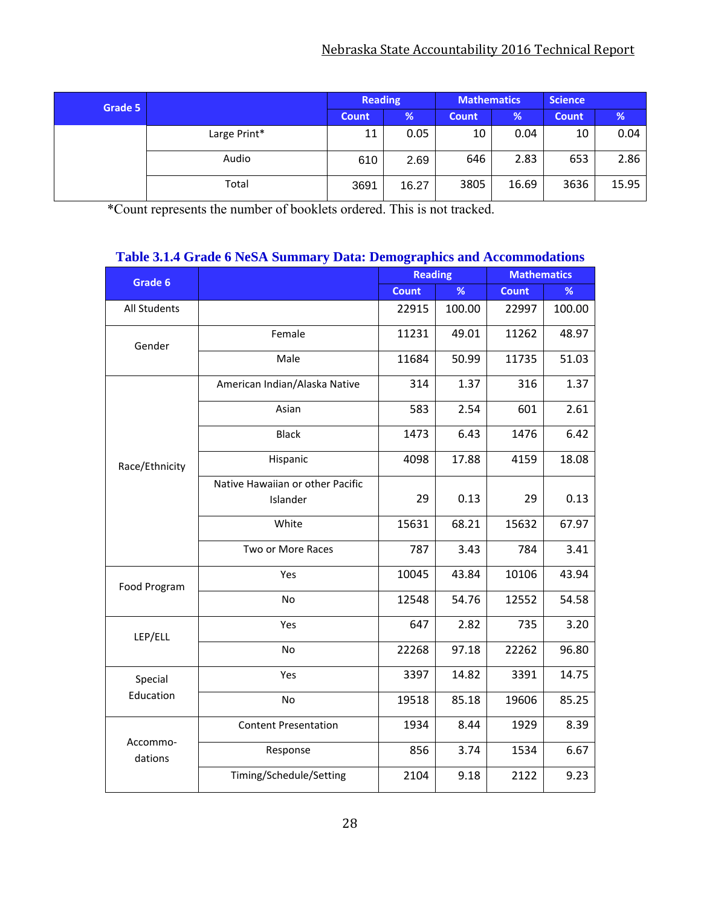| Grade 5 | | Reading | | Mathematics | | Science | |
|---|---|---|---|---|---|---|---|
| | | Count | % | Count | % | Count | % |
| | Large Print* | 11 | 0.05 | 10 | 0.04 | 10 | 0.04 |
| | Audio | 610 | 2.69 | 646 | 2.83 | 653 | 2.86 |
| | Total | 3691 | 16.27 | 3805 | 16.69 | 3636 | 15.95 |

*Count represents the number of booklets ordered. This is not tracked.

### Table 3.1.4 Grade 6 NeSA Summary Data: Demographics and Accommodations

| Grade 6 | | Reading | | Mathematics | |
|---|---|---|---|---|---|
| | | Count | % | Count | % |
| All Students | | 22915 | 100.00 | 22997 | 100.00 |
| Gender | Female | 11231 | 49.01 | 11262 | 48.97 |
| | Male | 11684 | 50.99 | 11735 | 51.03 |
| Race/Ethnicity | American Indian/Alaska Native | 314 | 1.37 | 316 | 1.37 |
| | Asian | 583 | 2.54 | 601 | 2.61 |
| | Black | 1473 | 6.43 | 1476 | 6.42 |
| | Hispanic | 4098 | 17.88 | 4159 | 18.08 |
| | Native Hawaiian or other Pacific Islander | 29 | 0.13 | 29 | 0.13 |
| | White | 15631 | 68.21 | 15632 | 67.97 |
| | Two or More Races | 787 | 3.43 | 784 | 3.41 |
| Food Program | Yes | 10045 | 43.84 | 10106 | 43.94 |
| | No | 12548 | 54.76 | 12552 | 54.58 |
| LEP/ELL | Yes | 647 | 2.82 | 735 | 3.20 |
| | No | 22268 | 97.18 | 22262 | 96.80 |
| Special Education | Yes | 3397 | 14.82 | 3391 | 14.75 |
| | No | 19518 | 85.18 | 19606 | 85.25 |
| Accommodations | Content Presentation | 1934 | 8.44 | 1929 | 8.39 |
| | Response | 856 | 3.74 | 1534 | 6.67 |
| | Timing/Schedule/Setting | 2104 | 9.18 | 2122 | 9.23 |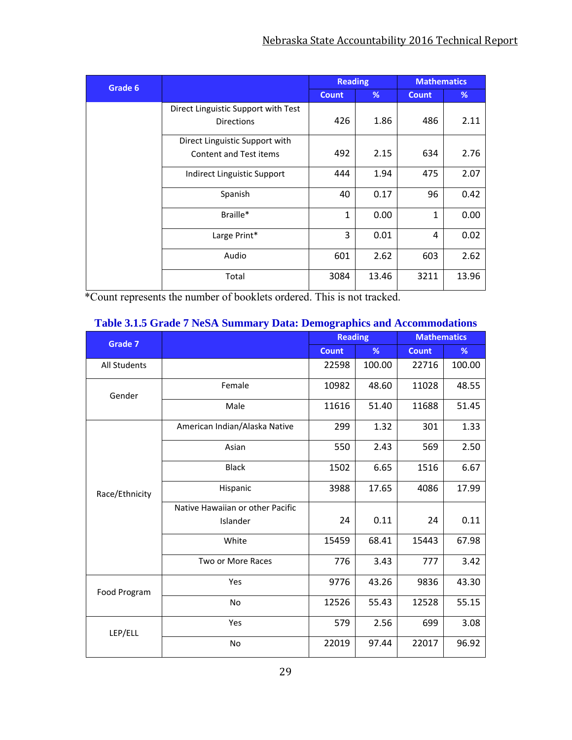| Grade 6 | | Reading | | Mathematics | |
|---|---|---|---|---|---|
| | | Count | % | Count | % |
| | Direct Linguistic Support with Test Directions | 426 | 1.86 | 486 | 2.11 |
| | Direct Linguistic Support with Content and Test items | 492 | 2.15 | 634 | 2.76 |
| | Indirect Linguistic Support | 444 | 1.94 | 475 | 2.07 |
| | Spanish | 40 | 0.17 | 96 | 0.42 |
| | Braille* | 1 | 0.00 | 1 | 0.00 |
| | Large Print* | 3 | 0.01 | 4 | 0.02 |
| | Audio | 601 | 2.62 | 603 | 2.62 |
| | Total | 3084 | 13.46 | 3211 | 13.96 |

*Count represents the number of booklets ordered. This is not tracked.

### Table 3.1.5 Grade 7 NeSA Summary Data: Demographics and Accommodations

| Grade 7 | | Reading | | Mathematics | |
|---|---|---|---|---|---|
| | | Count | % | Count | % |
| All Students | | 22598 | 100.00 | 22716 | 100.00 |
| Gender | Female | 10982 | 48.60 | 11028 | 48.55 |
| | Male | 11616 | 51.40 | 11688 | 51.45 |
| Race/Ethnicity | American Indian/Alaska Native | 299 | 1.32 | 301 | 1.33 |
| | Asian | 550 | 2.43 | 569 | 2.50 |
| | Black | 1502 | 6.65 | 1516 | 6.67 |
| | Hispanic | 3988 | 17.65 | 4086 | 17.99 |
| | Native Hawaiian or other Pacific Islander | 24 | 0.11 | 24 | 0.11 |
| | White | 15459 | 68.41 | 15443 | 67.98 |
| | Two or More Races | 776 | 3.43 | 777 | 3.42 |
| Food Program | Yes | 9776 | 43.26 | 9836 | 43.30 |
| | No | 12526 | 55.43 | 12528 | 55.15 |
| LEP/ELL | Yes | 579 | 2.56 | 699 | 3.08 |
| | No | 22019 | 97.44 | 22017 | 96.92 |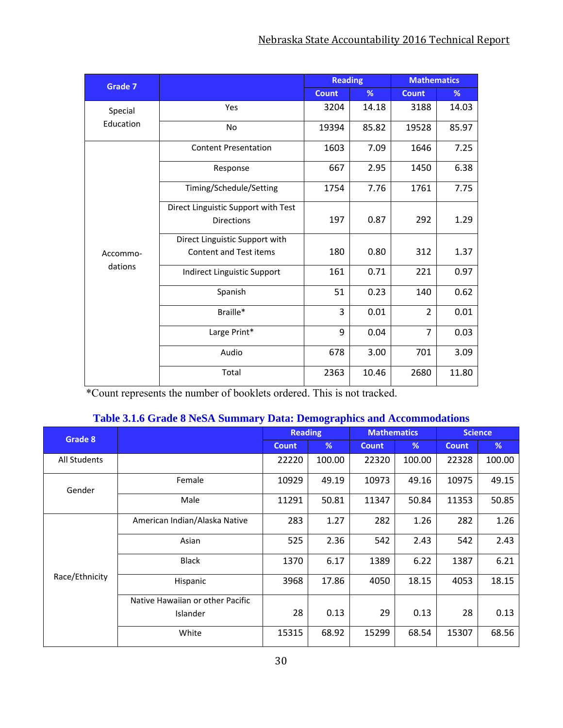| Grade 7 | | Reading | | Mathematics | |
|---|---|---|---|---|---|
| | | Count | % | Count | % |
| Special Education | Yes | 3204 | 14.18 | 3188 | 14.03 |
| | No | 19394 | 85.82 | 19528 | 85.97 |
| Accommo-dations | Content Presentation | 1603 | 7.09 | 1646 | 7.25 |
| | Response | 667 | 2.95 | 1450 | 6.38 |
| | Timing/Schedule/Setting | 1754 | 7.76 | 1761 | 7.75 |
| | Direct Linguistic Support with Test Directions | 197 | 0.87 | 292 | 1.29 |
| | Direct Linguistic Support with Content and Test items | 180 | 0.80 | 312 | 1.37 |
| | Indirect Linguistic Support | 161 | 0.71 | 221 | 0.97 |
| | Spanish | 51 | 0.23 | 140 | 0.62 |
| | Braille* | 3 | 0.01 | 2 | 0.01 |
| | Large Print* | 9 | 0.04 | 7 | 0.03 |
| | Audio | 678 | 3.00 | 701 | 3.09 |
| | Total | 2363 | 10.46 | 2680 | 11.80 |

*Count represents the number of booklets ordered. This is not tracked.

### Table 3.1.6 Grade 8 NeSA Summary Data: Demographics and Accommodations

| Grade 8 | | Reading | | Mathematics | | Science | |
|---|---|---|---|---|---|---|---|
| | | Count | % | Count | % | Count | % |
| All Students | | 22220 | 100.00 | 22320 | 100.00 | 22328 | 100.00 |
| Gender | Female | 10929 | 49.19 | 10973 | 49.16 | 10975 | 49.15 |
| | Male | 11291 | 50.81 | 11347 | 50.84 | 11353 | 50.85 |
| Race/Ethnicity | American Indian/Alaska Native | 283 | 1.27 | 282 | 1.26 | 282 | 1.26 |
| | Asian | 525 | 2.36 | 542 | 2.43 | 542 | 2.43 |
| | Black | 1370 | 6.17 | 1389 | 6.22 | 1387 | 6.21 |
| | Hispanic | 3968 | 17.86 | 4050 | 18.15 | 4053 | 18.15 |
| | Native Hawaiian or other Pacific Islander | 28 | 0.13 | 29 | 0.13 | 28 | 0.13 |
| | White | 15315 | 68.92 | 15299 | 68.54 | 15307 | 68.56 |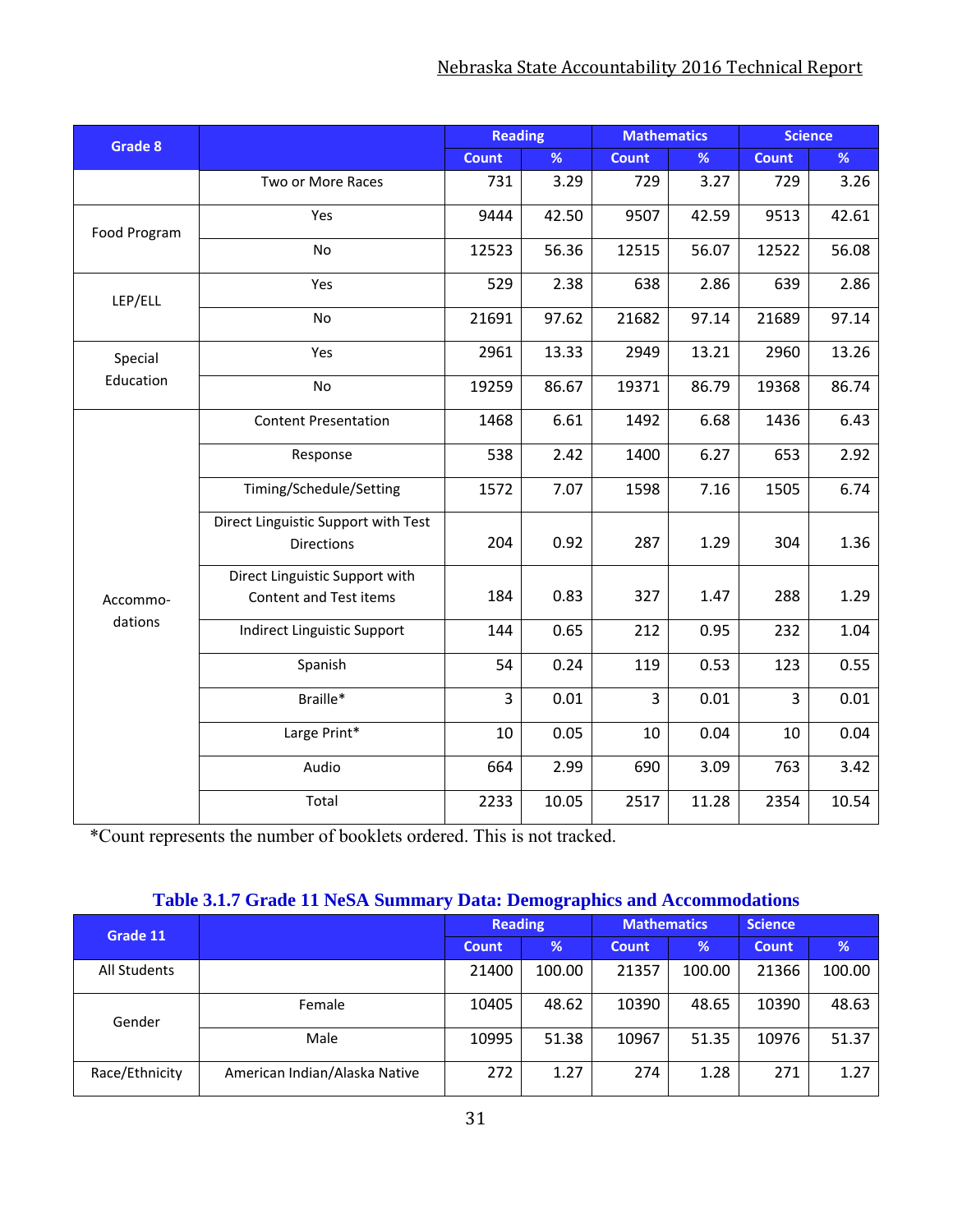| Grade 8 | | Reading | | Mathematics | | Science | |
|---|---|---|---|---|---|---|---|
| | | Count | % | Count | % | Count | % |
| | Two or More Races | 731 | 3.29 | 729 | 3.27 | 729 | 3.26 |
| Food Program | Yes | 9444 | 42.50 | 9507 | 42.59 | 9513 | 42.61 |
| | No | 12523 | 56.36 | 12515 | 56.07 | 12522 | 56.08 |
| LEP/ELL | Yes | 529 | 2.38 | 638 | 2.86 | 639 | 2.86 |
| | No | 21691 | 97.62 | 21682 | 97.14 | 21689 | 97.14 |
| Special Education | Yes | 2961 | 13.33 | 2949 | 13.21 | 2960 | 13.26 |
| | No | 19259 | 86.67 | 19371 | 86.79 | 19368 | 86.74 |
| Accommo-dations | Content Presentation | 1468 | 6.61 | 1492 | 6.68 | 1436 | 6.43 |
| | Response | 538 | 2.42 | 1400 | 6.27 | 653 | 2.92 |
| | Timing/Schedule/Setting | 1572 | 7.07 | 1598 | 7.16 | 1505 | 6.74 |
| | Direct Linguistic Support with Test Directions | 204 | 0.92 | 287 | 1.29 | 304 | 1.36 |
| | Direct Linguistic Support with Content and Test items | 184 | 0.83 | 327 | 1.47 | 288 | 1.29 |
| | Indirect Linguistic Support | 144 | 0.65 | 212 | 0.95 | 232 | 1.04 |
| | Spanish | 54 | 0.24 | 119 | 0.53 | 123 | 0.55 |
| | Braille* | 3 | 0.01 | 3 | 0.01 | 3 | 0.01 |
| | Large Print* | 10 | 0.05 | 10 | 0.04 | 10 | 0.04 |
| | Audio | 664 | 2.99 | 690 | 3.09 | 763 | 3.42 |
| | Total | 2233 | 10.05 | 2517 | 11.28 | 2354 | 10.54 |

*Count represents the number of booklets ordered. This is not tracked.

### Table 3.1.7 Grade 11 NeSA Summary Data: Demographics and Accommodations

| Grade 11 | | Reading | | Mathematics | | Science | |
|---|---|---|---|---|---|---|---|
| | | Count | % | Count | % | Count | % |
| All Students | | 21400 | 100.00 | 21357 | 100.00 | 21366 | 100.00 |
| Gender | Female | 10405 | 48.62 | 10390 | 48.65 | 10390 | 48.63 |
| | Male | 10995 | 51.38 | 10967 | 51.35 | 10976 | 51.37 |
| Race/Ethnicity | American Indian/Alaska Native | 272 | 1.27 | 274 | 1.28 | 271 | 1.27 |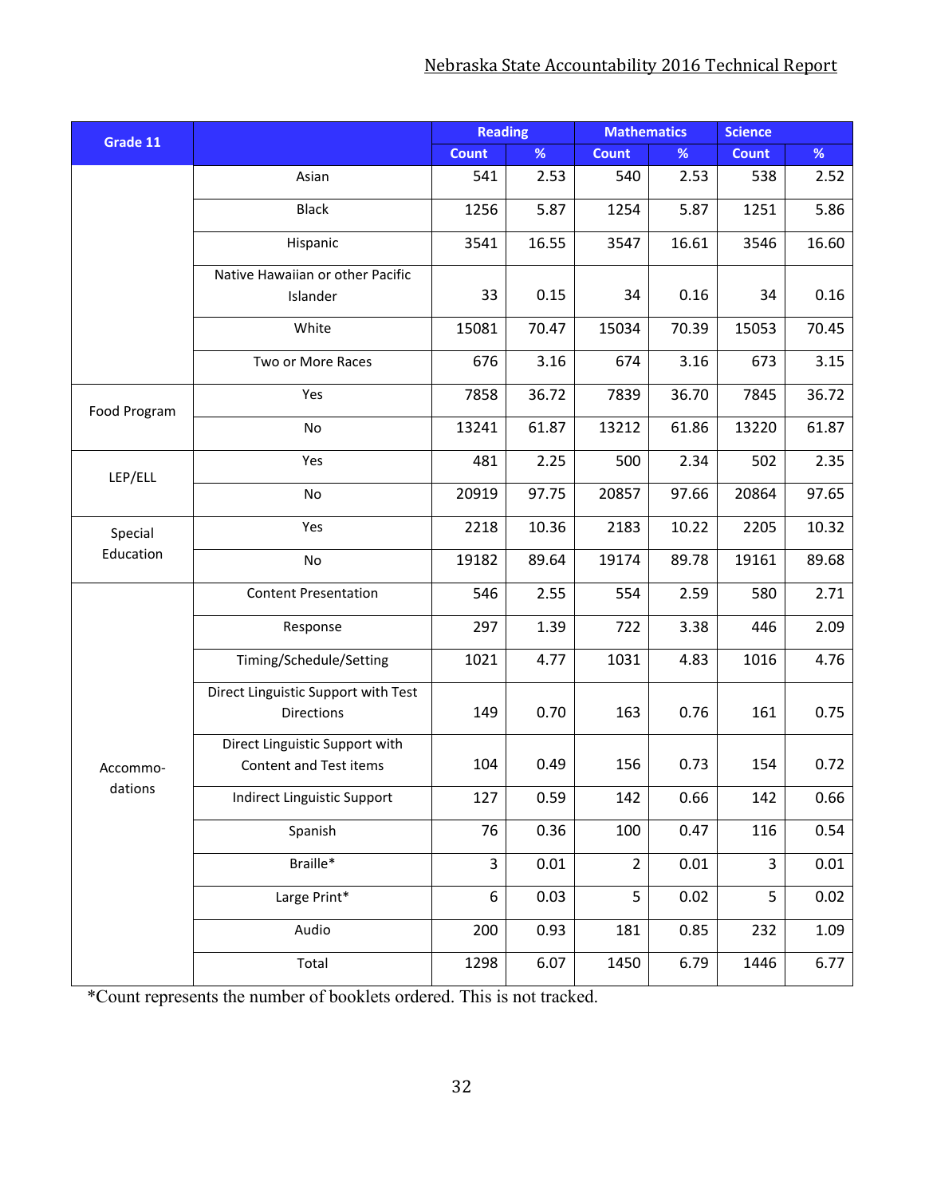| Grade 11 | | Reading | | Mathematics | | Science | |
|---|---|---|---|---|---|---|---|
| | | Count | % | Count | % | Count | % |
| | Asian | 541 | 2.53 | 540 | 2.53 | 538 | 2.52 |
| | Black | 1256 | 5.87 | 1254 | 5.87 | 1251 | 5.86 |
| | Hispanic | 3541 | 16.55 | 3547 | 16.61 | 3546 | 16.60 |
| | Native Hawaiian or other Pacific Islander | 33 | 0.15 | 34 | 0.16 | 34 | 0.16 |
| | White | 15081 | 70.47 | 15034 | 70.39 | 15053 | 70.45 |
| | Two or More Races | 676 | 3.16 | 674 | 3.16 | 673 | 3.15 |
| Food Program | Yes | 7858 | 36.72 | 7839 | 36.70 | 7845 | 36.72 |
| | No | 13241 | 61.87 | 13212 | 61.86 | 13220 | 61.87 |
| LEP/ELL | Yes | 481 | 2.25 | 500 | 2.34 | 502 | 2.35 |
| | No | 20919 | 97.75 | 20857 | 97.66 | 20864 | 97.65 |
| Special Education | Yes | 2218 | 10.36 | 2183 | 10.22 | 2205 | 10.32 |
| | No | 19182 | 89.64 | 19174 | 89.78 | 19161 | 89.68 |
| Accommodations | Content Presentation | 546 | 2.55 | 554 | 2.59 | 580 | 2.71 |
| | Response | 297 | 1.39 | 722 | 3.38 | 446 | 2.09 |
| | Timing/Schedule/Setting | 1021 | 4.77 | 1031 | 4.83 | 1016 | 4.76 |
| | Direct Linguistic Support with Test Directions | 149 | 0.70 | 163 | 0.76 | 161 | 0.75 |
| | Direct Linguistic Support with Content and Test items | 104 | 0.49 | 156 | 0.73 | 154 | 0.72 |
| | Indirect Linguistic Support | 127 | 0.59 | 142 | 0.66 | 142 | 0.66 |
| | Spanish | 76 | 0.36 | 100 | 0.47 | 116 | 0.54 |
| | Braille* | 3 | 0.01 | 2 | 0.01 | 3 | 0.01 |
| | Large Print* | 6 | 0.03 | 5 | 0.02 | 5 | 0.02 |
| | Audio | 200 | 0.93 | 181 | 0.85 | 232 | 1.09 |
| | Total | 1298 | 6.07 | 1450 | 6.79 | 1446 | 6.77 |

*Count represents the number of booklets ordered. This is not tracked.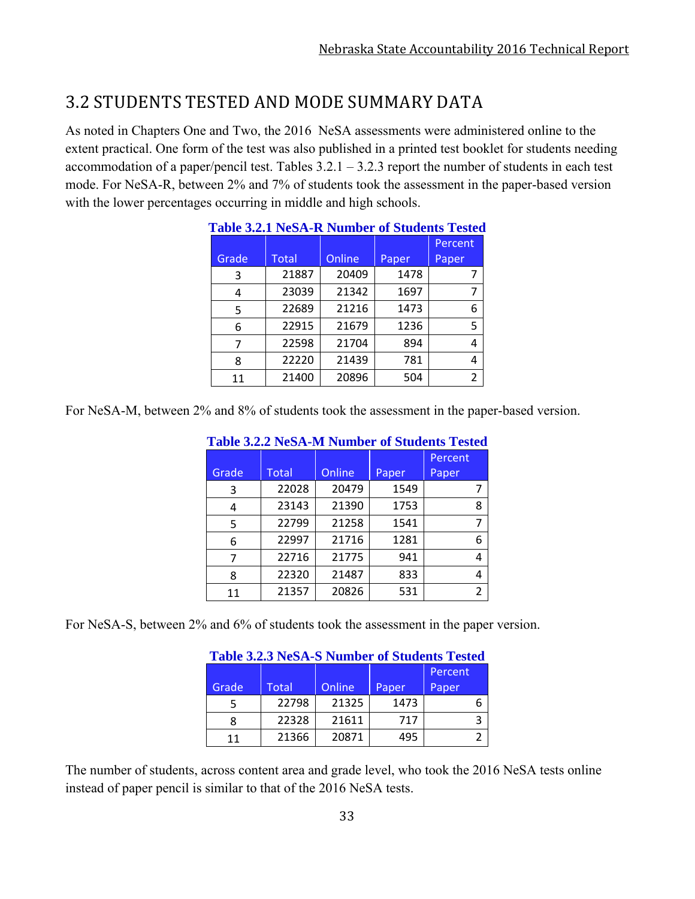## 3.2 STUDENTS TESTED AND MODE SUMMARY DATA

As noted in Chapters One and Two, the 2016 NeSA assessments were administered online to the extent practical. One form of the test was also published in a printed test booklet for students needing accommodation of a paper/pencil test. Tables 3.2.1 – 3.2.3 report the number of students in each test mode. For NeSA-R, between 2% and 7% of students took the assessment in the paper-based version with the lower percentages occurring in middle and high schools.

**Table 3.2.1 NeSA-R Number of Students Tested**

| Grade | Total | Online | Paper | Percent Paper |
|---|---|---|---|---|
| 3 | 21887 | 20409 | 1478 | 7 |
| 4 | 23039 | 21342 | 1697 | 7 |
| 5 | 22689 | 21216 | 1473 | 6 |
| 6 | 22915 | 21679 | 1236 | 5 |
| 7 | 22598 | 21704 | 894 | 4 |
| 8 | 22220 | 21439 | 781 | 4 |
| 11 | 21400 | 20896 | 504 | 2 |

For NeSA-M, between 2% and 8% of students took the assessment in the paper-based version.

**Table 3.2.2 NeSA-M Number of Students Tested**

| Grade | Total | Online | Paper | Percent Paper |
|---|---|---|---|---|
| 3 | 22028 | 20479 | 1549 | 7 |
| 4 | 23143 | 21390 | 1753 | 8 |
| 5 | 22799 | 21258 | 1541 | 7 |
| 6 | 22997 | 21716 | 1281 | 6 |
| 7 | 22716 | 21775 | 941 | 4 |
| 8 | 22320 | 21487 | 833 | 4 |
| 11 | 21357 | 20826 | 531 | 2 |

For NeSA-S, between 2% and 6% of students took the assessment in the paper version.

**Table 3.2.3 NeSA-S Number of Students Tested**

| Grade | Total | Online | Paper | Percent Paper |
|---|---|---|---|---|
| 5 | 22798 | 21325 | 1473 | 6 |
| 8 | 22328 | 21611 | 717 | 3 |
| 11 | 21366 | 20871 | 495 | 2 |

The number of students, across content area and grade level, who took the 2016 NeSA tests online instead of paper pencil is similar to that of the 2016 NeSA tests.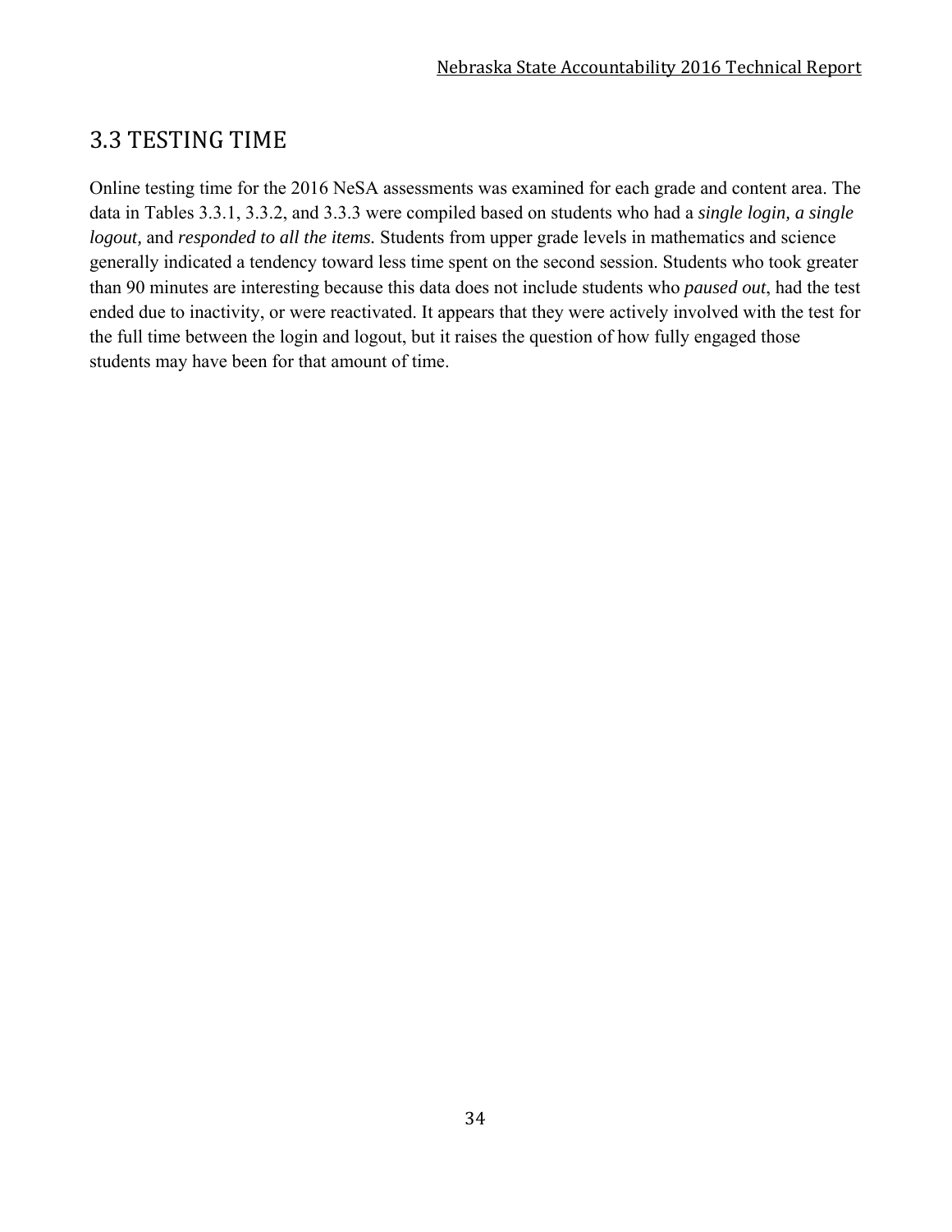## 3.3 TESTING TIME

Online testing time for the 2016 NeSA assessments was examined for each grade and content area. The data in Tables 3.3.1, 3.3.2, and 3.3.3 were compiled based on students who had a *single login, a single logout,* and *responded to all the items.* Students from upper grade levels in mathematics and science generally indicated a tendency toward less time spent on the second session. Students who took greater than 90 minutes are interesting because this data does not include students who *paused out*, had the test ended due to inactivity, or were reactivated. It appears that they were actively involved with the test for the full time between the login and logout, but it raises the question of how fully engaged those students may have been for that amount of time.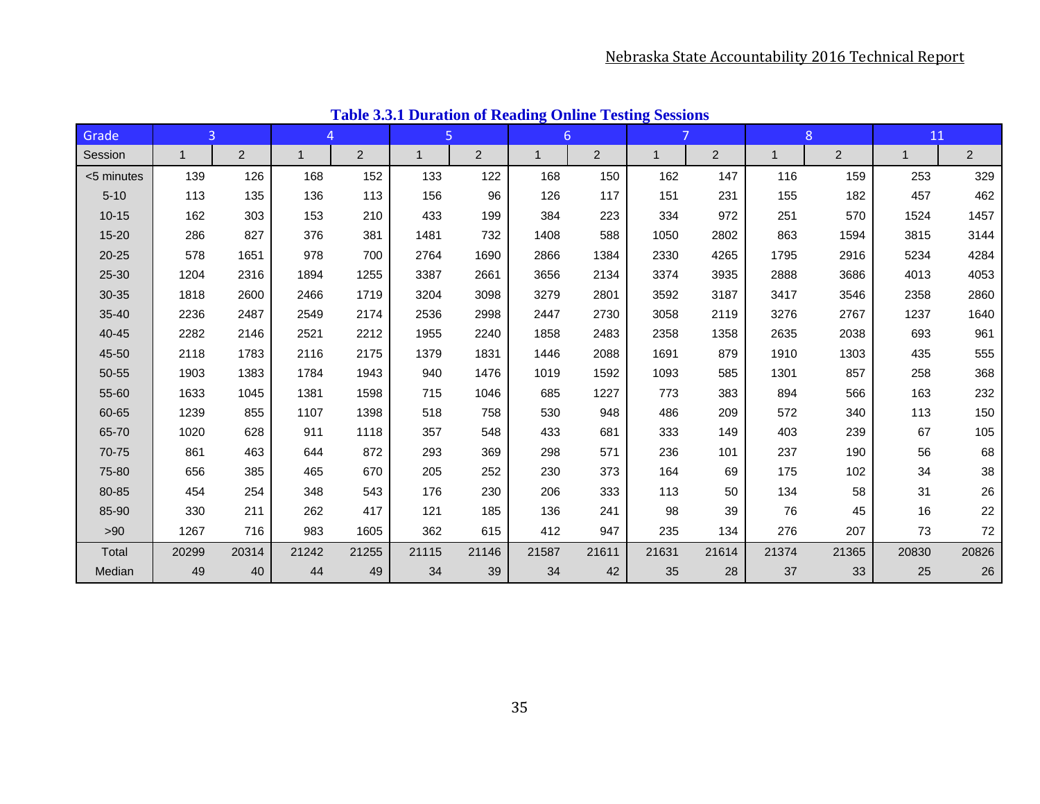**Table 3.3.1 Duration of Reading Online Testing Sessions**

| Grade | 3 | | 4 | | 5 | | 6 | | 7 | | 8 | | 11 | |
|---|---|---|---|---|---|---|---|---|---|---|---|---|---|---|
| Session | 1 | 2 | 1 | 2 | 1 | 2 | 1 | 2 | 1 | 2 | 1 | 2 | 1 | 2 |
| <5 minutes | 139 | 126 | 168 | 152 | 133 | 122 | 168 | 150 | 162 | 147 | 116 | 159 | 253 | 329 |
| 5-10 | 113 | 135 | 136 | 113 | 156 | 96 | 126 | 117 | 151 | 231 | 155 | 182 | 457 | 462 |
| 10-15 | 162 | 303 | 153 | 210 | 433 | 199 | 384 | 223 | 334 | 972 | 251 | 570 | 1524 | 1457 |
| 15-20 | 286 | 827 | 376 | 381 | 1481 | 732 | 1408 | 588 | 1050 | 2802 | 863 | 1594 | 3815 | 3144 |
| 20-25 | 578 | 1651 | 978 | 700 | 2764 | 1690 | 2866 | 1384 | 2330 | 4265 | 1795 | 2916 | 5234 | 4284 |
| 25-30 | 1204 | 2316 | 1894 | 1255 | 3387 | 2661 | 3656 | 2134 | 3374 | 3935 | 2888 | 3686 | 4013 | 4053 |
| 30-35 | 1818 | 2600 | 2466 | 1719 | 3204 | 3098 | 3279 | 2801 | 3592 | 3187 | 3417 | 3546 | 2358 | 2860 |
| 35-40 | 2236 | 2487 | 2549 | 2174 | 2536 | 2998 | 2447 | 2730 | 3058 | 2119 | 3276 | 2767 | 1237 | 1640 |
| 40-45 | 2282 | 2146 | 2521 | 2212 | 1955 | 2240 | 1858 | 2483 | 2358 | 1358 | 2635 | 2038 | 693 | 961 |
| 45-50 | 2118 | 1783 | 2116 | 2175 | 1379 | 1831 | 1446 | 2088 | 1691 | 879 | 1910 | 1303 | 435 | 555 |
| 50-55 | 1903 | 1383 | 1784 | 1943 | 940 | 1476 | 1019 | 1592 | 1093 | 585 | 1301 | 857 | 258 | 368 |
| 55-60 | 1633 | 1045 | 1381 | 1598 | 715 | 1046 | 685 | 1227 | 773 | 383 | 894 | 566 | 163 | 232 |
| 60-65 | 1239 | 855 | 1107 | 1398 | 518 | 758 | 530 | 948 | 486 | 209 | 572 | 340 | 113 | 150 |
| 65-70 | 1020 | 628 | 911 | 1118 | 357 | 548 | 433 | 681 | 333 | 149 | 403 | 239 | 67 | 105 |
| 70-75 | 861 | 463 | 644 | 872 | 293 | 369 | 298 | 571 | 236 | 101 | 237 | 190 | 56 | 68 |
| 75-80 | 656 | 385 | 465 | 670 | 205 | 252 | 230 | 373 | 164 | 69 | 175 | 102 | 34 | 38 |
| 80-85 | 454 | 254 | 348 | 543 | 176 | 230 | 206 | 333 | 113 | 50 | 134 | 58 | 31 | 26 |
| 85-90 | 330 | 211 | 262 | 417 | 121 | 185 | 136 | 241 | 98 | 39 | 76 | 45 | 16 | 22 |
| >90 | 1267 | 716 | 983 | 1605 | 362 | 615 | 412 | 947 | 235 | 134 | 276 | 207 | 73 | 72 |
| Total | 20299 | 20314 | 21242 | 21255 | 21115 | 21146 | 21587 | 21611 | 21631 | 21614 | 21374 | 21365 | 20830 | 20826 |
| Median | 49 | 40 | 44 | 49 | 34 | 39 | 34 | 42 | 35 | 28 | 37 | 33 | 25 | 26 |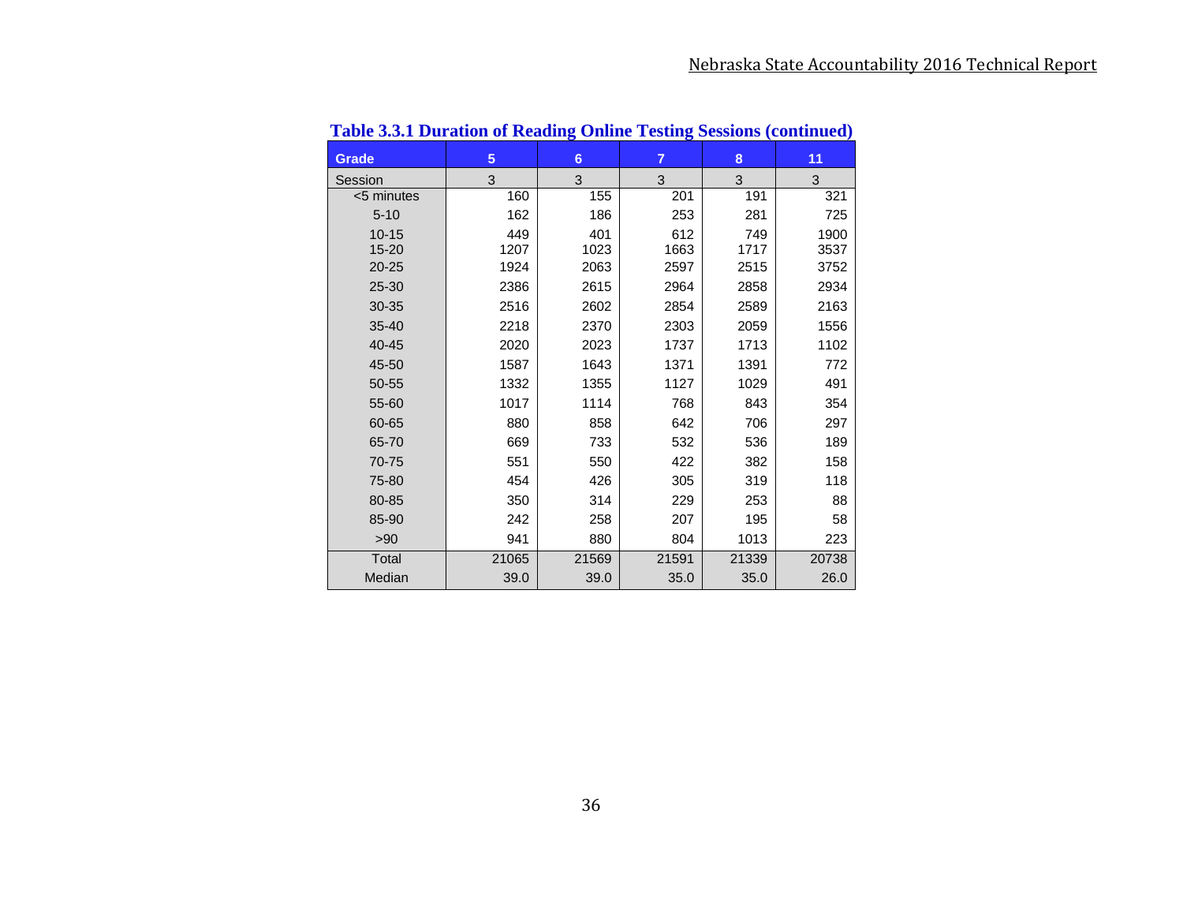**Table 3.3.1 Duration of Reading Online Testing Sessions (continued)**

| Grade | 5 | 6 | 7 | 8 | 11 |
|---|---|---|---|---|---|
| Session | 3 | 3 | 3 | 3 | 3 |
| <5 minutes | 160 | 155 | 201 | 191 | 321 |
| 5-10 | 162 | 186 | 253 | 281 | 725 |
| 10-15 | 449 | 401 | 612 | 749 | 1900 |
| 15-20 | 1207 | 1023 | 1663 | 1717 | 3537 |
| 20-25 | 1924 | 2063 | 2597 | 2515 | 3752 |
| 25-30 | 2386 | 2615 | 2964 | 2858 | 2934 |
| 30-35 | 2516 | 2602 | 2854 | 2589 | 2163 |
| 35-40 | 2218 | 2370 | 2303 | 2059 | 1556 |
| 40-45 | 2020 | 2023 | 1737 | 1713 | 1102 |
| 45-50 | 1587 | 1643 | 1371 | 1391 | 772 |
| 50-55 | 1332 | 1355 | 1127 | 1029 | 491 |
| 55-60 | 1017 | 1114 | 768 | 843 | 354 |
| 60-65 | 880 | 858 | 642 | 706 | 297 |
| 65-70 | 669 | 733 | 532 | 536 | 189 |
| 70-75 | 551 | 550 | 422 | 382 | 158 |
| 75-80 | 454 | 426 | 305 | 319 | 118 |
| 80-85 | 350 | 314 | 229 | 253 | 88 |
| 85-90 | 242 | 258 | 207 | 195 | 58 |
| >90 | 941 | 880 | 804 | 1013 | 223 |
| Total | 21065 | 21569 | 21591 | 21339 | 20738 |
| Median | 39.0 | 39.0 | 35.0 | 35.0 | 26.0 |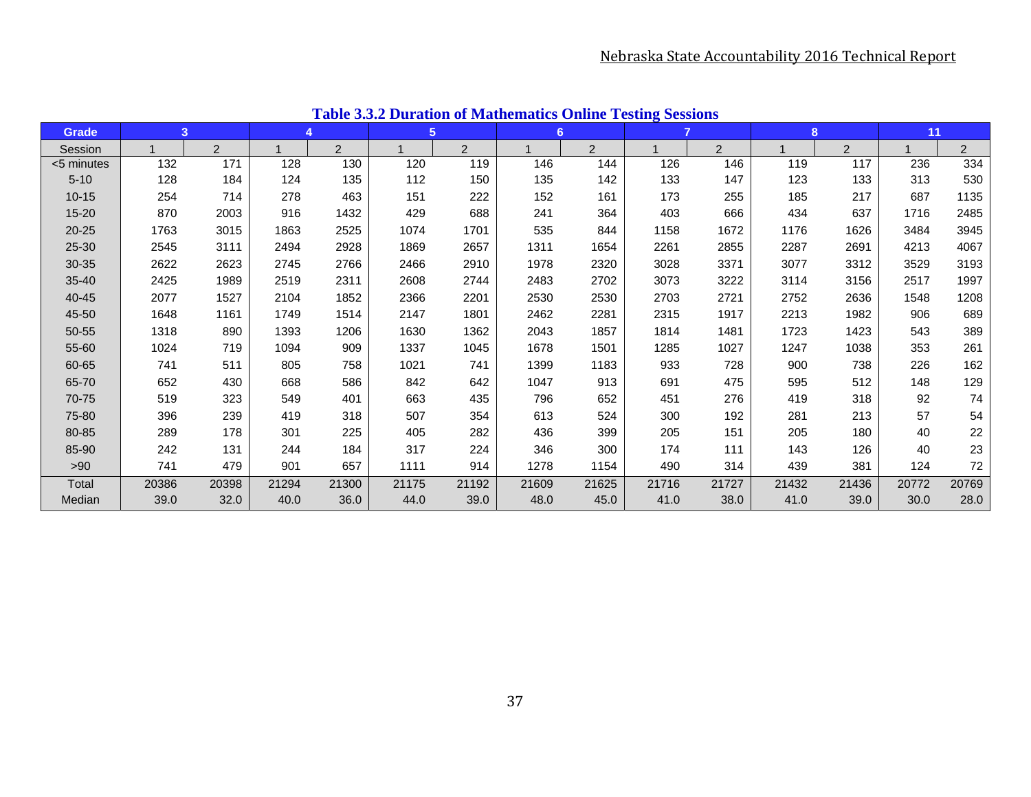**Table 3.3.2 Duration of Mathematics Online Testing Sessions**

| Grade | 3 | | 4 | | 5 | | 6 | | 7 | | 8 | | 11 | |
|---|---|---|---|---|---|---|---|---|---|---|---|---|---|---|
| Session | 1 | 2 | 1 | 2 | 1 | 2 | 1 | 2 | 1 | 2 | 1 | 2 | 1 | 2 |
| <5 minutes | 132 | 171 | 128 | 130 | 120 | 119 | 146 | 144 | 126 | 146 | 119 | 117 | 236 | 334 |
| 5-10 | 128 | 184 | 124 | 135 | 112 | 150 | 135 | 142 | 133 | 147 | 123 | 133 | 313 | 530 |
| 10-15 | 254 | 714 | 278 | 463 | 151 | 222 | 152 | 161 | 173 | 255 | 185 | 217 | 687 | 1135 |
| 15-20 | 870 | 2003 | 916 | 1432 | 429 | 688 | 241 | 364 | 403 | 666 | 434 | 637 | 1716 | 2485 |
| 20-25 | 1763 | 3015 | 1863 | 2525 | 1074 | 1701 | 535 | 844 | 1158 | 1672 | 1176 | 1626 | 3484 | 3945 |
| 25-30 | 2545 | 3111 | 2494 | 2928 | 1869 | 2657 | 1311 | 1654 | 2261 | 2855 | 2287 | 2691 | 4213 | 4067 |
| 30-35 | 2622 | 2623 | 2745 | 2766 | 2466 | 2910 | 1978 | 2320 | 3028 | 3371 | 3077 | 3312 | 3529 | 3193 |
| 35-40 | 2425 | 1989 | 2519 | 2311 | 2608 | 2744 | 2483 | 2702 | 3073 | 3222 | 3114 | 3156 | 2517 | 1997 |
| 40-45 | 2077 | 1527 | 2104 | 1852 | 2366 | 2201 | 2530 | 2530 | 2703 | 2721 | 2752 | 2636 | 1548 | 1208 |
| 45-50 | 1648 | 1161 | 1749 | 1514 | 2147 | 1801 | 2462 | 2281 | 2315 | 1917 | 2213 | 1982 | 906 | 689 |
| 50-55 | 1318 | 890 | 1393 | 1206 | 1630 | 1362 | 2043 | 1857 | 1814 | 1481 | 1723 | 1423 | 543 | 389 |
| 55-60 | 1024 | 719 | 1094 | 909 | 1337 | 1045 | 1678 | 1501 | 1285 | 1027 | 1247 | 1038 | 353 | 261 |
| 60-65 | 741 | 511 | 805 | 758 | 1021 | 741 | 1399 | 1183 | 933 | 728 | 900 | 738 | 226 | 162 |
| 65-70 | 652 | 430 | 668 | 586 | 842 | 642 | 1047 | 913 | 691 | 475 | 595 | 512 | 148 | 129 |
| 70-75 | 519 | 323 | 549 | 401 | 663 | 435 | 796 | 652 | 451 | 276 | 419 | 318 | 92 | 74 |
| 75-80 | 396 | 239 | 419 | 318 | 507 | 354 | 613 | 524 | 300 | 192 | 281 | 213 | 57 | 54 |
| 80-85 | 289 | 178 | 301 | 225 | 405 | 282 | 436 | 399 | 205 | 151 | 205 | 180 | 40 | 22 |
| 85-90 | 242 | 131 | 244 | 184 | 317 | 224 | 346 | 300 | 174 | 111 | 143 | 126 | 40 | 23 |
| >90 | 741 | 479 | 901 | 657 | 1111 | 914 | 1278 | 1154 | 490 | 314 | 439 | 381 | 124 | 72 |
| Total | 20386 | 20398 | 21294 | 21300 | 21175 | 21192 | 21609 | 21625 | 21716 | 21727 | 21432 | 21436 | 20772 | 20769 |
| Median | 39.0 | 32.0 | 40.0 | 36.0 | 44.0 | 39.0 | 48.0 | 45.0 | 41.0 | 38.0 | 41.0 | 39.0 | 30.0 | 28.0 |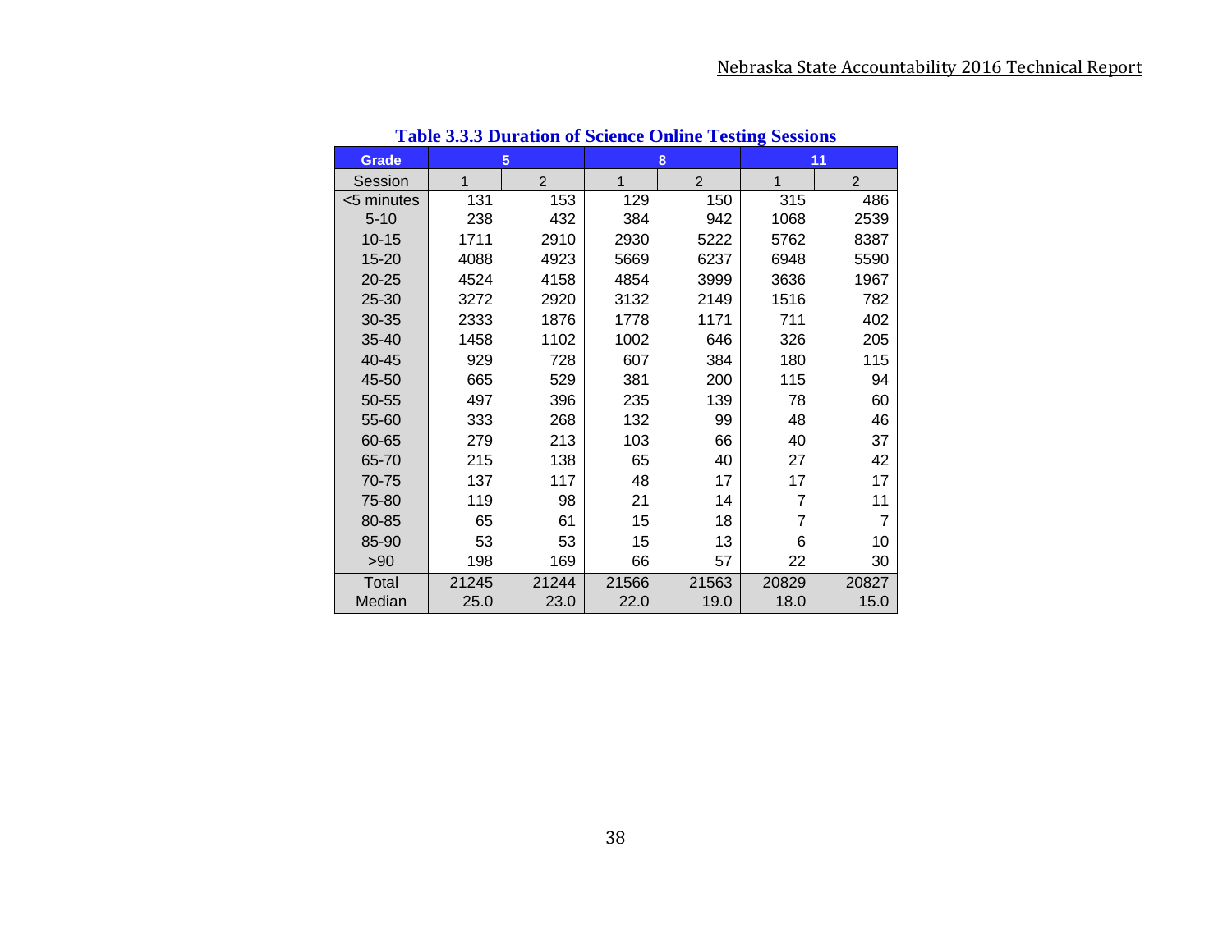**Table 3.3.3 Duration of Science Online Testing Sessions**

| Grade | 5 | | 8 | | 11 | |
|---|---|---|---|---|---|---|
| Session | 1 | 2 | 1 | 2 | 1 | 2 |
| <5 minutes | 131 | 153 | 129 | 150 | 315 | 486 |
| 5-10 | 238 | 432 | 384 | 942 | 1068 | 2539 |
| 10-15 | 1711 | 2910 | 2930 | 5222 | 5762 | 8387 |
| 15-20 | 4088 | 4923 | 5669 | 6237 | 6948 | 5590 |
| 20-25 | 4524 | 4158 | 4854 | 3999 | 3636 | 1967 |
| 25-30 | 3272 | 2920 | 3132 | 2149 | 1516 | 782 |
| 30-35 | 2333 | 1876 | 1778 | 1171 | 711 | 402 |
| 35-40 | 1458 | 1102 | 1002 | 646 | 326 | 205 |
| 40-45 | 929 | 728 | 607 | 384 | 180 | 115 |
| 45-50 | 665 | 529 | 381 | 200 | 115 | 94 |
| 50-55 | 497 | 396 | 235 | 139 | 78 | 60 |
| 55-60 | 333 | 268 | 132 | 99 | 48 | 46 |
| 60-65 | 279 | 213 | 103 | 66 | 40 | 37 |
| 65-70 | 215 | 138 | 65 | 40 | 27 | 42 |
| 70-75 | 137 | 117 | 48 | 17 | 17 | 17 |
| 75-80 | 119 | 98 | 21 | 14 | 7 | 11 |
| 80-85 | 65 | 61 | 15 | 18 | 7 | 7 |
| 85-90 | 53 | 53 | 15 | 13 | 6 | 10 |
| >90 | 198 | 169 | 66 | 57 | 22 | 30 |
| Total | 21245 | 21244 | 21566 | 21563 | 20829 | 20827 |
| Median | 25.0 | 23.0 | 22.0 | 19.0 | 18.0 | 15.0 |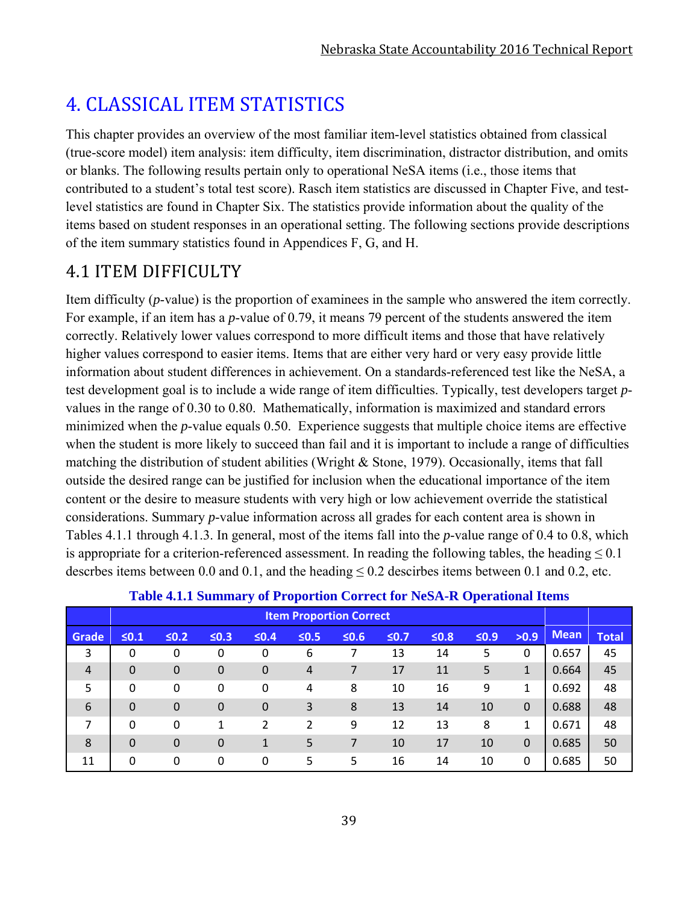# 4. CLASSICAL ITEM STATISTICS

This chapter provides an overview of the most familiar item-level statistics obtained from classical (true-score model) item analysis: item difficulty, item discrimination, distractor distribution, and omits or blanks. The following results pertain only to operational NeSA items (i.e., those items that contributed to a student's total test score). Rasch item statistics are discussed in Chapter Five, and test-level statistics are found in Chapter Six. The statistics provide information about the quality of the items based on student responses in an operational setting. The following sections provide descriptions of the item summary statistics found in Appendices F, G, and H.

## 4.1 ITEM DIFFICULTY

Item difficulty (*p*-value) is the proportion of examinees in the sample who answered the item correctly. For example, if an item has a *p*-value of 0.79, it means 79 percent of the students answered the item correctly. Relatively lower values correspond to more difficult items and those that have relatively higher values correspond to easier items. Items that are either very hard or very easy provide little information about student differences in achievement. On a standards-referenced test like the NeSA, a test development goal is to include a wide range of item difficulties. Typically, test developers target *p*-values in the range of 0.30 to 0.80. Mathematically, information is maximized and standard errors minimized when the *p*-value equals 0.50. Experience suggests that multiple choice items are effective when the student is more likely to succeed than fail and it is important to include a range of difficulties matching the distribution of student abilities (Wright & Stone, 1979). Occasionally, items that fall outside the desired range can be justified for inclusion when the educational importance of the item content or the desire to measure students with very high or low achievement override the statistical considerations. Summary *p*-value information across all grades for each content area is shown in Tables 4.1.1 through 4.1.3. In general, most of the items fall into the *p*-value range of 0.4 to 0.8, which is appropriate for a criterion-referenced assessment. In reading the following tables, the heading ≤ 0.1 descrbes items between 0.0 and 0.1, and the heading ≤ 0.2 descirbes items between 0.1 and 0.2, etc.

**Table 4.1.1 Summary of Proportion Correct for NeSA-R Operational Items**

| | Item Proportion Correct | | | | | | | | | | | |
|---|---|---|---|---|---|---|---|---|---|---|---|---|
| Grade | ≤0.1 | ≤0.2 | ≤0.3 | ≤0.4 | ≤0.5 | ≤0.6 | ≤0.7 | ≤0.8 | ≤0.9 | >0.9 | Mean | Total |
| 3 | 0 | 0 | 0 | 0 | 6 | 7 | 13 | 14 | 5 | 0 | 0.657 | 45 |
| 4 | 0 | 0 | 0 | 0 | 4 | 7 | 17 | 11 | 5 | 1 | 0.664 | 45 |
| 5 | 0 | 0 | 0 | 0 | 4 | 8 | 10 | 16 | 9 | 1 | 0.692 | 48 |
| 6 | 0 | 0 | 0 | 0 | 3 | 8 | 13 | 14 | 10 | 0 | 0.688 | 48 |
| 7 | 0 | 0 | 1 | 2 | 2 | 9 | 12 | 13 | 8 | 1 | 0.671 | 48 |
| 8 | 0 | 0 | 0 | 1 | 5 | 7 | 10 | 17 | 10 | 0 | 0.685 | 50 |
| 11 | 0 | 0 | 0 | 0 | 5 | 5 | 16 | 14 | 10 | 0 | 0.685 | 50 |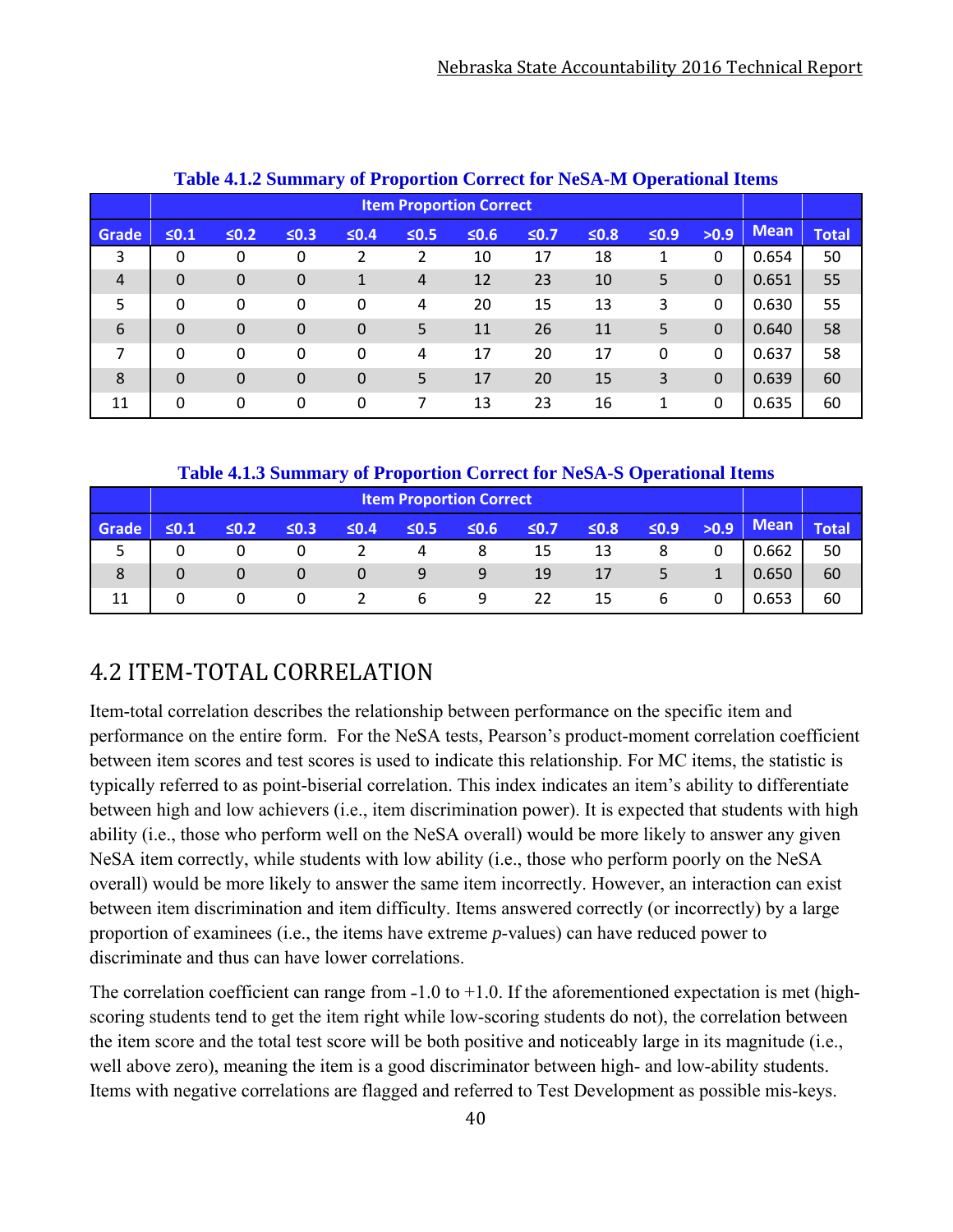**Table 4.1.2 Summary of Proportion Correct for NeSA-M Operational Items**

| | Item Proportion Correct | | | | | | | | | | | |
|---|---|---|---|---|---|---|---|---|---|---|---|---|
| Grade | ≤0.1 | ≤0.2 | ≤0.3 | ≤0.4 | ≤0.5 | ≤0.6 | ≤0.7 | ≤0.8 | ≤0.9 | >0.9 | Mean | Total |
| 3 | 0 | 0 | 0 | 2 | 2 | 10 | 17 | 18 | 1 | 0 | 0.654 | 50 |
| 4 | 0 | 0 | 0 | 1 | 4 | 12 | 23 | 10 | 5 | 0 | 0.651 | 55 |
| 5 | 0 | 0 | 0 | 0 | 4 | 20 | 15 | 13 | 3 | 0 | 0.630 | 55 |
| 6 | 0 | 0 | 0 | 0 | 5 | 11 | 26 | 11 | 5 | 0 | 0.640 | 58 |
| 7 | 0 | 0 | 0 | 0 | 4 | 17 | 20 | 17 | 0 | 0 | 0.637 | 58 |
| 8 | 0 | 0 | 0 | 0 | 5 | 17 | 20 | 15 | 3 | 0 | 0.639 | 60 |
| 11 | 0 | 0 | 0 | 0 | 7 | 13 | 23 | 16 | 1 | 0 | 0.635 | 60 |

**Table 4.1.3 Summary of Proportion Correct for NeSA-S Operational Items**

| | Item Proportion Correct | | | | | | | | | | | |
|---|---|---|---|---|---|---|---|---|---|---|---|---|
| Grade | ≤0.1 | ≤0.2 | ≤0.3 | ≤0.4 | ≤0.5 | ≤0.6 | ≤0.7 | ≤0.8 | ≤0.9 | >0.9 | Mean | Total |
| 5 | 0 | 0 | 0 | 2 | 4 | 8 | 15 | 13 | 8 | 0 | 0.662 | 50 |
| 8 | 0 | 0 | 0 | 0 | 9 | 9 | 19 | 17 | 5 | 1 | 0.650 | 60 |
| 11 | 0 | 0 | 0 | 2 | 6 | 9 | 22 | 15 | 6 | 0 | 0.653 | 60 |

## 4.2 ITEM-TOTAL CORRELATION

Item-total correlation describes the relationship between performance on the specific item and performance on the entire form. For the NeSA tests, Pearson's product-moment correlation coefficient between item scores and test scores is used to indicate this relationship. For MC items, the statistic is typically referred to as point-biserial correlation. This index indicates an item's ability to differentiate between high and low achievers (i.e., item discrimination power). It is expected that students with high ability (i.e., those who perform well on the NeSA overall) would be more likely to answer any given NeSA item correctly, while students with low ability (i.e., those who perform poorly on the NeSA overall) would be more likely to answer the same item incorrectly. However, an interaction can exist between item discrimination and item difficulty. Items answered correctly (or incorrectly) by a large proportion of examinees (i.e., the items have extreme *p*-values) can have reduced power to discriminate and thus can have lower correlations.

The correlation coefficient can range from -1.0 to +1.0. If the aforementioned expectation is met (high-scoring students tend to get the item right while low-scoring students do not), the correlation between the item score and the total test score will be both positive and noticeably large in its magnitude (i.e., well above zero), meaning the item is a good discriminator between high- and low-ability students. Items with negative correlations are flagged and referred to Test Development as possible mis-keys.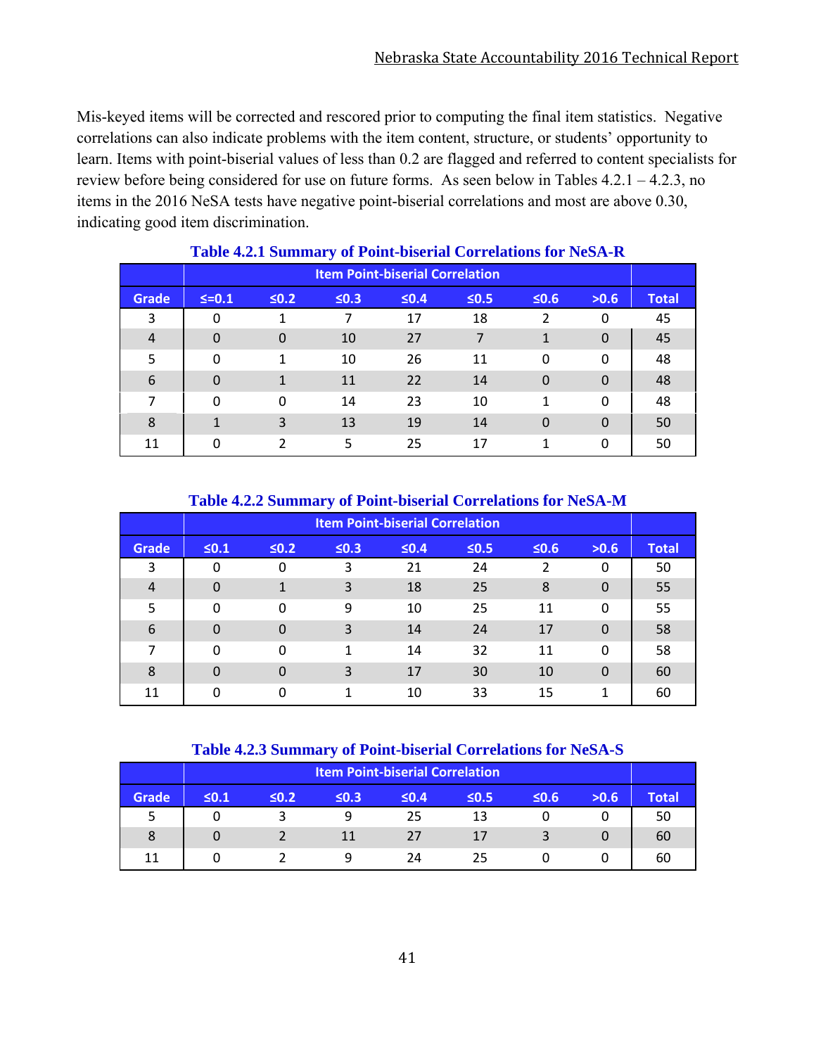Mis-keyed items will be corrected and rescored prior to computing the final item statistics. Negative correlations can also indicate problems with the item content, structure, or students' opportunity to learn. Items with point-biserial values of less than 0.2 are flagged and referred to content specialists for review before being considered for use on future forms. As seen below in Tables 4.2.1 – 4.2.3, no items in the 2016 NeSA tests have negative point-biserial correlations and most are above 0.30, indicating good item discrimination.

**Table 4.2.1 Summary of Point-biserial Correlations for NeSA-R**

| | Item Point-biserial Correlation | | | | | | | |
|---|---|---|---|---|---|---|---|---|
| Grade | ≤=0.1 | ≤0.2 | ≤0.3 | ≤0.4 | ≤0.5 | ≤0.6 | >0.6 | Total |
| 3 | 0 | 1 | 7 | 17 | 18 | 2 | 0 | 45 |
| 4 | 0 | 0 | 10 | 27 | 7 | 1 | 0 | 45 |
| 5 | 0 | 1 | 10 | 26 | 11 | 0 | 0 | 48 |
| 6 | 0 | 1 | 11 | 22 | 14 | 0 | 0 | 48 |
| 7 | 0 | 0 | 14 | 23 | 10 | 1 | 0 | 48 |
| 8 | 1 | 3 | 13 | 19 | 14 | 0 | 0 | 50 |
| 11 | 0 | 2 | 5 | 25 | 17 | 1 | 0 | 50 |

**Table 4.2.2 Summary of Point-biserial Correlations for NeSA-M**

| | Item Point-biserial Correlation | | | | | | | |
|---|---|---|---|---|---|---|---|---|
| Grade | ≤0.1 | ≤0.2 | ≤0.3 | ≤0.4 | ≤0.5 | ≤0.6 | >0.6 | Total |
| 3 | 0 | 0 | 3 | 21 | 24 | 2 | 0 | 50 |
| 4 | 0 | 1 | 3 | 18 | 25 | 8 | 0 | 55 |
| 5 | 0 | 0 | 9 | 10 | 25 | 11 | 0 | 55 |
| 6 | 0 | 0 | 3 | 14 | 24 | 17 | 0 | 58 |
| 7 | 0 | 0 | 1 | 14 | 32 | 11 | 0 | 58 |
| 8 | 0 | 0 | 3 | 17 | 30 | 10 | 0 | 60 |
| 11 | 0 | 0 | 1 | 10 | 33 | 15 | 1 | 60 |

**Table 4.2.3 Summary of Point-biserial Correlations for NeSA-S**

| | Item Point-biserial Correlation | | | | | | | |
|---|---|---|---|---|---|---|---|---|
| Grade | ≤0.1 | ≤0.2 | ≤0.3 | ≤0.4 | ≤0.5 | ≤0.6 | >0.6 | Total |
| 5 | 0 | 3 | 9 | 25 | 13 | 0 | 0 | 50 |
| 8 | 0 | 2 | 11 | 27 | 17 | 3 | 0 | 60 |
| 11 | 0 | 2 | 9 | 24 | 25 | 0 | 0 | 60 |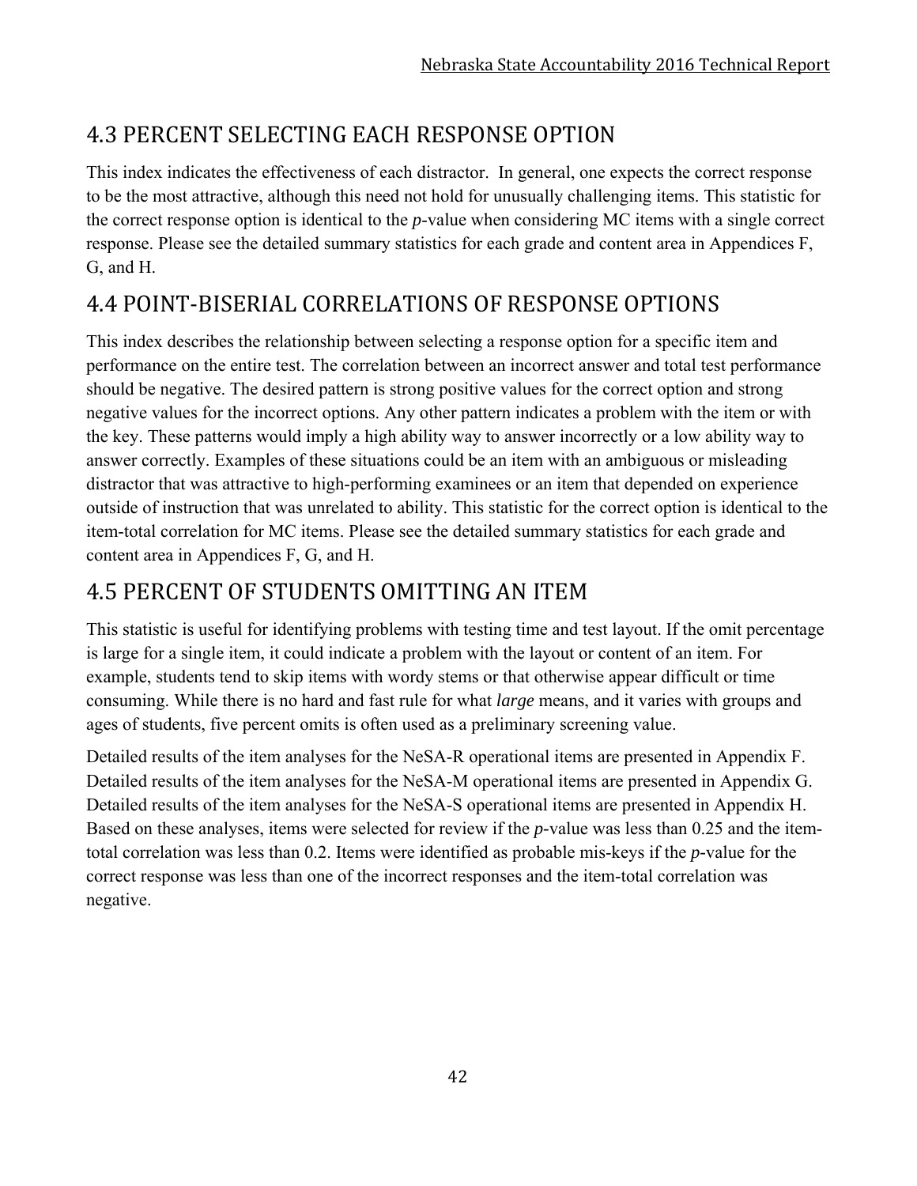## 4.3 PERCENT SELECTING EACH RESPONSE OPTION

This index indicates the effectiveness of each distractor. In general, one expects the correct response to be the most attractive, although this need not hold for unusually challenging items. This statistic for the correct response option is identical to the *p*-value when considering MC items with a single correct response. Please see the detailed summary statistics for each grade and content area in Appendices F, G, and H.

## 4.4 POINT-BISERIAL CORRELATIONS OF RESPONSE OPTIONS

This index describes the relationship between selecting a response option for a specific item and performance on the entire test. The correlation between an incorrect answer and total test performance should be negative. The desired pattern is strong positive values for the correct option and strong negative values for the incorrect options. Any other pattern indicates a problem with the item or with the key. These patterns would imply a high ability way to answer incorrectly or a low ability way to answer correctly. Examples of these situations could be an item with an ambiguous or misleading distractor that was attractive to high-performing examinees or an item that depended on experience outside of instruction that was unrelated to ability. This statistic for the correct option is identical to the item-total correlation for MC items. Please see the detailed summary statistics for each grade and content area in Appendices F, G, and H.

## 4.5 PERCENT OF STUDENTS OMITTING AN ITEM

This statistic is useful for identifying problems with testing time and test layout. If the omit percentage is large for a single item, it could indicate a problem with the layout or content of an item. For example, students tend to skip items with wordy stems or that otherwise appear difficult or time consuming. While there is no hard and fast rule for what *large* means, and it varies with groups and ages of students, five percent omits is often used as a preliminary screening value.

Detailed results of the item analyses for the NeSA-R operational items are presented in Appendix F. Detailed results of the item analyses for the NeSA-M operational items are presented in Appendix G. Detailed results of the item analyses for the NeSA-S operational items are presented in Appendix H. Based on these analyses, items were selected for review if the *p*-value was less than 0.25 and the item-total correlation was less than 0.2. Items were identified as probable mis-keys if the *p*-value for the correct response was less than one of the incorrect responses and the item-total correlation was negative.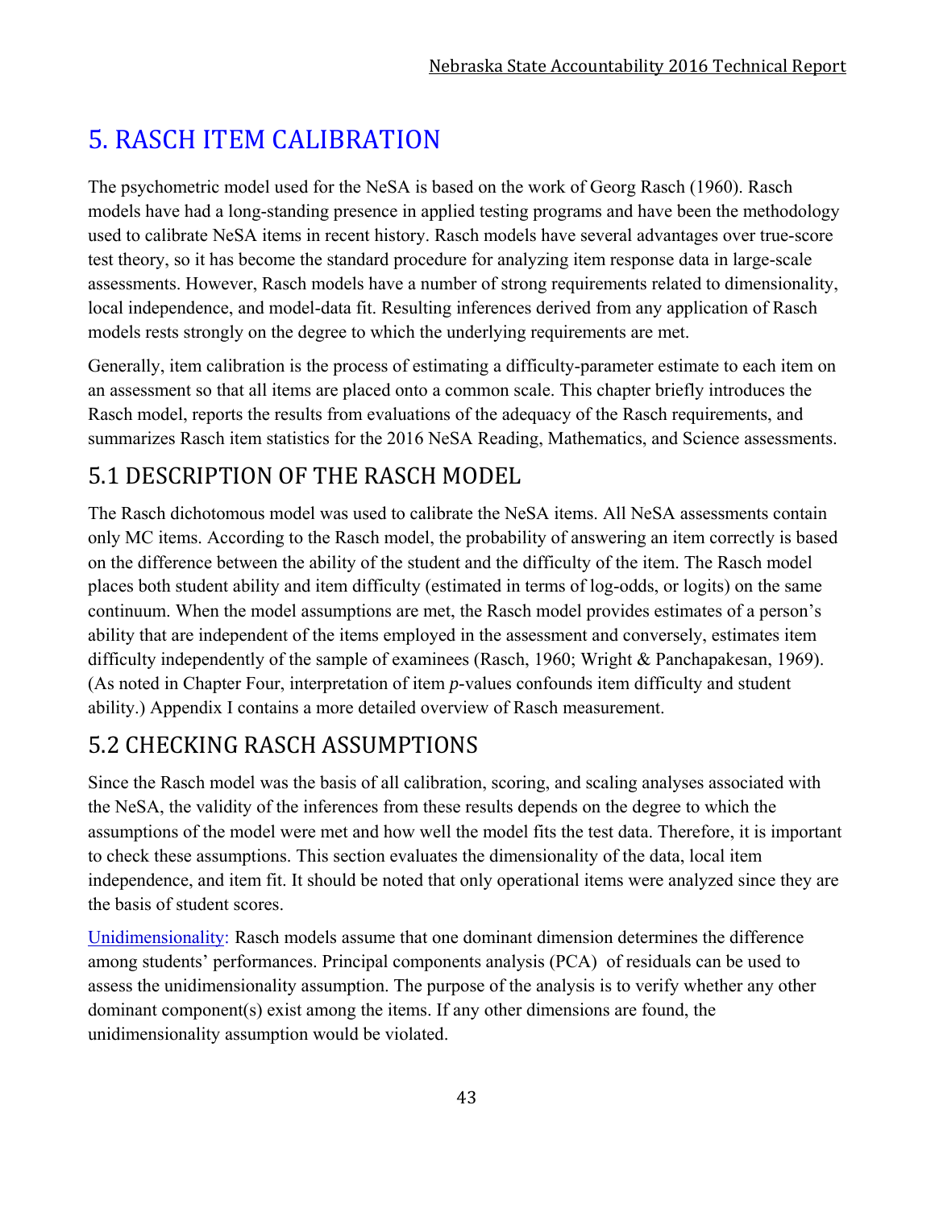# 5. RASCH ITEM CALIBRATION

The psychometric model used for the NeSA is based on the work of Georg Rasch (1960). Rasch models have had a long-standing presence in applied testing programs and have been the methodology used to calibrate NeSA items in recent history. Rasch models have several advantages over true-score test theory, so it has become the standard procedure for analyzing item response data in large-scale assessments. However, Rasch models have a number of strong requirements related to dimensionality, local independence, and model-data fit. Resulting inferences derived from any application of Rasch models rests strongly on the degree to which the underlying requirements are met.

Generally, item calibration is the process of estimating a difficulty-parameter estimate to each item on an assessment so that all items are placed onto a common scale. This chapter briefly introduces the Rasch model, reports the results from evaluations of the adequacy of the Rasch requirements, and summarizes Rasch item statistics for the 2016 NeSA Reading, Mathematics, and Science assessments.

## 5.1 DESCRIPTION OF THE RASCH MODEL

The Rasch dichotomous model was used to calibrate the NeSA items. All NeSA assessments contain only MC items. According to the Rasch model, the probability of answering an item correctly is based on the difference between the ability of the student and the difficulty of the item. The Rasch model places both student ability and item difficulty (estimated in terms of log-odds, or logits) on the same continuum. When the model assumptions are met, the Rasch model provides estimates of a person's ability that are independent of the items employed in the assessment and conversely, estimates item difficulty independently of the sample of examinees (Rasch, 1960; Wright & Panchapakesan, 1969). (As noted in Chapter Four, interpretation of item *p*-values confounds item difficulty and student ability.) Appendix I contains a more detailed overview of Rasch measurement.

## 5.2 CHECKING RASCH ASSUMPTIONS

Since the Rasch model was the basis of all calibration, scoring, and scaling analyses associated with the NeSA, the validity of the inferences from these results depends on the degree to which the assumptions of the model were met and how well the model fits the test data. Therefore, it is important to check these assumptions. This section evaluates the dimensionality of the data, local item independence, and item fit. It should be noted that only operational items were analyzed since they are the basis of student scores.

Unidimensionality: Rasch models assume that one dominant dimension determines the difference among students' performances. Principal components analysis (PCA) of residuals can be used to assess the unidimensionality assumption. The purpose of the analysis is to verify whether any other dominant component(s) exist among the items. If any other dimensions are found, the unidimensionality assumption would be violated.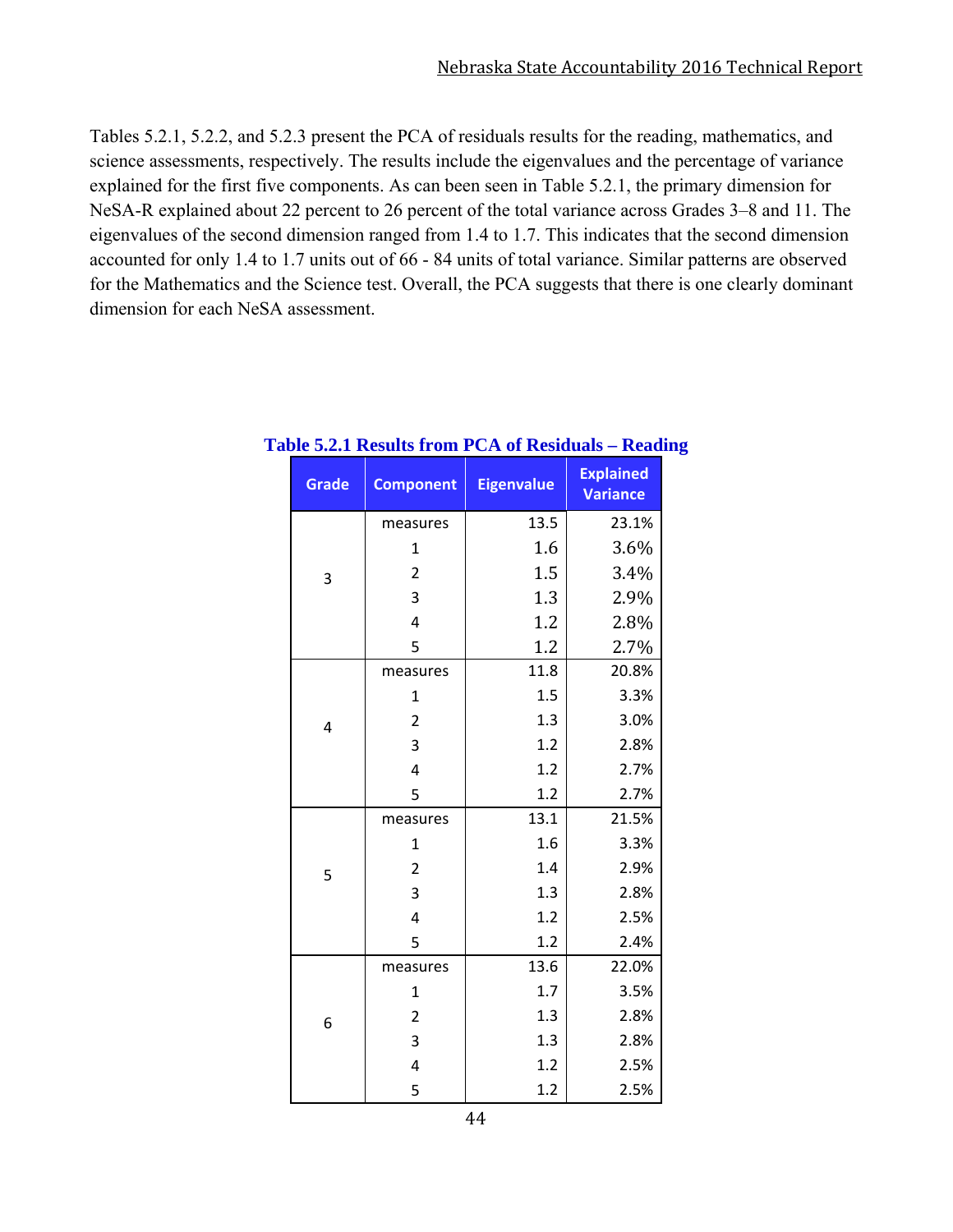Tables 5.2.1, 5.2.2, and 5.2.3 present the PCA of residuals results for the reading, mathematics, and science assessments, respectively. The results include the eigenvalues and the percentage of variance explained for the first five components. As can been seen in Table 5.2.1, the primary dimension for NeSA-R explained about 22 percent to 26 percent of the total variance across Grades 3–8 and 11. The eigenvalues of the second dimension ranged from 1.4 to 1.7. This indicates that the second dimension accounted for only 1.4 to 1.7 units out of 66 - 84 units of total variance. Similar patterns are observed for the Mathematics and the Science test. Overall, the PCA suggests that there is one clearly dominant dimension for each NeSA assessment.

**Table 5.2.1 Results from PCA of Residuals – Reading**

| Grade | Component | Eigenvalue | Explained Variance |
|---|---|---|---|
| 3 | measures | 13.5 | 23.1% |
| | 1 | 1.6 | 3.6% |
| | 2 | 1.5 | 3.4% |
| | 3 | 1.3 | 2.9% |
| | 4 | 1.2 | 2.8% |
| | 5 | 1.2 | 2.7% |
| 4 | measures | 11.8 | 20.8% |
| | 1 | 1.5 | 3.3% |
| | 2 | 1.3 | 3.0% |
| | 3 | 1.2 | 2.8% |
| | 4 | 1.2 | 2.7% |
| | 5 | 1.2 | 2.7% |
| 5 | measures | 13.1 | 21.5% |
| | 1 | 1.6 | 3.3% |
| | 2 | 1.4 | 2.9% |
| | 3 | 1.3 | 2.8% |
| | 4 | 1.2 | 2.5% |
| | 5 | 1.2 | 2.4% |
| 6 | measures | 13.6 | 22.0% |
| | 1 | 1.7 | 3.5% |
| | 2 | 1.3 | 2.8% |
| | 3 | 1.3 | 2.8% |
| | 4 | 1.2 | 2.5% |
| | 5 | 1.2 | 2.5% |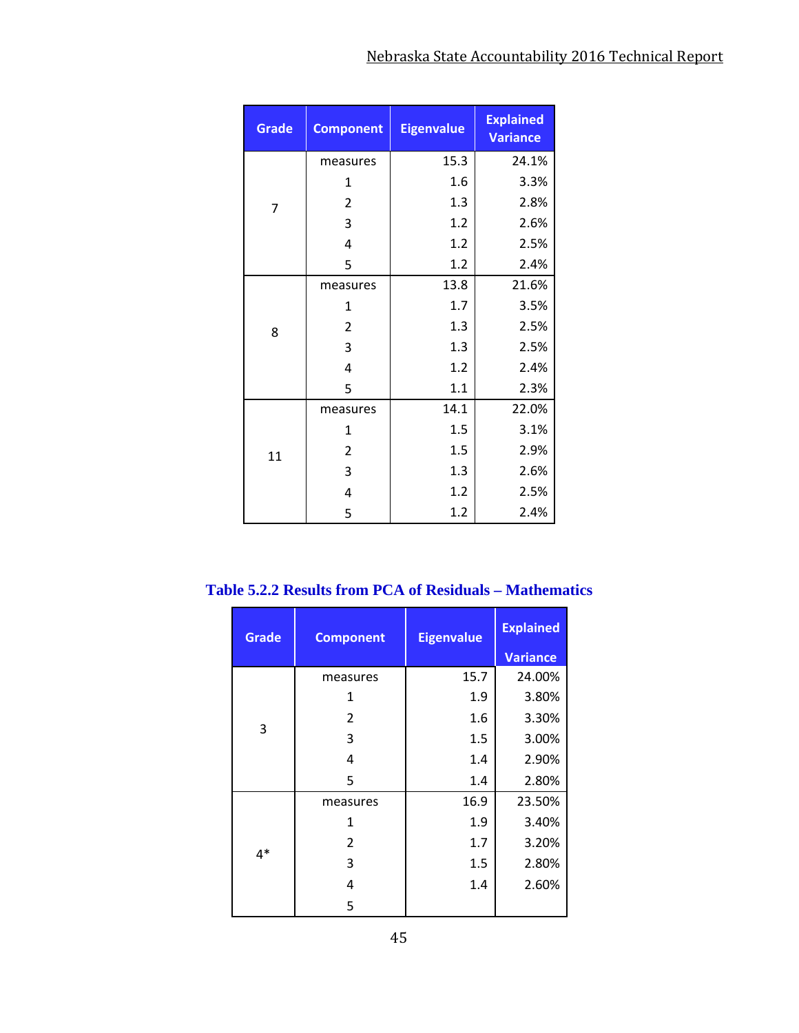| Grade | Component | Eigenvalue | Explained Variance |
|---|---|---|---|
| 7 | measures | 15.3 | 24.1% |
| | 1 | 1.6 | 3.3% |
| | 2 | 1.3 | 2.8% |
| | 3 | 1.2 | 2.6% |
| | 4 | 1.2 | 2.5% |
| | 5 | 1.2 | 2.4% |
| 8 | measures | 13.8 | 21.6% |
| | 1 | 1.7 | 3.5% |
| | 2 | 1.3 | 2.5% |
| | 3 | 1.3 | 2.5% |
| | 4 | 1.2 | 2.4% |
| | 5 | 1.1 | 2.3% |
| 11 | measures | 14.1 | 22.0% |
| | 1 | 1.5 | 3.1% |
| | 2 | 1.5 | 2.9% |
| | 3 | 1.3 | 2.6% |
| | 4 | 1.2 | 2.5% |
| | 5 | 1.2 | 2.4% |

### Table 5.2.2 Results from PCA of Residuals – Mathematics

| Grade | Component | Eigenvalue | Explained Variance |
|---|---|---|---|
| 3 | measures | 15.7 | 24.00% |
| | 1 | 1.9 | 3.80% |
| | 2 | 1.6 | 3.30% |
| | 3 | 1.5 | 3.00% |
| | 4 | 1.4 | 2.90% |
| | 5 | 1.4 | 2.80% |
| 4* | measures | 16.9 | 23.50% |
| | 1 | 1.9 | 3.40% |
| | 2 | 1.7 | 3.20% |
| | 3 | 1.5 | 2.80% |
| | 4 | 1.4 | 2.60% |
| | 5 | | |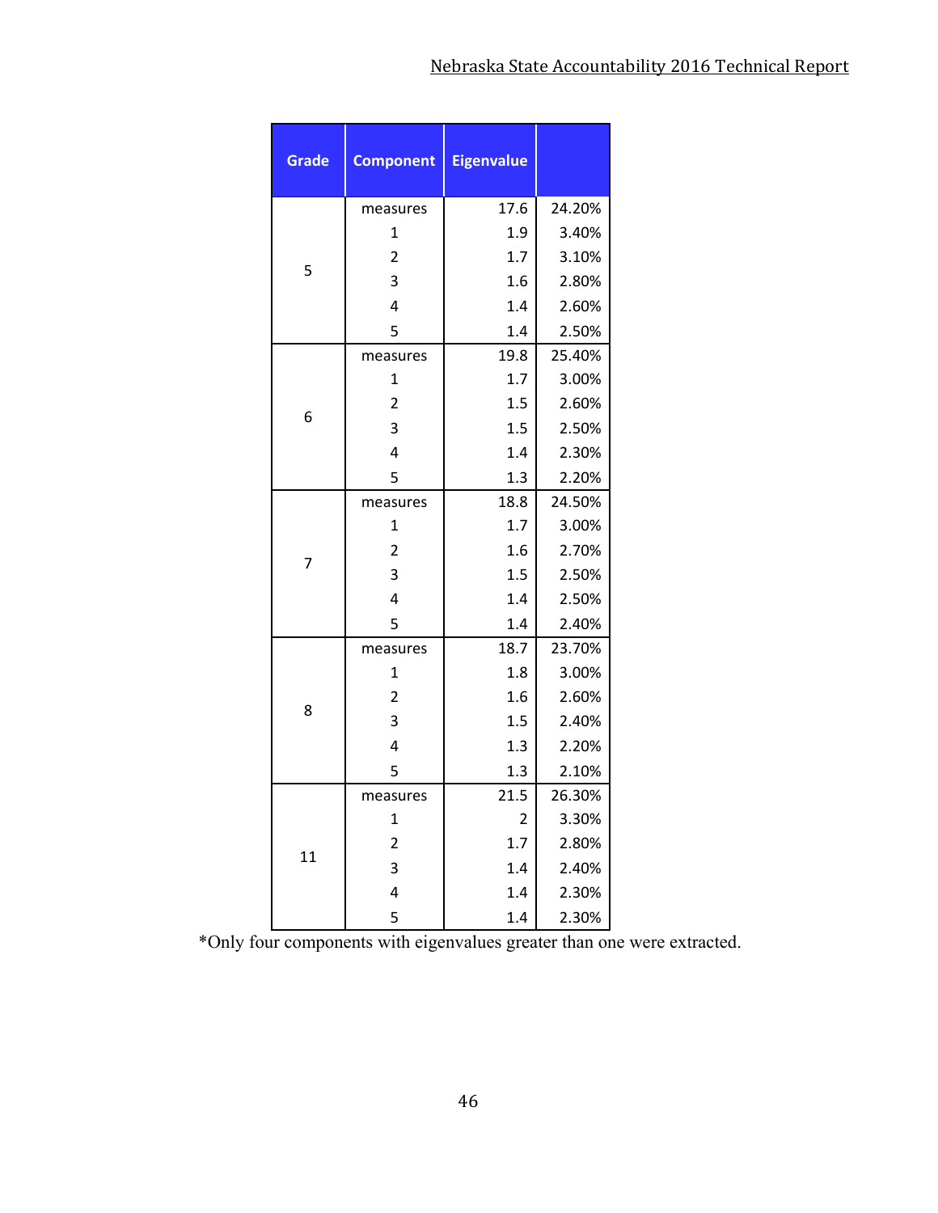| Grade | Component | Eigenvalue | |
|---|---|---|---|
| 5 | measures | 17.6 | 24.20% |
| | 1 | 1.9 | 3.40% |
| | 2 | 1.7 | 3.10% |
| | 3 | 1.6 | 2.80% |
| | 4 | 1.4 | 2.60% |
| | 5 | 1.4 | 2.50% |
| 6 | measures | 19.8 | 25.40% |
| | 1 | 1.7 | 3.00% |
| | 2 | 1.5 | 2.60% |
| | 3 | 1.5 | 2.50% |
| | 4 | 1.4 | 2.30% |
| | 5 | 1.3 | 2.20% |
| 7 | measures | 18.8 | 24.50% |
| | 1 | 1.7 | 3.00% |
| | 2 | 1.6 | 2.70% |
| | 3 | 1.5 | 2.50% |
| | 4 | 1.4 | 2.50% |
| | 5 | 1.4 | 2.40% |
| 8 | measures | 18.7 | 23.70% |
| | 1 | 1.8 | 3.00% |
| | 2 | 1.6 | 2.60% |
| | 3 | 1.5 | 2.40% |
| | 4 | 1.3 | 2.20% |
| | 5 | 1.3 | 2.10% |
| 11 | measures | 21.5 | 26.30% |
| | 1 | 2 | 3.30% |
| | 2 | 1.7 | 2.80% |
| | 3 | 1.4 | 2.40% |
| | 4 | 1.4 | 2.30% |
| | 5 | 1.4 | 2.30% |

*Only four components with eigenvalues greater than one were extracted.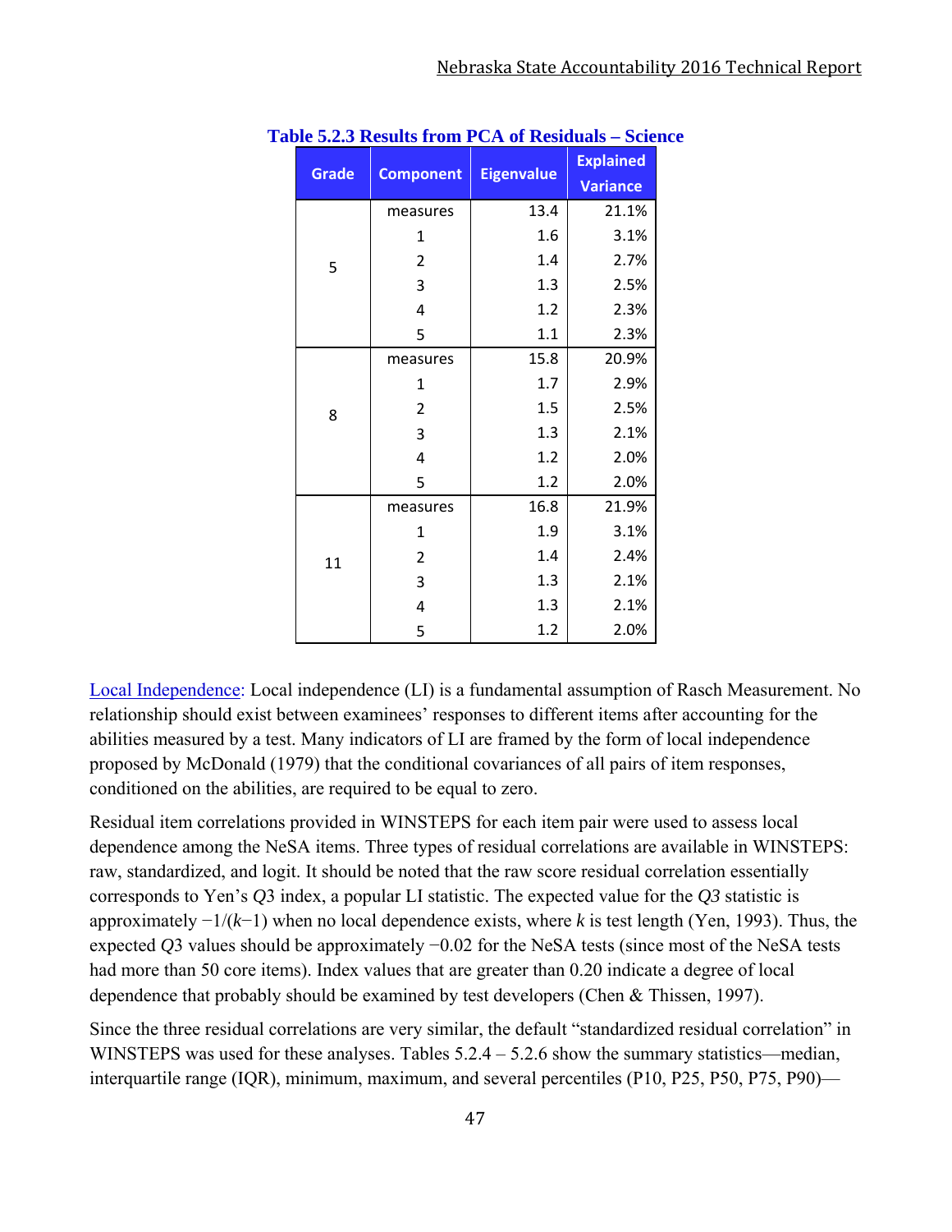**Table 5.2.3 Results from PCA of Residuals – Science**

| Grade | Component | Eigenvalue | Explained Variance |
|---|---|---|---|
| 5 | measures | 13.4 | 21.1% |
| | 1 | 1.6 | 3.1% |
| | 2 | 1.4 | 2.7% |
| | 3 | 1.3 | 2.5% |
| | 4 | 1.2 | 2.3% |
| | 5 | 1.1 | 2.3% |
| 8 | measures | 15.8 | 20.9% |
| | 1 | 1.7 | 2.9% |
| | 2 | 1.5 | 2.5% |
| | 3 | 1.3 | 2.1% |
| | 4 | 1.2 | 2.0% |
| | 5 | 1.2 | 2.0% |
| 11 | measures | 16.8 | 21.9% |
| | 1 | 1.9 | 3.1% |
| | 2 | 1.4 | 2.4% |
| | 3 | 1.3 | 2.1% |
| | 4 | 1.3 | 2.1% |
| | 5 | 1.2 | 2.0% |

Local Independence: Local independence (LI) is a fundamental assumption of Rasch Measurement. No relationship should exist between examinees' responses to different items after accounting for the abilities measured by a test. Many indicators of LI are framed by the form of local independence proposed by McDonald (1979) that the conditional covariances of all pairs of item responses, conditioned on the abilities, are required to be equal to zero.

Residual item correlations provided in WINSTEPS for each item pair were used to assess local dependence among the NeSA items. Three types of residual correlations are available in WINSTEPS: raw, standardized, and logit. It should be noted that the raw score residual correlation essentially corresponds to Yen's *Q*3 index, a popular LI statistic. The expected value for the *Q3* statistic is approximately $-1/(k-1)$ when no local dependence exists, where $k$ is test length (Yen, 1993). Thus, the expected *Q*3 values should be approximately −0.02 for the NeSA tests (since most of the NeSA tests had more than 50 core items). Index values that are greater than 0.20 indicate a degree of local dependence that probably should be examined by test developers (Chen & Thissen, 1997).

Since the three residual correlations are very similar, the default "standardized residual correlation" in WINSTEPS was used for these analyses. Tables 5.2.4 – 5.2.6 show the summary statistics—median, interquartile range (IQR), minimum, maximum, and several percentiles (P10, P25, P50, P75, P90)—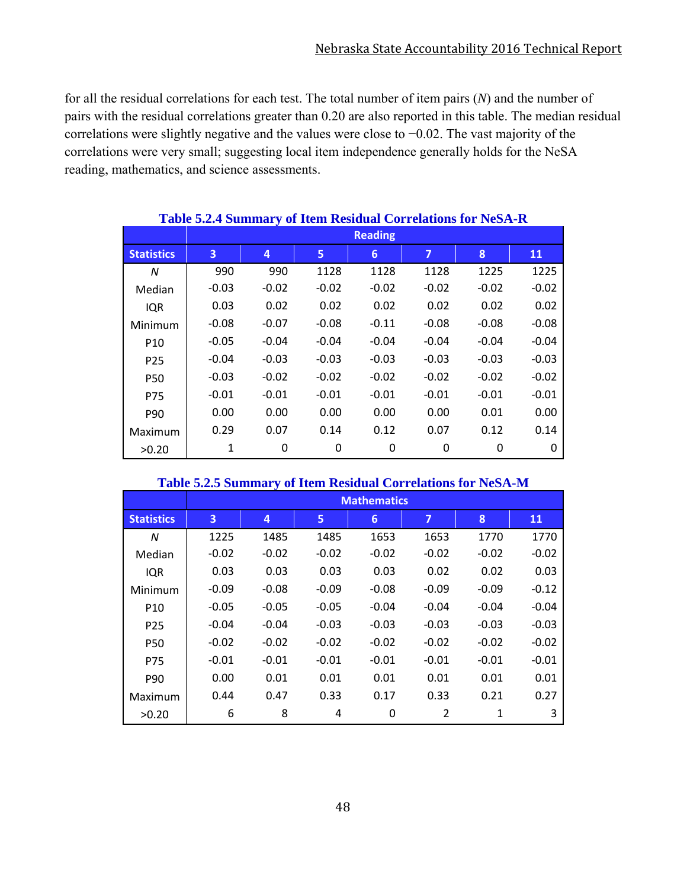for all the residual correlations for each test. The total number of item pairs (*N*) and the number of pairs with the residual correlations greater than 0.20 are also reported in this table. The median residual correlations were slightly negative and the values were close to −0.02. The vast majority of the correlations were very small; suggesting local item independence generally holds for the NeSA reading, mathematics, and science assessments.

**Table 5.2.4 Summary of Item Residual Correlations for NeSA-R**

| | Reading | | | | | | |
|---|---|---|---|---|---|---|---|
| **Statistics** | **3** | **4** | **5** | **6** | **7** | **8** | **11** |
| *N* | 990 | 990 | 1128 | 1128 | 1128 | 1225 | 1225 |
| Median | -0.03 | -0.02 | -0.02 | -0.02 | -0.02 | -0.02 | -0.02 |
| IQR | 0.03 | 0.02 | 0.02 | 0.02 | 0.02 | 0.02 | 0.02 |
| Minimum | -0.08 | -0.07 | -0.08 | -0.11 | -0.08 | -0.08 | -0.08 |
| P10 | -0.05 | -0.04 | -0.04 | -0.04 | -0.04 | -0.04 | -0.04 |
| P25 | -0.04 | -0.03 | -0.03 | -0.03 | -0.03 | -0.03 | -0.03 |
| P50 | -0.03 | -0.02 | -0.02 | -0.02 | -0.02 | -0.02 | -0.02 |
| P75 | -0.01 | -0.01 | -0.01 | -0.01 | -0.01 | -0.01 | -0.01 |
| P90 | 0.00 | 0.00 | 0.00 | 0.00 | 0.00 | 0.01 | 0.00 |
| Maximum | 0.29 | 0.07 | 0.14 | 0.12 | 0.07 | 0.12 | 0.14 |
| >0.20 | 1 | 0 | 0 | 0 | 0 | 0 | 0 |

**Table 5.2.5 Summary of Item Residual Correlations for NeSA-M**

| | Mathematics | | | | | | |
|---|---|---|---|---|---|---|---|
| **Statistics** | **3** | **4** | **5** | **6** | **7** | **8** | **11** |
| *N* | 1225 | 1485 | 1485 | 1653 | 1653 | 1770 | 1770 |
| Median | -0.02 | -0.02 | -0.02 | -0.02 | -0.02 | -0.02 | -0.02 |
| IQR | 0.03 | 0.03 | 0.03 | 0.03 | 0.02 | 0.02 | 0.03 |
| Minimum | -0.09 | -0.08 | -0.09 | -0.08 | -0.09 | -0.09 | -0.12 |
| P10 | -0.05 | -0.05 | -0.05 | -0.04 | -0.04 | -0.04 | -0.04 |
| P25 | -0.04 | -0.04 | -0.03 | -0.03 | -0.03 | -0.03 | -0.03 |
| P50 | -0.02 | -0.02 | -0.02 | -0.02 | -0.02 | -0.02 | -0.02 |
| P75 | -0.01 | -0.01 | -0.01 | -0.01 | -0.01 | -0.01 | -0.01 |
| P90 | 0.00 | 0.01 | 0.01 | 0.01 | 0.01 | 0.01 | 0.01 |
| Maximum | 0.44 | 0.47 | 0.33 | 0.17 | 0.33 | 0.21 | 0.27 |
| >0.20 | 6 | 8 | 4 | 0 | 2 | 1 | 3 |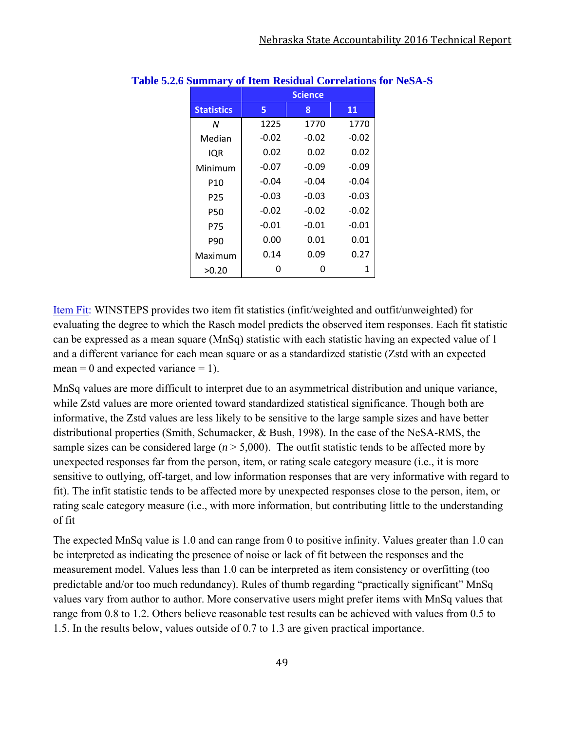**Table 5.2.6 Summary of Item Residual Correlations for NeSA-S**

| | Science | | |
|---|---|---|---|
| **Statistics** | **5** | **8** | **11** |
| *N* | 1225 | 1770 | 1770 |
| Median | -0.02 | -0.02 | -0.02 |
| IQR | 0.02 | 0.02 | 0.02 |
| Minimum | -0.07 | -0.09 | -0.09 |
| P10 | -0.04 | -0.04 | -0.04 |
| P25 | -0.03 | -0.03 | -0.03 |
| P50 | -0.02 | -0.02 | -0.02 |
| P75 | -0.01 | -0.01 | -0.01 |
| P90 | 0.00 | 0.01 | 0.01 |
| Maximum | 0.14 | 0.09 | 0.27 |
| >0.20 | 0 | 0 | 1 |

Item Fit: WINSTEPS provides two item fit statistics (infit/weighted and outfit/unweighted) for evaluating the degree to which the Rasch model predicts the observed item responses. Each fit statistic can be expressed as a mean square (MnSq) statistic with each statistic having an expected value of 1 and a different variance for each mean square or as a standardized statistic (Zstd with an expected mean = 0 and expected variance = 1).

MnSq values are more difficult to interpret due to an asymmetrical distribution and unique variance, while Zstd values are more oriented toward standardized statistical significance. Though both are informative, the Zstd values are less likely to be sensitive to the large sample sizes and have better distributional properties (Smith, Schumacker, & Bush, 1998). In the case of the NeSA-RMS, the sample sizes can be considered large ($n > 5{,}000$). The outfit statistic tends to be affected more by unexpected responses far from the person, item, or rating scale category measure (i.e., it is more sensitive to outlying, off-target, and low information responses that are very informative with regard to fit). The infit statistic tends to be affected more by unexpected responses close to the person, item, or rating scale category measure (i.e., with more information, but contributing little to the understanding of fit

The expected MnSq value is 1.0 and can range from 0 to positive infinity. Values greater than 1.0 can be interpreted as indicating the presence of noise or lack of fit between the responses and the measurement model. Values less than 1.0 can be interpreted as item consistency or overfitting (too predictable and/or too much redundancy). Rules of thumb regarding "practically significant" MnSq values vary from author to author. More conservative users might prefer items with MnSq values that range from 0.8 to 1.2. Others believe reasonable test results can be achieved with values from 0.5 to 1.5. In the results below, values outside of 0.7 to 1.3 are given practical importance.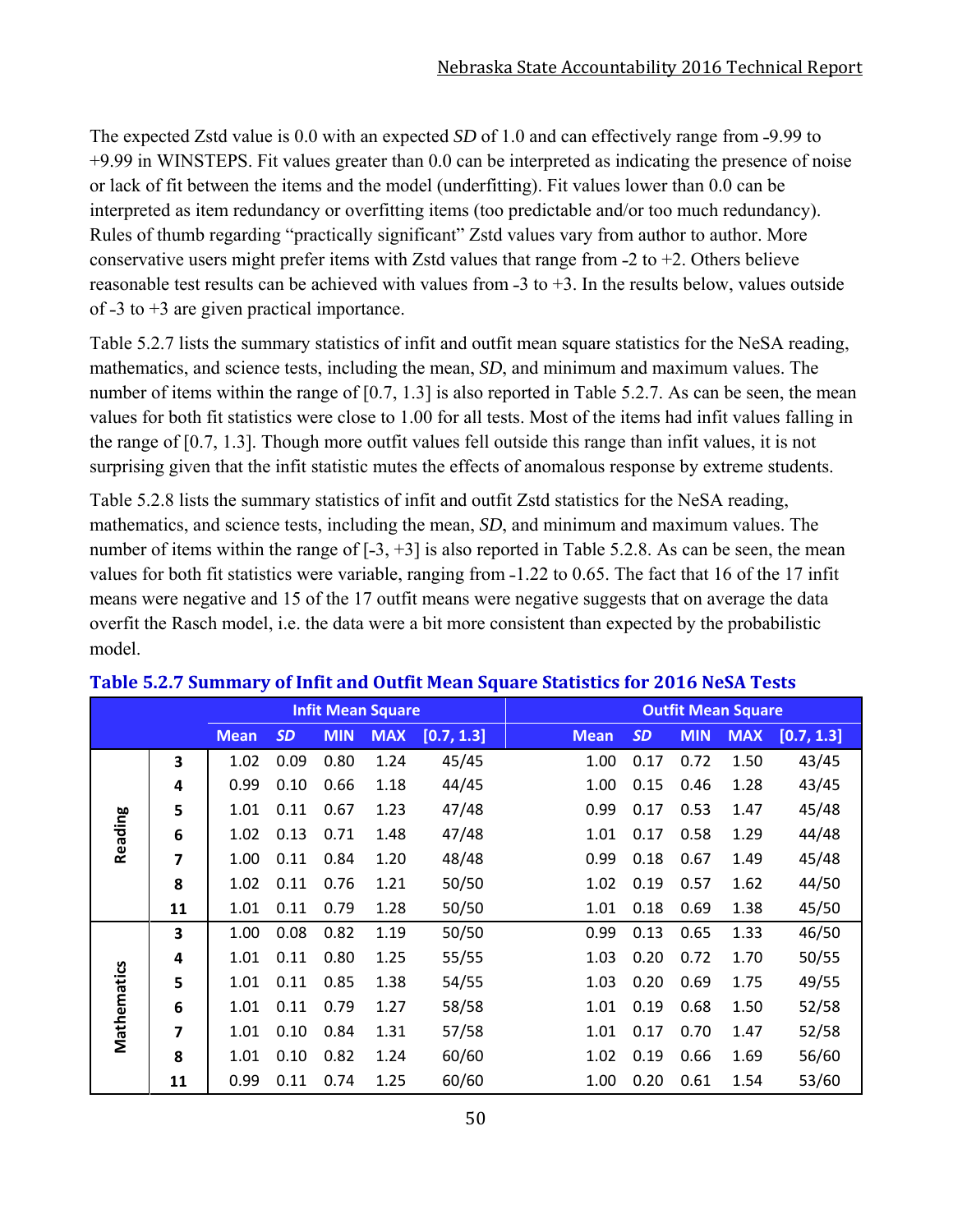The expected Zstd value is 0.0 with an expected *SD* of 1.0 and can effectively range from -9.99 to +9.99 in WINSTEPS. Fit values greater than 0.0 can be interpreted as indicating the presence of noise or lack of fit between the items and the model (underfitting). Fit values lower than 0.0 can be interpreted as item redundancy or overfitting items (too predictable and/or too much redundancy). Rules of thumb regarding "practically significant" Zstd values vary from author to author. More conservative users might prefer items with Zstd values that range from -2 to +2. Others believe reasonable test results can be achieved with values from -3 to +3. In the results below, values outside of -3 to +3 are given practical importance.

Table 5.2.7 lists the summary statistics of infit and outfit mean square statistics for the NeSA reading, mathematics, and science tests, including the mean, *SD*, and minimum and maximum values. The number of items within the range of [0.7, 1.3] is also reported in Table 5.2.7. As can be seen, the mean values for both fit statistics were close to 1.00 for all tests. Most of the items had infit values falling in the range of [0.7, 1.3]. Though more outfit values fell outside this range than infit values, it is not surprising given that the infit statistic mutes the effects of anomalous response by extreme students.

Table 5.2.8 lists the summary statistics of infit and outfit Zstd statistics for the NeSA reading, mathematics, and science tests, including the mean, *SD*, and minimum and maximum values. The number of items within the range of [-3, +3] is also reported in Table 5.2.8. As can be seen, the mean values for both fit statistics were variable, ranging from -1.22 to 0.65. The fact that 16 of the 17 infit means were negative and 15 of the 17 outfit means were negative suggests that on average the data overfit the Rasch model, i.e. the data were a bit more consistent than expected by the probabilistic model.

**Table 5.2.7 Summary of Infit and Outfit Mean Square Statistics for 2016 NeSA Tests**

| | | Infit Mean Square | | | | | Outfit Mean Square | | | | |
|---|---|---|---|---|---|---|---|---|---|---|---|
| | | Mean | *SD* | MIN | MAX | [0.7, 1.3] | Mean | *SD* | MIN | MAX | [0.7, 1.3] |
| Reading | 3 | 1.02 | 0.09 | 0.80 | 1.24 | 45/45 | 1.00 | 0.17 | 0.72 | 1.50 | 43/45 |
| | 4 | 0.99 | 0.10 | 0.66 | 1.18 | 44/45 | 1.00 | 0.15 | 0.46 | 1.28 | 43/45 |
| | 5 | 1.01 | 0.11 | 0.67 | 1.23 | 47/48 | 0.99 | 0.17 | 0.53 | 1.47 | 45/48 |
| | 6 | 1.02 | 0.13 | 0.71 | 1.48 | 47/48 | 1.01 | 0.17 | 0.58 | 1.29 | 44/48 |
| | 7 | 1.00 | 0.11 | 0.84 | 1.20 | 48/48 | 0.99 | 0.18 | 0.67 | 1.49 | 45/48 |
| | 8 | 1.02 | 0.11 | 0.76 | 1.21 | 50/50 | 1.02 | 0.19 | 0.57 | 1.62 | 44/50 |
| | 11 | 1.01 | 0.11 | 0.79 | 1.28 | 50/50 | 1.01 | 0.18 | 0.69 | 1.38 | 45/50 |
| Mathematics | 3 | 1.00 | 0.08 | 0.82 | 1.19 | 50/50 | 0.99 | 0.13 | 0.65 | 1.33 | 46/50 |
| | 4 | 1.01 | 0.11 | 0.80 | 1.25 | 55/55 | 1.03 | 0.20 | 0.72 | 1.70 | 50/55 |
| | 5 | 1.01 | 0.11 | 0.85 | 1.38 | 54/55 | 1.03 | 0.20 | 0.69 | 1.75 | 49/55 |
| | 6 | 1.01 | 0.11 | 0.79 | 1.27 | 58/58 | 1.01 | 0.19 | 0.68 | 1.50 | 52/58 |
| | 7 | 1.01 | 0.10 | 0.84 | 1.31 | 57/58 | 1.01 | 0.17 | 0.70 | 1.47 | 52/58 |
| | 8 | 1.01 | 0.10 | 0.82 | 1.24 | 60/60 | 1.02 | 0.19 | 0.66 | 1.69 | 56/60 |
| | 11 | 0.99 | 0.11 | 0.74 | 1.25 | 60/60 | 1.00 | 0.20 | 0.61 | 1.54 | 53/60 |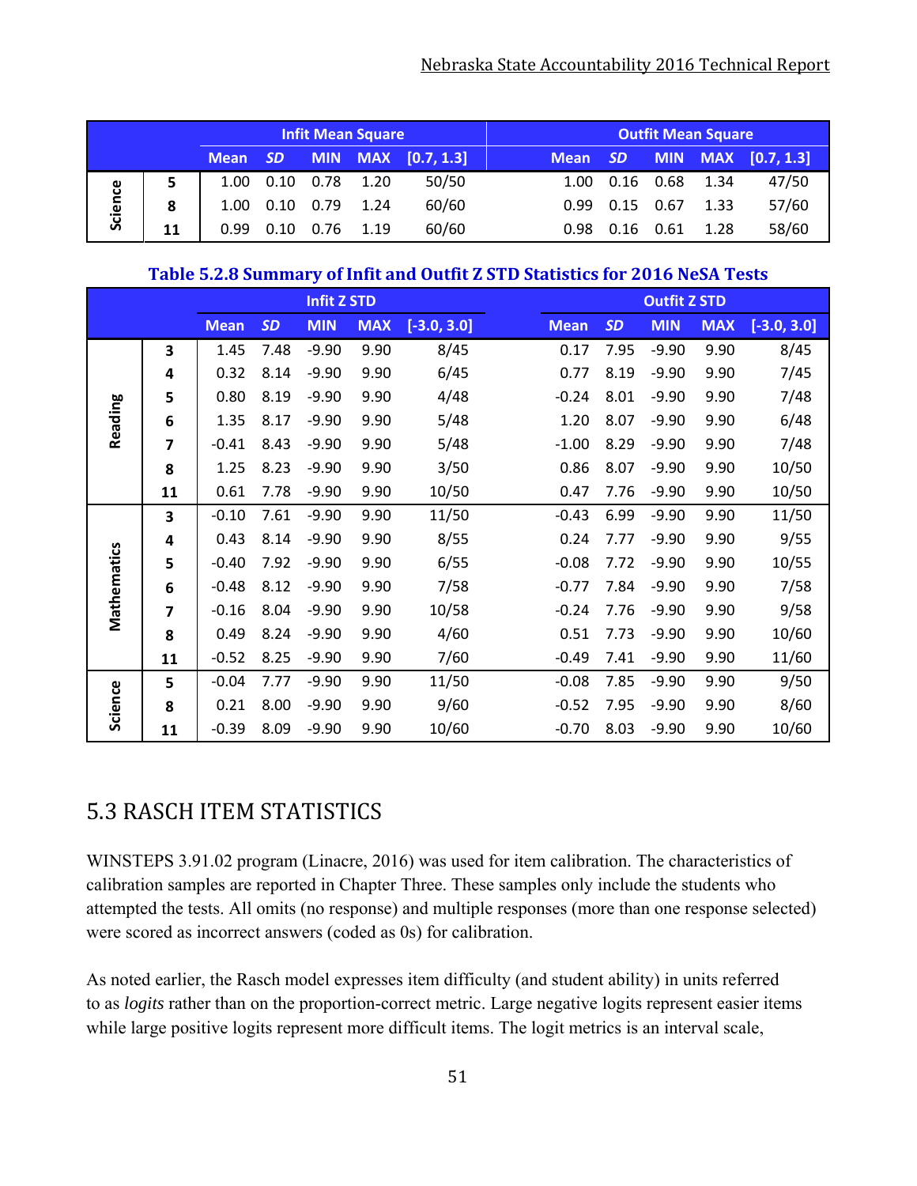| | | Infit Mean Square | | | | | Outfit Mean Square | | | | |
|---|---|---|---|---|---|---|---|---|---|---|---|
| | | Mean | *SD* | MIN | MAX | [0.7, 1.3] | Mean | *SD* | MIN | MAX | [0.7, 1.3] |
| Science | 5 | 1.00 | 0.10 | 0.78 | 1.20 | 50/50 | 1.00 | 0.16 | 0.68 | 1.34 | 47/50 |
| | 8 | 1.00 | 0.10 | 0.79 | 1.24 | 60/60 | 0.99 | 0.15 | 0.67 | 1.33 | 57/60 |
| | 11 | 0.99 | 0.10 | 0.76 | 1.19 | 60/60 | 0.98 | 0.16 | 0.61 | 1.28 | 58/60 |

**Table 5.2.8 Summary of Infit and Outfit Z STD Statistics for 2016 NeSA Tests**

| | | Infit Z STD | | | | | Outfit Z STD | | | | |
|---|---|---|---|---|---|---|---|---|---|---|---|
| | | Mean | *SD* | MIN | MAX | [-3.0, 3.0] | Mean | *SD* | MIN | MAX | [-3.0, 3.0] |
| Reading | 3 | 1.45 | 7.48 | -9.90 | 9.90 | 8/45 | 0.17 | 7.95 | -9.90 | 9.90 | 8/45 |
| | 4 | 0.32 | 8.14 | -9.90 | 9.90 | 6/45 | 0.77 | 8.19 | -9.90 | 9.90 | 7/45 |
| | 5 | 0.80 | 8.19 | -9.90 | 9.90 | 4/48 | -0.24 | 8.01 | -9.90 | 9.90 | 7/48 |
| | 6 | 1.35 | 8.17 | -9.90 | 9.90 | 5/48 | 1.20 | 8.07 | -9.90 | 9.90 | 6/48 |
| | 7 | -0.41 | 8.43 | -9.90 | 9.90 | 5/48 | -1.00 | 8.29 | -9.90 | 9.90 | 7/48 |
| | 8 | 1.25 | 8.23 | -9.90 | 9.90 | 3/50 | 0.86 | 8.07 | -9.90 | 9.90 | 10/50 |
| | 11 | 0.61 | 7.78 | -9.90 | 9.90 | 10/50 | 0.47 | 7.76 | -9.90 | 9.90 | 10/50 |
| Mathematics | 3 | -0.10 | 7.61 | -9.90 | 9.90 | 11/50 | -0.43 | 6.99 | -9.90 | 9.90 | 11/50 |
| | 4 | 0.43 | 8.14 | -9.90 | 9.90 | 8/55 | 0.24 | 7.77 | -9.90 | 9.90 | 9/55 |
| | 5 | -0.40 | 7.92 | -9.90 | 9.90 | 6/55 | -0.08 | 7.72 | -9.90 | 9.90 | 10/55 |
| | 6 | -0.48 | 8.12 | -9.90 | 9.90 | 7/58 | -0.77 | 7.84 | -9.90 | 9.90 | 7/58 |
| | 7 | -0.16 | 8.04 | -9.90 | 9.90 | 10/58 | -0.24 | 7.76 | -9.90 | 9.90 | 9/58 |
| | 8 | 0.49 | 8.24 | -9.90 | 9.90 | 4/60 | 0.51 | 7.73 | -9.90 | 9.90 | 10/60 |
| | 11 | -0.52 | 8.25 | -9.90 | 9.90 | 7/60 | -0.49 | 7.41 | -9.90 | 9.90 | 11/60 |
| Science | 5 | -0.04 | 7.77 | -9.90 | 9.90 | 11/50 | -0.08 | 7.85 | -9.90 | 9.90 | 9/50 |
| | 8 | 0.21 | 8.00 | -9.90 | 9.90 | 9/60 | -0.52 | 7.95 | -9.90 | 9.90 | 8/60 |
| | 11 | -0.39 | 8.09 | -9.90 | 9.90 | 10/60 | -0.70 | 8.03 | -9.90 | 9.90 | 10/60 |

## 5.3 RASCH ITEM STATISTICS

WINSTEPS 3.91.02 program (Linacre, 2016) was used for item calibration. The characteristics of calibration samples are reported in Chapter Three. These samples only include the students who attempted the tests. All omits (no response) and multiple responses (more than one response selected) were scored as incorrect answers (coded as 0s) for calibration.

As noted earlier, the Rasch model expresses item difficulty (and student ability) in units referred to as *logits* rather than on the proportion-correct metric. Large negative logits represent easier items while large positive logits represent more difficult items. The logit metrics is an interval scale,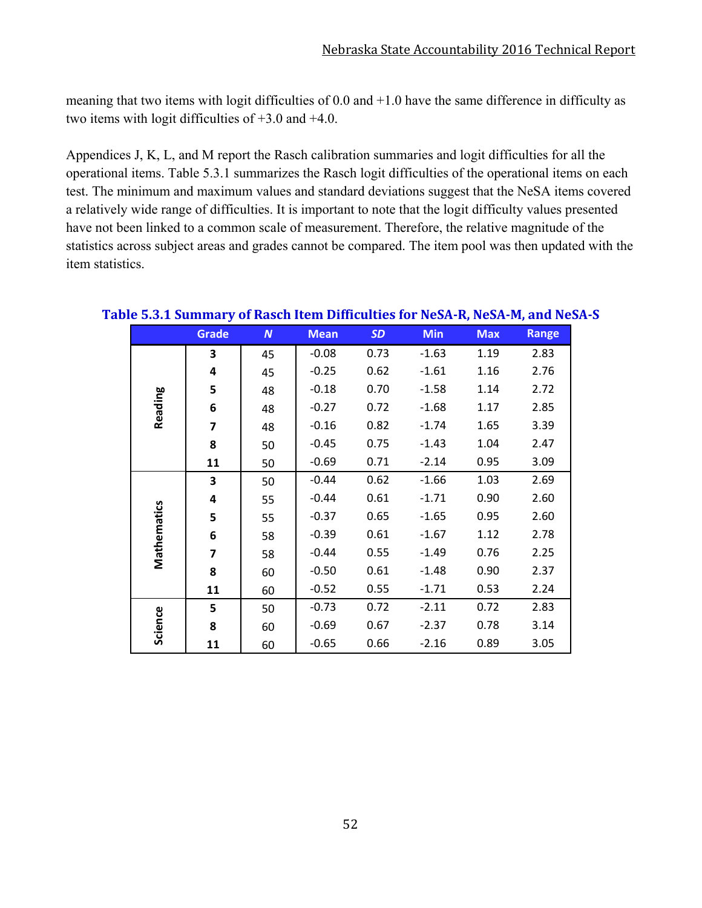meaning that two items with logit difficulties of 0.0 and +1.0 have the same difference in difficulty as two items with logit difficulties of +3.0 and +4.0.

Appendices J, K, L, and M report the Rasch calibration summaries and logit difficulties for all the operational items. Table 5.3.1 summarizes the Rasch logit difficulties of the operational items on each test. The minimum and maximum values and standard deviations suggest that the NeSA items covered a relatively wide range of difficulties. It is important to note that the logit difficulty values presented have not been linked to a common scale of measurement. Therefore, the relative magnitude of the statistics across subject areas and grades cannot be compared. The item pool was then updated with the item statistics.

**Table 5.3.1 Summary of Rasch Item Difficulties for NeSA-R, NeSA-M, and NeSA-S**

| | Grade | *N* | Mean | *SD* | Min | Max | Range |
|---|---|---|---|---|---|---|---|
| Reading | 3 | 45 | -0.08 | 0.73 | -1.63 | 1.19 | 2.83 |
| | 4 | 45 | -0.25 | 0.62 | -1.61 | 1.16 | 2.76 |
| | 5 | 48 | -0.18 | 0.70 | -1.58 | 1.14 | 2.72 |
| | 6 | 48 | -0.27 | 0.72 | -1.68 | 1.17 | 2.85 |
| | 7 | 48 | -0.16 | 0.82 | -1.74 | 1.65 | 3.39 |
| | 8 | 50 | -0.45 | 0.75 | -1.43 | 1.04 | 2.47 |
| | 11 | 50 | -0.69 | 0.71 | -2.14 | 0.95 | 3.09 |
| Mathematics | 3 | 50 | -0.44 | 0.62 | -1.66 | 1.03 | 2.69 |
| | 4 | 55 | -0.44 | 0.61 | -1.71 | 0.90 | 2.60 |
| | 5 | 55 | -0.37 | 0.65 | -1.65 | 0.95 | 2.60 |
| | 6 | 58 | -0.39 | 0.61 | -1.67 | 1.12 | 2.78 |
| | 7 | 58 | -0.44 | 0.55 | -1.49 | 0.76 | 2.25 |
| | 8 | 60 | -0.50 | 0.61 | -1.48 | 0.90 | 2.37 |
| | 11 | 60 | -0.52 | 0.55 | -1.71 | 0.53 | 2.24 |
| Science | 5 | 50 | -0.73 | 0.72 | -2.11 | 0.72 | 2.83 |
| | 8 | 60 | -0.69 | 0.67 | -2.37 | 0.78 | 3.14 |
| | 11 | 60 | -0.65 | 0.66 | -2.16 | 0.89 | 3.05 |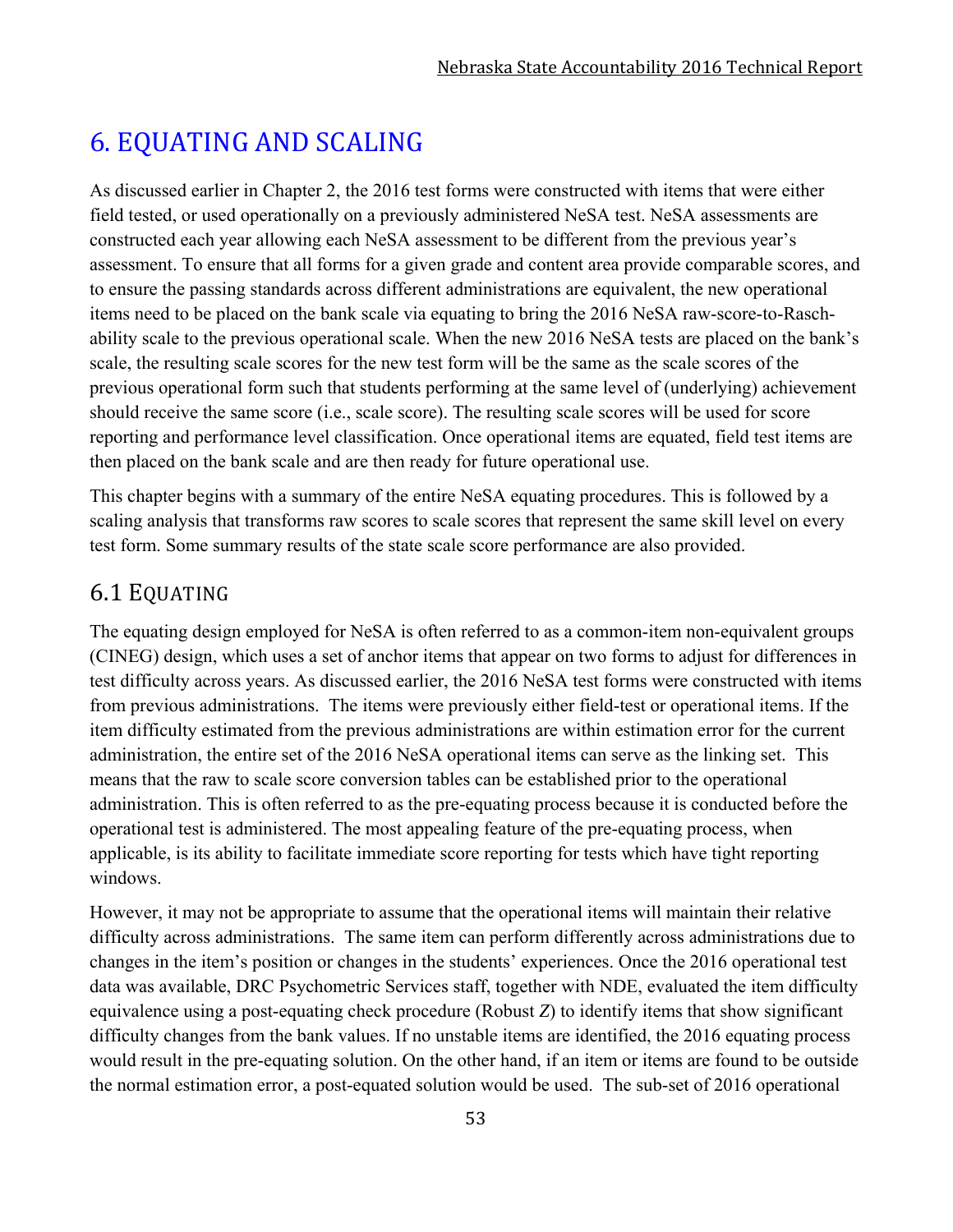# 6. EQUATING AND SCALING

As discussed earlier in Chapter 2, the 2016 test forms were constructed with items that were either field tested, or used operationally on a previously administered NeSA test. NeSA assessments are constructed each year allowing each NeSA assessment to be different from the previous year's assessment. To ensure that all forms for a given grade and content area provide comparable scores, and to ensure the passing standards across different administrations are equivalent, the new operational items need to be placed on the bank scale via equating to bring the 2016 NeSA raw-score-to-Rasch-ability scale to the previous operational scale. When the new 2016 NeSA tests are placed on the bank's scale, the resulting scale scores for the new test form will be the same as the scale scores of the previous operational form such that students performing at the same level of (underlying) achievement should receive the same score (i.e., scale score). The resulting scale scores will be used for score reporting and performance level classification. Once operational items are equated, field test items are then placed on the bank scale and are then ready for future operational use.

This chapter begins with a summary of the entire NeSA equating procedures. This is followed by a scaling analysis that transforms raw scores to scale scores that represent the same skill level on every test form. Some summary results of the state scale score performance are also provided.

## 6.1 EQUATING

The equating design employed for NeSA is often referred to as a common-item non-equivalent groups (CINEG) design, which uses a set of anchor items that appear on two forms to adjust for differences in test difficulty across years. As discussed earlier, the 2016 NeSA test forms were constructed with items from previous administrations. The items were previously either field-test or operational items. If the item difficulty estimated from the previous administrations are within estimation error for the current administration, the entire set of the 2016 NeSA operational items can serve as the linking set. This means that the raw to scale score conversion tables can be established prior to the operational administration. This is often referred to as the pre-equating process because it is conducted before the operational test is administered. The most appealing feature of the pre-equating process, when applicable, is its ability to facilitate immediate score reporting for tests which have tight reporting windows.

However, it may not be appropriate to assume that the operational items will maintain their relative difficulty across administrations. The same item can perform differently across administrations due to changes in the item's position or changes in the students' experiences. Once the 2016 operational test data was available, DRC Psychometric Services staff, together with NDE, evaluated the item difficulty equivalence using a post-equating check procedure (Robust *Z*) to identify items that show significant difficulty changes from the bank values. If no unstable items are identified, the 2016 equating process would result in the pre-equating solution. On the other hand, if an item or items are found to be outside the normal estimation error, a post-equated solution would be used. The sub-set of 2016 operational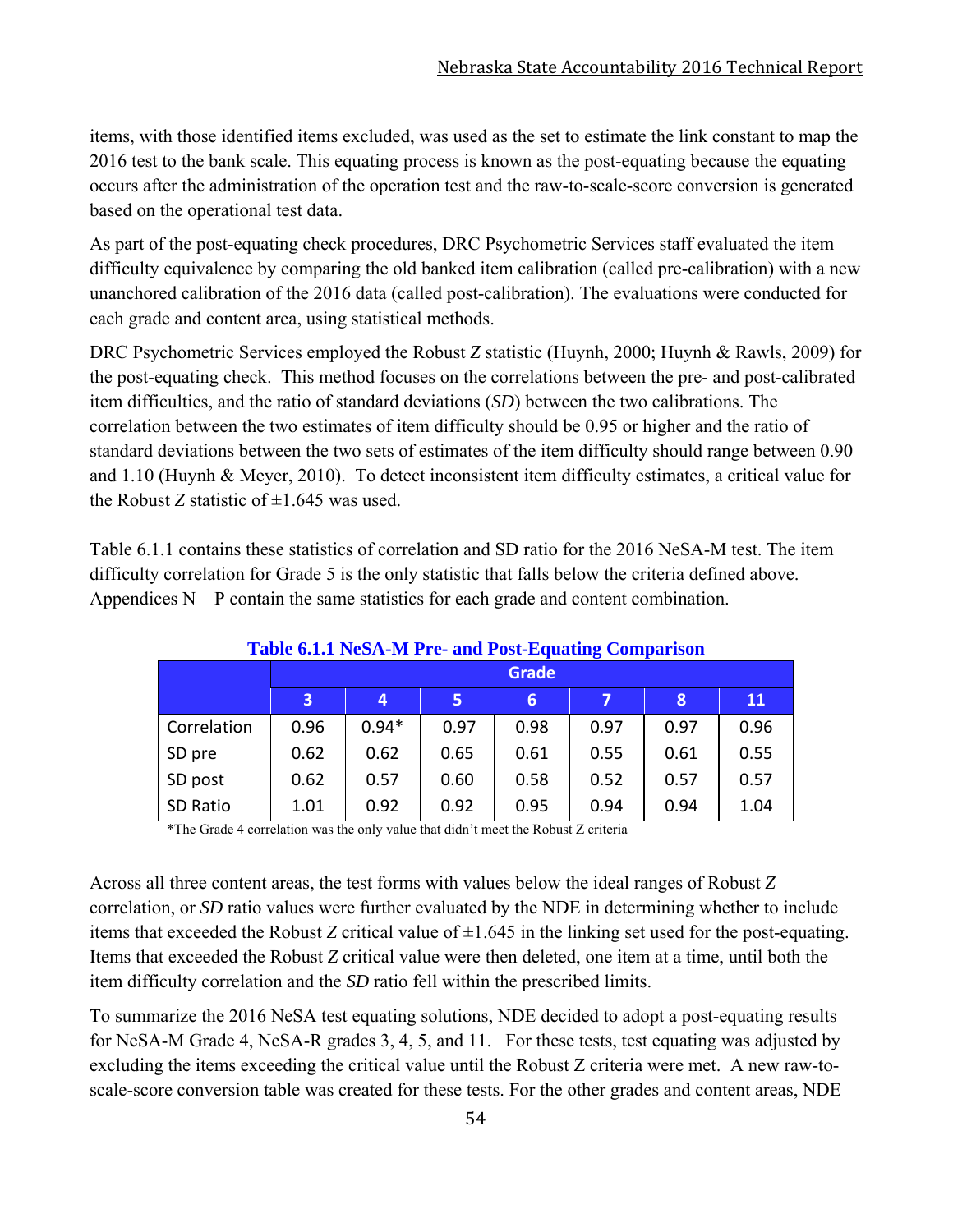items, with those identified items excluded, was used as the set to estimate the link constant to map the 2016 test to the bank scale. This equating process is known as the post-equating because the equating occurs after the administration of the operation test and the raw-to-scale-score conversion is generated based on the operational test data.

As part of the post-equating check procedures, DRC Psychometric Services staff evaluated the item difficulty equivalence by comparing the old banked item calibration (called pre-calibration) with a new unanchored calibration of the 2016 data (called post-calibration). The evaluations were conducted for each grade and content area, using statistical methods.

DRC Psychometric Services employed the Robust *Z* statistic (Huynh, 2000; Huynh & Rawls, 2009) for the post-equating check. This method focuses on the correlations between the pre- and post-calibrated item difficulties, and the ratio of standard deviations (*SD*) between the two calibrations. The correlation between the two estimates of item difficulty should be 0.95 or higher and the ratio of standard deviations between the two sets of estimates of the item difficulty should range between 0.90 and 1.10 (Huynh & Meyer, 2010). To detect inconsistent item difficulty estimates, a critical value for the Robust *Z* statistic of ±1.645 was used.

Table 6.1.1 contains these statistics of correlation and SD ratio for the 2016 NeSA-M test. The item difficulty correlation for Grade 5 is the only statistic that falls below the criteria defined above. Appendices N – P contain the same statistics for each grade and content combination.

**Table 6.1.1 NeSA-M Pre- and Post-Equating Comparison**

| | Grade | | | | | | |
|---|---|---|---|---|---|---|---|
| | 3 | 4 | 5 | 6 | 7 | 8 | 11 |
| Correlation | 0.96 | 0.94* | 0.97 | 0.98 | 0.97 | 0.97 | 0.96 |
| SD pre | 0.62 | 0.62 | 0.65 | 0.61 | 0.55 | 0.61 | 0.55 |
| SD post | 0.62 | 0.57 | 0.60 | 0.58 | 0.52 | 0.57 | 0.57 |
| SD Ratio | 1.01 | 0.92 | 0.92 | 0.95 | 0.94 | 0.94 | 1.04 |

*The Grade 4 correlation was the only value that didn't meet the Robust Z criteria

Across all three content areas, the test forms with values below the ideal ranges of Robust *Z* correlation, or *SD* ratio values were further evaluated by the NDE in determining whether to include items that exceeded the Robust *Z* critical value of ±1.645 in the linking set used for the post-equating. Items that exceeded the Robust *Z* critical value were then deleted, one item at a time, until both the item difficulty correlation and the *SD* ratio fell within the prescribed limits.

To summarize the 2016 NeSA test equating solutions, NDE decided to adopt a post-equating results for NeSA-M Grade 4, NeSA-R grades 3, 4, 5, and 11. For these tests, test equating was adjusted by excluding the items exceeding the critical value until the Robust Z criteria were met. A new raw-to-scale-score conversion table was created for these tests. For the other grades and content areas, NDE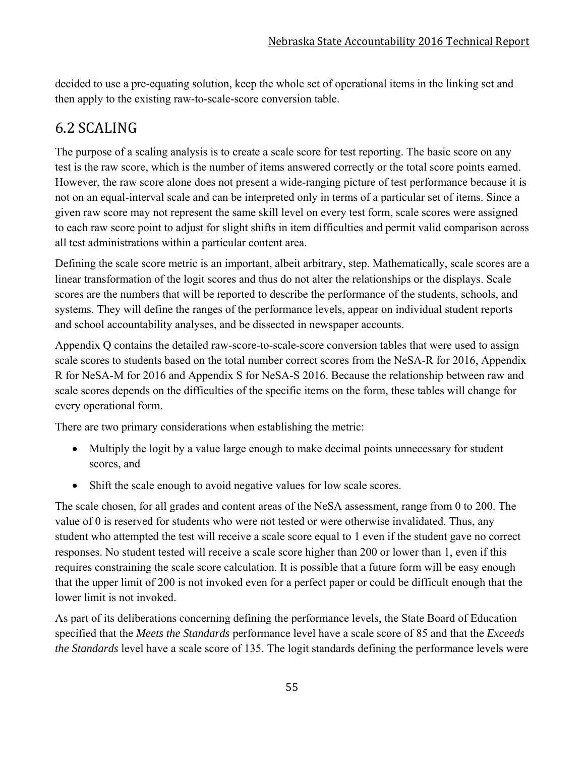decided to use a pre-equating solution, keep the whole set of operational items in the linking set and then apply to the existing raw-to-scale-score conversion table.

## 6.2 SCALING

The purpose of a scaling analysis is to create a scale score for test reporting. The basic score on any test is the raw score, which is the number of items answered correctly or the total score points earned. However, the raw score alone does not present a wide-ranging picture of test performance because it is not on an equal-interval scale and can be interpreted only in terms of a particular set of items. Since a given raw score may not represent the same skill level on every test form, scale scores were assigned to each raw score point to adjust for slight shifts in item difficulties and permit valid comparison across all test administrations within a particular content area.

Defining the scale score metric is an important, albeit arbitrary, step. Mathematically, scale scores are a linear transformation of the logit scores and thus do not alter the relationships or the displays. Scale scores are the numbers that will be reported to describe the performance of the students, schools, and systems. They will define the ranges of the performance levels, appear on individual student reports and school accountability analyses, and be dissected in newspaper accounts.

Appendix Q contains the detailed raw-score-to-scale-score conversion tables that were used to assign scale scores to students based on the total number correct scores from the NeSA-R for 2016, Appendix R for NeSA-M for 2016 and Appendix S for NeSA-S 2016. Because the relationship between raw and scale scores depends on the difficulties of the specific items on the form, these tables will change for every operational form.

There are two primary considerations when establishing the metric:

- Multiply the logit by a value large enough to make decimal points unnecessary for student scores, and
- Shift the scale enough to avoid negative values for low scale scores.

The scale chosen, for all grades and content areas of the NeSA assessment, range from 0 to 200. The value of 0 is reserved for students who were not tested or were otherwise invalidated. Thus, any student who attempted the test will receive a scale score equal to 1 even if the student gave no correct responses. No student tested will receive a scale score higher than 200 or lower than 1, even if this requires constraining the scale score calculation. It is possible that a future form will be easy enough that the upper limit of 200 is not invoked even for a perfect paper or could be difficult enough that the lower limit is not invoked.

As part of its deliberations concerning defining the performance levels, the State Board of Education specified that the *Meets the Standards* performance level have a scale score of 85 and that the *Exceeds the Standards* level have a scale score of 135. The logit standards defining the performance levels were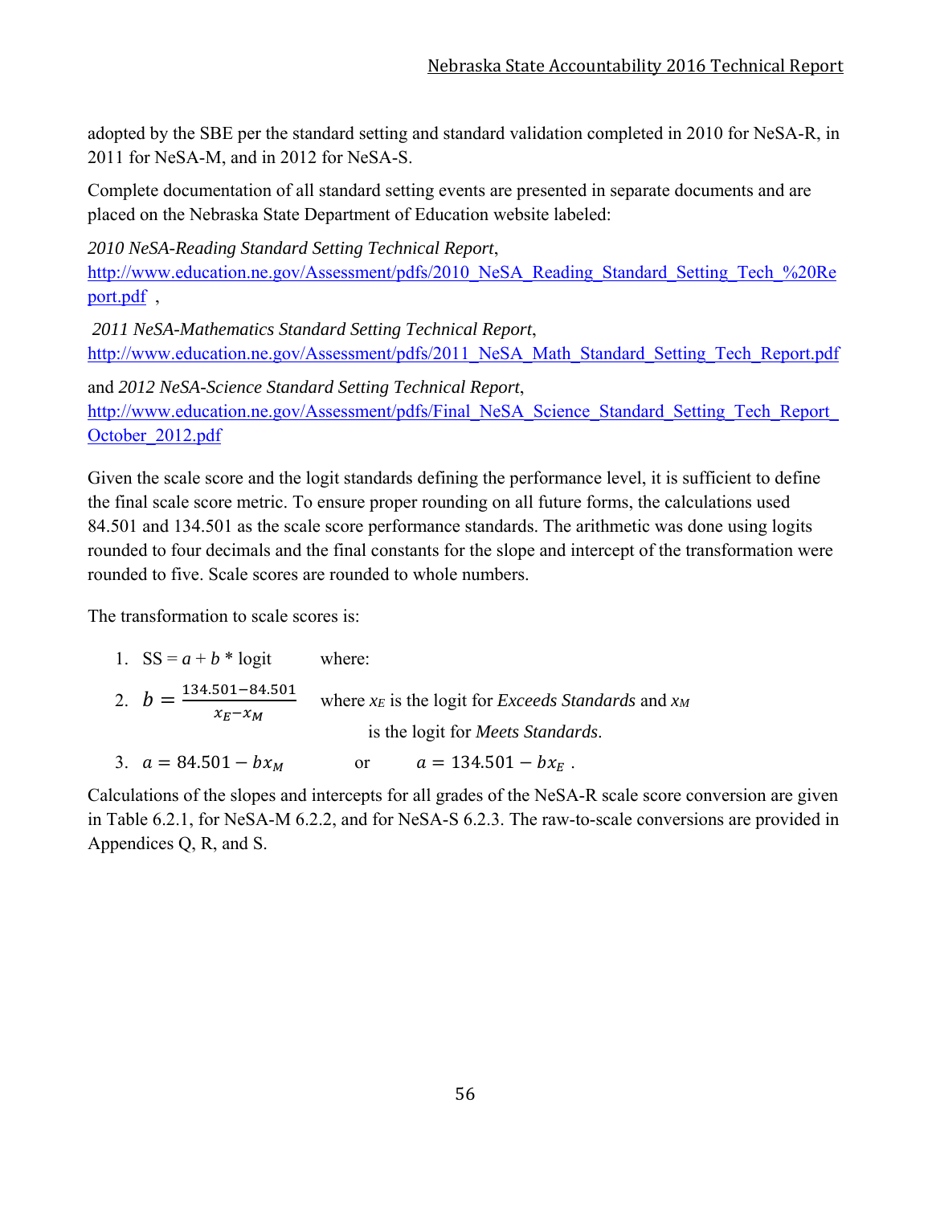adopted by the SBE per the standard setting and standard validation completed in 2010 for NeSA-R, in 2011 for NeSA-M, and in 2012 for NeSA-S.

Complete documentation of all standard setting events are presented in separate documents and are placed on the Nebraska State Department of Education website labeled:

*2010 NeSA-Reading Standard Setting Technical Report*, [http://www.education.ne.gov/Assessment/pdfs/2010_NeSA_Reading_Standard_Setting_Tech_%20Report.pdf](http://www.education.ne.gov/Assessment/pdfs/2010_NeSA_Reading_Standard_Setting_Tech_%20Report.pdf) ,

*2011 NeSA-Mathematics Standard Setting Technical Report*, [http://www.education.ne.gov/Assessment/pdfs/2011_NeSA_Math_Standard_Setting_Tech_Report.pdf](http://www.education.ne.gov/Assessment/pdfs/2011_NeSA_Math_Standard_Setting_Tech_Report.pdf)

and *2012 NeSA-Science Standard Setting Technical Report*, [http://www.education.ne.gov/Assessment/pdfs/Final_NeSA_Science_Standard_Setting_Tech_Report_October_2012.pdf](http://www.education.ne.gov/Assessment/pdfs/Final_NeSA_Science_Standard_Setting_Tech_Report_October_2012.pdf)

Given the scale score and the logit standards defining the performance level, it is sufficient to define the final scale score metric. To ensure proper rounding on all future forms, the calculations used 84.501 and 134.501 as the scale score performance standards. The arithmetic was done using logits rounded to four decimals and the final constants for the slope and intercept of the transformation were rounded to five. Scale scores are rounded to whole numbers.

The transformation to scale scores is:

1. SS = $a + b$ * logit where:
2. $b = \frac{134.501 - 84.501}{x_E - x_M}$ where $x_E$ is the logit for *Exceeds Standards* and $x_M$ is the logit for *Meets Standards*.
3. $a = 84.501 - bx_M$ or $a = 134.501 - bx_E$ .

Calculations of the slopes and intercepts for all grades of the NeSA-R scale score conversion are given in Table 6.2.1, for NeSA-M 6.2.2, and for NeSA-S 6.2.3. The raw-to-scale conversions are provided in Appendices Q, R, and S.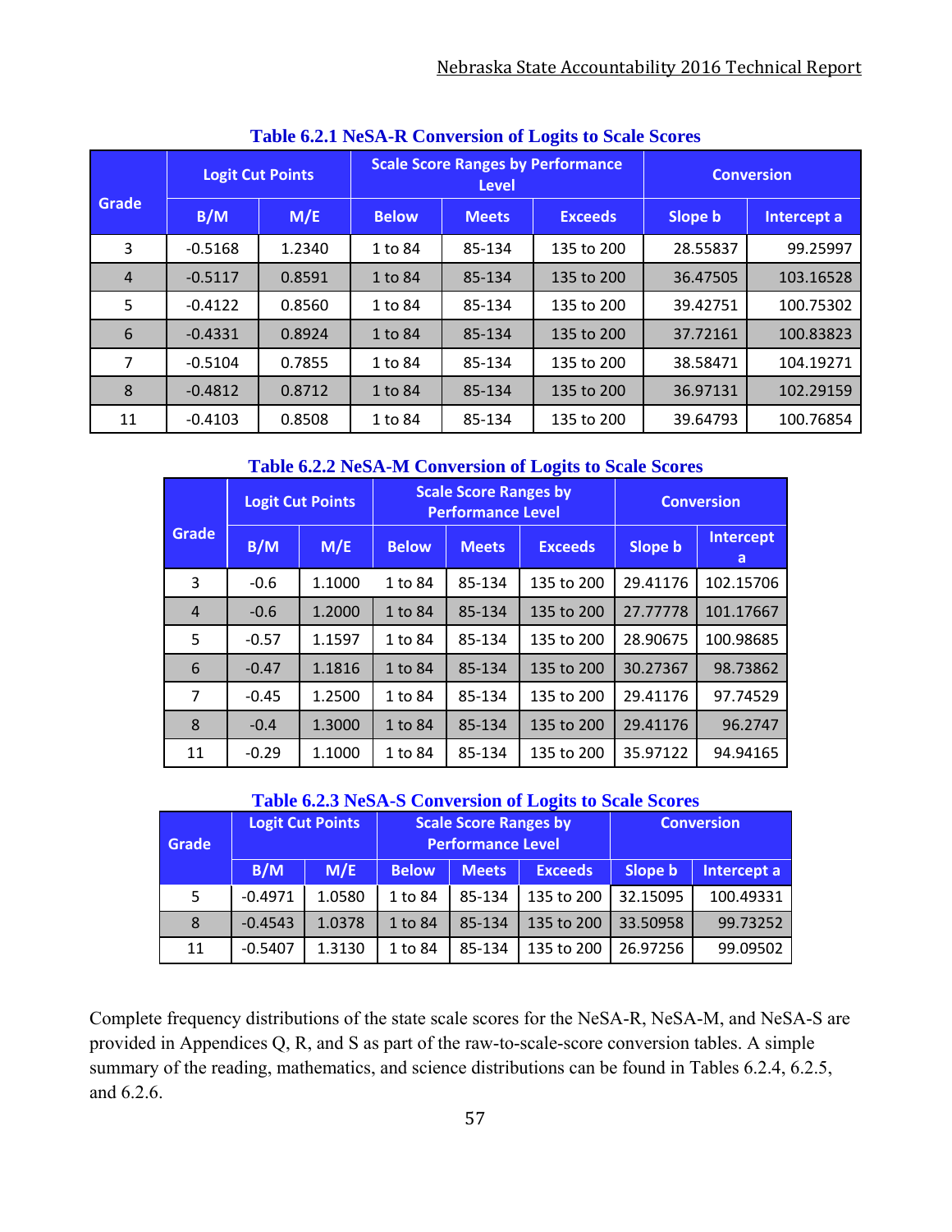**Table 6.2.1 NeSA-R Conversion of Logits to Scale Scores**

| Grade | Logit Cut Points | | Scale Score Ranges by Performance Level | | | Conversion | |
|---|---|---|---|---|---|---|---|
| | B/M | M/E | Below | Meets | Exceeds | Slope b | Intercept a |
| 3 | -0.5168 | 1.2340 | 1 to 84 | 85-134 | 135 to 200 | 28.55837 | 99.25997 |
| 4 | -0.5117 | 0.8591 | 1 to 84 | 85-134 | 135 to 200 | 36.47505 | 103.16528 |
| 5 | -0.4122 | 0.8560 | 1 to 84 | 85-134 | 135 to 200 | 39.42751 | 100.75302 |
| 6 | -0.4331 | 0.8924 | 1 to 84 | 85-134 | 135 to 200 | 37.72161 | 100.83823 |
| 7 | -0.5104 | 0.7855 | 1 to 84 | 85-134 | 135 to 200 | 38.58471 | 104.19271 |
| 8 | -0.4812 | 0.8712 | 1 to 84 | 85-134 | 135 to 200 | 36.97131 | 102.29159 |
| 11 | -0.4103 | 0.8508 | 1 to 84 | 85-134 | 135 to 200 | 39.64793 | 100.76854 |

**Table 6.2.2 NeSA-M Conversion of Logits to Scale Scores**

| Grade | Logit Cut Points | | Scale Score Ranges by Performance Level | | | Conversion | |
|---|---|---|---|---|---|---|---|
| | B/M | M/E | Below | Meets | Exceeds | Slope b | Intercept a |
| 3 | -0.6 | 1.1000 | 1 to 84 | 85-134 | 135 to 200 | 29.41176 | 102.15706 |
| 4 | -0.6 | 1.2000 | 1 to 84 | 85-134 | 135 to 200 | 27.77778 | 101.17667 |
| 5 | -0.57 | 1.1597 | 1 to 84 | 85-134 | 135 to 200 | 28.90675 | 100.98685 |
| 6 | -0.47 | 1.1816 | 1 to 84 | 85-134 | 135 to 200 | 30.27367 | 98.73862 |
| 7 | -0.45 | 1.2500 | 1 to 84 | 85-134 | 135 to 200 | 29.41176 | 97.74529 |
| 8 | -0.4 | 1.3000 | 1 to 84 | 85-134 | 135 to 200 | 29.41176 | 96.2747 |
| 11 | -0.29 | 1.1000 | 1 to 84 | 85-134 | 135 to 200 | 35.97122 | 94.94165 |

**Table 6.2.3 NeSA-S Conversion of Logits to Scale Scores**

| Grade | Logit Cut Points | | Scale Score Ranges by Performance Level | | | Conversion | |
|---|---|---|---|---|---|---|---|
| | B/M | M/E | Below | Meets | Exceeds | Slope b | Intercept a |
| 5 | -0.4971 | 1.0580 | 1 to 84 | 85-134 | 135 to 200 | 32.15095 | 100.49331 |
| 8 | -0.4543 | 1.0378 | 1 to 84 | 85-134 | 135 to 200 | 33.50958 | 99.73252 |
| 11 | -0.5407 | 1.3130 | 1 to 84 | 85-134 | 135 to 200 | 26.97256 | 99.09502 |

Complete frequency distributions of the state scale scores for the NeSA-R, NeSA-M, and NeSA-S are provided in Appendices Q, R, and S as part of the raw-to-scale-score conversion tables. A simple summary of the reading, mathematics, and science distributions can be found in Tables 6.2.4, 6.2.5, and 6.2.6.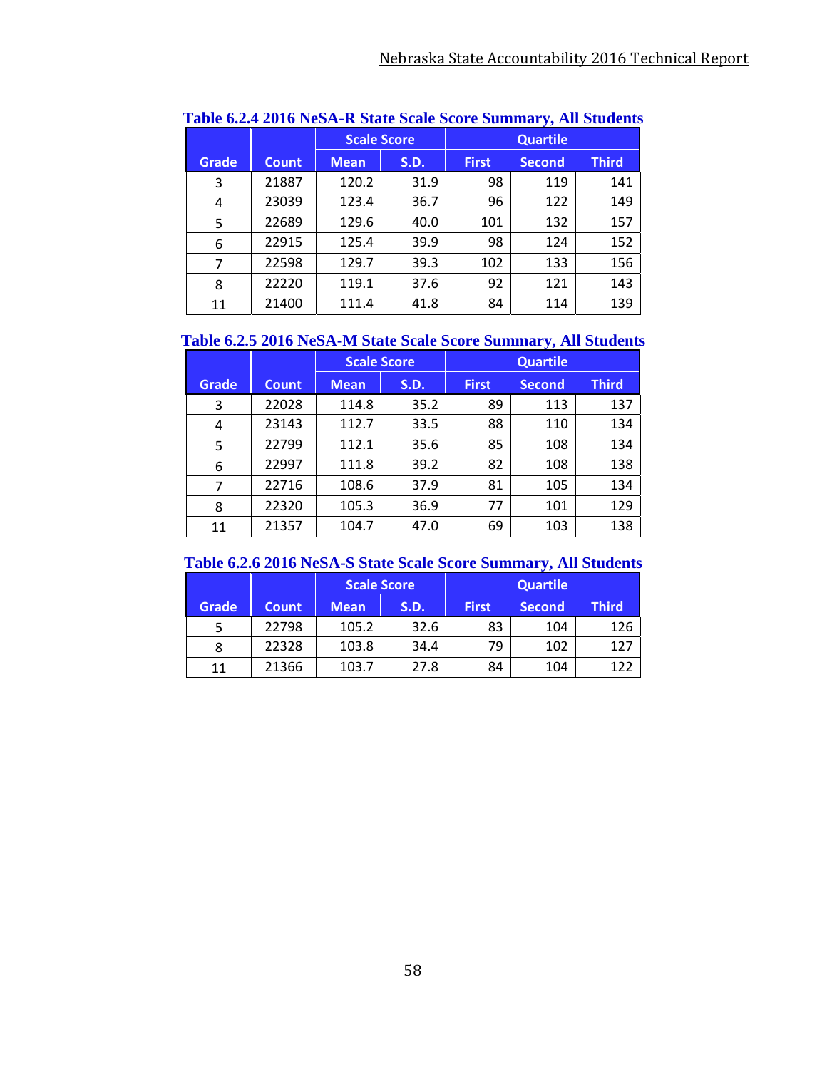**Table 6.2.4 2016 NeSA-R State Scale Score Summary, All Students**

| Grade | Count | Scale Score | | Quartile | | |
|---|---|---|---|---|---|---|
| | | Mean | S.D. | First | Second | Third |
| 3 | 21887 | 120.2 | 31.9 | 98 | 119 | 141 |
| 4 | 23039 | 123.4 | 36.7 | 96 | 122 | 149 |
| 5 | 22689 | 129.6 | 40.0 | 101 | 132 | 157 |
| 6 | 22915 | 125.4 | 39.9 | 98 | 124 | 152 |
| 7 | 22598 | 129.7 | 39.3 | 102 | 133 | 156 |
| 8 | 22220 | 119.1 | 37.6 | 92 | 121 | 143 |
| 11 | 21400 | 111.4 | 41.8 | 84 | 114 | 139 |

**Table 6.2.5 2016 NeSA-M State Scale Score Summary, All Students**

| Grade | Count | Scale Score | | Quartile | | |
|---|---|---|---|---|---|---|
| | | Mean | S.D. | First | Second | Third |
| 3 | 22028 | 114.8 | 35.2 | 89 | 113 | 137 |
| 4 | 23143 | 112.7 | 33.5 | 88 | 110 | 134 |
| 5 | 22799 | 112.1 | 35.6 | 85 | 108 | 134 |
| 6 | 22997 | 111.8 | 39.2 | 82 | 108 | 138 |
| 7 | 22716 | 108.6 | 37.9 | 81 | 105 | 134 |
| 8 | 22320 | 105.3 | 36.9 | 77 | 101 | 129 |
| 11 | 21357 | 104.7 | 47.0 | 69 | 103 | 138 |

**Table 6.2.6 2016 NeSA-S State Scale Score Summary, All Students**

| Grade | Count | Scale Score | | Quartile | | |
|---|---|---|---|---|---|---|
| | | Mean | S.D. | First | Second | Third |
| 5 | 22798 | 105.2 | 32.6 | 83 | 104 | 126 |
| 8 | 22328 | 103.8 | 34.4 | 79 | 102 | 127 |
| 11 | 21366 | 103.7 | 27.8 | 84 | 104 | 122 |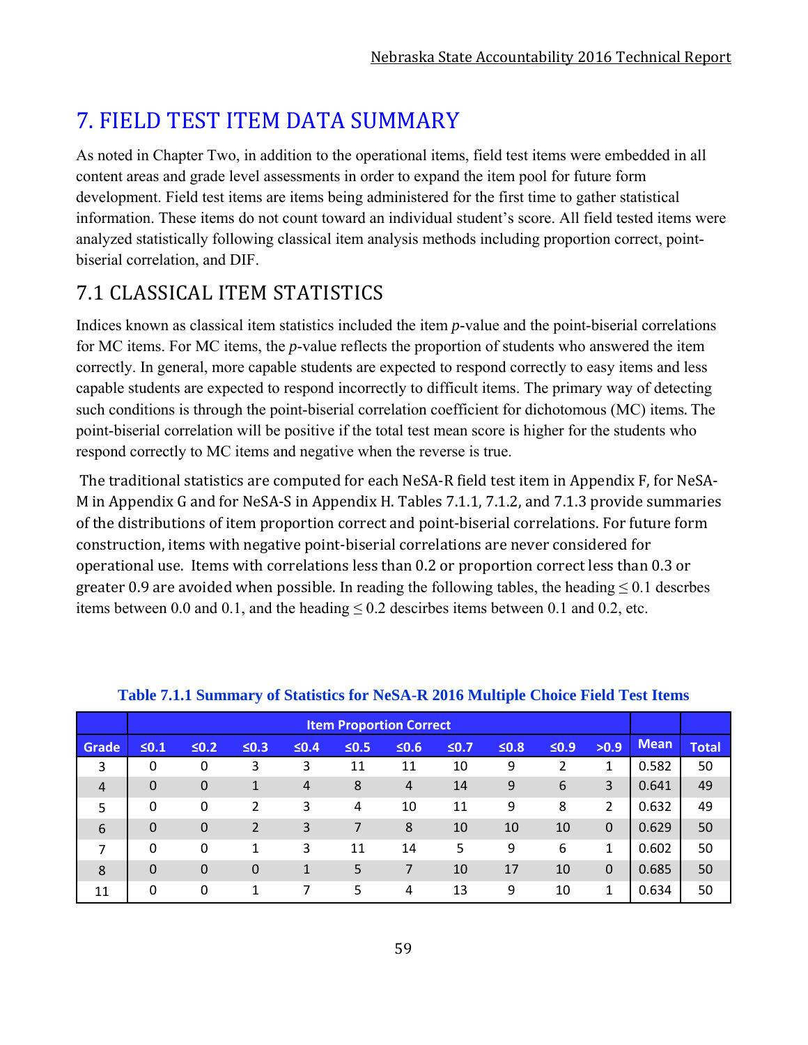# 7. FIELD TEST ITEM DATA SUMMARY

As noted in Chapter Two, in addition to the operational items, field test items were embedded in all content areas and grade level assessments in order to expand the item pool for future form development. Field test items are items being administered for the first time to gather statistical information. These items do not count toward an individual student's score. All field tested items were analyzed statistically following classical item analysis methods including proportion correct, point-biserial correlation, and DIF.

## 7.1 CLASSICAL ITEM STATISTICS

Indices known as classical item statistics included the item *p*-value and the point-biserial correlations for MC items. For MC items, the *p*-value reflects the proportion of students who answered the item correctly. In general, more capable students are expected to respond correctly to easy items and less capable students are expected to respond incorrectly to difficult items. The primary way of detecting such conditions is through the point-biserial correlation coefficient for dichotomous (MC) items. The point-biserial correlation will be positive if the total test mean score is higher for the students who respond correctly to MC items and negative when the reverse is true.

The traditional statistics are computed for each NeSA-R field test item in Appendix F, for NeSA-M in Appendix G and for NeSA-S in Appendix H. Tables 7.1.1, 7.1.2, and 7.1.3 provide summaries of the distributions of item proportion correct and point-biserial correlations. For future form construction, items with negative point-biserial correlations are never considered for operational use. Items with correlations less than 0.2 or proportion correct less than 0.3 or greater 0.9 are avoided when possible. In reading the following tables, the heading ≤ 0.1 descrbes items between 0.0 and 0.1, and the heading ≤ 0.2 describes items between 0.1 and 0.2, etc.

**Table 7.1.1 Summary of Statistics for NeSA-R 2016 Multiple Choice Field Test Items**

| | Item Proportion Correct | | | | | | | | | | | |
|---|---|---|---|---|---|---|---|---|---|---|---|---|
| Grade | ≤0.1 | ≤0.2 | ≤0.3 | ≤0.4 | ≤0.5 | ≤0.6 | ≤0.7 | ≤0.8 | ≤0.9 | >0.9 | Mean | Total |
| 3 | 0 | 0 | 3 | 3 | 11 | 11 | 10 | 9 | 2 | 1 | 0.582 | 50 |
| 4 | 0 | 0 | 1 | 4 | 8 | 4 | 14 | 9 | 6 | 3 | 0.641 | 49 |
| 5 | 0 | 0 | 2 | 3 | 4 | 10 | 11 | 9 | 8 | 2 | 0.632 | 49 |
| 6 | 0 | 0 | 2 | 3 | 7 | 8 | 10 | 10 | 10 | 0 | 0.629 | 50 |
| 7 | 0 | 0 | 1 | 3 | 11 | 14 | 5 | 9 | 6 | 1 | 0.602 | 50 |
| 8 | 0 | 0 | 0 | 1 | 5 | 7 | 10 | 17 | 10 | 0 | 0.685 | 50 |
| 11 | 0 | 0 | 1 | 7 | 5 | 4 | 13 | 9 | 10 | 1 | 0.634 | 50 |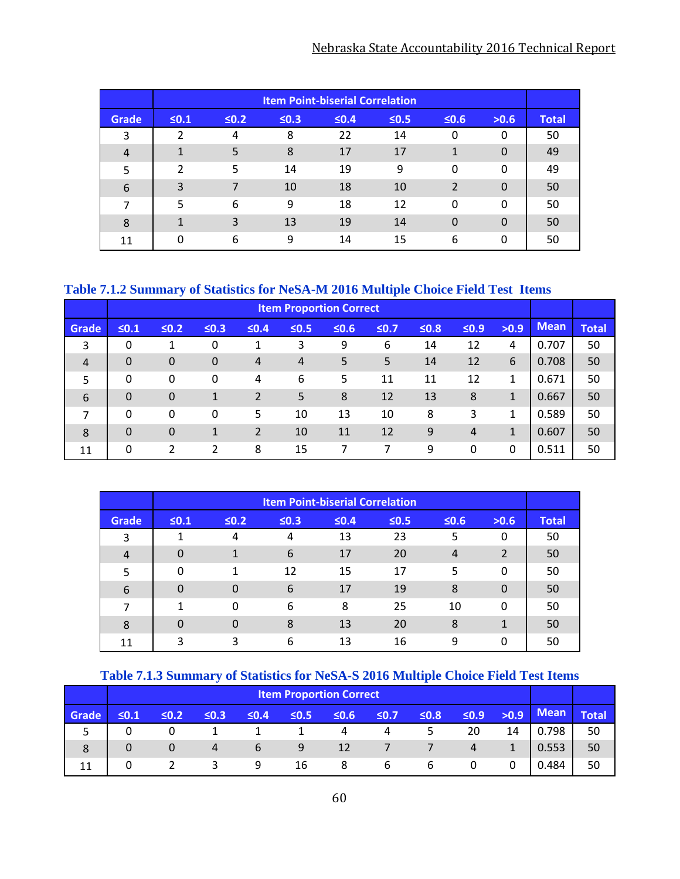| Grade | Item Point-biserial Correlation | | | | | | | Total |
|---|---|---|---|---|---|---|---|---|
| | ≤0.1 | ≤0.2 | ≤0.3 | ≤0.4 | ≤0.5 | ≤0.6 | >0.6 | |
| 3 | 2 | 4 | 8 | 22 | 14 | 0 | 0 | 50 |
| 4 | 1 | 5 | 8 | 17 | 17 | 1 | 0 | 49 |
| 5 | 2 | 5 | 14 | 19 | 9 | 0 | 0 | 49 |
| 6 | 3 | 7 | 10 | 18 | 10 | 2 | 0 | 50 |
| 7 | 5 | 6 | 9 | 18 | 12 | 0 | 0 | 50 |
| 8 | 1 | 3 | 13 | 19 | 14 | 0 | 0 | 50 |
| 11 | 0 | 6 | 9 | 14 | 15 | 6 | 0 | 50 |

### Table 7.1.2 Summary of Statistics for NeSA-M 2016 Multiple Choice Field Test Items

| Grade | Item Proportion Correct | | | | | | | | | | Mean | Total |
|---|---|---|---|---|---|---|---|---|---|---|---|---|
| | ≤0.1 | ≤0.2 | ≤0.3 | ≤0.4 | ≤0.5 | ≤0.6 | ≤0.7 | ≤0.8 | ≤0.9 | >0.9 | | |
| 3 | 0 | 1 | 0 | 1 | 3 | 9 | 6 | 14 | 12 | 4 | 0.707 | 50 |
| 4 | 0 | 0 | 0 | 4 | 4 | 5 | 5 | 14 | 12 | 6 | 0.708 | 50 |
| 5 | 0 | 0 | 0 | 4 | 6 | 5 | 11 | 11 | 12 | 1 | 0.671 | 50 |
| 6 | 0 | 0 | 1 | 2 | 5 | 8 | 12 | 13 | 8 | 1 | 0.667 | 50 |
| 7 | 0 | 0 | 0 | 5 | 10 | 13 | 10 | 8 | 3 | 1 | 0.589 | 50 |
| 8 | 0 | 0 | 1 | 2 | 10 | 11 | 12 | 9 | 4 | 1 | 0.607 | 50 |
| 11 | 0 | 2 | 2 | 8 | 15 | 7 | 7 | 9 | 0 | 0 | 0.511 | 50 |

| Grade | Item Point-biserial Correlation | | | | | | | Total |
|---|---|---|---|---|---|---|---|---|
| | ≤0.1 | ≤0.2 | ≤0.3 | ≤0.4 | ≤0.5 | ≤0.6 | >0.6 | |
| 3 | 1 | 4 | 4 | 13 | 23 | 5 | 0 | 50 |
| 4 | 0 | 1 | 6 | 17 | 20 | 4 | 2 | 50 |
| 5 | 0 | 1 | 12 | 15 | 17 | 5 | 0 | 50 |
| 6 | 0 | 0 | 6 | 17 | 19 | 8 | 0 | 50 |
| 7 | 1 | 0 | 6 | 8 | 25 | 10 | 0 | 50 |
| 8 | 0 | 0 | 8 | 13 | 20 | 8 | 1 | 50 |
| 11 | 3 | 3 | 6 | 13 | 16 | 9 | 0 | 50 |

### Table 7.1.3 Summary of Statistics for NeSA-S 2016 Multiple Choice Field Test Items

| Grade | Item Proportion Correct | | | | | | | | | | Mean | Total |
|---|---|---|---|---|---|---|---|---|---|---|---|---|
| | ≤0.1 | ≤0.2 | ≤0.3 | ≤0.4 | ≤0.5 | ≤0.6 | ≤0.7 | ≤0.8 | ≤0.9 | >0.9 | | |
| 5 | 0 | 0 | 1 | 1 | 1 | 4 | 4 | 5 | 20 | 14 | 0.798 | 50 |
| 8 | 0 | 0 | 4 | 6 | 9 | 12 | 7 | 7 | 4 | 1 | 0.553 | 50 |
| 11 | 0 | 2 | 3 | 9 | 16 | 8 | 6 | 6 | 0 | 0 | 0.484 | 50 |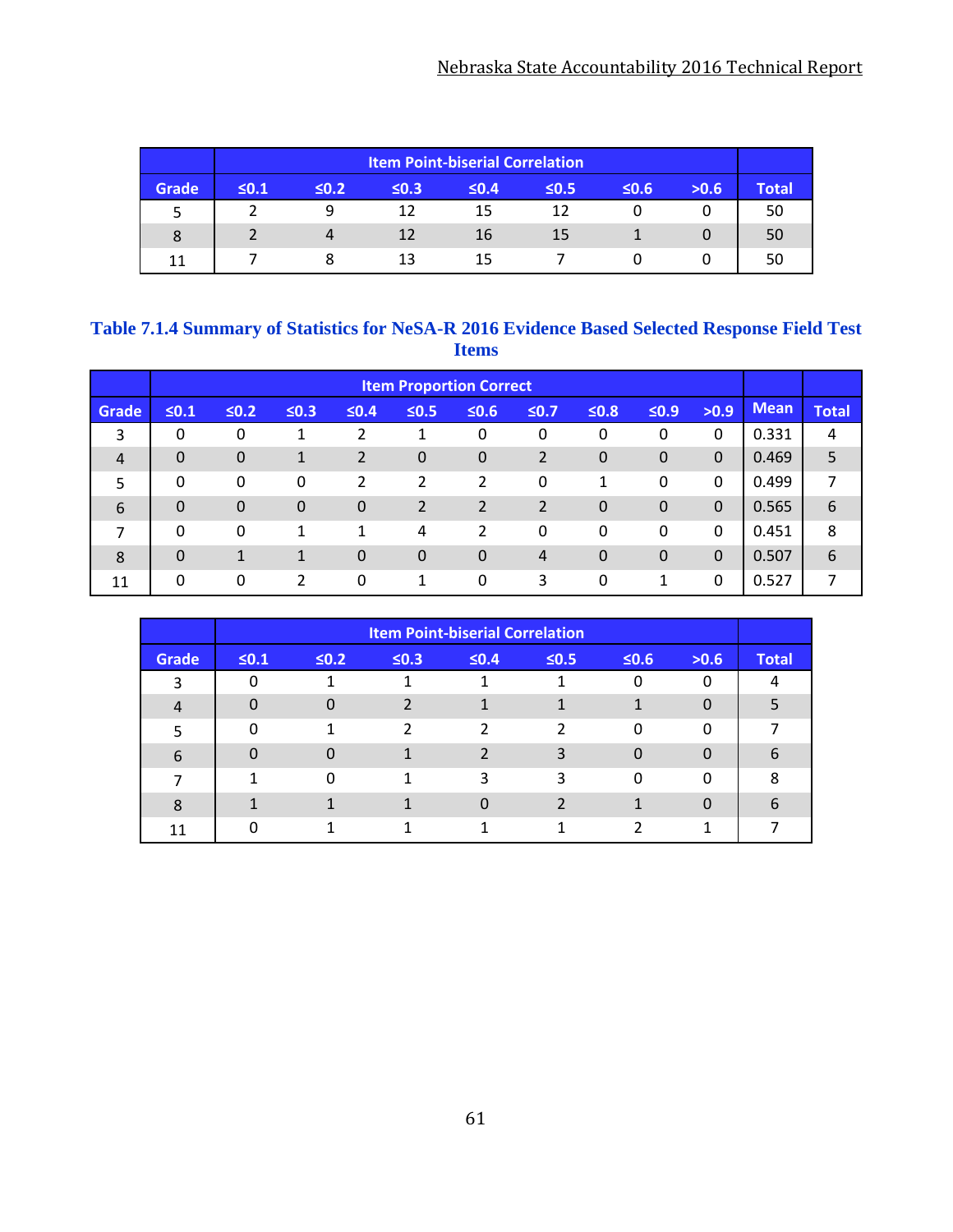| Grade | Item Point-biserial Correlation | | | | | | | Total |
|---|---|---|---|---|---|---|---|---|
| | ≤0.1 | ≤0.2 | ≤0.3 | ≤0.4 | ≤0.5 | ≤0.6 | >0.6 | |
| 5 | 2 | 9 | 12 | 15 | 12 | 0 | 0 | 50 |
| 8 | 2 | 4 | 12 | 16 | 15 | 1 | 0 | 50 |
| 11 | 7 | 8 | 13 | 15 | 7 | 0 | 0 | 50 |

### Table 7.1.4 Summary of Statistics for NeSA-R 2016 Evidence Based Selected Response Field Test Items

| Grade | Item Proportion Correct | | | | | | | | | | Mean | Total |
|---|---|---|---|---|---|---|---|---|---|---|---|---|
| | ≤0.1 | ≤0.2 | ≤0.3 | ≤0.4 | ≤0.5 | ≤0.6 | ≤0.7 | ≤0.8 | ≤0.9 | >0.9 | | |
| 3 | 0 | 0 | 1 | 2 | 1 | 0 | 0 | 0 | 0 | 0 | 0.331 | 4 |
| 4 | 0 | 0 | 1 | 2 | 0 | 0 | 2 | 0 | 0 | 0 | 0.469 | 5 |
| 5 | 0 | 0 | 0 | 2 | 2 | 2 | 0 | 1 | 0 | 0 | 0.499 | 7 |
| 6 | 0 | 0 | 0 | 0 | 2 | 2 | 2 | 0 | 0 | 0 | 0.565 | 6 |
| 7 | 0 | 0 | 1 | 1 | 4 | 2 | 0 | 0 | 0 | 0 | 0.451 | 8 |
| 8 | 0 | 1 | 1 | 0 | 0 | 0 | 4 | 0 | 0 | 0 | 0.507 | 6 |
| 11 | 0 | 0 | 2 | 0 | 1 | 0 | 3 | 0 | 1 | 0 | 0.527 | 7 |

| Grade | Item Point-biserial Correlation | | | | | | | Total |
|---|---|---|---|---|---|---|---|---|
| | ≤0.1 | ≤0.2 | ≤0.3 | ≤0.4 | ≤0.5 | ≤0.6 | >0.6 | |
| 3 | 0 | 1 | 1 | 1 | 1 | 0 | 0 | 4 |
| 4 | 0 | 0 | 2 | 1 | 1 | 1 | 0 | 5 |
| 5 | 0 | 1 | 2 | 2 | 2 | 0 | 0 | 7 |
| 6 | 0 | 0 | 1 | 2 | 3 | 0 | 0 | 6 |
| 7 | 1 | 0 | 1 | 3 | 3 | 0 | 0 | 8 |
| 8 | 1 | 1 | 1 | 0 | 2 | 1 | 0 | 6 |
| 11 | 0 | 1 | 1 | 1 | 1 | 2 | 1 | 7 |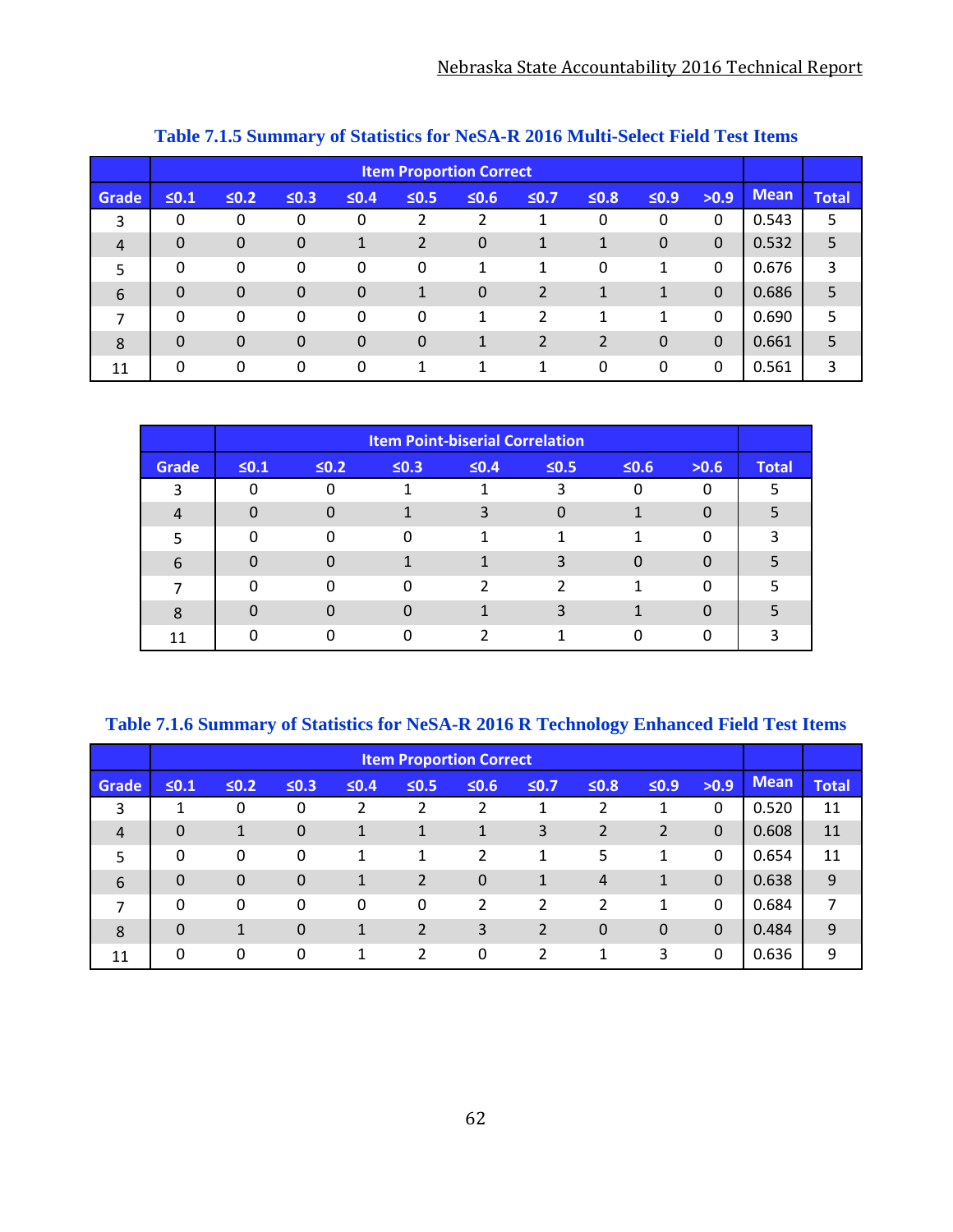**Table 7.1.5 Summary of Statistics for NeSA-R 2016 Multi-Select Field Test Items**

| | Item Proportion Correct | | | | | | | | | | | |
|---|---|---|---|---|---|---|---|---|---|---|---|---|
| Grade | ≤0.1 | ≤0.2 | ≤0.3 | ≤0.4 | ≤0.5 | ≤0.6 | ≤0.7 | ≤0.8 | ≤0.9 | >0.9 | Mean | Total |
| 3 | 0 | 0 | 0 | 0 | 2 | 2 | 1 | 0 | 0 | 0 | 0.543 | 5 |
| 4 | 0 | 0 | 0 | 1 | 2 | 0 | 1 | 1 | 0 | 0 | 0.532 | 5 |
| 5 | 0 | 0 | 0 | 0 | 0 | 1 | 1 | 0 | 1 | 0 | 0.676 | 3 |
| 6 | 0 | 0 | 0 | 0 | 1 | 0 | 2 | 1 | 1 | 0 | 0.686 | 5 |
| 7 | 0 | 0 | 0 | 0 | 0 | 1 | 2 | 1 | 1 | 0 | 0.690 | 5 |
| 8 | 0 | 0 | 0 | 0 | 0 | 1 | 2 | 2 | 0 | 0 | 0.661 | 5 |
| 11 | 0 | 0 | 0 | 0 | 1 | 1 | 1 | 0 | 0 | 0 | 0.561 | 3 |

| | Item Point-biserial Correlation | | | | | | | |
|---|---|---|---|---|---|---|---|---|
| Grade | ≤0.1 | ≤0.2 | ≤0.3 | ≤0.4 | ≤0.5 | ≤0.6 | >0.6 | Total |
| 3 | 0 | 0 | 1 | 1 | 3 | 0 | 0 | 5 |
| 4 | 0 | 0 | 1 | 3 | 0 | 1 | 0 | 5 |
| 5 | 0 | 0 | 0 | 1 | 1 | 1 | 0 | 3 |
| 6 | 0 | 0 | 1 | 1 | 3 | 0 | 0 | 5 |
| 7 | 0 | 0 | 0 | 2 | 2 | 1 | 0 | 5 |
| 8 | 0 | 0 | 0 | 1 | 3 | 1 | 0 | 5 |
| 11 | 0 | 0 | 0 | 2 | 1 | 0 | 0 | 3 |

**Table 7.1.6 Summary of Statistics for NeSA-R 2016 R Technology Enhanced Field Test Items**

| | Item Proportion Correct | | | | | | | | | | | |
|---|---|---|---|---|---|---|---|---|---|---|---|---|
| Grade | ≤0.1 | ≤0.2 | ≤0.3 | ≤0.4 | ≤0.5 | ≤0.6 | ≤0.7 | ≤0.8 | ≤0.9 | >0.9 | Mean | Total |
| 3 | 1 | 0 | 0 | 2 | 2 | 2 | 1 | 2 | 1 | 0 | 0.520 | 11 |
| 4 | 0 | 1 | 0 | 1 | 1 | 1 | 3 | 2 | 2 | 0 | 0.608 | 11 |
| 5 | 0 | 0 | 0 | 1 | 1 | 2 | 1 | 5 | 1 | 0 | 0.654 | 11 |
| 6 | 0 | 0 | 0 | 1 | 2 | 0 | 1 | 4 | 1 | 0 | 0.638 | 9 |
| 7 | 0 | 0 | 0 | 0 | 0 | 2 | 2 | 2 | 1 | 0 | 0.684 | 7 |
| 8 | 0 | 1 | 0 | 1 | 2 | 3 | 2 | 0 | 0 | 0 | 0.484 | 9 |
| 11 | 0 | 0 | 0 | 1 | 2 | 0 | 2 | 1 | 3 | 0 | 0.636 | 9 |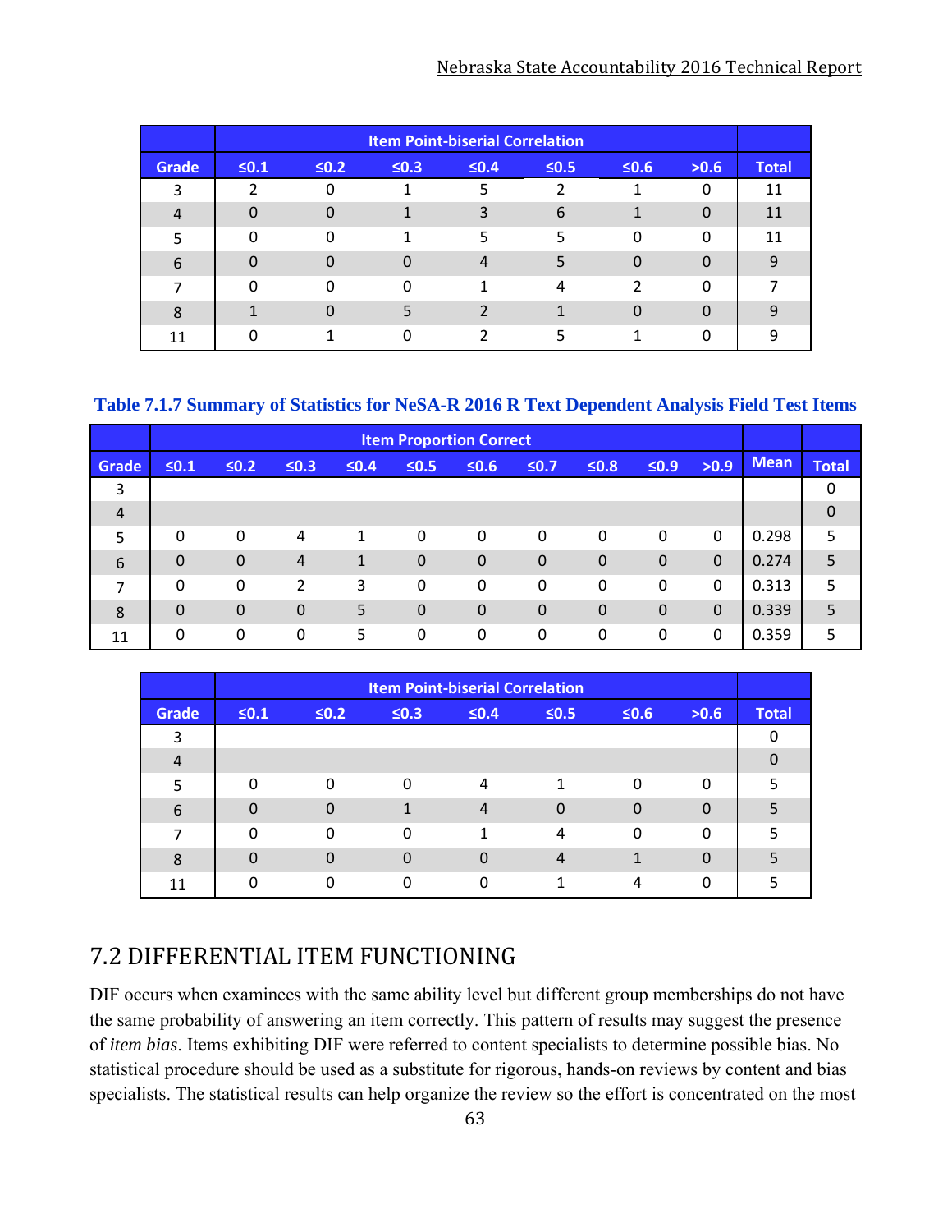| | Item Point-biserial Correlation | | | | | | | |
|---|---|---|---|---|---|---|---|---|
| Grade | ≤0.1 | ≤0.2 | ≤0.3 | ≤0.4 | ≤0.5 | ≤0.6 | >0.6 | Total |
| 3 | 2 | 0 | 1 | 5 | 2 | 1 | 0 | 11 |
| 4 | 0 | 0 | 1 | 3 | 6 | 1 | 0 | 11 |
| 5 | 0 | 0 | 1 | 5 | 5 | 0 | 0 | 11 |
| 6 | 0 | 0 | 0 | 4 | 5 | 0 | 0 | 9 |
| 7 | 0 | 0 | 0 | 1 | 4 | 2 | 0 | 7 |
| 8 | 1 | 0 | 5 | 2 | 1 | 0 | 0 | 9 |
| 11 | 0 | 1 | 0 | 2 | 5 | 1 | 0 | 9 |

**Table 7.1.7 Summary of Statistics for NeSA-R 2016 R Text Dependent Analysis Field Test Items**

| | Item Proportion Correct | | | | | | | | | | | |
|---|---|---|---|---|---|---|---|---|---|---|---|---|
| Grade | ≤0.1 | ≤0.2 | ≤0.3 | ≤0.4 | ≤0.5 | ≤0.6 | ≤0.7 | ≤0.8 | ≤0.9 | >0.9 | Mean | Total |
| 3 | | | | | | | | | | | | 0 |
| 4 | | | | | | | | | | | | 0 |
| 5 | 0 | 0 | 4 | 1 | 0 | 0 | 0 | 0 | 0 | 0 | 0.298 | 5 |
| 6 | 0 | 0 | 4 | 1 | 0 | 0 | 0 | 0 | 0 | 0 | 0.274 | 5 |
| 7 | 0 | 0 | 2 | 3 | 0 | 0 | 0 | 0 | 0 | 0 | 0.313 | 5 |
| 8 | 0 | 0 | 0 | 5 | 0 | 0 | 0 | 0 | 0 | 0 | 0.339 | 5 |
| 11 | 0 | 0 | 0 | 5 | 0 | 0 | 0 | 0 | 0 | 0 | 0.359 | 5 |

| | Item Point-biserial Correlation | | | | | | | |
|---|---|---|---|---|---|---|---|---|
| Grade | ≤0.1 | ≤0.2 | ≤0.3 | ≤0.4 | ≤0.5 | ≤0.6 | >0.6 | Total |
| 3 | | | | | | | | 0 |
| 4 | | | | | | | | 0 |
| 5 | 0 | 0 | 0 | 4 | 1 | 0 | 0 | 5 |
| 6 | 0 | 0 | 1 | 4 | 0 | 0 | 0 | 5 |
| 7 | 0 | 0 | 0 | 1 | 4 | 0 | 0 | 5 |
| 8 | 0 | 0 | 0 | 0 | 4 | 1 | 0 | 5 |
| 11 | 0 | 0 | 0 | 0 | 1 | 4 | 0 | 5 |

## 7.2 DIFFERENTIAL ITEM FUNCTIONING

DIF occurs when examinees with the same ability level but different group memberships do not have the same probability of answering an item correctly. This pattern of results may suggest the presence of *item bias*. Items exhibiting DIF were referred to content specialists to determine possible bias. No statistical procedure should be used as a substitute for rigorous, hands-on reviews by content and bias specialists. The statistical results can help organize the review so the effort is concentrated on the most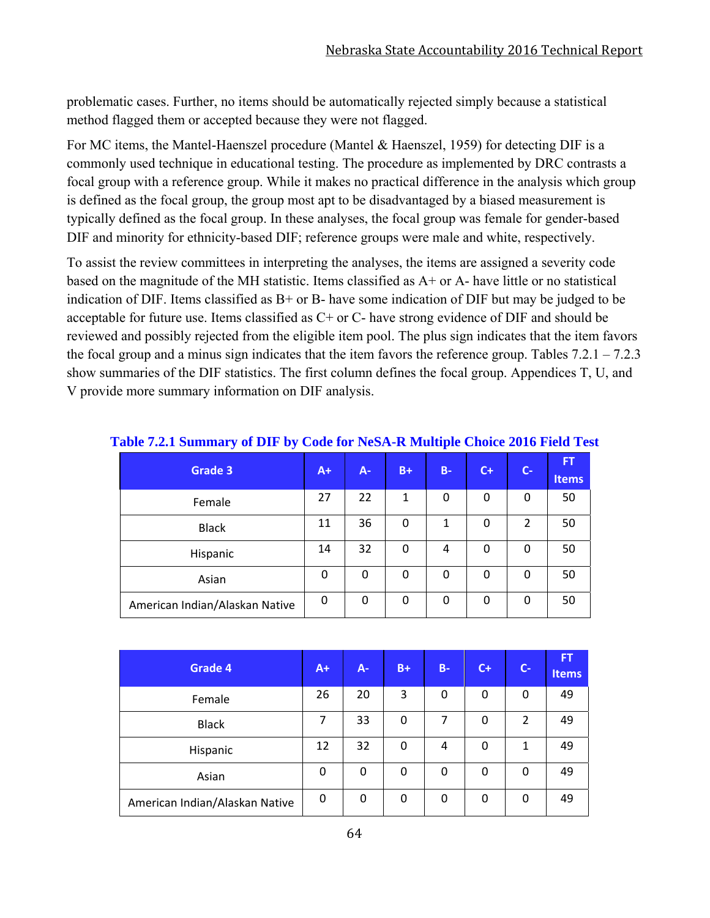problematic cases. Further, no items should be automatically rejected simply because a statistical method flagged them or accepted because they were not flagged.

For MC items, the Mantel-Haenszel procedure (Mantel & Haenszel, 1959) for detecting DIF is a commonly used technique in educational testing. The procedure as implemented by DRC contrasts a focal group with a reference group. While it makes no practical difference in the analysis which group is defined as the focal group, the group most apt to be disadvantaged by a biased measurement is typically defined as the focal group. In these analyses, the focal group was female for gender-based DIF and minority for ethnicity-based DIF; reference groups were male and white, respectively.

To assist the review committees in interpreting the analyses, the items are assigned a severity code based on the magnitude of the MH statistic. Items classified as A+ or A- have little or no statistical indication of DIF. Items classified as B+ or B- have some indication of DIF but may be judged to be acceptable for future use. Items classified as C+ or C- have strong evidence of DIF and should be reviewed and possibly rejected from the eligible item pool. The plus sign indicates that the item favors the focal group and a minus sign indicates that the item favors the reference group. Tables 7.2.1 – 7.2.3 show summaries of the DIF statistics. The first column defines the focal group. Appendices T, U, and V provide more summary information on DIF analysis.

**Table 7.2.1 Summary of DIF by Code for NeSA-R Multiple Choice 2016 Field Test**

| Grade 3 | A+ | A- | B+ | B- | C+ | C- | FT Items |
|---|---|---|---|---|---|---|---|
| Female | 27 | 22 | 1 | 0 | 0 | 0 | 50 |
| Black | 11 | 36 | 0 | 1 | 0 | 2 | 50 |
| Hispanic | 14 | 32 | 0 | 4 | 0 | 0 | 50 |
| Asian | 0 | 0 | 0 | 0 | 0 | 0 | 50 |
| American Indian/Alaskan Native | 0 | 0 | 0 | 0 | 0 | 0 | 50 |

| Grade 4 | A+ | A- | B+ | B- | C+ | C- | FT Items |
|---|---|---|---|---|---|---|---|
| Female | 26 | 20 | 3 | 0 | 0 | 0 | 49 |
| Black | 7 | 33 | 0 | 7 | 0 | 2 | 49 |
| Hispanic | 12 | 32 | 0 | 4 | 0 | 1 | 49 |
| Asian | 0 | 0 | 0 | 0 | 0 | 0 | 49 |
| American Indian/Alaskan Native | 0 | 0 | 0 | 0 | 0 | 0 | 49 |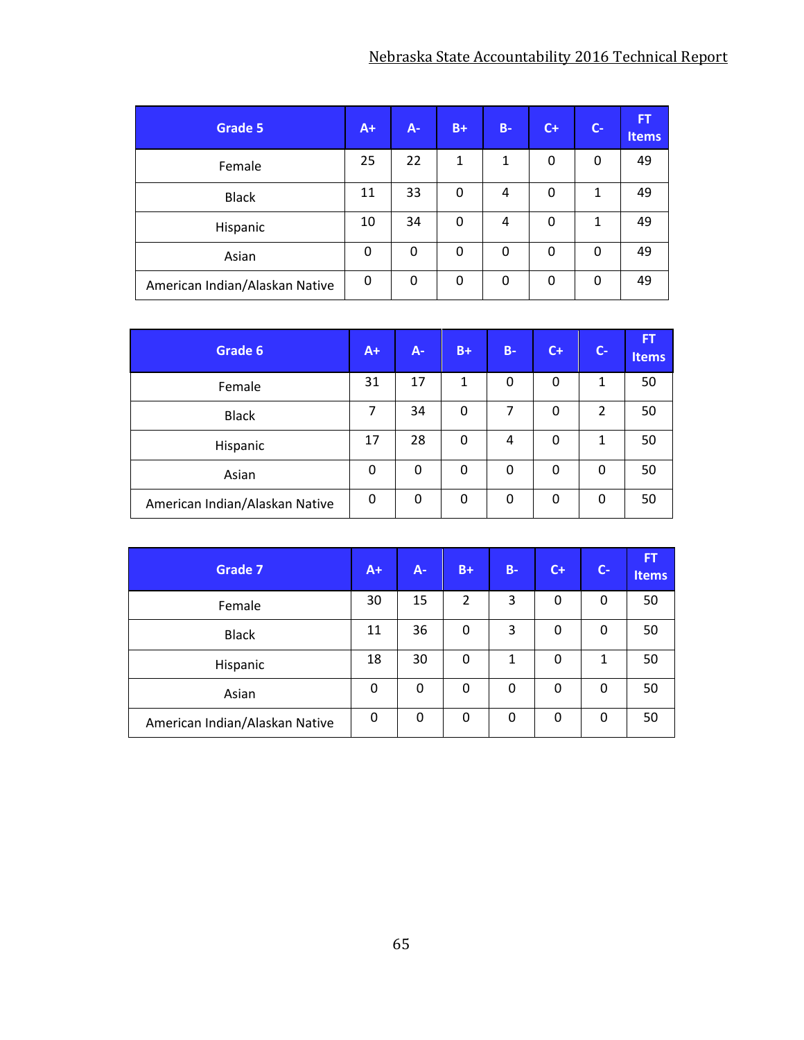| Grade 5 | A+ | A- | B+ | B- | C+ | C- | FT Items |
|---|---|---|---|---|---|---|---|
| Female | 25 | 22 | 1 | 1 | 0 | 0 | 49 |
| Black | 11 | 33 | 0 | 4 | 0 | 1 | 49 |
| Hispanic | 10 | 34 | 0 | 4 | 0 | 1 | 49 |
| Asian | 0 | 0 | 0 | 0 | 0 | 0 | 49 |
| American Indian/Alaskan Native | 0 | 0 | 0 | 0 | 0 | 0 | 49 |

| Grade 6 | A+ | A- | B+ | B- | C+ | C- | FT Items |
|---|---|---|---|---|---|---|---|
| Female | 31 | 17 | 1 | 0 | 0 | 1 | 50 |
| Black | 7 | 34 | 0 | 7 | 0 | 2 | 50 |
| Hispanic | 17 | 28 | 0 | 4 | 0 | 1 | 50 |
| Asian | 0 | 0 | 0 | 0 | 0 | 0 | 50 |
| American Indian/Alaskan Native | 0 | 0 | 0 | 0 | 0 | 0 | 50 |

| Grade 7 | A+ | A- | B+ | B- | C+ | C- | FT Items |
|---|---|---|---|---|---|---|---|
| Female | 30 | 15 | 2 | 3 | 0 | 0 | 50 |
| Black | 11 | 36 | 0 | 3 | 0 | 0 | 50 |
| Hispanic | 18 | 30 | 0 | 1 | 0 | 1 | 50 |
| Asian | 0 | 0 | 0 | 0 | 0 | 0 | 50 |
| American Indian/Alaskan Native | 0 | 0 | 0 | 0 | 0 | 0 | 50 |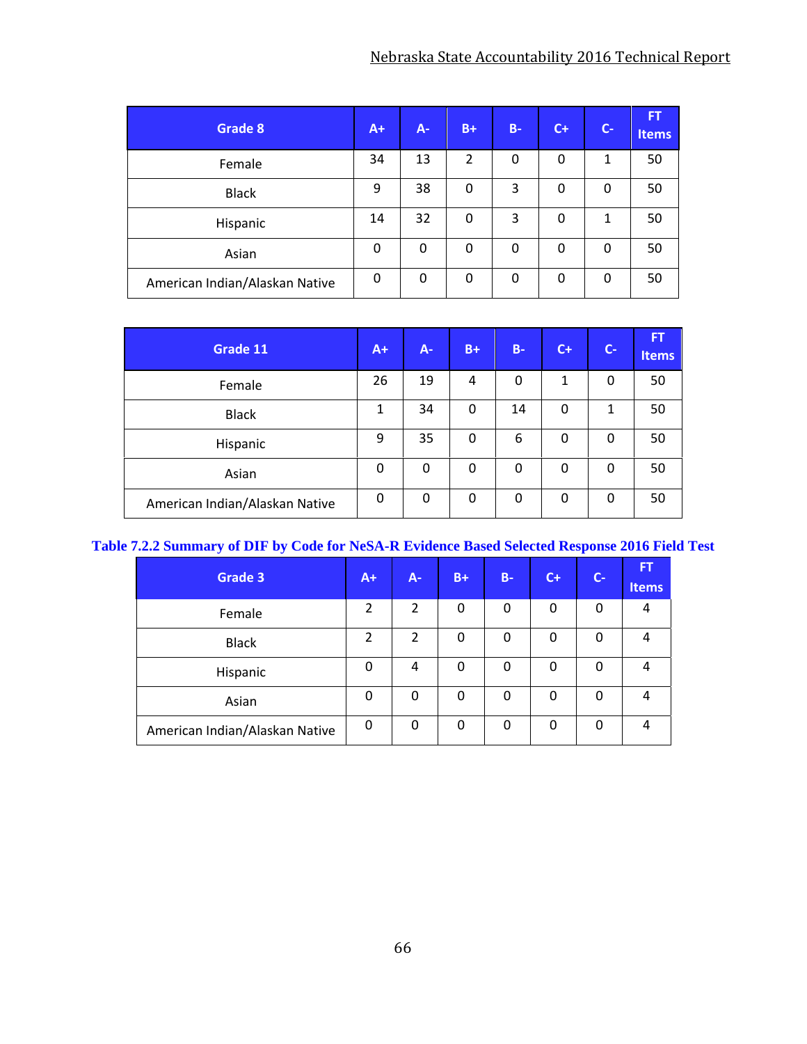| Grade 8 | A+ | A- | B+ | B- | C+ | C- | FT Items |
|---|---|---|---|---|---|---|---|
| Female | 34 | 13 | 2 | 0 | 0 | 1 | 50 |
| Black | 9 | 38 | 0 | 3 | 0 | 0 | 50 |
| Hispanic | 14 | 32 | 0 | 3 | 0 | 1 | 50 |
| Asian | 0 | 0 | 0 | 0 | 0 | 0 | 50 |
| American Indian/Alaskan Native | 0 | 0 | 0 | 0 | 0 | 0 | 50 |

| Grade 11 | A+ | A- | B+ | B- | C+ | C- | FT Items |
|---|---|---|---|---|---|---|---|
| Female | 26 | 19 | 4 | 0 | 1 | 0 | 50 |
| Black | 1 | 34 | 0 | 14 | 0 | 1 | 50 |
| Hispanic | 9 | 35 | 0 | 6 | 0 | 0 | 50 |
| Asian | 0 | 0 | 0 | 0 | 0 | 0 | 50 |
| American Indian/Alaskan Native | 0 | 0 | 0 | 0 | 0 | 0 | 50 |

**Table 7.2.2 Summary of DIF by Code for NeSA-R Evidence Based Selected Response 2016 Field Test**

| Grade 3 | A+ | A- | B+ | B- | C+ | C- | FT Items |
|---|---|---|---|---|---|---|---|
| Female | 2 | 2 | 0 | 0 | 0 | 0 | 4 |
| Black | 2 | 2 | 0 | 0 | 0 | 0 | 4 |
| Hispanic | 0 | 4 | 0 | 0 | 0 | 0 | 4 |
| Asian | 0 | 0 | 0 | 0 | 0 | 0 | 4 |
| American Indian/Alaskan Native | 0 | 0 | 0 | 0 | 0 | 0 | 4 |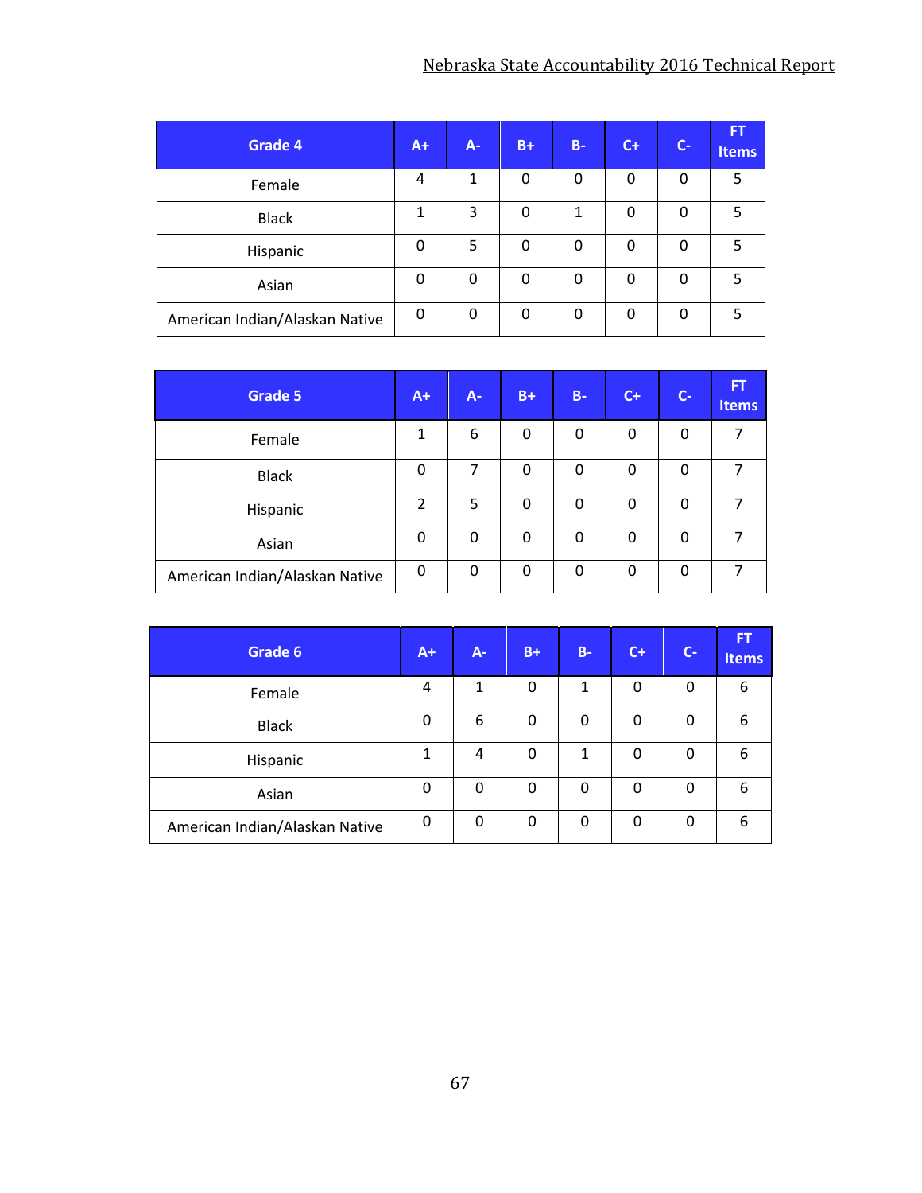| Grade 4 | A+ | A- | B+ | B- | C+ | C- | FT Items |
|---|---|---|---|---|---|---|---|
| Female | 4 | 1 | 0 | 0 | 0 | 0 | 5 |
| Black | 1 | 3 | 0 | 1 | 0 | 0 | 5 |
| Hispanic | 0 | 5 | 0 | 0 | 0 | 0 | 5 |
| Asian | 0 | 0 | 0 | 0 | 0 | 0 | 5 |
| American Indian/Alaskan Native | 0 | 0 | 0 | 0 | 0 | 0 | 5 |

| Grade 5 | A+ | A- | B+ | B- | C+ | C- | FT Items |
|---|---|---|---|---|---|---|---|
| Female | 1 | 6 | 0 | 0 | 0 | 0 | 7 |
| Black | 0 | 7 | 0 | 0 | 0 | 0 | 7 |
| Hispanic | 2 | 5 | 0 | 0 | 0 | 0 | 7 |
| Asian | 0 | 0 | 0 | 0 | 0 | 0 | 7 |
| American Indian/Alaskan Native | 0 | 0 | 0 | 0 | 0 | 0 | 7 |

| Grade 6 | A+ | A- | B+ | B- | C+ | C- | FT Items |
|---|---|---|---|---|---|---|---|
| Female | 4 | 1 | 0 | 1 | 0 | 0 | 6 |
| Black | 0 | 6 | 0 | 0 | 0 | 0 | 6 |
| Hispanic | 1 | 4 | 0 | 1 | 0 | 0 | 6 |
| Asian | 0 | 0 | 0 | 0 | 0 | 0 | 6 |
| American Indian/Alaskan Native | 0 | 0 | 0 | 0 | 0 | 0 | 6 |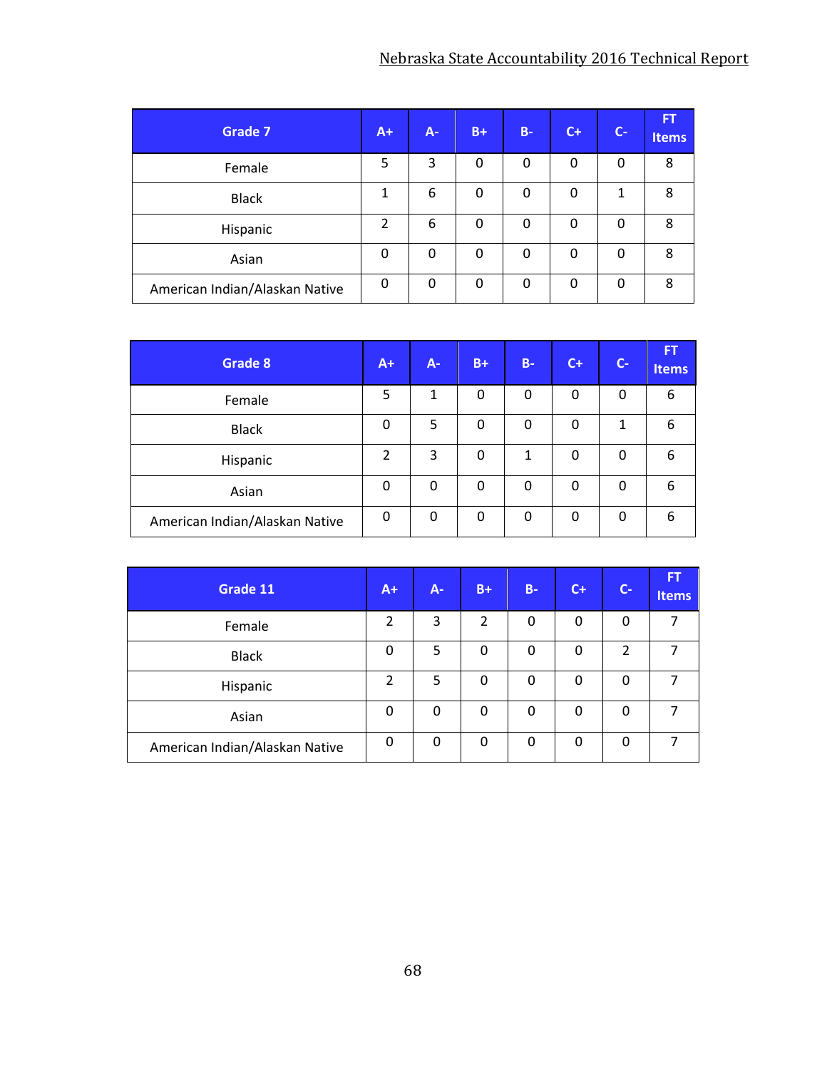| Grade 7 | A+ | A- | B+ | B- | C+ | C- | FT Items |
|---|---|---|---|---|---|---|---|
| Female | 5 | 3 | 0 | 0 | 0 | 0 | 8 |
| Black | 1 | 6 | 0 | 0 | 0 | 1 | 8 |
| Hispanic | 2 | 6 | 0 | 0 | 0 | 0 | 8 |
| Asian | 0 | 0 | 0 | 0 | 0 | 0 | 8 |
| American Indian/Alaskan Native | 0 | 0 | 0 | 0 | 0 | 0 | 8 |

| Grade 8 | A+ | A- | B+ | B- | C+ | C- | FT Items |
|---|---|---|---|---|---|---|---|
| Female | 5 | 1 | 0 | 0 | 0 | 0 | 6 |
| Black | 0 | 5 | 0 | 0 | 0 | 1 | 6 |
| Hispanic | 2 | 3 | 0 | 1 | 0 | 0 | 6 |
| Asian | 0 | 0 | 0 | 0 | 0 | 0 | 6 |
| American Indian/Alaskan Native | 0 | 0 | 0 | 0 | 0 | 0 | 6 |

| Grade 11 | A+ | A- | B+ | B- | C+ | C- | FT Items |
|---|---|---|---|---|---|---|---|
| Female | 2 | 3 | 2 | 0 | 0 | 0 | 7 |
| Black | 0 | 5 | 0 | 0 | 0 | 2 | 7 |
| Hispanic | 2 | 5 | 0 | 0 | 0 | 0 | 7 |
| Asian | 0 | 0 | 0 | 0 | 0 | 0 | 7 |
| American Indian/Alaskan Native | 0 | 0 | 0 | 0 | 0 | 0 | 7 |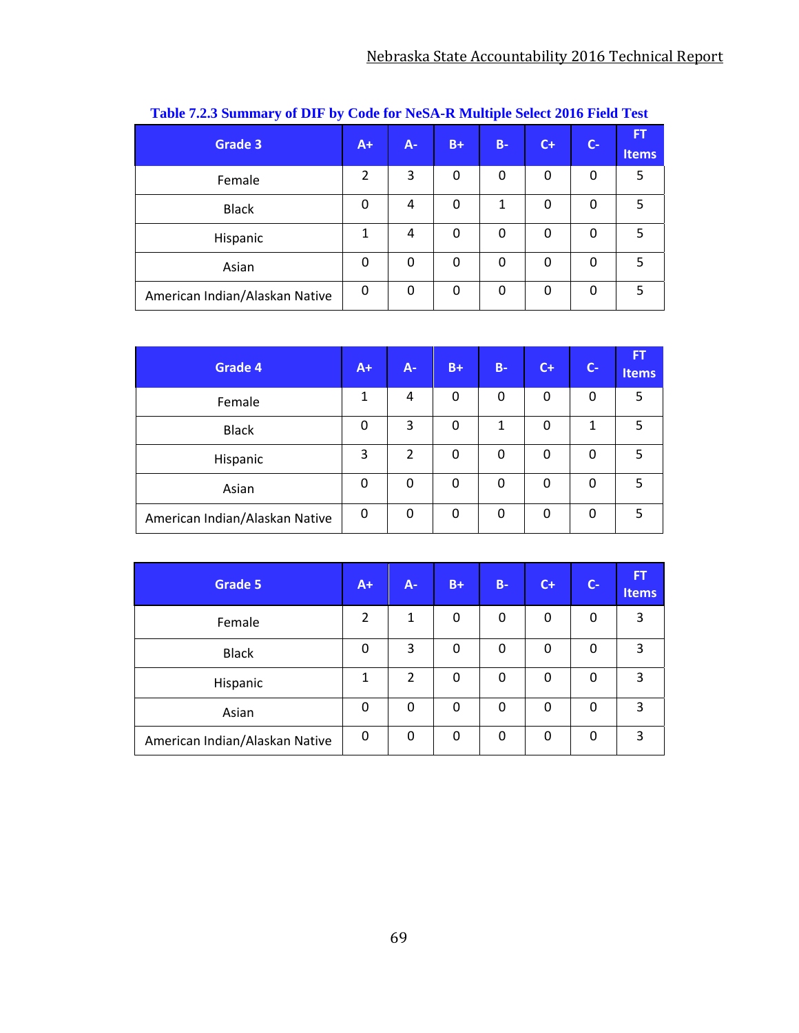**Table 7.2.3 Summary of DIF by Code for NeSA-R Multiple Select 2016 Field Test**

| Grade 3 | A+ | A- | B+ | B- | C+ | C- | FT Items |
|---|---|---|---|---|---|---|---|
| Female | 2 | 3 | 0 | 0 | 0 | 0 | 5 |
| Black | 0 | 4 | 0 | 1 | 0 | 0 | 5 |
| Hispanic | 1 | 4 | 0 | 0 | 0 | 0 | 5 |
| Asian | 0 | 0 | 0 | 0 | 0 | 0 | 5 |
| American Indian/Alaskan Native | 0 | 0 | 0 | 0 | 0 | 0 | 5 |

| Grade 4 | A+ | A- | B+ | B- | C+ | C- | FT Items |
|---|---|---|---|---|---|---|---|
| Female | 1 | 4 | 0 | 0 | 0 | 0 | 5 |
| Black | 0 | 3 | 0 | 1 | 0 | 1 | 5 |
| Hispanic | 3 | 2 | 0 | 0 | 0 | 0 | 5 |
| Asian | 0 | 0 | 0 | 0 | 0 | 0 | 5 |
| American Indian/Alaskan Native | 0 | 0 | 0 | 0 | 0 | 0 | 5 |

| Grade 5 | A+ | A- | B+ | B- | C+ | C- | FT Items |
|---|---|---|---|---|---|---|---|
| Female | 2 | 1 | 0 | 0 | 0 | 0 | 3 |
| Black | 0 | 3 | 0 | 0 | 0 | 0 | 3 |
| Hispanic | 1 | 2 | 0 | 0 | 0 | 0 | 3 |
| Asian | 0 | 0 | 0 | 0 | 0 | 0 | 3 |
| American Indian/Alaskan Native | 0 | 0 | 0 | 0 | 0 | 0 | 3 |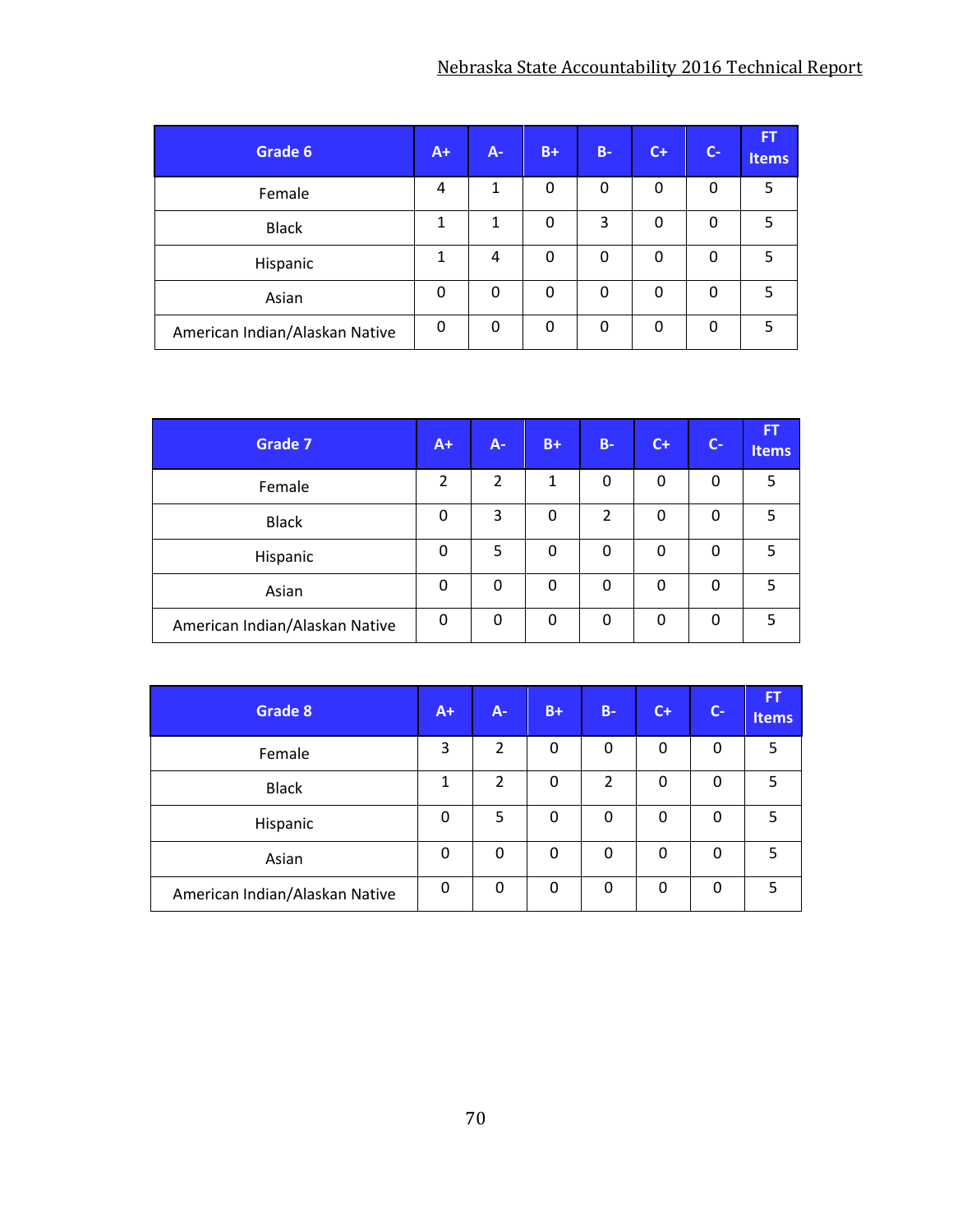| Grade 6 | A+ | A- | B+ | B- | C+ | C- | FT Items |
|---|---|---|---|---|---|---|---|
| Female | 4 | 1 | 0 | 0 | 0 | 0 | 5 |
| Black | 1 | 1 | 0 | 3 | 0 | 0 | 5 |
| Hispanic | 1 | 4 | 0 | 0 | 0 | 0 | 5 |
| Asian | 0 | 0 | 0 | 0 | 0 | 0 | 5 |
| American Indian/Alaskan Native | 0 | 0 | 0 | 0 | 0 | 0 | 5 |

| Grade 7 | A+ | A- | B+ | B- | C+ | C- | FT Items |
|---|---|---|---|---|---|---|---|
| Female | 2 | 2 | 1 | 0 | 0 | 0 | 5 |
| Black | 0 | 3 | 0 | 2 | 0 | 0 | 5 |
| Hispanic | 0 | 5 | 0 | 0 | 0 | 0 | 5 |
| Asian | 0 | 0 | 0 | 0 | 0 | 0 | 5 |
| American Indian/Alaskan Native | 0 | 0 | 0 | 0 | 0 | 0 | 5 |

| Grade 8 | A+ | A- | B+ | B- | C+ | C- | FT Items |
|---|---|---|---|---|---|---|---|
| Female | 3 | 2 | 0 | 0 | 0 | 0 | 5 |
| Black | 1 | 2 | 0 | 2 | 0 | 0 | 5 |
| Hispanic | 0 | 5 | 0 | 0 | 0 | 0 | 5 |
| Asian | 0 | 0 | 0 | 0 | 0 | 0 | 5 |
| American Indian/Alaskan Native | 0 | 0 | 0 | 0 | 0 | 0 | 5 |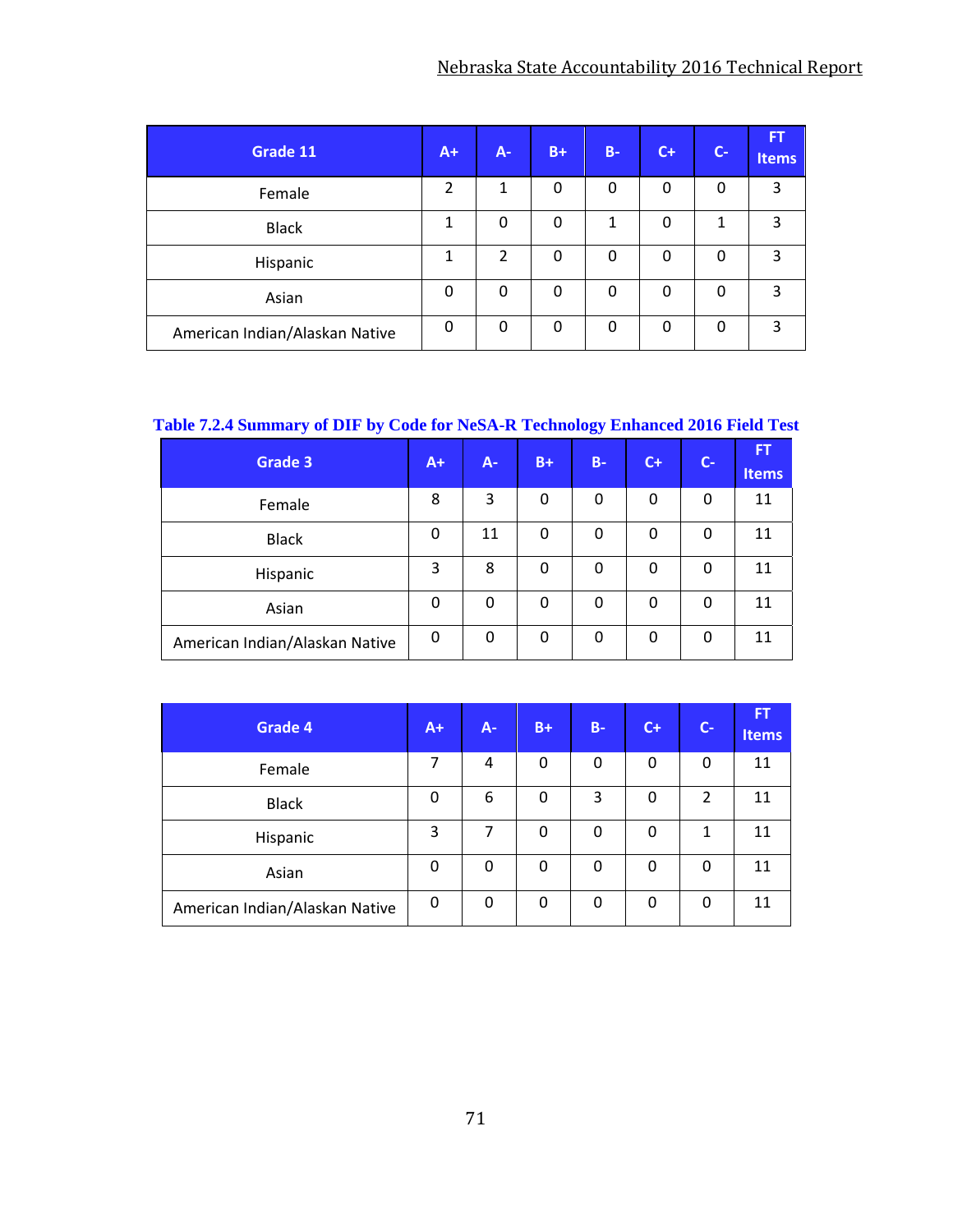| Grade 11 | A+ | A- | B+ | B- | C+ | C- | FT Items |
|---|---|---|---|---|---|---|---|
| Female | 2 | 1 | 0 | 0 | 0 | 0 | 3 |
| Black | 1 | 0 | 0 | 1 | 0 | 1 | 3 |
| Hispanic | 1 | 2 | 0 | 0 | 0 | 0 | 3 |
| Asian | 0 | 0 | 0 | 0 | 0 | 0 | 3 |
| American Indian/Alaskan Native | 0 | 0 | 0 | 0 | 0 | 0 | 3 |

**Table 7.2.4 Summary of DIF by Code for NeSA-R Technology Enhanced 2016 Field Test**

| Grade 3 | A+ | A- | B+ | B- | C+ | C- | FT Items |
|---|---|---|---|---|---|---|---|
| Female | 8 | 3 | 0 | 0 | 0 | 0 | 11 |
| Black | 0 | 11 | 0 | 0 | 0 | 0 | 11 |
| Hispanic | 3 | 8 | 0 | 0 | 0 | 0 | 11 |
| Asian | 0 | 0 | 0 | 0 | 0 | 0 | 11 |
| American Indian/Alaskan Native | 0 | 0 | 0 | 0 | 0 | 0 | 11 |

| Grade 4 | A+ | A- | B+ | B- | C+ | C- | FT Items |
|---|---|---|---|---|---|---|---|
| Female | 7 | 4 | 0 | 0 | 0 | 0 | 11 |
| Black | 0 | 6 | 0 | 3 | 0 | 2 | 11 |
| Hispanic | 3 | 7 | 0 | 0 | 0 | 1 | 11 |
| Asian | 0 | 0 | 0 | 0 | 0 | 0 | 11 |
| American Indian/Alaskan Native | 0 | 0 | 0 | 0 | 0 | 0 | 11 |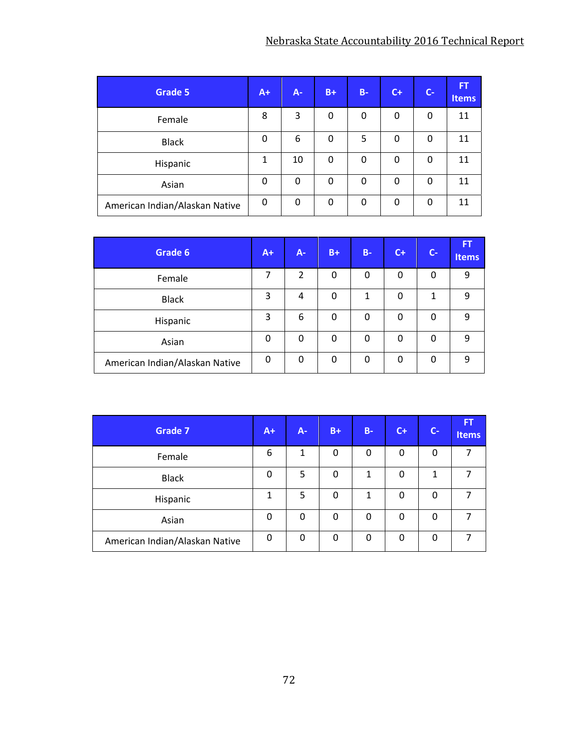| Grade 5 | A+ | A- | B+ | B- | C+ | C- | FT Items |
|---|---|---|---|---|---|---|---|
| Female | 8 | 3 | 0 | 0 | 0 | 0 | 11 |
| Black | 0 | 6 | 0 | 5 | 0 | 0 | 11 |
| Hispanic | 1 | 10 | 0 | 0 | 0 | 0 | 11 |
| Asian | 0 | 0 | 0 | 0 | 0 | 0 | 11 |
| American Indian/Alaskan Native | 0 | 0 | 0 | 0 | 0 | 0 | 11 |

| Grade 6 | A+ | A- | B+ | B- | C+ | C- | FT Items |
|---|---|---|---|---|---|---|---|
| Female | 7 | 2 | 0 | 0 | 0 | 0 | 9 |
| Black | 3 | 4 | 0 | 1 | 0 | 1 | 9 |
| Hispanic | 3 | 6 | 0 | 0 | 0 | 0 | 9 |
| Asian | 0 | 0 | 0 | 0 | 0 | 0 | 9 |
| American Indian/Alaskan Native | 0 | 0 | 0 | 0 | 0 | 0 | 9 |

| Grade 7 | A+ | A- | B+ | B- | C+ | C- | FT Items |
|---|---|---|---|---|---|---|---|
| Female | 6 | 1 | 0 | 0 | 0 | 0 | 7 |
| Black | 0 | 5 | 0 | 1 | 0 | 1 | 7 |
| Hispanic | 1 | 5 | 0 | 1 | 0 | 0 | 7 |
| Asian | 0 | 0 | 0 | 0 | 0 | 0 | 7 |
| American Indian/Alaskan Native | 0 | 0 | 0 | 0 | 0 | 0 | 7 |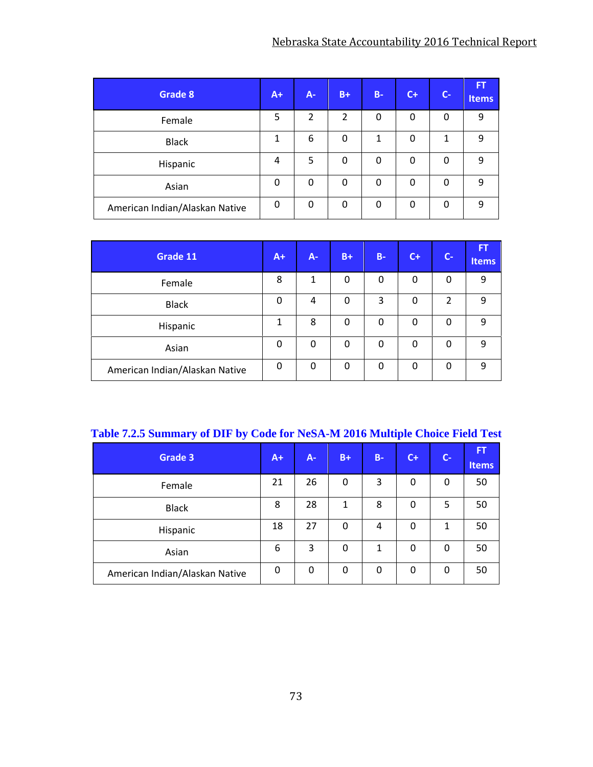| Grade 8 | A+ | A- | B+ | B- | C+ | C- | FT Items |
|---|---|---|---|---|---|---|---|
| Female | 5 | 2 | 2 | 0 | 0 | 0 | 9 |
| Black | 1 | 6 | 0 | 1 | 0 | 1 | 9 |
| Hispanic | 4 | 5 | 0 | 0 | 0 | 0 | 9 |
| Asian | 0 | 0 | 0 | 0 | 0 | 0 | 9 |
| American Indian/Alaskan Native | 0 | 0 | 0 | 0 | 0 | 0 | 9 |

| Grade 11 | A+ | A- | B+ | B- | C+ | C- | FT Items |
|---|---|---|---|---|---|---|---|
| Female | 8 | 1 | 0 | 0 | 0 | 0 | 9 |
| Black | 0 | 4 | 0 | 3 | 0 | 2 | 9 |
| Hispanic | 1 | 8 | 0 | 0 | 0 | 0 | 9 |
| Asian | 0 | 0 | 0 | 0 | 0 | 0 | 9 |
| American Indian/Alaskan Native | 0 | 0 | 0 | 0 | 0 | 0 | 9 |

## Table 7.2.5 Summary of DIF by Code for NeSA-M 2016 Multiple Choice Field Test

| Grade 3 | A+ | A- | B+ | B- | C+ | C- | FT Items |
|---|---|---|---|---|---|---|---|
| Female | 21 | 26 | 0 | 3 | 0 | 0 | 50 |
| Black | 8 | 28 | 1 | 8 | 0 | 5 | 50 |
| Hispanic | 18 | 27 | 0 | 4 | 0 | 1 | 50 |
| Asian | 6 | 3 | 0 | 1 | 0 | 0 | 50 |
| American Indian/Alaskan Native | 0 | 0 | 0 | 0 | 0 | 0 | 50 |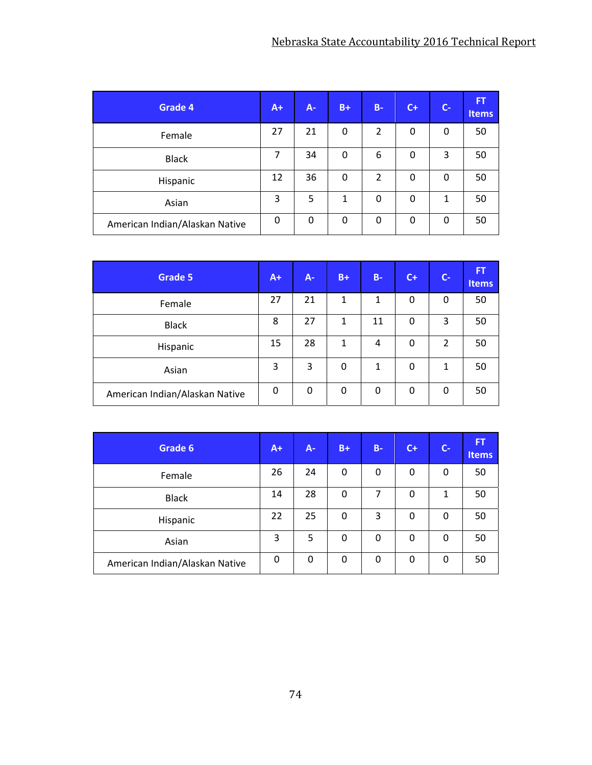| Grade 4 | A+ | A- | B+ | B- | C+ | C- | FT Items |
|---|---|---|---|---|---|---|---|
| Female | 27 | 21 | 0 | 2 | 0 | 0 | 50 |
| Black | 7 | 34 | 0 | 6 | 0 | 3 | 50 |
| Hispanic | 12 | 36 | 0 | 2 | 0 | 0 | 50 |
| Asian | 3 | 5 | 1 | 0 | 0 | 1 | 50 |
| American Indian/Alaskan Native | 0 | 0 | 0 | 0 | 0 | 0 | 50 |

| Grade 5 | A+ | A- | B+ | B- | C+ | C- | FT Items |
|---|---|---|---|---|---|---|---|
| Female | 27 | 21 | 1 | 1 | 0 | 0 | 50 |
| Black | 8 | 27 | 1 | 11 | 0 | 3 | 50 |
| Hispanic | 15 | 28 | 1 | 4 | 0 | 2 | 50 |
| Asian | 3 | 3 | 0 | 1 | 0 | 1 | 50 |
| American Indian/Alaskan Native | 0 | 0 | 0 | 0 | 0 | 0 | 50 |

| Grade 6 | A+ | A- | B+ | B- | C+ | C- | FT Items |
|---|---|---|---|---|---|---|---|
| Female | 26 | 24 | 0 | 0 | 0 | 0 | 50 |
| Black | 14 | 28 | 0 | 7 | 0 | 1 | 50 |
| Hispanic | 22 | 25 | 0 | 3 | 0 | 0 | 50 |
| Asian | 3 | 5 | 0 | 0 | 0 | 0 | 50 |
| American Indian/Alaskan Native | 0 | 0 | 0 | 0 | 0 | 0 | 50 |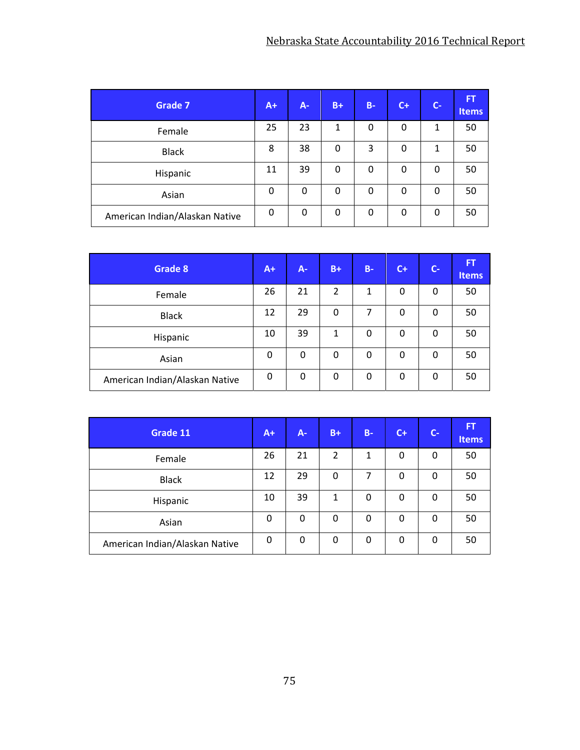| Grade 7 | A+ | A- | B+ | B- | C+ | C- | FT Items |
|---|---|---|---|---|---|---|---|
| Female | 25 | 23 | 1 | 0 | 0 | 1 | 50 |
| Black | 8 | 38 | 0 | 3 | 0 | 1 | 50 |
| Hispanic | 11 | 39 | 0 | 0 | 0 | 0 | 50 |
| Asian | 0 | 0 | 0 | 0 | 0 | 0 | 50 |
| American Indian/Alaskan Native | 0 | 0 | 0 | 0 | 0 | 0 | 50 |

| Grade 8 | A+ | A- | B+ | B- | C+ | C- | FT Items |
|---|---|---|---|---|---|---|---|
| Female | 26 | 21 | 2 | 1 | 0 | 0 | 50 |
| Black | 12 | 29 | 0 | 7 | 0 | 0 | 50 |
| Hispanic | 10 | 39 | 1 | 0 | 0 | 0 | 50 |
| Asian | 0 | 0 | 0 | 0 | 0 | 0 | 50 |
| American Indian/Alaskan Native | 0 | 0 | 0 | 0 | 0 | 0 | 50 |

| Grade 11 | A+ | A- | B+ | B- | C+ | C- | FT Items |
|---|---|---|---|---|---|---|---|
| Female | 26 | 21 | 2 | 1 | 0 | 0 | 50 |
| Black | 12 | 29 | 0 | 7 | 0 | 0 | 50 |
| Hispanic | 10 | 39 | 1 | 0 | 0 | 0 | 50 |
| Asian | 0 | 0 | 0 | 0 | 0 | 0 | 50 |
| American Indian/Alaskan Native | 0 | 0 | 0 | 0 | 0 | 0 | 50 |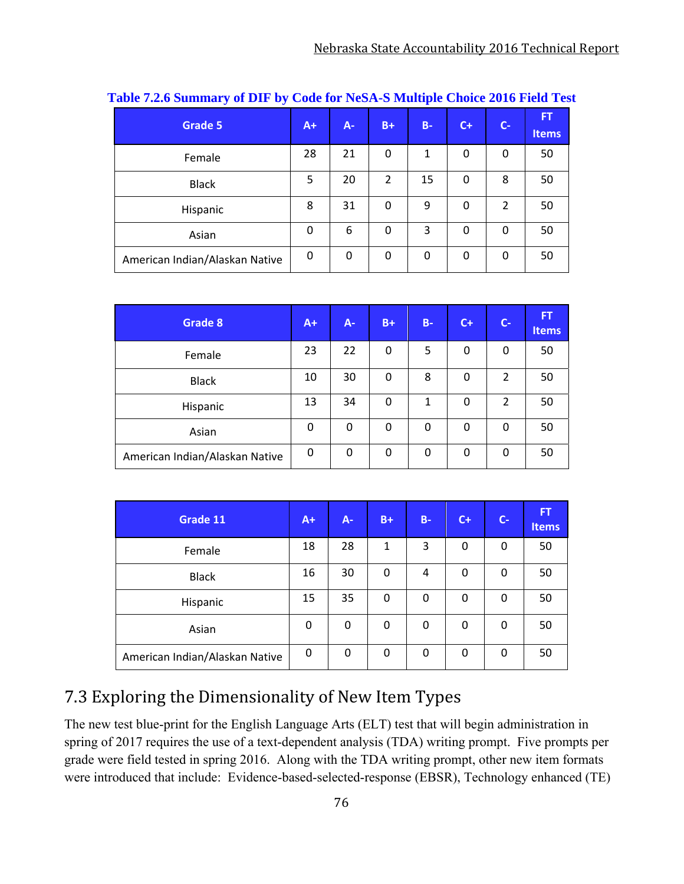**Table 7.2.6 Summary of DIF by Code for NeSA-S Multiple Choice 2016 Field Test**

| Grade 5 | A+ | A- | B+ | B- | C+ | C- | FT Items |
|---|---|---|---|---|---|---|---|
| Female | 28 | 21 | 0 | 1 | 0 | 0 | 50 |
| Black | 5 | 20 | 2 | 15 | 0 | 8 | 50 |
| Hispanic | 8 | 31 | 0 | 9 | 0 | 2 | 50 |
| Asian | 0 | 6 | 0 | 3 | 0 | 0 | 50 |
| American Indian/Alaskan Native | 0 | 0 | 0 | 0 | 0 | 0 | 50 |

| Grade 8 | A+ | A- | B+ | B- | C+ | C- | FT Items |
|---|---|---|---|---|---|---|---|
| Female | 23 | 22 | 0 | 5 | 0 | 0 | 50 |
| Black | 10 | 30 | 0 | 8 | 0 | 2 | 50 |
| Hispanic | 13 | 34 | 0 | 1 | 0 | 2 | 50 |
| Asian | 0 | 0 | 0 | 0 | 0 | 0 | 50 |
| American Indian/Alaskan Native | 0 | 0 | 0 | 0 | 0 | 0 | 50 |

| Grade 11 | A+ | A- | B+ | B- | C+ | C- | FT Items |
|---|---|---|---|---|---|---|---|
| Female | 18 | 28 | 1 | 3 | 0 | 0 | 50 |
| Black | 16 | 30 | 0 | 4 | 0 | 0 | 50 |
| Hispanic | 15 | 35 | 0 | 0 | 0 | 0 | 50 |
| Asian | 0 | 0 | 0 | 0 | 0 | 0 | 50 |
| American Indian/Alaskan Native | 0 | 0 | 0 | 0 | 0 | 0 | 50 |

## 7.3 Exploring the Dimensionality of New Item Types

The new test blue-print for the English Language Arts (ELT) test that will begin administration in spring of 2017 requires the use of a text-dependent analysis (TDA) writing prompt. Five prompts per grade were field tested in spring 2016. Along with the TDA writing prompt, other new item formats were introduced that include: Evidence-based-selected-response (EBSR), Technology enhanced (TE)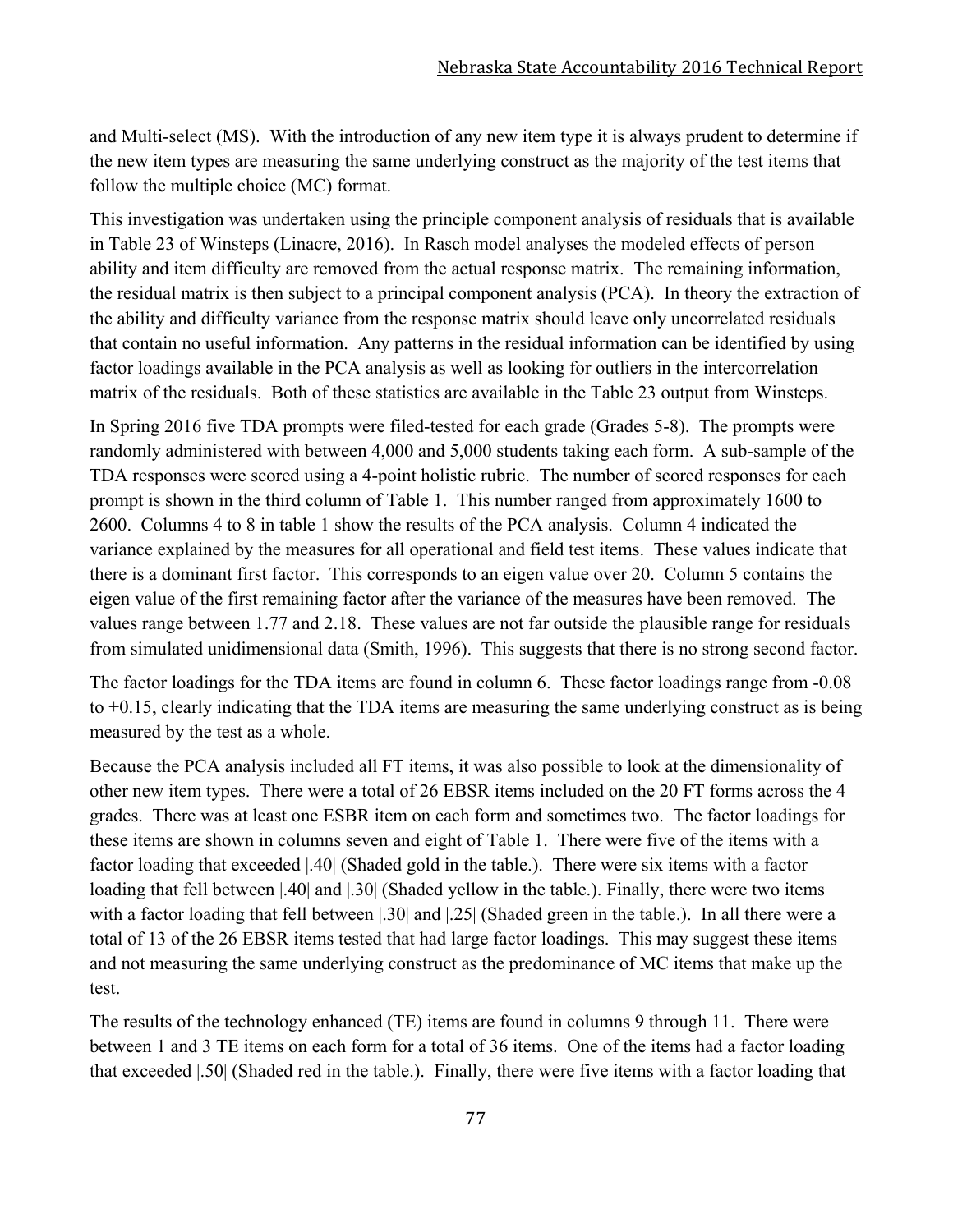and Multi-select (MS). With the introduction of any new item type it is always prudent to determine if the new item types are measuring the same underlying construct as the majority of the test items that follow the multiple choice (MC) format.

This investigation was undertaken using the principle component analysis of residuals that is available in Table 23 of Winsteps (Linacre, 2016). In Rasch model analyses the modeled effects of person ability and item difficulty are removed from the actual response matrix. The remaining information, the residual matrix is then subject to a principal component analysis (PCA). In theory the extraction of the ability and difficulty variance from the response matrix should leave only uncorrelated residuals that contain no useful information. Any patterns in the residual information can be identified by using factor loadings available in the PCA analysis as well as looking for outliers in the intercorrelation matrix of the residuals. Both of these statistics are available in the Table 23 output from Winsteps.

In Spring 2016 five TDA prompts were filed-tested for each grade (Grades 5-8). The prompts were randomly administered with between 4,000 and 5,000 students taking each form. A sub-sample of the TDA responses were scored using a 4-point holistic rubric. The number of scored responses for each prompt is shown in the third column of Table 1. This number ranged from approximately 1600 to 2600. Columns 4 to 8 in table 1 show the results of the PCA analysis. Column 4 indicated the variance explained by the measures for all operational and field test items. These values indicate that there is a dominant first factor. This corresponds to an eigen value over 20. Column 5 contains the eigen value of the first remaining factor after the variance of the measures have been removed. The values range between 1.77 and 2.18. These values are not far outside the plausible range for residuals from simulated unidimensional data (Smith, 1996). This suggests that there is no strong second factor.

The factor loadings for the TDA items are found in column 6. These factor loadings range from -0.08 to +0.15, clearly indicating that the TDA items are measuring the same underlying construct as is being measured by the test as a whole.

Because the PCA analysis included all FT items, it was also possible to look at the dimensionality of other new item types. There were a total of 26 EBSR items included on the 20 FT forms across the 4 grades. There was at least one ESBR item on each form and sometimes two. The factor loadings for these items are shown in columns seven and eight of Table 1. There were five of the items with a factor loading that exceeded |.40| (Shaded gold in the table.). There were six items with a factor loading that fell between |.40| and |.30| (Shaded yellow in the table.). Finally, there were two items with a factor loading that fell between |.30| and |.25| (Shaded green in the table.). In all there were a total of 13 of the 26 EBSR items tested that had large factor loadings. This may suggest these items and not measuring the same underlying construct as the predominance of MC items that make up the test.

The results of the technology enhanced (TE) items are found in columns 9 through 11. There were between 1 and 3 TE items on each form for a total of 36 items. One of the items had a factor loading that exceeded |.50| (Shaded red in the table.). Finally, there were five items with a factor loading that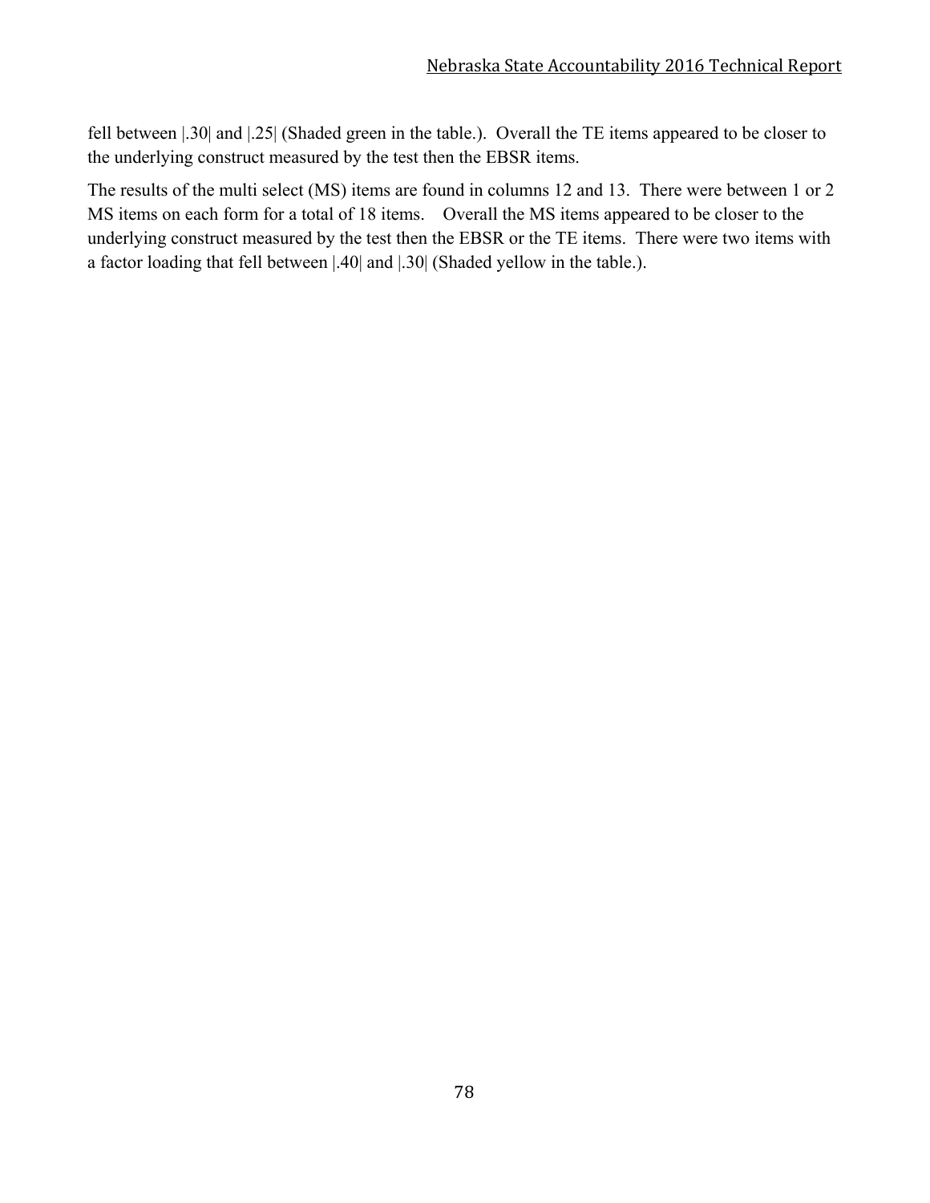fell between |.30| and |.25| (Shaded green in the table.). Overall the TE items appeared to be closer to the underlying construct measured by the test then the EBSR items.

The results of the multi select (MS) items are found in columns 12 and 13. There were between 1 or 2 MS items on each form for a total of 18 items. Overall the MS items appeared to be closer to the underlying construct measured by the test then the EBSR or the TE items. There were two items with a factor loading that fell between |.40| and |.30| (Shaded yellow in the table.).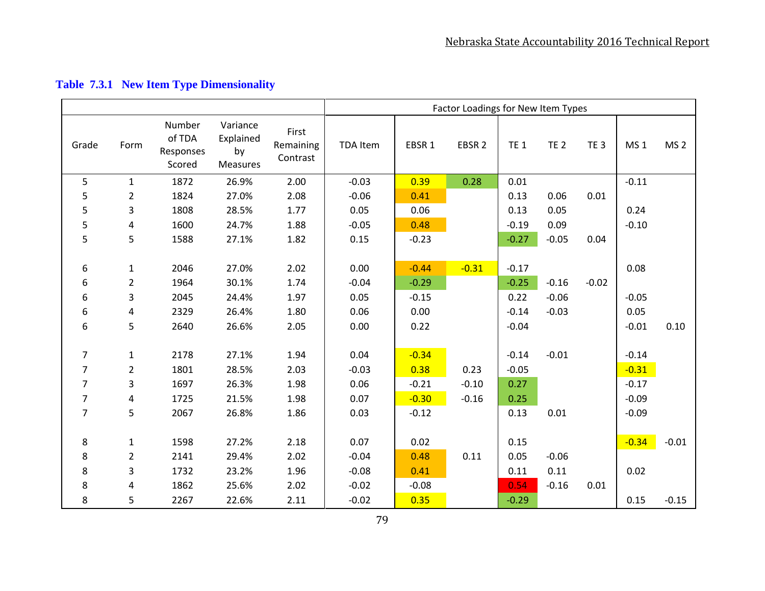### Table 7.3.1 New Item Type Dimensionality

| | | | | | Factor Loadings for New Item Types | | | | | | | |
|---|---|---|---|---|---|---|---|---|---|---|---|---|
| Grade | Form | Number of TDA Responses Scored | Variance Explained by Measures | First Remaining Contrast | TDA Item | EBSR 1 | EBSR 2 | TE 1 | TE 2 | TE 3 | MS 1 | MS 2 |
| 5 | 1 | 1872 | 26.9% | 2.00 | -0.03 | 0.39 | 0.28 | 0.01 | | | -0.11 | |
| 5 | 2 | 1824 | 27.0% | 2.08 | -0.06 | 0.41 | | 0.13 | 0.06 | 0.01 | | |
| 5 | 3 | 1808 | 28.5% | 1.77 | 0.05 | 0.06 | | 0.13 | 0.05 | | 0.24 | |
| 5 | 4 | 1600 | 24.7% | 1.88 | -0.05 | 0.48 | | -0.19 | 0.09 | | -0.10 | |
| 5 | 5 | 1588 | 27.1% | 1.82 | 0.15 | -0.23 | | -0.27 | -0.05 | 0.04 | | |
| 6 | 1 | 2046 | 27.0% | 2.02 | 0.00 | -0.44 | -0.31 | -0.17 | | | 0.08 | |
| 6 | 2 | 1964 | 30.1% | 1.74 | -0.04 | -0.29 | | -0.25 | -0.16 | -0.02 | | |
| 6 | 3 | 2045 | 24.4% | 1.97 | 0.05 | -0.15 | | 0.22 | -0.06 | | -0.05 | |
| 6 | 4 | 2329 | 26.4% | 1.80 | 0.06 | 0.00 | | -0.14 | -0.03 | | 0.05 | |
| 6 | 5 | 2640 | 26.6% | 2.05 | 0.00 | 0.22 | | -0.04 | | | -0.01 | 0.10 |
| 7 | 1 | 2178 | 27.1% | 1.94 | 0.04 | -0.34 | | -0.14 | -0.01 | | -0.14 | |
| 7 | 2 | 1801 | 28.5% | 2.03 | -0.03 | 0.38 | 0.23 | -0.05 | | | -0.31 | |
| 7 | 3 | 1697 | 26.3% | 1.98 | 0.06 | -0.21 | -0.10 | 0.27 | | | -0.17 | |
| 7 | 4 | 1725 | 21.5% | 1.98 | 0.07 | -0.30 | -0.16 | 0.25 | | | -0.09 | |
| 7 | 5 | 2067 | 26.8% | 1.86 | 0.03 | -0.12 | | 0.13 | 0.01 | | -0.09 | |
| 8 | 1 | 1598 | 27.2% | 2.18 | 0.07 | 0.02 | | 0.15 | | | -0.34 | -0.01 |
| 8 | 2 | 2141 | 29.4% | 2.02 | -0.04 | 0.48 | 0.11 | 0.05 | -0.06 | | | |
| 8 | 3 | 1732 | 23.2% | 1.96 | -0.08 | 0.41 | | 0.11 | 0.11 | | 0.02 | |
| 8 | 4 | 1862 | 25.6% | 2.02 | -0.02 | -0.08 | | 0.54 | -0.16 | 0.01 | | |
| 8 | 5 | 2267 | 22.6% | 2.11 | -0.02 | 0.35 | | -0.29 | | | 0.15 | -0.15 |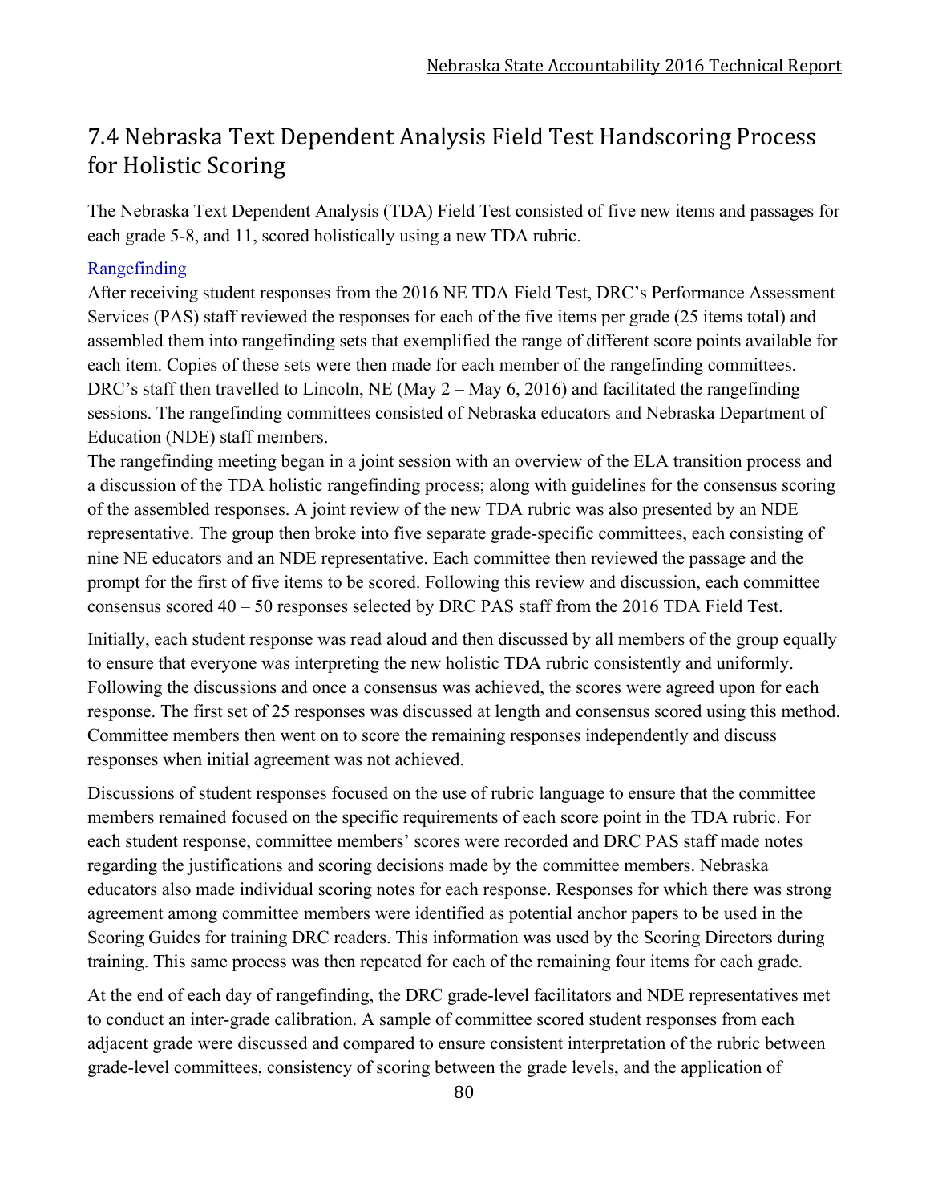## 7.4 Nebraska Text Dependent Analysis Field Test Handscoring Process for Holistic Scoring

The Nebraska Text Dependent Analysis (TDA) Field Test consisted of five new items and passages for each grade 5-8, and 11, scored holistically using a new TDA rubric.

### Rangefinding

After receiving student responses from the 2016 NE TDA Field Test, DRC's Performance Assessment Services (PAS) staff reviewed the responses for each of the five items per grade (25 items total) and assembled them into rangefinding sets that exemplified the range of different score points available for each item. Copies of these sets were then made for each member of the rangefinding committees. DRC's staff then travelled to Lincoln, NE (May 2 – May 6, 2016) and facilitated the rangefinding sessions. The rangefinding committees consisted of Nebraska educators and Nebraska Department of Education (NDE) staff members.

The rangefinding meeting began in a joint session with an overview of the ELA transition process and a discussion of the TDA holistic rangefinding process; along with guidelines for the consensus scoring of the assembled responses. A joint review of the new TDA rubric was also presented by an NDE representative. The group then broke into five separate grade-specific committees, each consisting of nine NE educators and an NDE representative. Each committee then reviewed the passage and the prompt for the first of five items to be scored. Following this review and discussion, each committee consensus scored 40 – 50 responses selected by DRC PAS staff from the 2016 TDA Field Test.

Initially, each student response was read aloud and then discussed by all members of the group equally to ensure that everyone was interpreting the new holistic TDA rubric consistently and uniformly. Following the discussions and once a consensus was achieved, the scores were agreed upon for each response. The first set of 25 responses was discussed at length and consensus scored using this method. Committee members then went on to score the remaining responses independently and discuss responses when initial agreement was not achieved.

Discussions of student responses focused on the use of rubric language to ensure that the committee members remained focused on the specific requirements of each score point in the TDA rubric. For each student response, committee members' scores were recorded and DRC PAS staff made notes regarding the justifications and scoring decisions made by the committee members. Nebraska educators also made individual scoring notes for each response. Responses for which there was strong agreement among committee members were identified as potential anchor papers to be used in the Scoring Guides for training DRC readers. This information was used by the Scoring Directors during training. This same process was then repeated for each of the remaining four items for each grade.

At the end of each day of rangefinding, the DRC grade-level facilitators and NDE representatives met to conduct an inter-grade calibration. A sample of committee scored student responses from each adjacent grade were discussed and compared to ensure consistent interpretation of the rubric between grade-level committees, consistency of scoring between the grade levels, and the application of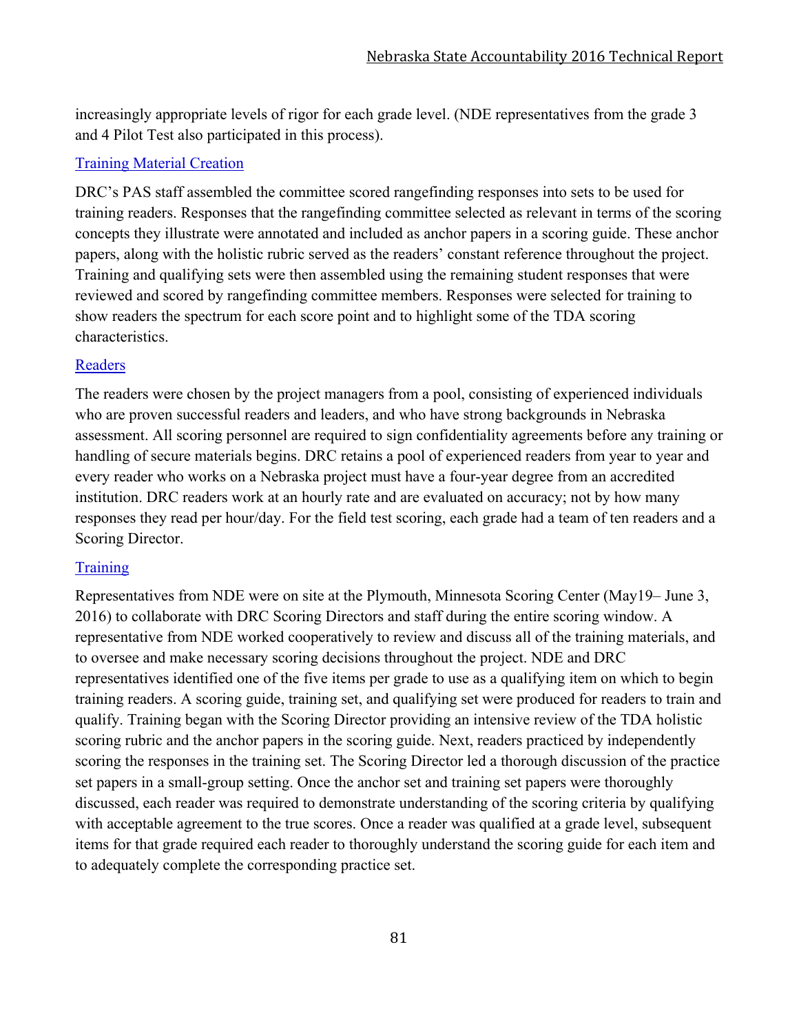increasingly appropriate levels of rigor for each grade level. (NDE representatives from the grade 3 and 4 Pilot Test also participated in this process).

### Training Material Creation

DRC's PAS staff assembled the committee scored rangefinding responses into sets to be used for training readers. Responses that the rangefinding committee selected as relevant in terms of the scoring concepts they illustrate were annotated and included as anchor papers in a scoring guide. These anchor papers, along with the holistic rubric served as the readers' constant reference throughout the project. Training and qualifying sets were then assembled using the remaining student responses that were reviewed and scored by rangefinding committee members. Responses were selected for training to show readers the spectrum for each score point and to highlight some of the TDA scoring characteristics.

### Readers

The readers were chosen by the project managers from a pool, consisting of experienced individuals who are proven successful readers and leaders, and who have strong backgrounds in Nebraska assessment. All scoring personnel are required to sign confidentiality agreements before any training or handling of secure materials begins. DRC retains a pool of experienced readers from year to year and every reader who works on a Nebraska project must have a four-year degree from an accredited institution. DRC readers work at an hourly rate and are evaluated on accuracy; not by how many responses they read per hour/day. For the field test scoring, each grade had a team of ten readers and a Scoring Director.

### Training

Representatives from NDE were on site at the Plymouth, Minnesota Scoring Center (May19– June 3, 2016) to collaborate with DRC Scoring Directors and staff during the entire scoring window. A representative from NDE worked cooperatively to review and discuss all of the training materials, and to oversee and make necessary scoring decisions throughout the project. NDE and DRC representatives identified one of the five items per grade to use as a qualifying item on which to begin training readers. A scoring guide, training set, and qualifying set were produced for readers to train and qualify. Training began with the Scoring Director providing an intensive review of the TDA holistic scoring rubric and the anchor papers in the scoring guide. Next, readers practiced by independently scoring the responses in the training set. The Scoring Director led a thorough discussion of the practice set papers in a small-group setting. Once the anchor set and training set papers were thoroughly discussed, each reader was required to demonstrate understanding of the scoring criteria by qualifying with acceptable agreement to the true scores. Once a reader was qualified at a grade level, subsequent items for that grade required each reader to thoroughly understand the scoring guide for each item and to adequately complete the corresponding practice set.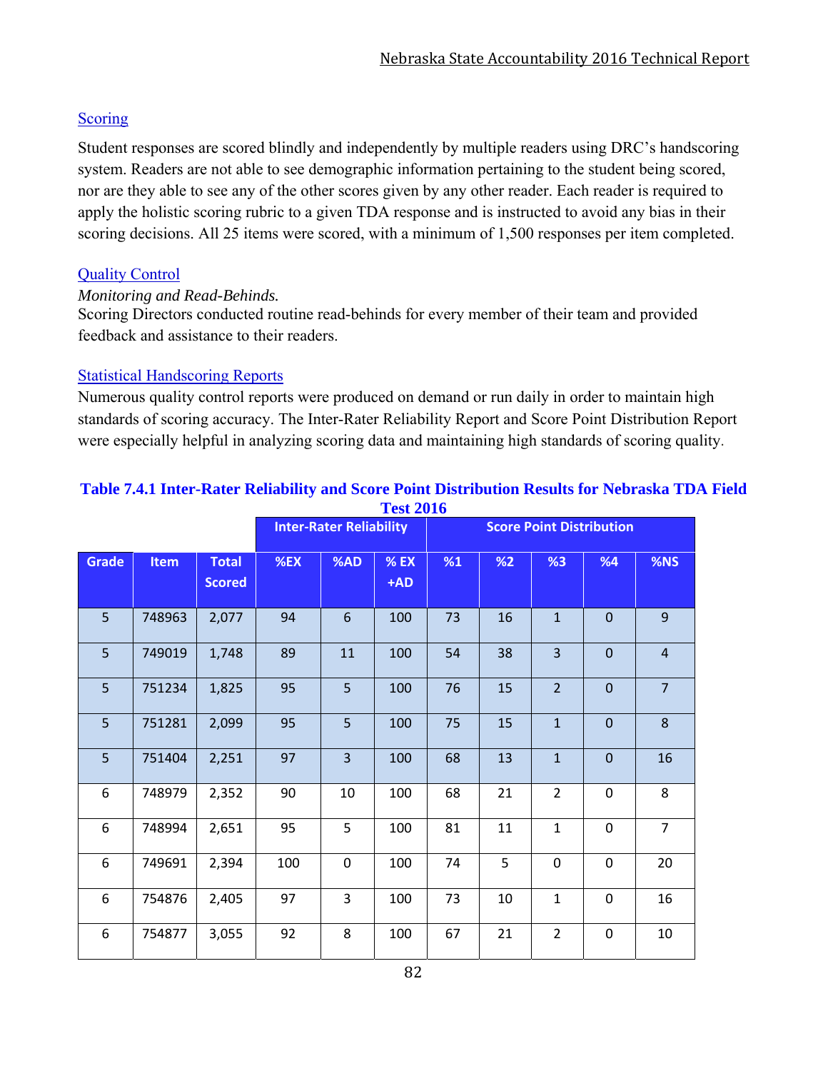### Scoring

Student responses are scored blindly and independently by multiple readers using DRC's handscoring system. Readers are not able to see demographic information pertaining to the student being scored, nor are they able to see any of the other scores given by any other reader. Each reader is required to apply the holistic scoring rubric to a given TDA response and is instructed to avoid any bias in their scoring decisions. All 25 items were scored, with a minimum of 1,500 responses per item completed.

### Quality Control

*Monitoring and Read-Behinds.*

Scoring Directors conducted routine read-behinds for every member of their team and provided feedback and assistance to their readers.

### Statistical Handscoring Reports

Numerous quality control reports were produced on demand or run daily in order to maintain high standards of scoring accuracy. The Inter-Rater Reliability Report and Score Point Distribution Report were especially helpful in analyzing scoring data and maintaining high standards of scoring quality.

**Table 7.4.1 Inter-Rater Reliability and Score Point Distribution Results for Nebraska TDA Field Test 2016**

| | | | Inter-Rater Reliability | | | Score Point Distribution | | | | |
|---|---|---|---|---|---|---|---|---|---|---|
| **Grade** | **Item** | **Total Scored** | **%EX** | **%AD** | **% EX +AD** | **%1** | **%2** | **%3** | **%4** | **%NS** |
| 5 | 748963 | 2,077 | 94 | 6 | 100 | 73 | 16 | 1 | 0 | 9 |
| 5 | 749019 | 1,748 | 89 | 11 | 100 | 54 | 38 | 3 | 0 | 4 |
| 5 | 751234 | 1,825 | 95 | 5 | 100 | 76 | 15 | 2 | 0 | 7 |
| 5 | 751281 | 2,099 | 95 | 5 | 100 | 75 | 15 | 1 | 0 | 8 |
| 5 | 751404 | 2,251 | 97 | 3 | 100 | 68 | 13 | 1 | 0 | 16 |
| 6 | 748979 | 2,352 | 90 | 10 | 100 | 68 | 21 | 2 | 0 | 8 |
| 6 | 748994 | 2,651 | 95 | 5 | 100 | 81 | 11 | 1 | 0 | 7 |
| 6 | 749691 | 2,394 | 100 | 0 | 100 | 74 | 5 | 0 | 0 | 20 |
| 6 | 754876 | 2,405 | 97 | 3 | 100 | 73 | 10 | 1 | 0 | 16 |
| 6 | 754877 | 3,055 | 92 | 8 | 100 | 67 | 21 | 2 | 0 | 10 |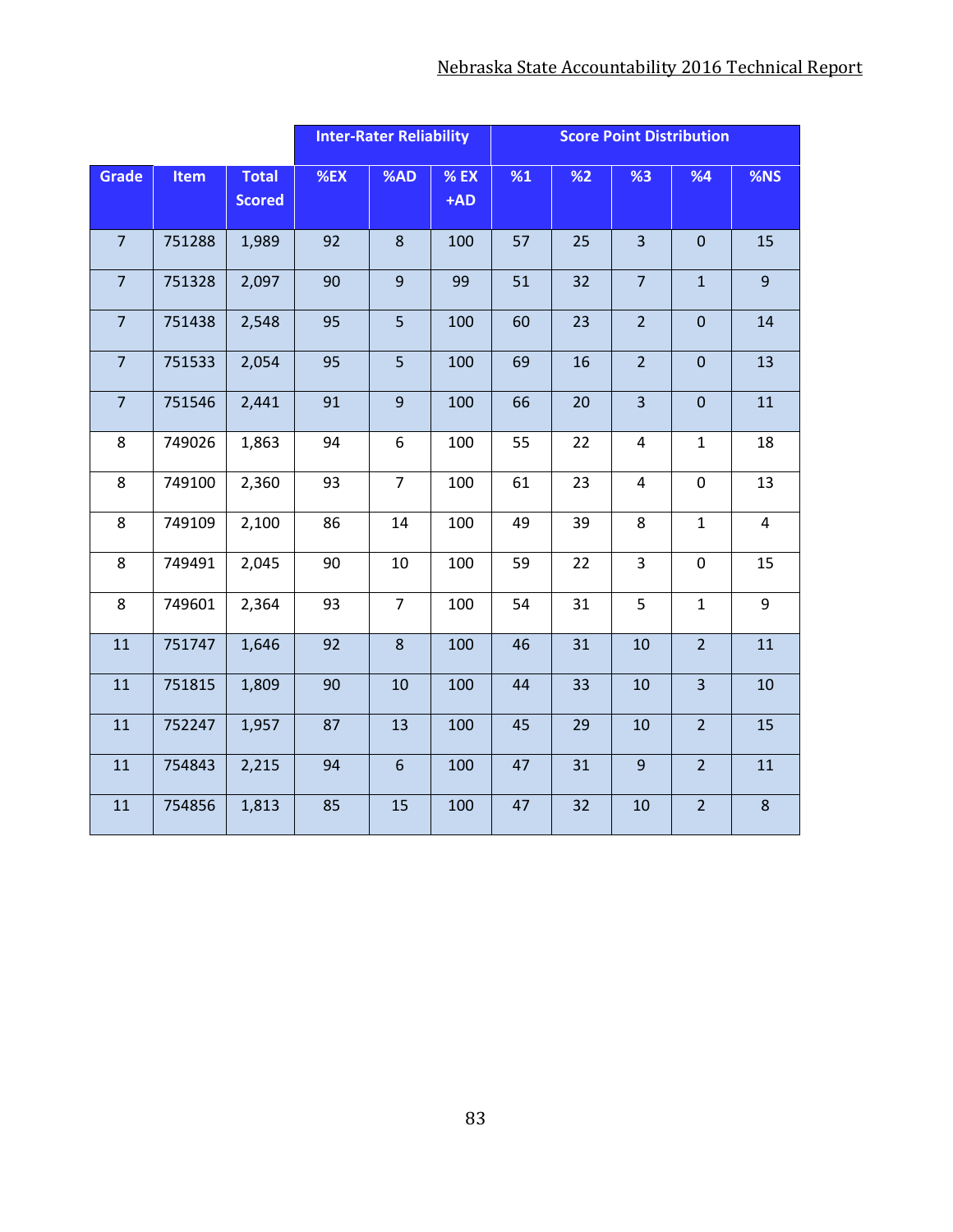| Grade | Item | Total Scored | Inter-Rater Reliability | | | Score Point Distribution | | | | |
|---|---|---|---|---|---|---|---|---|---|---|
| | | | %EX | %AD | % EX +AD | %1 | %2 | %3 | %4 | %NS |
| 7 | 751288 | 1,989 | 92 | 8 | 100 | 57 | 25 | 3 | 0 | 15 |
| 7 | 751328 | 2,097 | 90 | 9 | 99 | 51 | 32 | 7 | 1 | 9 |
| 7 | 751438 | 2,548 | 95 | 5 | 100 | 60 | 23 | 2 | 0 | 14 |
| 7 | 751533 | 2,054 | 95 | 5 | 100 | 69 | 16 | 2 | 0 | 13 |
| 7 | 751546 | 2,441 | 91 | 9 | 100 | 66 | 20 | 3 | 0 | 11 |
| 8 | 749026 | 1,863 | 94 | 6 | 100 | 55 | 22 | 4 | 1 | 18 |
| 8 | 749100 | 2,360 | 93 | 7 | 100 | 61 | 23 | 4 | 0 | 13 |
| 8 | 749109 | 2,100 | 86 | 14 | 100 | 49 | 39 | 8 | 1 | 4 |
| 8 | 749491 | 2,045 | 90 | 10 | 100 | 59 | 22 | 3 | 0 | 15 |
| 8 | 749601 | 2,364 | 93 | 7 | 100 | 54 | 31 | 5 | 1 | 9 |
| 11 | 751747 | 1,646 | 92 | 8 | 100 | 46 | 31 | 10 | 2 | 11 |
| 11 | 751815 | 1,809 | 90 | 10 | 100 | 44 | 33 | 10 | 3 | 10 |
| 11 | 752247 | 1,957 | 87 | 13 | 100 | 45 | 29 | 10 | 2 | 15 |
| 11 | 754843 | 2,215 | 94 | 6 | 100 | 47 | 31 | 9 | 2 | 11 |
| 11 | 754856 | 1,813 | 85 | 15 | 100 | 47 | 32 | 10 | 2 | 8 |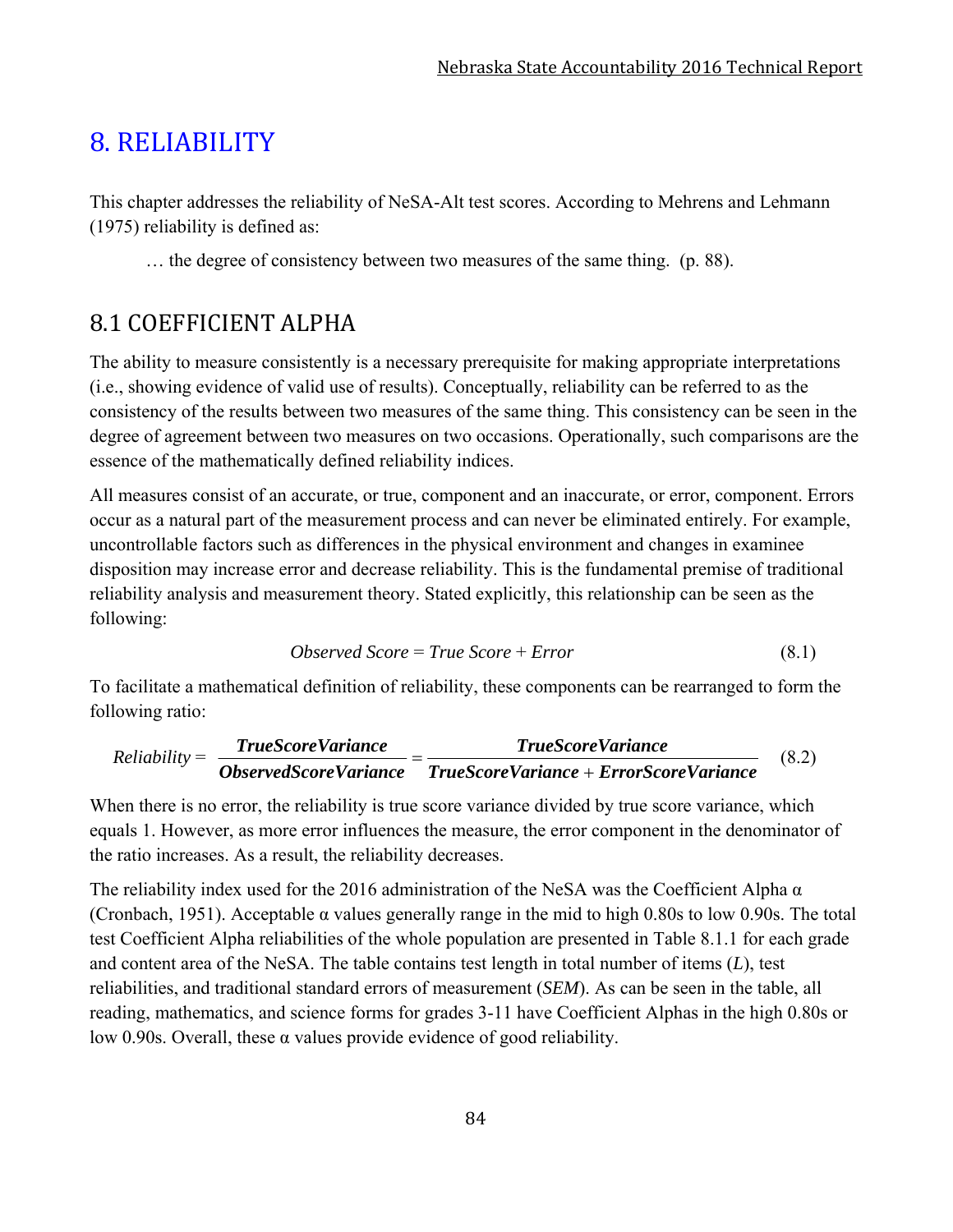# 8. RELIABILITY

This chapter addresses the reliability of NeSA-Alt test scores. According to Mehrens and Lehmann (1975) reliability is defined as:

> … the degree of consistency between two measures of the same thing. (p. 88).

## 8.1 COEFFICIENT ALPHA

The ability to measure consistently is a necessary prerequisite for making appropriate interpretations (i.e., showing evidence of valid use of results). Conceptually, reliability can be referred to as the consistency of the results between two measures of the same thing. This consistency can be seen in the degree of agreement between two measures on two occasions. Operationally, such comparisons are the essence of the mathematically defined reliability indices.

All measures consist of an accurate, or true, component and an inaccurate, or error, component. Errors occur as a natural part of the measurement process and can never be eliminated entirely. For example, uncontrollable factors such as differences in the physical environment and changes in examinee disposition may increase error and decrease reliability. This is the fundamental premise of traditional reliability analysis and measurement theory. Stated explicitly, this relationship can be seen as the following:

$$Observed\ Score = True\ Score + Error \tag{8.1}$$

To facilitate a mathematical definition of reliability, these components can be rearranged to form the following ratio:

$$Reliability = \frac{\boldsymbol{TrueScoreVariance}}{\boldsymbol{ObservedScoreVariance}} = \frac{\boldsymbol{TrueScoreVariance}}{\boldsymbol{TrueScoreVariance} + \boldsymbol{ErrorScoreVariance}} \tag{8.2}$$

When there is no error, the reliability is true score variance divided by true score variance, which equals 1. However, as more error influences the measure, the error component in the denominator of the ratio increases. As a result, the reliability decreases.

The reliability index used for the 2016 administration of the NeSA was the Coefficient Alpha α (Cronbach, 1951). Acceptable α values generally range in the mid to high 0.80s to low 0.90s. The total test Coefficient Alpha reliabilities of the whole population are presented in Table 8.1.1 for each grade and content area of the NeSA. The table contains test length in total number of items ($L$), test reliabilities, and traditional standard errors of measurement (*SEM*). As can be seen in the table, all reading, mathematics, and science forms for grades 3-11 have Coefficient Alphas in the high 0.80s or low 0.90s. Overall, these α values provide evidence of good reliability.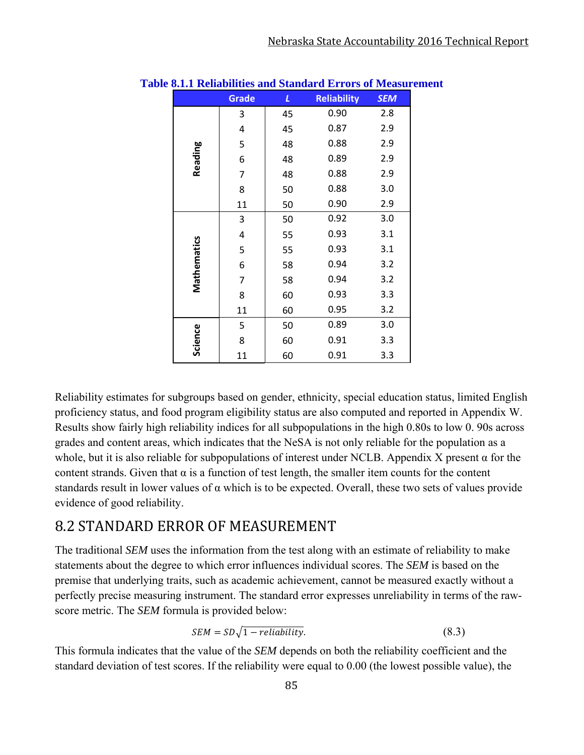**Table 8.1.1 Reliabilities and Standard Errors of Measurement**

| | Grade | *L* | Reliability | *SEM* |
|---|---|---|---|---|
| Reading | 3 | 45 | 0.90 | 2.8 |
| | 4 | 45 | 0.87 | 2.9 |
| | 5 | 48 | 0.88 | 2.9 |
| | 6 | 48 | 0.89 | 2.9 |
| | 7 | 48 | 0.88 | 2.9 |
| | 8 | 50 | 0.88 | 3.0 |
| | 11 | 50 | 0.90 | 2.9 |
| Mathematics | 3 | 50 | 0.92 | 3.0 |
| | 4 | 55 | 0.93 | 3.1 |
| | 5 | 55 | 0.93 | 3.1 |
| | 6 | 58 | 0.94 | 3.2 |
| | 7 | 58 | 0.94 | 3.2 |
| | 8 | 60 | 0.93 | 3.3 |
| | 11 | 60 | 0.95 | 3.2 |
| Science | 5 | 50 | 0.89 | 3.0 |
| | 8 | 60 | 0.91 | 3.3 |
| | 11 | 60 | 0.91 | 3.3 |

Reliability estimates for subgroups based on gender, ethnicity, special education status, limited English proficiency status, and food program eligibility status are also computed and reported in Appendix W. Results show fairly high reliability indices for all subpopulations in the high 0.80s to low 0. 90s across grades and content areas, which indicates that the NeSA is not only reliable for the population as a whole, but it is also reliable for subpopulations of interest under NCLB. Appendix X present α for the content strands. Given that α is a function of test length, the smaller item counts for the content standards result in lower values of α which is to be expected. Overall, these two sets of values provide evidence of good reliability.

## 8.2 STANDARD ERROR OF MEASUREMENT

The traditional *SEM* uses the information from the test along with an estimate of reliability to make statements about the degree to which error influences individual scores. The *SEM* is based on the premise that underlying traits, such as academic achievement, cannot be measured exactly without a perfectly precise measuring instrument. The standard error expresses unreliability in terms of the raw-score metric. The *SEM* formula is provided below:

$$SEM = SD\sqrt{1 - reliability}. \tag{8.3}$$

This formula indicates that the value of the *SEM* depends on both the reliability coefficient and the standard deviation of test scores. If the reliability were equal to 0.00 (the lowest possible value), the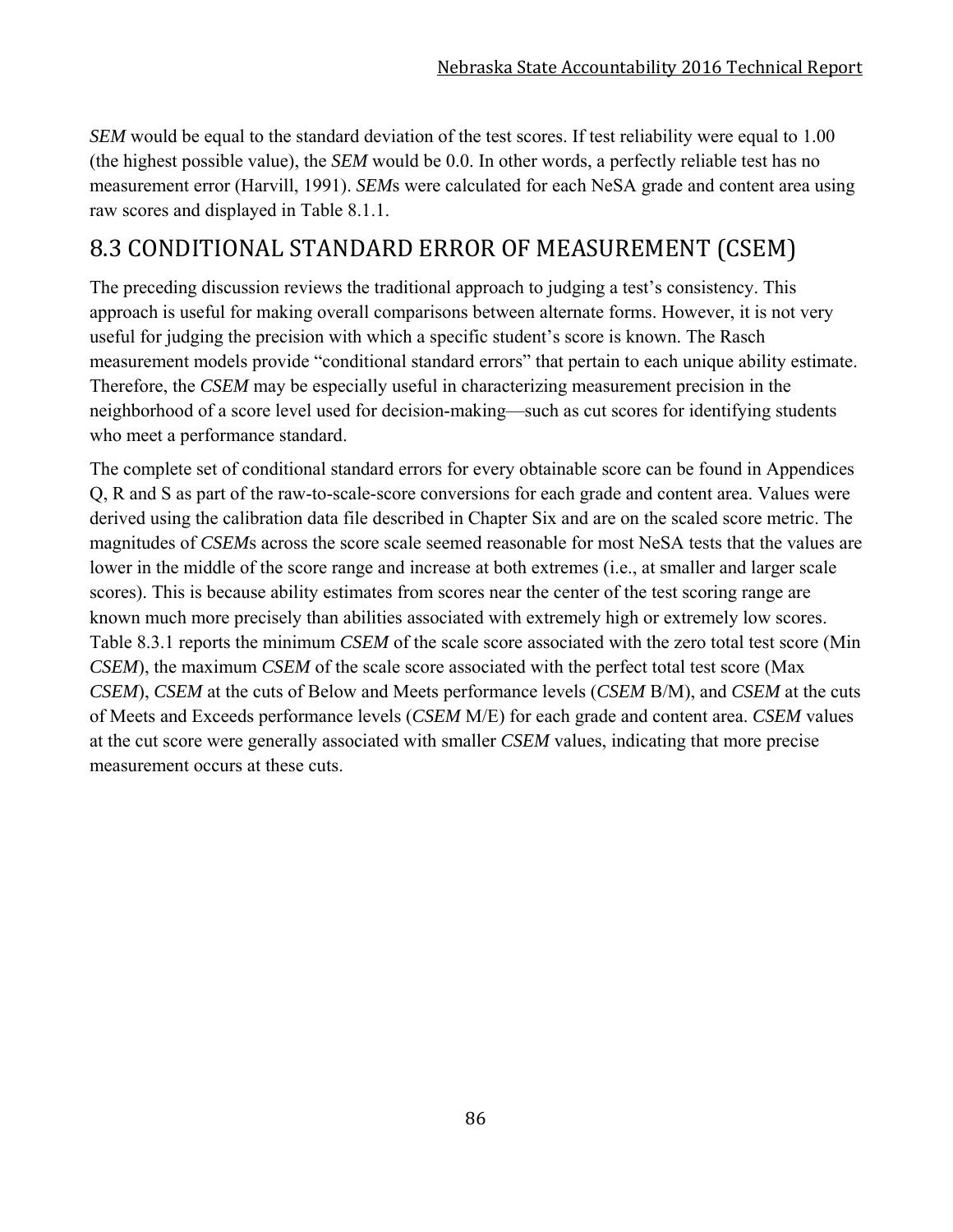*SEM* would be equal to the standard deviation of the test scores. If test reliability were equal to 1.00 (the highest possible value), the *SEM* would be 0.0. In other words, a perfectly reliable test has no measurement error (Harvill, 1991). *SEM*s were calculated for each NeSA grade and content area using raw scores and displayed in Table 8.1.1.

## 8.3 CONDITIONAL STANDARD ERROR OF MEASUREMENT (CSEM)

The preceding discussion reviews the traditional approach to judging a test's consistency. This approach is useful for making overall comparisons between alternate forms. However, it is not very useful for judging the precision with which a specific student's score is known. The Rasch measurement models provide "conditional standard errors" that pertain to each unique ability estimate. Therefore, the *CSEM* may be especially useful in characterizing measurement precision in the neighborhood of a score level used for decision-making—such as cut scores for identifying students who meet a performance standard.

The complete set of conditional standard errors for every obtainable score can be found in Appendices Q, R and S as part of the raw-to-scale-score conversions for each grade and content area. Values were derived using the calibration data file described in Chapter Six and are on the scaled score metric. The magnitudes of *CSEM*s across the score scale seemed reasonable for most NeSA tests that the values are lower in the middle of the score range and increase at both extremes (i.e., at smaller and larger scale scores). This is because ability estimates from scores near the center of the test scoring range are known much more precisely than abilities associated with extremely high or extremely low scores. Table 8.3.1 reports the minimum *CSEM* of the scale score associated with the zero total test score (Min *CSEM*), the maximum *CSEM* of the scale score associated with the perfect total test score (Max *CSEM*), *CSEM* at the cuts of Below and Meets performance levels (*CSEM* B/M), and *CSEM* at the cuts of Meets and Exceeds performance levels (*CSEM* M/E) for each grade and content area. *CSEM* values at the cut score were generally associated with smaller *CSEM* values, indicating that more precise measurement occurs at these cuts.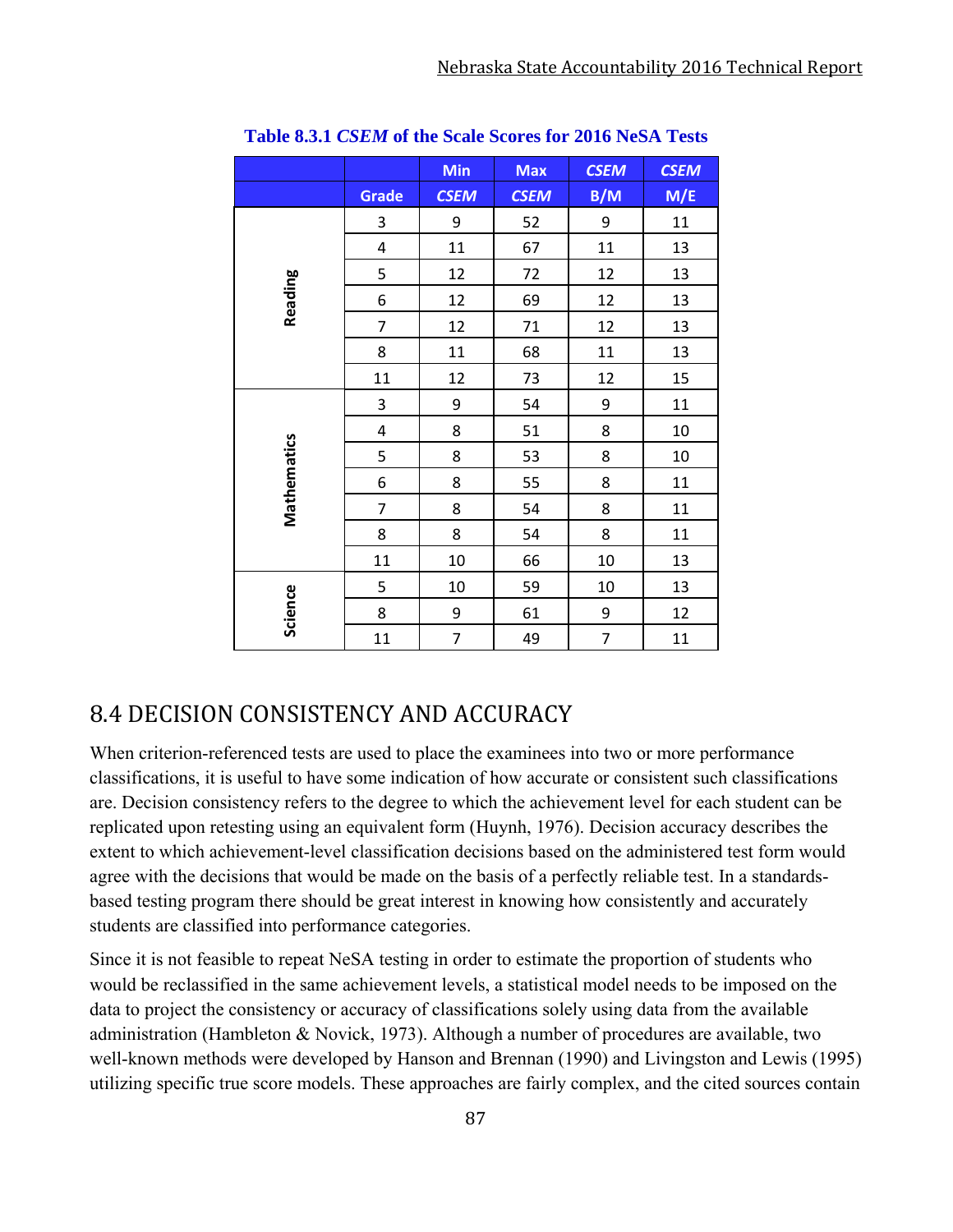**Table 8.3.1 *CSEM* of the Scale Scores for 2016 NeSA Tests**

| | Grade | Min *CSEM* | Max *CSEM* | *CSEM* B/M | *CSEM* M/E |
|---|---|---|---|---|---|
| Reading | 3 | 9 | 52 | 9 | 11 |
| | 4 | 11 | 67 | 11 | 13 |
| | 5 | 12 | 72 | 12 | 13 |
| | 6 | 12 | 69 | 12 | 13 |
| | 7 | 12 | 71 | 12 | 13 |
| | 8 | 11 | 68 | 11 | 13 |
| | 11 | 12 | 73 | 12 | 15 |
| Mathematics | 3 | 9 | 54 | 9 | 11 |
| | 4 | 8 | 51 | 8 | 10 |
| | 5 | 8 | 53 | 8 | 10 |
| | 6 | 8 | 55 | 8 | 11 |
| | 7 | 8 | 54 | 8 | 11 |
| | 8 | 8 | 54 | 8 | 11 |
| | 11 | 10 | 66 | 10 | 13 |
| Science | 5 | 10 | 59 | 10 | 13 |
| | 8 | 9 | 61 | 9 | 12 |
| | 11 | 7 | 49 | 7 | 11 |

## 8.4 DECISION CONSISTENCY AND ACCURACY

When criterion-referenced tests are used to place the examinees into two or more performance classifications, it is useful to have some indication of how accurate or consistent such classifications are. Decision consistency refers to the degree to which the achievement level for each student can be replicated upon retesting using an equivalent form (Huynh, 1976). Decision accuracy describes the extent to which achievement-level classification decisions based on the administered test form would agree with the decisions that would be made on the basis of a perfectly reliable test. In a standards-based testing program there should be great interest in knowing how consistently and accurately students are classified into performance categories.

Since it is not feasible to repeat NeSA testing in order to estimate the proportion of students who would be reclassified in the same achievement levels, a statistical model needs to be imposed on the data to project the consistency or accuracy of classifications solely using data from the available administration (Hambleton & Novick, 1973). Although a number of procedures are available, two well-known methods were developed by Hanson and Brennan (1990) and Livingston and Lewis (1995) utilizing specific true score models. These approaches are fairly complex, and the cited sources contain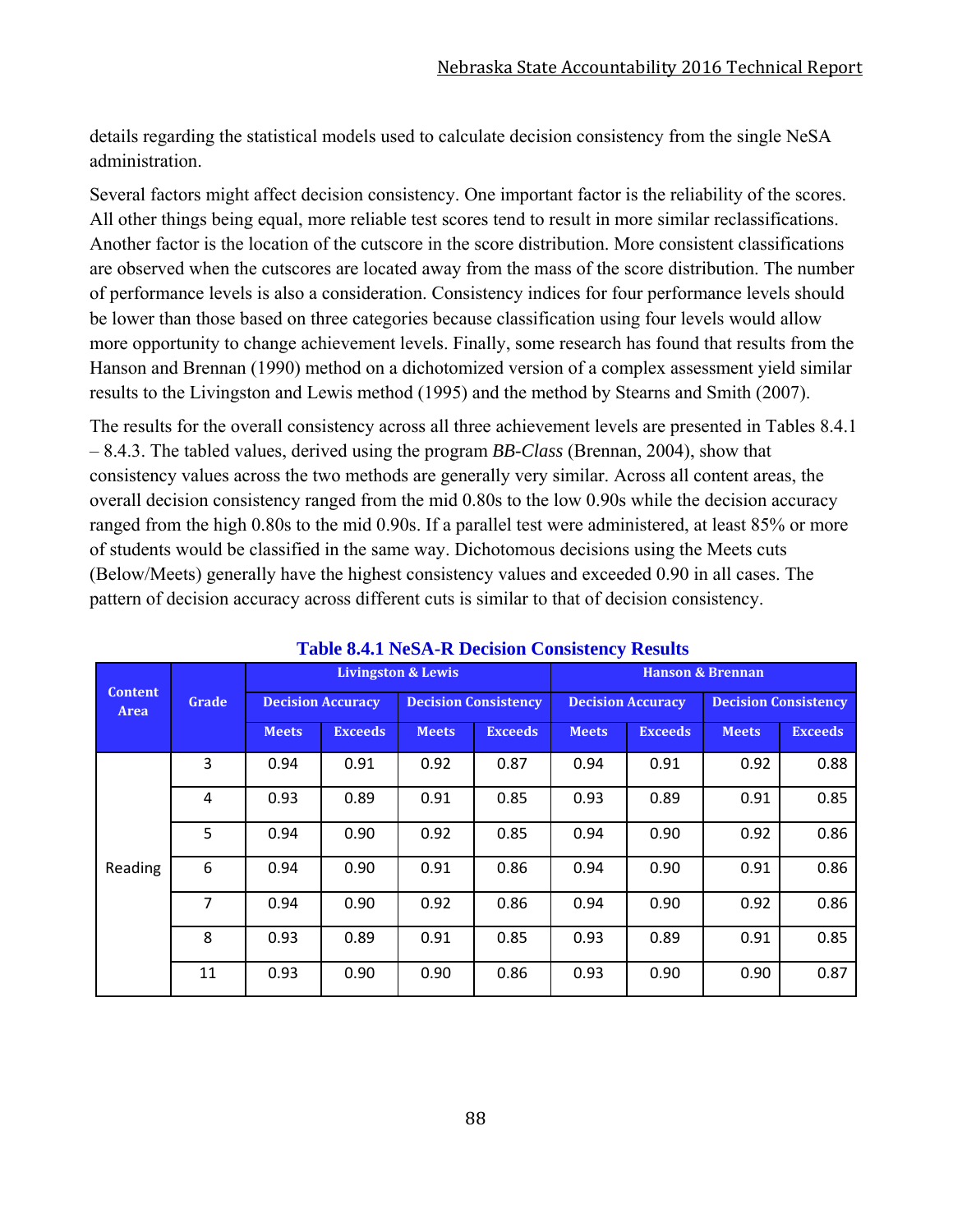details regarding the statistical models used to calculate decision consistency from the single NeSA administration.

Several factors might affect decision consistency. One important factor is the reliability of the scores. All other things being equal, more reliable test scores tend to result in more similar reclassifications. Another factor is the location of the cutscore in the score distribution. More consistent classifications are observed when the cutscores are located away from the mass of the score distribution. The number of performance levels is also a consideration. Consistency indices for four performance levels should be lower than those based on three categories because classification using four levels would allow more opportunity to change achievement levels. Finally, some research has found that results from the Hanson and Brennan (1990) method on a dichotomized version of a complex assessment yield similar results to the Livingston and Lewis method (1995) and the method by Stearns and Smith (2007).

The results for the overall consistency across all three achievement levels are presented in Tables 8.4.1 – 8.4.3. The tabled values, derived using the program *BB-Class* (Brennan, 2004), show that consistency values across the two methods are generally very similar. Across all content areas, the overall decision consistency ranged from the mid 0.80s to the low 0.90s while the decision accuracy ranged from the high 0.80s to the mid 0.90s. If a parallel test were administered, at least 85% or more of students would be classified in the same way. Dichotomous decisions using the Meets cuts (Below/Meets) generally have the highest consistency values and exceeded 0.90 in all cases. The pattern of decision accuracy across different cuts is similar to that of decision consistency.

**Table 8.4.1 NeSA-R Decision Consistency Results**

| Content Area | Grade | Livingston & Lewis | | | | Hanson & Brennan | | | |
|---|---|---|---|---|---|---|---|---|---|
| | | Decision Accuracy | | Decision Consistency | | Decision Accuracy | | Decision Consistency | |
| | | Meets | Exceeds | Meets | Exceeds | Meets | Exceeds | Meets | Exceeds |
| Reading | 3 | 0.94 | 0.91 | 0.92 | 0.87 | 0.94 | 0.91 | 0.92 | 0.88 |
| | 4 | 0.93 | 0.89 | 0.91 | 0.85 | 0.93 | 0.89 | 0.91 | 0.85 |
| | 5 | 0.94 | 0.90 | 0.92 | 0.85 | 0.94 | 0.90 | 0.92 | 0.86 |
| | 6 | 0.94 | 0.90 | 0.91 | 0.86 | 0.94 | 0.90 | 0.91 | 0.86 |
| | 7 | 0.94 | 0.90 | 0.92 | 0.86 | 0.94 | 0.90 | 0.92 | 0.86 |
| | 8 | 0.93 | 0.89 | 0.91 | 0.85 | 0.93 | 0.89 | 0.91 | 0.85 |
| | 11 | 0.93 | 0.90 | 0.90 | 0.86 | 0.93 | 0.90 | 0.90 | 0.87 |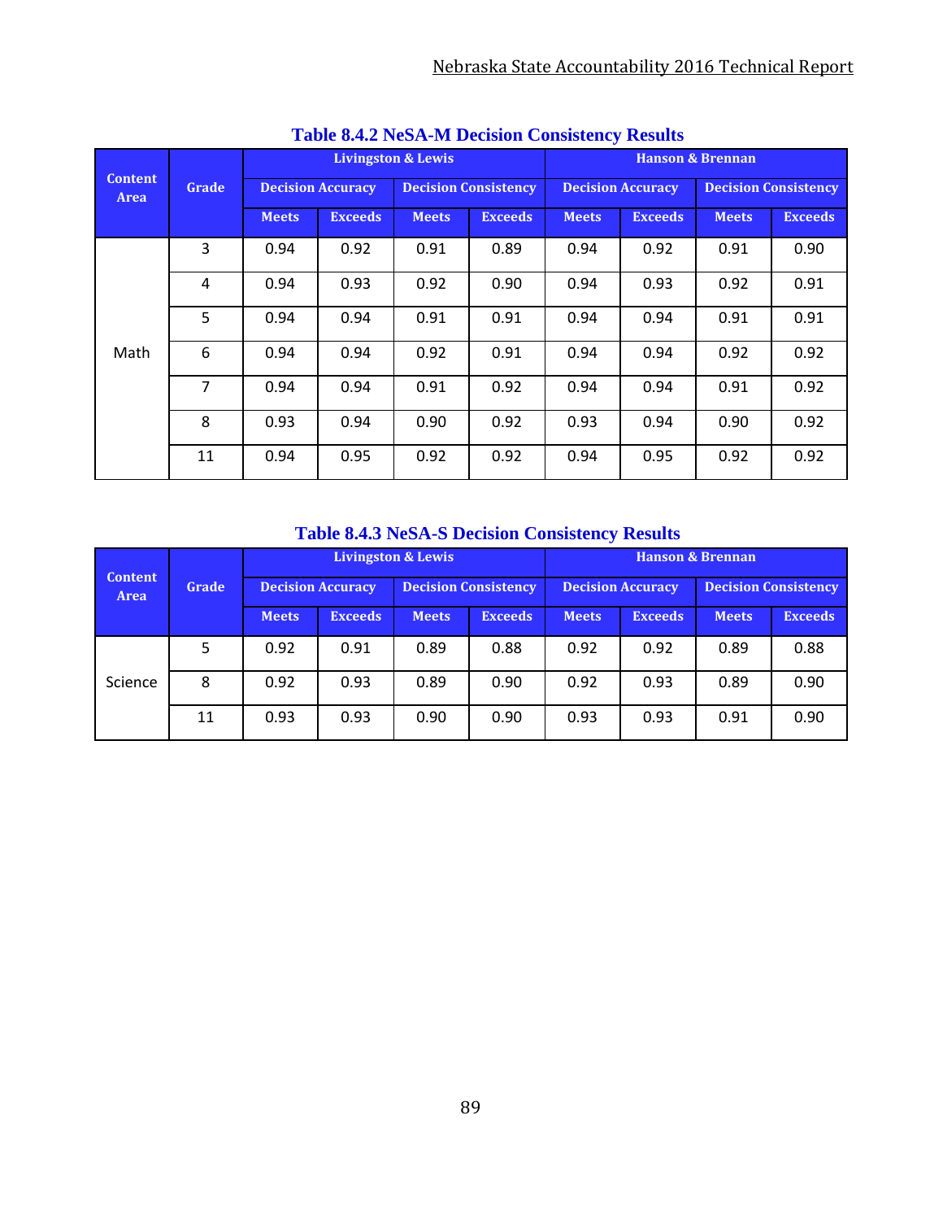**Table 8.4.2 NeSA-M Decision Consistency Results**

| Content Area | Grade | Livingston & Lewis | | | | Hanson & Brennan | | | |
|---|---|---|---|---|---|---|---|---|---|
| | | Decision Accuracy | | Decision Consistency | | Decision Accuracy | | Decision Consistency | |
| | | Meets | Exceeds | Meets | Exceeds | Meets | Exceeds | Meets | Exceeds |
| Math | 3 | 0.94 | 0.92 | 0.91 | 0.89 | 0.94 | 0.92 | 0.91 | 0.90 |
| | 4 | 0.94 | 0.93 | 0.92 | 0.90 | 0.94 | 0.93 | 0.92 | 0.91 |
| | 5 | 0.94 | 0.94 | 0.91 | 0.91 | 0.94 | 0.94 | 0.91 | 0.91 |
| | 6 | 0.94 | 0.94 | 0.92 | 0.91 | 0.94 | 0.94 | 0.92 | 0.92 |
| | 7 | 0.94 | 0.94 | 0.91 | 0.92 | 0.94 | 0.94 | 0.91 | 0.92 |
| | 8 | 0.93 | 0.94 | 0.90 | 0.92 | 0.93 | 0.94 | 0.90 | 0.92 |
| | 11 | 0.94 | 0.95 | 0.92 | 0.92 | 0.94 | 0.95 | 0.92 | 0.92 |

**Table 8.4.3 NeSA-S Decision Consistency Results**

| Content Area | Grade | Livingston & Lewis | | | | Hanson & Brennan | | | |
|---|---|---|---|---|---|---|---|---|---|
| | | Decision Accuracy | | Decision Consistency | | Decision Accuracy | | Decision Consistency | |
| | | Meets | Exceeds | Meets | Exceeds | Meets | Exceeds | Meets | Exceeds |
| Science | 5 | 0.92 | 0.91 | 0.89 | 0.88 | 0.92 | 0.92 | 0.89 | 0.88 |
| | 8 | 0.92 | 0.93 | 0.89 | 0.90 | 0.92 | 0.93 | 0.89 | 0.90 |
| | 11 | 0.93 | 0.93 | 0.90 | 0.90 | 0.93 | 0.93 | 0.91 | 0.90 |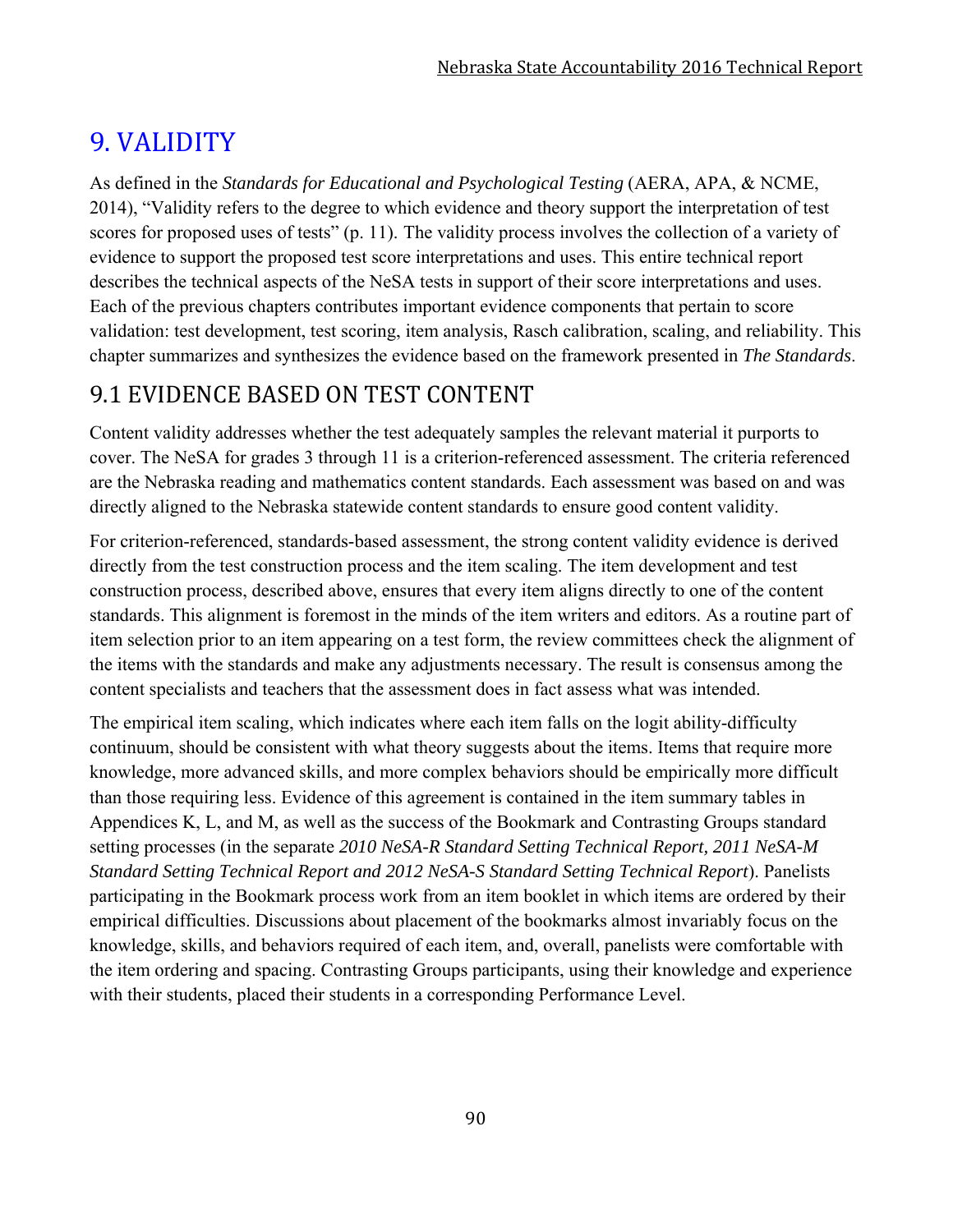# 9. VALIDITY

As defined in the *Standards for Educational and Psychological Testing* (AERA, APA, & NCME, 2014), "Validity refers to the degree to which evidence and theory support the interpretation of test scores for proposed uses of tests" (p. 11). The validity process involves the collection of a variety of evidence to support the proposed test score interpretations and uses. This entire technical report describes the technical aspects of the NeSA tests in support of their score interpretations and uses. Each of the previous chapters contributes important evidence components that pertain to score validation: test development, test scoring, item analysis, Rasch calibration, scaling, and reliability. This chapter summarizes and synthesizes the evidence based on the framework presented in *The Standards*.

## 9.1 EVIDENCE BASED ON TEST CONTENT

Content validity addresses whether the test adequately samples the relevant material it purports to cover. The NeSA for grades 3 through 11 is a criterion-referenced assessment. The criteria referenced are the Nebraska reading and mathematics content standards. Each assessment was based on and was directly aligned to the Nebraska statewide content standards to ensure good content validity.

For criterion-referenced, standards-based assessment, the strong content validity evidence is derived directly from the test construction process and the item scaling. The item development and test construction process, described above, ensures that every item aligns directly to one of the content standards. This alignment is foremost in the minds of the item writers and editors. As a routine part of item selection prior to an item appearing on a test form, the review committees check the alignment of the items with the standards and make any adjustments necessary. The result is consensus among the content specialists and teachers that the assessment does in fact assess what was intended.

The empirical item scaling, which indicates where each item falls on the logit ability-difficulty continuum, should be consistent with what theory suggests about the items. Items that require more knowledge, more advanced skills, and more complex behaviors should be empirically more difficult than those requiring less. Evidence of this agreement is contained in the item summary tables in Appendices K, L, and M, as well as the success of the Bookmark and Contrasting Groups standard setting processes (in the separate *2010 NeSA-R Standard Setting Technical Report, 2011 NeSA-M Standard Setting Technical Report and 2012 NeSA-S Standard Setting Technical Report*). Panelists participating in the Bookmark process work from an item booklet in which items are ordered by their empirical difficulties. Discussions about placement of the bookmarks almost invariably focus on the knowledge, skills, and behaviors required of each item, and, overall, panelists were comfortable with the item ordering and spacing. Contrasting Groups participants, using their knowledge and experience with their students, placed their students in a corresponding Performance Level.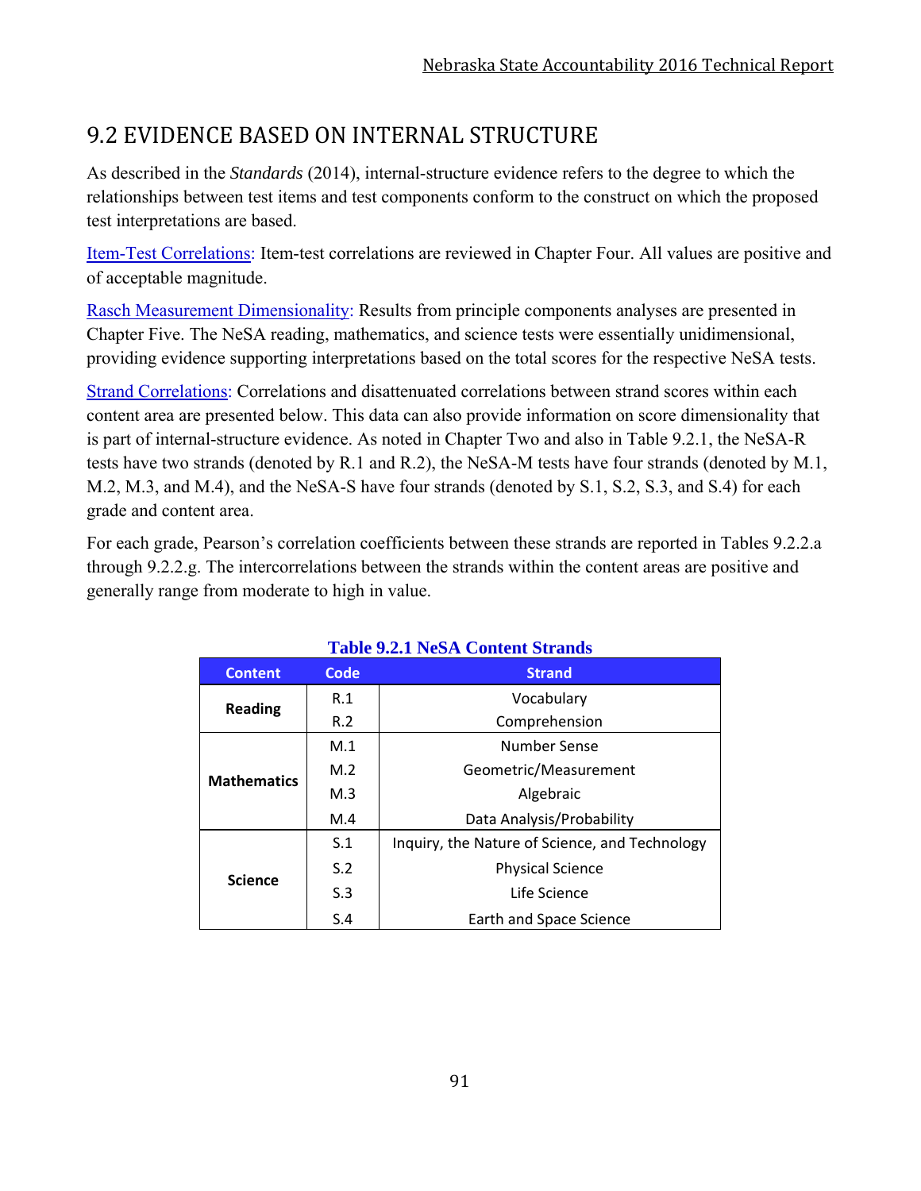## 9.2 EVIDENCE BASED ON INTERNAL STRUCTURE

As described in the *Standards* (2014), internal-structure evidence refers to the degree to which the relationships between test items and test components conform to the construct on which the proposed test interpretations are based.

Item-Test Correlations: Item-test correlations are reviewed in Chapter Four. All values are positive and of acceptable magnitude.

Rasch Measurement Dimensionality: Results from principle components analyses are presented in Chapter Five. The NeSA reading, mathematics, and science tests were essentially unidimensional, providing evidence supporting interpretations based on the total scores for the respective NeSA tests.

Strand Correlations: Correlations and disattenuated correlations between strand scores within each content area are presented below. This data can also provide information on score dimensionality that is part of internal-structure evidence. As noted in Chapter Two and also in Table 9.2.1, the NeSA-R tests have two strands (denoted by R.1 and R.2), the NeSA-M tests have four strands (denoted by M.1, M.2, M.3, and M.4), and the NeSA-S have four strands (denoted by S.1, S.2, S.3, and S.4) for each grade and content area.

For each grade, Pearson's correlation coefficients between these strands are reported in Tables 9.2.2.a through 9.2.2.g. The intercorrelations between the strands within the content areas are positive and generally range from moderate to high in value.

**Table 9.2.1 NeSA Content Strands**

| Content | Code | Strand |
|---|---|---|
| **Reading** | R.1 | Vocabulary |
| | R.2 | Comprehension |
| **Mathematics** | M.1 | Number Sense |
| | M.2 | Geometric/Measurement |
| | M.3 | Algebraic |
| | M.4 | Data Analysis/Probability |
| **Science** | S.1 | Inquiry, the Nature of Science, and Technology |
| | S.2 | Physical Science |
| | S.3 | Life Science |
| | S.4 | Earth and Space Science |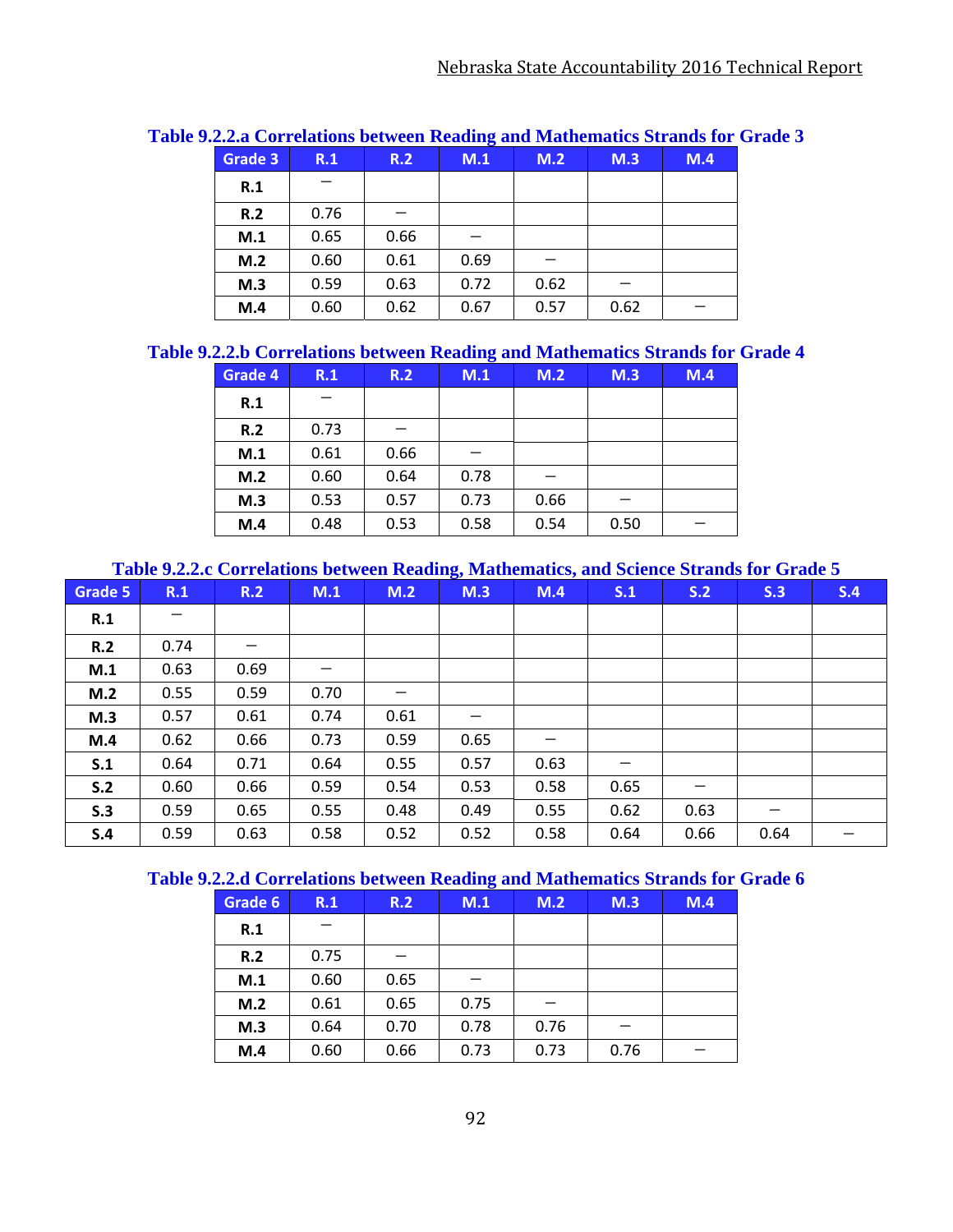**Table 9.2.2.a Correlations between Reading and Mathematics Strands for Grade 3**

| Grade 3 | R.1 | R.2 | M.1 | M.2 | M.3 | M.4 |
|---|---|---|---|---|---|---|
| R.1 | – | | | | | |
| R.2 | 0.76 | – | | | | |
| M.1 | 0.65 | 0.66 | – | | | |
| M.2 | 0.60 | 0.61 | 0.69 | – | | |
| M.3 | 0.59 | 0.63 | 0.72 | 0.62 | – | |
| M.4 | 0.60 | 0.62 | 0.67 | 0.57 | 0.62 | – |

**Table 9.2.2.b Correlations between Reading and Mathematics Strands for Grade 4**

| Grade 4 | R.1 | R.2 | M.1 | M.2 | M.3 | M.4 |
|---|---|---|---|---|---|---|
| R.1 | – | | | | | |
| R.2 | 0.73 | – | | | | |
| M.1 | 0.61 | 0.66 | – | | | |
| M.2 | 0.60 | 0.64 | 0.78 | – | | |
| M.3 | 0.53 | 0.57 | 0.73 | 0.66 | – | |
| M.4 | 0.48 | 0.53 | 0.58 | 0.54 | 0.50 | – |

**Table 9.2.2.c Correlations between Reading, Mathematics, and Science Strands for Grade 5**

| Grade 5 | R.1 | R.2 | M.1 | M.2 | M.3 | M.4 | S.1 | S.2 | S.3 | S.4 |
|---|---|---|---|---|---|---|---|---|---|---|
| R.1 | – | | | | | | | | | |
| R.2 | 0.74 | – | | | | | | | | |
| M.1 | 0.63 | 0.69 | – | | | | | | | |
| M.2 | 0.55 | 0.59 | 0.70 | – | | | | | | |
| M.3 | 0.57 | 0.61 | 0.74 | 0.61 | – | | | | | |
| M.4 | 0.62 | 0.66 | 0.73 | 0.59 | 0.65 | – | | | | |
| S.1 | 0.64 | 0.71 | 0.64 | 0.55 | 0.57 | 0.63 | – | | | |
| S.2 | 0.60 | 0.66 | 0.59 | 0.54 | 0.53 | 0.58 | 0.65 | – | | |
| S.3 | 0.59 | 0.65 | 0.55 | 0.48 | 0.49 | 0.55 | 0.62 | 0.63 | – | |
| S.4 | 0.59 | 0.63 | 0.58 | 0.52 | 0.52 | 0.58 | 0.64 | 0.66 | 0.64 | – |

**Table 9.2.2.d Correlations between Reading and Mathematics Strands for Grade 6**

| Grade 6 | R.1 | R.2 | M.1 | M.2 | M.3 | M.4 |
|---|---|---|---|---|---|---|
| R.1 | – | | | | | |
| R.2 | 0.75 | – | | | | |
| M.1 | 0.60 | 0.65 | – | | | |
| M.2 | 0.61 | 0.65 | 0.75 | – | | |
| M.3 | 0.64 | 0.70 | 0.78 | 0.76 | – | |
| M.4 | 0.60 | 0.66 | 0.73 | 0.73 | 0.76 | – |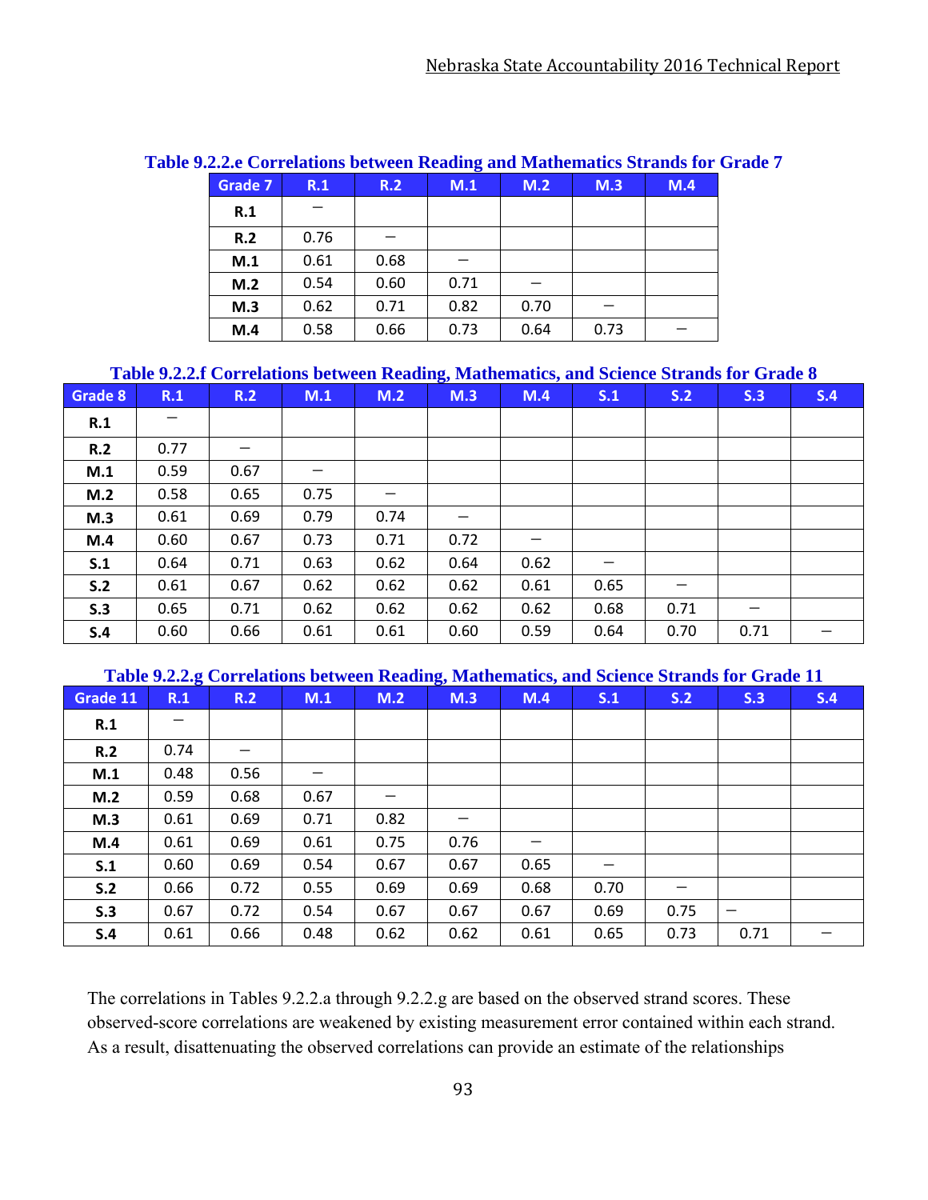**Table 9.2.2.e Correlations between Reading and Mathematics Strands for Grade 7**

| Grade 7 | R.1 | R.2 | M.1 | M.2 | M.3 | M.4 |
|---|---|---|---|---|---|---|
| R.1 | – | | | | | |
| R.2 | 0.76 | – | | | | |
| M.1 | 0.61 | 0.68 | – | | | |
| M.2 | 0.54 | 0.60 | 0.71 | – | | |
| M.3 | 0.62 | 0.71 | 0.82 | 0.70 | – | |
| M.4 | 0.58 | 0.66 | 0.73 | 0.64 | 0.73 | – |

**Table 9.2.2.f Correlations between Reading, Mathematics, and Science Strands for Grade 8**

| Grade 8 | R.1 | R.2 | M.1 | M.2 | M.3 | M.4 | S.1 | S.2 | S.3 | S.4 |
|---|---|---|---|---|---|---|---|---|---|---|
| R.1 | – | | | | | | | | | |
| R.2 | 0.77 | – | | | | | | | | |
| M.1 | 0.59 | 0.67 | – | | | | | | | |
| M.2 | 0.58 | 0.65 | 0.75 | – | | | | | | |
| M.3 | 0.61 | 0.69 | 0.79 | 0.74 | – | | | | | |
| M.4 | 0.60 | 0.67 | 0.73 | 0.71 | 0.72 | – | | | | |
| S.1 | 0.64 | 0.71 | 0.63 | 0.62 | 0.64 | 0.62 | – | | | |
| S.2 | 0.61 | 0.67 | 0.62 | 0.62 | 0.62 | 0.61 | 0.65 | – | | |
| S.3 | 0.65 | 0.71 | 0.62 | 0.62 | 0.62 | 0.62 | 0.68 | 0.71 | – | |
| S.4 | 0.60 | 0.66 | 0.61 | 0.61 | 0.60 | 0.59 | 0.64 | 0.70 | 0.71 | – |

**Table 9.2.2.g Correlations between Reading, Mathematics, and Science Strands for Grade 11**

| Grade 11 | R.1 | R.2 | M.1 | M.2 | M.3 | M.4 | S.1 | S.2 | S.3 | S.4 |
|---|---|---|---|---|---|---|---|---|---|---|
| R.1 | – | | | | | | | | | |
| R.2 | 0.74 | – | | | | | | | | |
| M.1 | 0.48 | 0.56 | – | | | | | | | |
| M.2 | 0.59 | 0.68 | 0.67 | – | | | | | | |
| M.3 | 0.61 | 0.69 | 0.71 | 0.82 | – | | | | | |
| M.4 | 0.61 | 0.69 | 0.61 | 0.75 | 0.76 | – | | | | |
| S.1 | 0.60 | 0.69 | 0.54 | 0.67 | 0.67 | 0.65 | – | | | |
| S.2 | 0.66 | 0.72 | 0.55 | 0.69 | 0.69 | 0.68 | 0.70 | – | | |
| S.3 | 0.67 | 0.72 | 0.54 | 0.67 | 0.67 | 0.67 | 0.69 | 0.75 | – | |
| S.4 | 0.61 | 0.66 | 0.48 | 0.62 | 0.62 | 0.61 | 0.65 | 0.73 | 0.71 | – |

The correlations in Tables 9.2.2.a through 9.2.2.g are based on the observed strand scores. These observed-score correlations are weakened by existing measurement error contained within each strand. As a result, disattenuating the observed correlations can provide an estimate of the relationships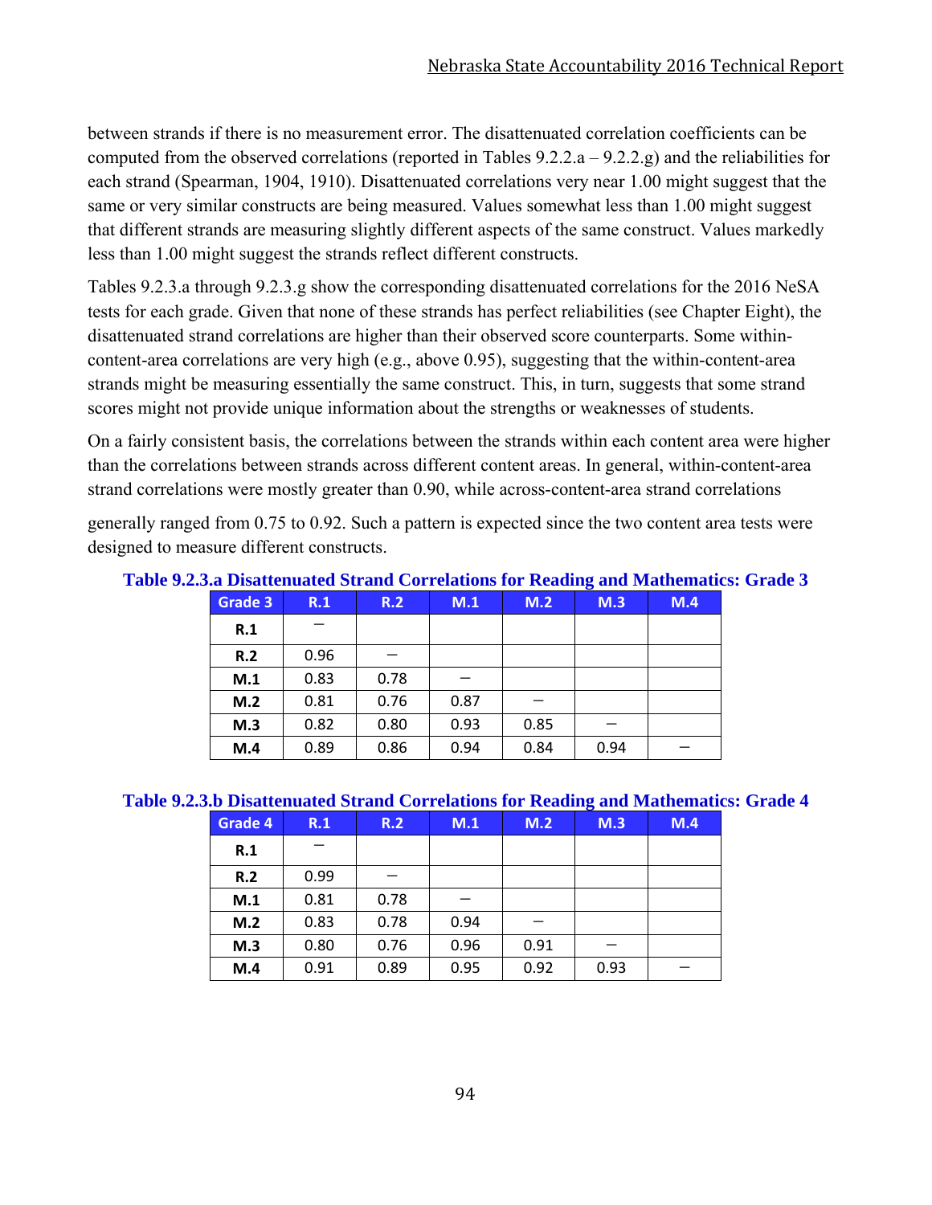between strands if there is no measurement error. The disattenuated correlation coefficients can be computed from the observed correlations (reported in Tables 9.2.2.a – 9.2.2.g) and the reliabilities for each strand (Spearman, 1904, 1910). Disattenuated correlations very near 1.00 might suggest that the same or very similar constructs are being measured. Values somewhat less than 1.00 might suggest that different strands are measuring slightly different aspects of the same construct. Values markedly less than 1.00 might suggest the strands reflect different constructs.

Tables 9.2.3.a through 9.2.3.g show the corresponding disattenuated correlations for the 2016 NeSA tests for each grade. Given that none of these strands has perfect reliabilities (see Chapter Eight), the disattenuated strand correlations are higher than their observed score counterparts. Some within-content-area correlations are very high (e.g., above 0.95), suggesting that the within-content-area strands might be measuring essentially the same construct. This, in turn, suggests that some strand scores might not provide unique information about the strengths or weaknesses of students.

On a fairly consistent basis, the correlations between the strands within each content area were higher than the correlations between strands across different content areas. In general, within-content-area strand correlations were mostly greater than 0.90, while across-content-area strand correlations generally ranged from 0.75 to 0.92. Such a pattern is expected since the two content area tests were designed to measure different constructs.

**Table 9.2.3.a Disattenuated Strand Correlations for Reading and Mathematics: Grade 3**

| Grade 3 | R.1 | R.2 | M.1 | M.2 | M.3 | M.4 |
|---|---|---|---|---|---|---|
| **R.1** | – | | | | | |
| **R.2** | 0.96 | – | | | | |
| **M.1** | 0.83 | 0.78 | – | | | |
| **M.2** | 0.81 | 0.76 | 0.87 | – | | |
| **M.3** | 0.82 | 0.80 | 0.93 | 0.85 | – | |
| **M.4** | 0.89 | 0.86 | 0.94 | 0.84 | 0.94 | – |

**Table 9.2.3.b Disattenuated Strand Correlations for Reading and Mathematics: Grade 4**

| Grade 4 | R.1 | R.2 | M.1 | M.2 | M.3 | M.4 |
|---|---|---|---|---|---|---|
| **R.1** | – | | | | | |
| **R.2** | 0.99 | – | | | | |
| **M.1** | 0.81 | 0.78 | – | | | |
| **M.2** | 0.83 | 0.78 | 0.94 | – | | |
| **M.3** | 0.80 | 0.76 | 0.96 | 0.91 | – | |
| **M.4** | 0.91 | 0.89 | 0.95 | 0.92 | 0.93 | – |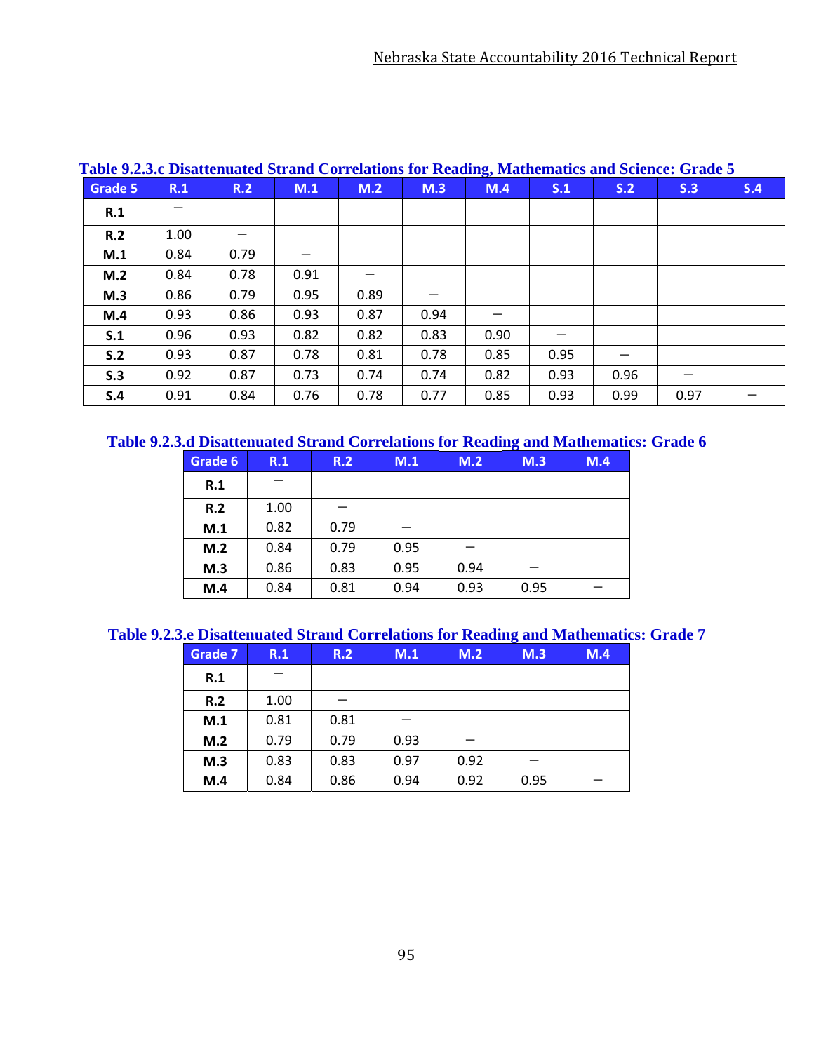**Table 9.2.3.c Disattenuated Strand Correlations for Reading, Mathematics and Science: Grade 5**

| Grade 5 | R.1 | R.2 | M.1 | M.2 | M.3 | M.4 | S.1 | S.2 | S.3 | S.4 |
|---|---|---|---|---|---|---|---|---|---|---|
| **R.1** | – | | | | | | | | | |
| **R.2** | 1.00 | – | | | | | | | | |
| **M.1** | 0.84 | 0.79 | – | | | | | | | |
| **M.2** | 0.84 | 0.78 | 0.91 | – | | | | | | |
| **M.3** | 0.86 | 0.79 | 0.95 | 0.89 | – | | | | | |
| **M.4** | 0.93 | 0.86 | 0.93 | 0.87 | 0.94 | – | | | | |
| **S.1** | 0.96 | 0.93 | 0.82 | 0.82 | 0.83 | 0.90 | – | | | |
| **S.2** | 0.93 | 0.87 | 0.78 | 0.81 | 0.78 | 0.85 | 0.95 | – | | |
| **S.3** | 0.92 | 0.87 | 0.73 | 0.74 | 0.74 | 0.82 | 0.93 | 0.96 | – | |
| **S.4** | 0.91 | 0.84 | 0.76 | 0.78 | 0.77 | 0.85 | 0.93 | 0.99 | 0.97 | – |

**Table 9.2.3.d Disattenuated Strand Correlations for Reading and Mathematics: Grade 6**

| Grade 6 | R.1 | R.2 | M.1 | M.2 | M.3 | M.4 |
|---|---|---|---|---|---|---|
| **R.1** | – | | | | | |
| **R.2** | 1.00 | – | | | | |
| **M.1** | 0.82 | 0.79 | – | | | |
| **M.2** | 0.84 | 0.79 | 0.95 | – | | |
| **M.3** | 0.86 | 0.83 | 0.95 | 0.94 | – | |
| **M.4** | 0.84 | 0.81 | 0.94 | 0.93 | 0.95 | – |

**Table 9.2.3.e Disattenuated Strand Correlations for Reading and Mathematics: Grade 7**

| Grade 7 | R.1 | R.2 | M.1 | M.2 | M.3 | M.4 |
|---|---|---|---|---|---|---|
| **R.1** | – | | | | | |
| **R.2** | 1.00 | – | | | | |
| **M.1** | 0.81 | 0.81 | – | | | |
| **M.2** | 0.79 | 0.79 | 0.93 | – | | |
| **M.3** | 0.83 | 0.83 | 0.97 | 0.92 | – | |
| **M.4** | 0.84 | 0.86 | 0.94 | 0.92 | 0.95 | – |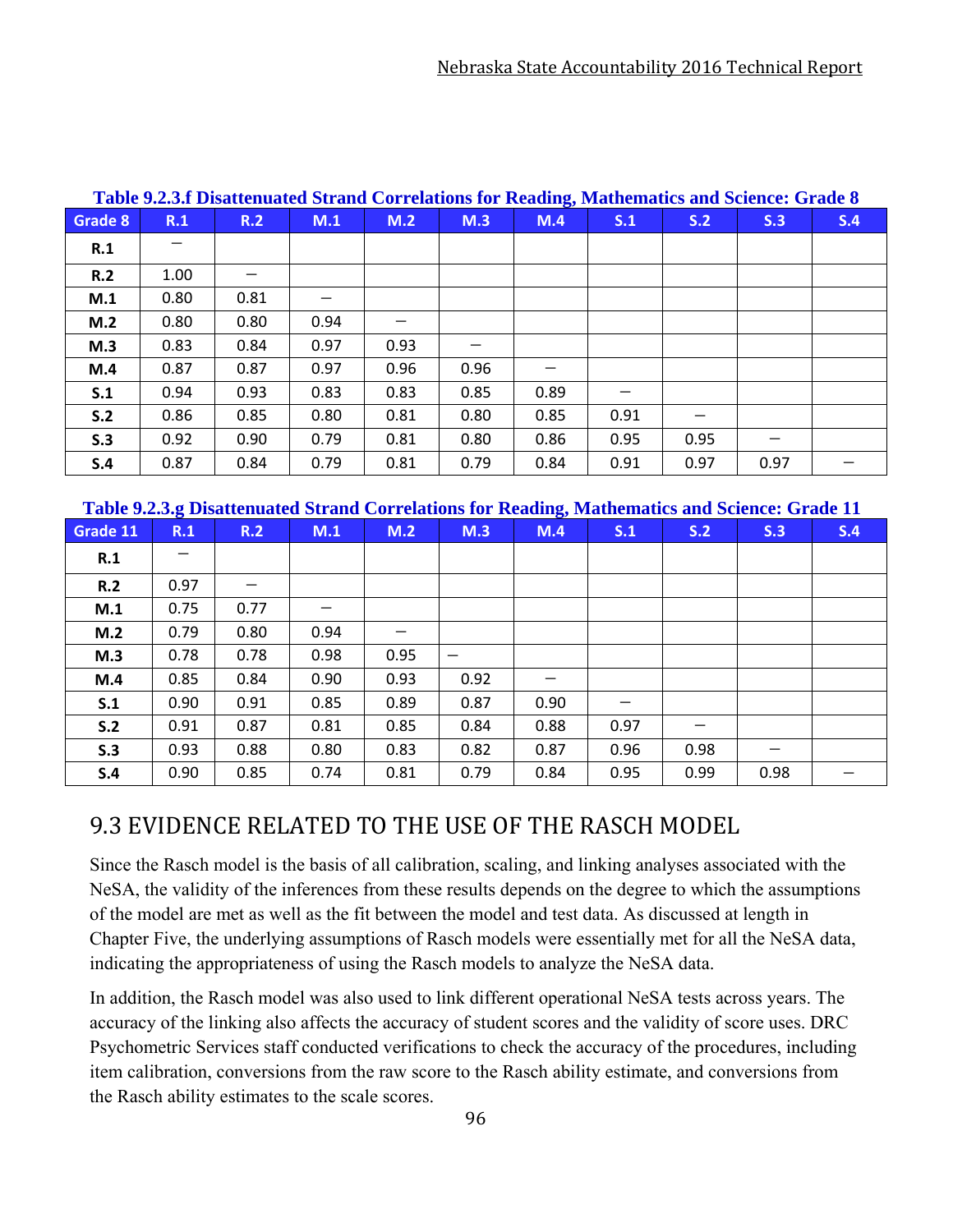**Table 9.2.3.f Disattenuated Strand Correlations for Reading, Mathematics and Science: Grade 8**

| Grade 8 | R.1 | R.2 | M.1 | M.2 | M.3 | M.4 | S.1 | S.2 | S.3 | S.4 |
|---|---|---|---|---|---|---|---|---|---|---|
| **R.1** | – | | | | | | | | | |
| **R.2** | 1.00 | – | | | | | | | | |
| **M.1** | 0.80 | 0.81 | – | | | | | | | |
| **M.2** | 0.80 | 0.80 | 0.94 | – | | | | | | |
| **M.3** | 0.83 | 0.84 | 0.97 | 0.93 | – | | | | | |
| **M.4** | 0.87 | 0.87 | 0.97 | 0.96 | 0.96 | – | | | | |
| **S.1** | 0.94 | 0.93 | 0.83 | 0.83 | 0.85 | 0.89 | – | | | |
| **S.2** | 0.86 | 0.85 | 0.80 | 0.81 | 0.80 | 0.85 | 0.91 | – | | |
| **S.3** | 0.92 | 0.90 | 0.79 | 0.81 | 0.80 | 0.86 | 0.95 | 0.95 | – | |
| **S.4** | 0.87 | 0.84 | 0.79 | 0.81 | 0.79 | 0.84 | 0.91 | 0.97 | 0.97 | – |

**Table 9.2.3.g Disattenuated Strand Correlations for Reading, Mathematics and Science: Grade 11**

| Grade 11 | R.1 | R.2 | M.1 | M.2 | M.3 | M.4 | S.1 | S.2 | S.3 | S.4 |
|---|---|---|---|---|---|---|---|---|---|---|
| **R.1** | – | | | | | | | | | |
| **R.2** | 0.97 | – | | | | | | | | |
| **M.1** | 0.75 | 0.77 | – | | | | | | | |
| **M.2** | 0.79 | 0.80 | 0.94 | – | | | | | | |
| **M.3** | 0.78 | 0.78 | 0.98 | 0.95 | – | | | | | |
| **M.4** | 0.85 | 0.84 | 0.90 | 0.93 | 0.92 | – | | | | |
| **S.1** | 0.90 | 0.91 | 0.85 | 0.89 | 0.87 | 0.90 | – | | | |
| **S.2** | 0.91 | 0.87 | 0.81 | 0.85 | 0.84 | 0.88 | 0.97 | – | | |
| **S.3** | 0.93 | 0.88 | 0.80 | 0.83 | 0.82 | 0.87 | 0.96 | 0.98 | – | |
| **S.4** | 0.90 | 0.85 | 0.74 | 0.81 | 0.79 | 0.84 | 0.95 | 0.99 | 0.98 | – |

## 9.3 EVIDENCE RELATED TO THE USE OF THE RASCH MODEL

Since the Rasch model is the basis of all calibration, scaling, and linking analyses associated with the NeSA, the validity of the inferences from these results depends on the degree to which the assumptions of the model are met as well as the fit between the model and test data. As discussed at length in Chapter Five, the underlying assumptions of Rasch models were essentially met for all the NeSA data, indicating the appropriateness of using the Rasch models to analyze the NeSA data.

In addition, the Rasch model was also used to link different operational NeSA tests across years. The accuracy of the linking also affects the accuracy of student scores and the validity of score uses. DRC Psychometric Services staff conducted verifications to check the accuracy of the procedures, including item calibration, conversions from the raw score to the Rasch ability estimate, and conversions from the Rasch ability estimates to the scale scores.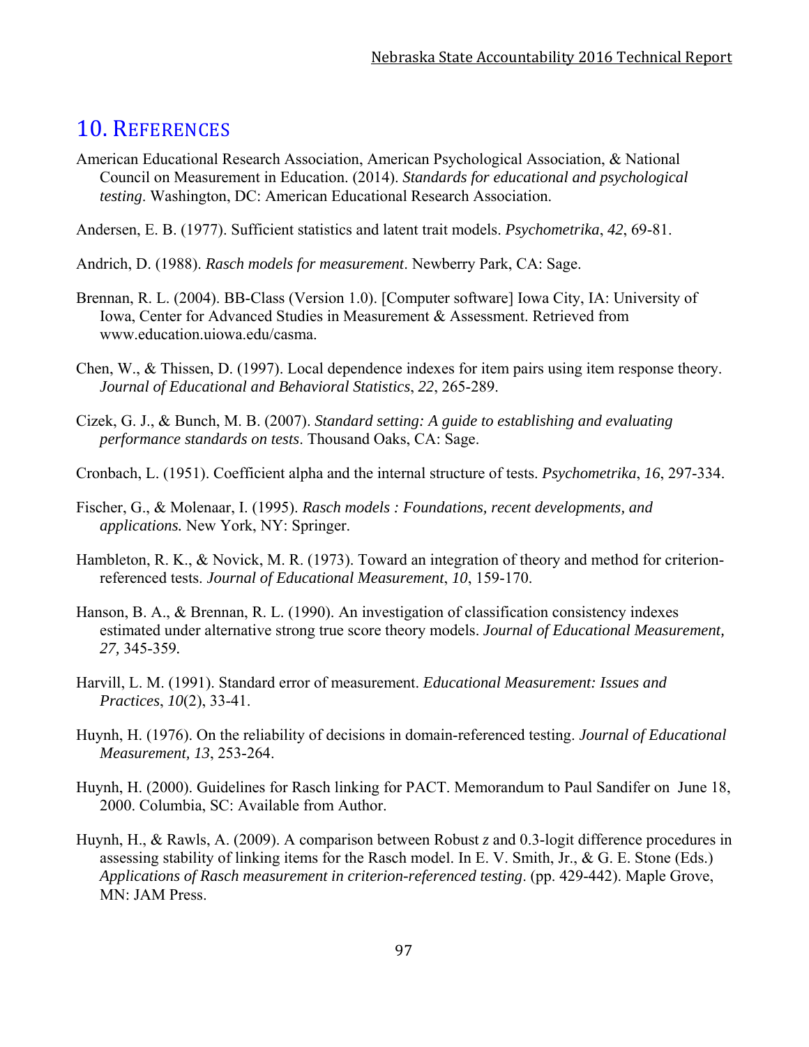# 10. References

American Educational Research Association, American Psychological Association, & National Council on Measurement in Education. (2014). *Standards for educational and psychological testing*. Washington, DC: American Educational Research Association.

Andersen, E. B. (1977). Sufficient statistics and latent trait models. *Psychometrika*, *42*, 69-81.

Andrich, D. (1988). *Rasch models for measurement*. Newberry Park, CA: Sage.

Brennan, R. L. (2004). BB-Class (Version 1.0). [Computer software] Iowa City, IA: University of Iowa, Center for Advanced Studies in Measurement & Assessment. Retrieved from www.education.uiowa.edu/casma.

Chen, W., & Thissen, D. (1997). Local dependence indexes for item pairs using item response theory. *Journal of Educational and Behavioral Statistics*, *22*, 265-289.

Cizek, G. J., & Bunch, M. B. (2007). *Standard setting: A guide to establishing and evaluating performance standards on tests*. Thousand Oaks, CA: Sage.

Cronbach, L. (1951). Coefficient alpha and the internal structure of tests. *Psychometrika*, *16*, 297-334.

Fischer, G., & Molenaar, I. (1995). *Rasch models : Foundations, recent developments, and applications.* New York, NY: Springer.

Hambleton, R. K., & Novick, M. R. (1973). Toward an integration of theory and method for criterion-referenced tests. *Journal of Educational Measurement*, *10*, 159-170.

Hanson, B. A., & Brennan, R. L. (1990). An investigation of classification consistency indexes estimated under alternative strong true score theory models. *Journal of Educational Measurement, 27,* 345-359.

Harvill, L. M. (1991). Standard error of measurement. *Educational Measurement: Issues and Practices*, *10*(2), 33-41.

Huynh, H. (1976). On the reliability of decisions in domain-referenced testing. *Journal of Educational Measurement, 13*, 253-264.

Huynh, H. (2000). Guidelines for Rasch linking for PACT. Memorandum to Paul Sandifer on June 18, 2000. Columbia, SC: Available from Author.

Huynh, H., & Rawls, A. (2009). A comparison between Robust *z* and 0.3-logit difference procedures in assessing stability of linking items for the Rasch model. In E. V. Smith, Jr., & G. E. Stone (Eds.) *Applications of Rasch measurement in criterion-referenced testing*. (pp. 429-442). Maple Grove, MN: JAM Press.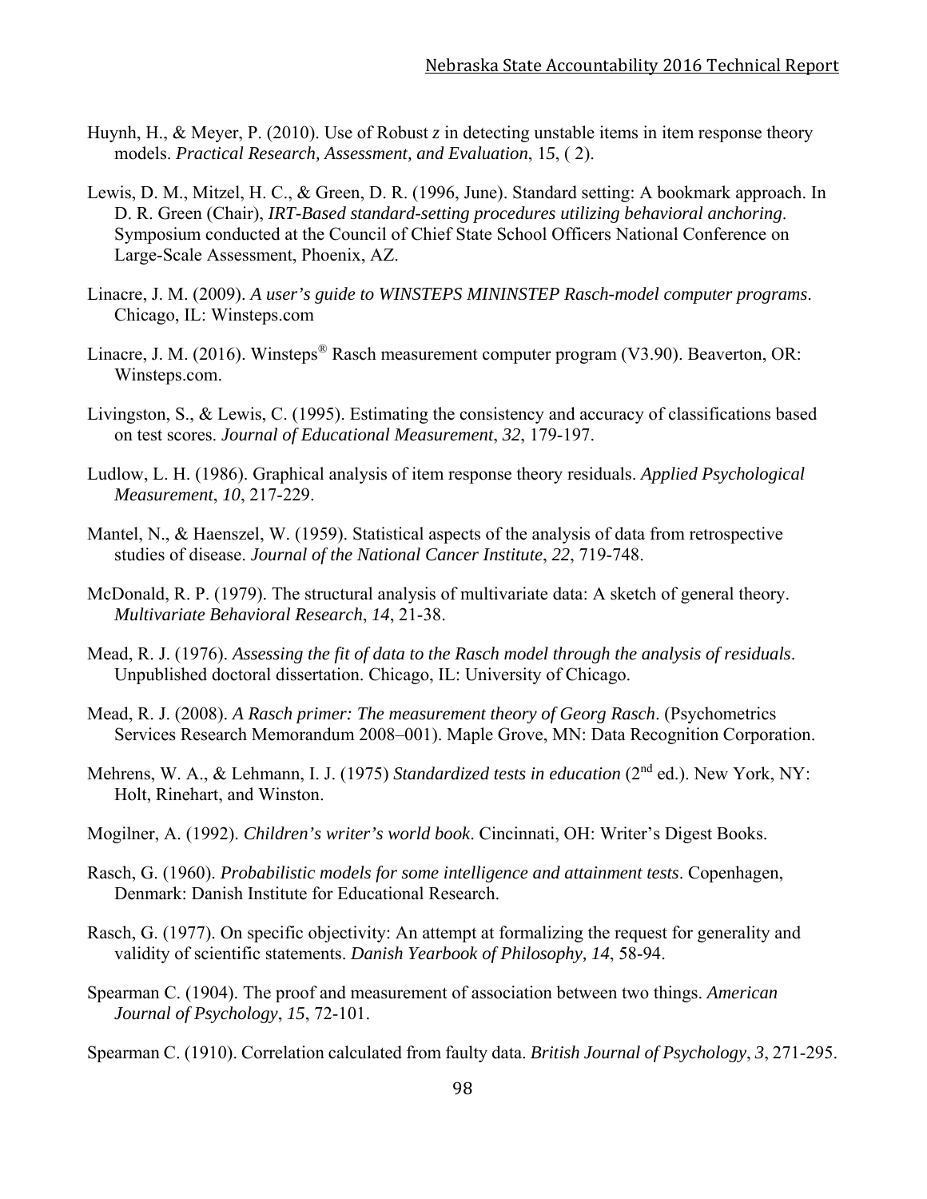Huynh, H., & Meyer, P. (2010). Use of Robust *z* in detecting unstable items in item response theory models. *Practical Research, Assessment, and Evaluation*, 15, ( 2).

Lewis, D. M., Mitzel, H. C., & Green, D. R. (1996, June). Standard setting: A bookmark approach. In D. R. Green (Chair), *IRT-Based standard-setting procedures utilizing behavioral anchoring*. Symposium conducted at the Council of Chief State School Officers National Conference on Large-Scale Assessment, Phoenix, AZ.

Linacre, J. M. (2009). *A user's guide to WINSTEPS MININSTEP Rasch-model computer programs*. Chicago, IL: Winsteps.com

Linacre, J. M. (2016). Winsteps® Rasch measurement computer program (V3.90). Beaverton, OR: Winsteps.com.

Livingston, S., & Lewis, C. (1995). Estimating the consistency and accuracy of classifications based on test scores. *Journal of Educational Measurement*, *32*, 179-197.

Ludlow, L. H. (1986). Graphical analysis of item response theory residuals. *Applied Psychological Measurement*, *10*, 217-229.

Mantel, N., & Haenszel, W. (1959). Statistical aspects of the analysis of data from retrospective studies of disease. *Journal of the National Cancer Institute*, *22*, 719-748.

McDonald, R. P. (1979). The structural analysis of multivariate data: A sketch of general theory. *Multivariate Behavioral Research*, *14*, 21-38.

Mead, R. J. (1976). *Assessing the fit of data to the Rasch model through the analysis of residuals*. Unpublished doctoral dissertation. Chicago, IL: University of Chicago.

Mead, R. J. (2008). *A Rasch primer: The measurement theory of Georg Rasch*. (Psychometrics Services Research Memorandum 2008–001). Maple Grove, MN: Data Recognition Corporation.

Mehrens, W. A., & Lehmann, I. J. (1975) *Standardized tests in education* (2nd ed.). New York, NY: Holt, Rinehart, and Winston.

Mogilner, A. (1992). *Children's writer's world book*. Cincinnati, OH: Writer's Digest Books.

Rasch, G. (1960). *Probabilistic models for some intelligence and attainment tests*. Copenhagen, Denmark: Danish Institute for Educational Research.

Rasch, G. (1977). On specific objectivity: An attempt at formalizing the request for generality and validity of scientific statements. *Danish Yearbook of Philosophy, 14*, 58-94.

Spearman C. (1904). The proof and measurement of association between two things. *American Journal of Psychology*, *15*, 72-101.

Spearman C. (1910). Correlation calculated from faulty data. *British Journal of Psychology*, *3*, 271-295.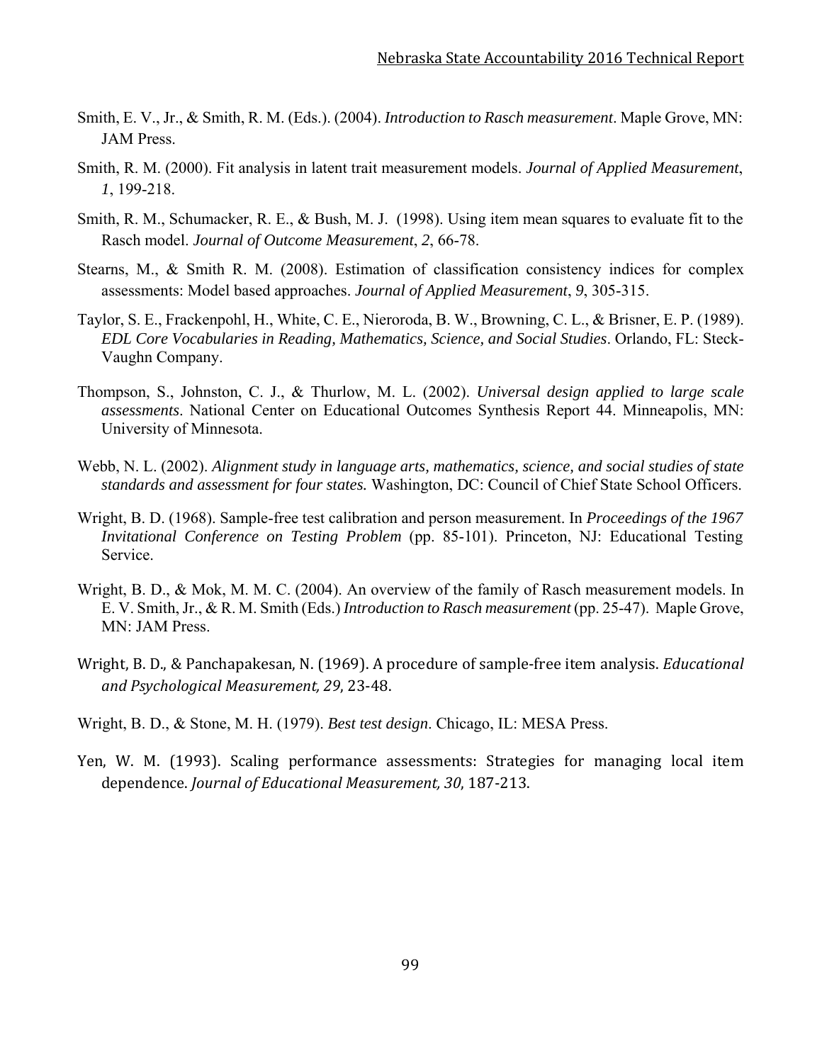Smith, E. V., Jr., & Smith, R. M. (Eds.). (2004). *Introduction to Rasch measurement*. Maple Grove, MN: JAM Press.

Smith, R. M. (2000). Fit analysis in latent trait measurement models. *Journal of Applied Measurement*, *1*, 199-218.

Smith, R. M., Schumacker, R. E., & Bush, M. J. (1998). Using item mean squares to evaluate fit to the Rasch model. *Journal of Outcome Measurement*, *2*, 66-78.

Stearns, M., & Smith R. M. (2008). Estimation of classification consistency indices for complex assessments: Model based approaches. *Journal of Applied Measurement*, *9*, 305-315.

Taylor, S. E., Frackenpohl, H., White, C. E., Nieroroda, B. W., Browning, C. L., & Brisner, E. P. (1989). *EDL Core Vocabularies in Reading, Mathematics, Science, and Social Studies*. Orlando, FL: Steck-Vaughn Company.

Thompson, S., Johnston, C. J., & Thurlow, M. L. (2002). *Universal design applied to large scale assessments*. National Center on Educational Outcomes Synthesis Report 44. Minneapolis, MN: University of Minnesota.

Webb, N. L. (2002). *Alignment study in language arts, mathematics, science, and social studies of state standards and assessment for four states.* Washington, DC: Council of Chief State School Officers.

Wright, B. D. (1968). Sample-free test calibration and person measurement. In *Proceedings of the 1967 Invitational Conference on Testing Problem* (pp. 85-101). Princeton, NJ: Educational Testing Service.

Wright, B. D., & Mok, M. M. C. (2004). An overview of the family of Rasch measurement models. In E. V. Smith, Jr., & R. M. Smith (Eds.) *Introduction to Rasch measurement* (pp. 25-47). Maple Grove, MN: JAM Press.

Wright, B. D., & Panchapakesan, N. (1969). A procedure of sample-free item analysis. *Educational and Psychological Measurement, 29*, 23-48.

Wright, B. D., & Stone, M. H. (1979). *Best test design*. Chicago, IL: MESA Press.

Yen, W. M. (1993). Scaling performance assessments: Strategies for managing local item dependence. *Journal of Educational Measurement, 30*, 187-213.